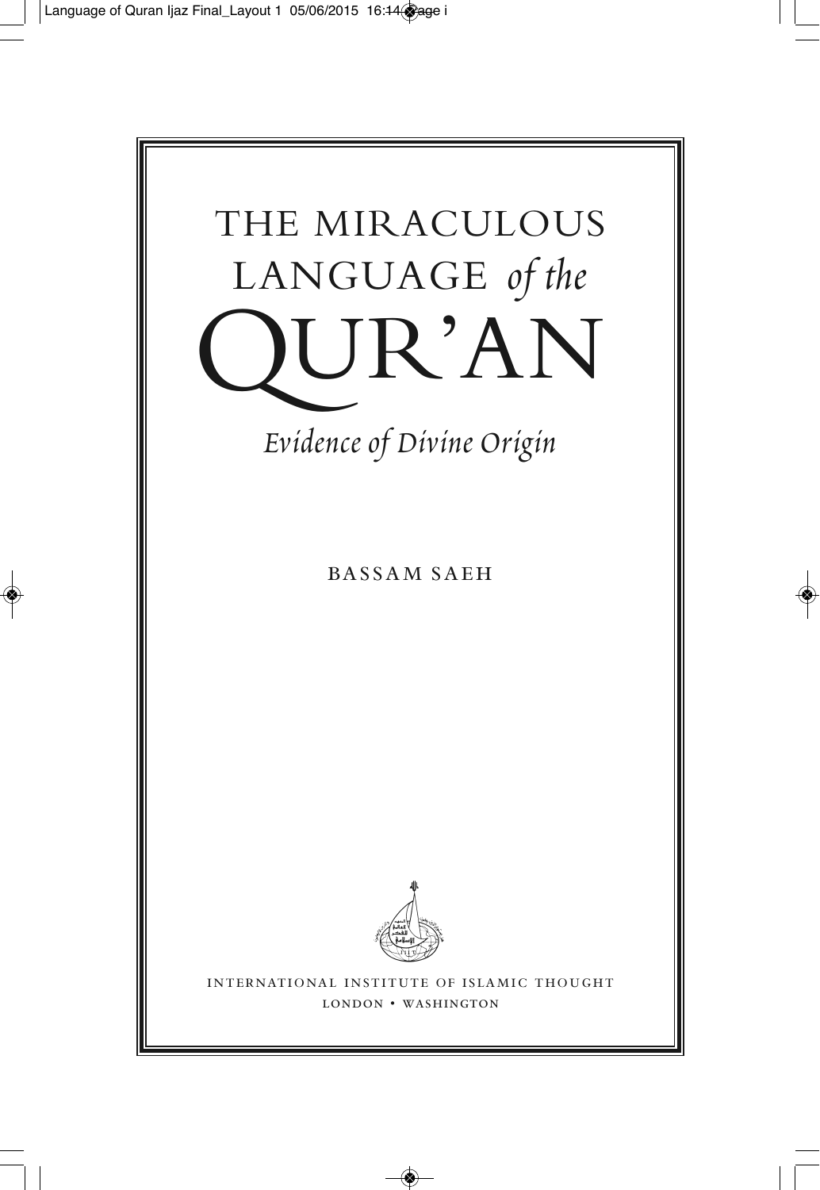# THE MIRACULOUS LANGUAGE *of the* QUR'AN

*Evidence of Divine Origin*

BASSAM SAEH

INTERNATIONAL INSTITUTE OF ISLAMIC THOUGHT

LONDON • WASHINGTON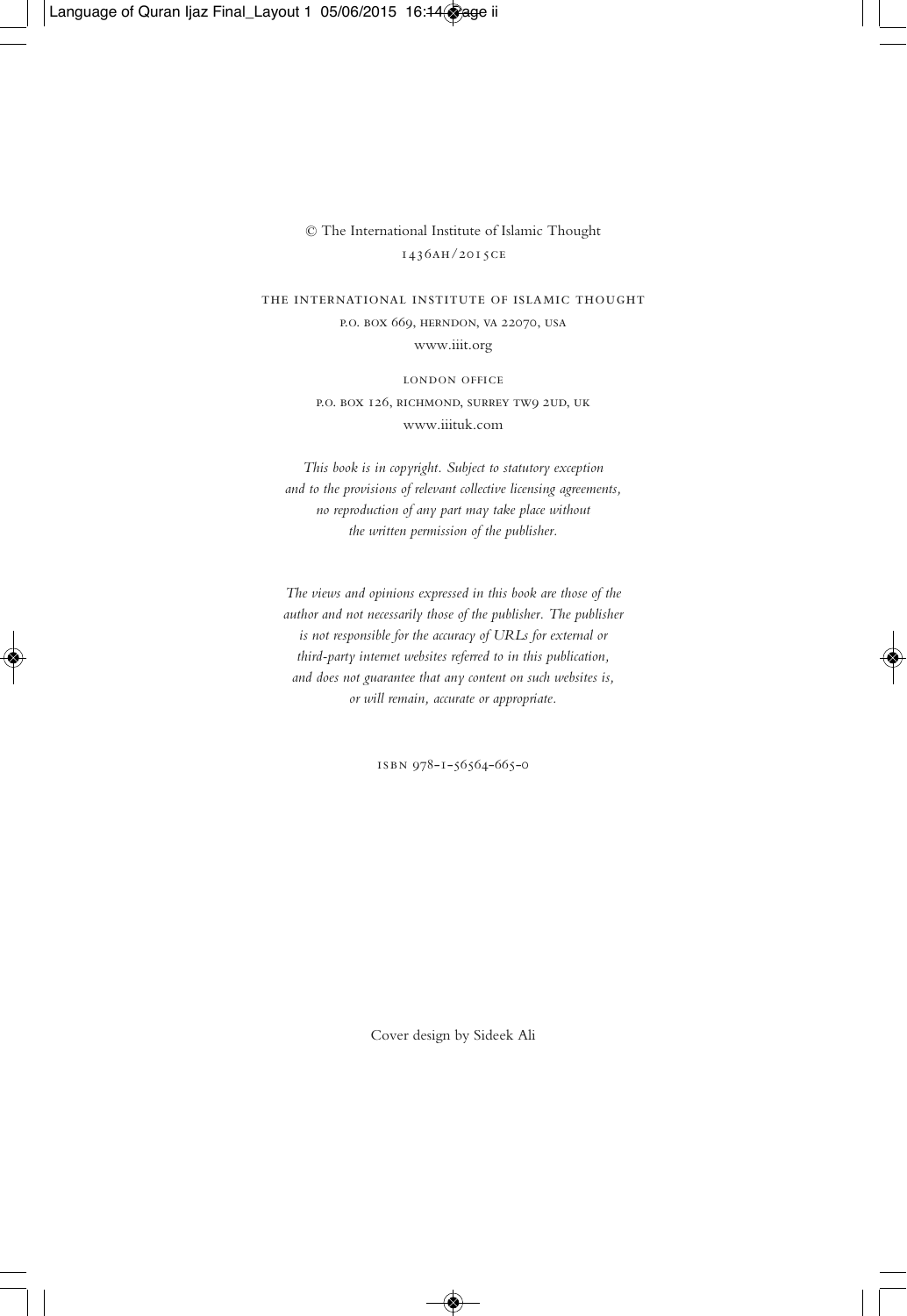© The International Institute of Islamic Thought
1436AH/2015CE

THE INTERNATIONAL INSTITUTE OF ISLAMIC THOUGHT
P.O. BOX 669, HERNDON, VA 22070, USA
www.iiit.org

LONDON OFFICE
P.O. BOX 126, RICHMOND, SURREY TW9 2UD, UK
www.iiituk.com

*This book is in copyright. Subject to statutory exception and to the provisions of relevant collective licensing agreements, no reproduction of any part may take place without the written permission of the publisher.*

*The views and opinions expressed in this book are those of the author and not necessarily those of the publisher. The publisher is not responsible for the accuracy of URLs for external or third-party internet websites referred to in this publication, and does not guarantee that any content on such websites is, or will remain, accurate or appropriate.*

ISBN 978-1-56564-665-0

Cover design by Sideek Ali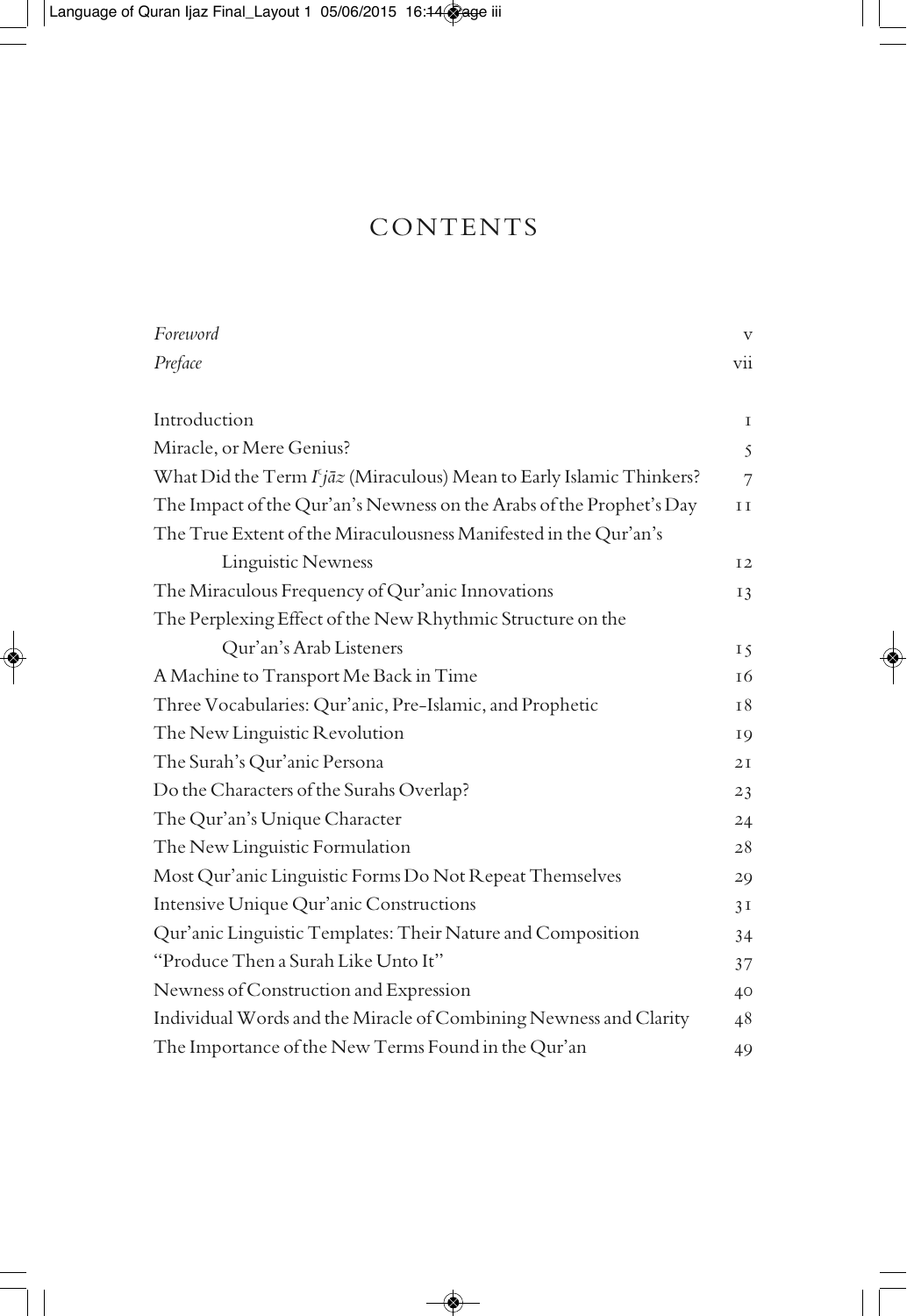# CONTENTS

| | |
|---|---|
| *Foreword* | v |
| *Preface* | vii |
| Introduction | 1 |
| Miracle, or Mere Genius? | 5 |
| What Did the Term *Iʿjāz* (Miraculous) Mean to Early Islamic Thinkers? | 7 |
| The Impact of the Qur'an's Newness on the Arabs of the Prophet's Day | 11 |
| The True Extent of the Miraculousness Manifested in the Qur'an's Linguistic Newness | 12 |
| The Miraculous Frequency of Qur'anic Innovations | 13 |
| The Perplexing Effect of the New Rhythmic Structure on the Qur'an's Arab Listeners | 15 |
| A Machine to Transport Me Back in Time | 16 |
| Three Vocabularies: Qur'anic, Pre-Islamic, and Prophetic | 18 |
| The New Linguistic Revolution | 19 |
| The Surah's Qur'anic Persona | 21 |
| Do the Characters of the Surahs Overlap? | 23 |
| The Qur'an's Unique Character | 24 |
| The New Linguistic Formulation | 28 |
| Most Qur'anic Linguistic Forms Do Not Repeat Themselves | 29 |
| Intensive Unique Qur'anic Constructions | 31 |
| Qur'anic Linguistic Templates: Their Nature and Composition | 34 |
| "Produce Then a Surah Like Unto It" | 37 |
| Newness of Construction and Expression | 40 |
| Individual Words and the Miracle of Combining Newness and Clarity | 48 |
| The Importance of the New Terms Found in the Qur'an | 49 |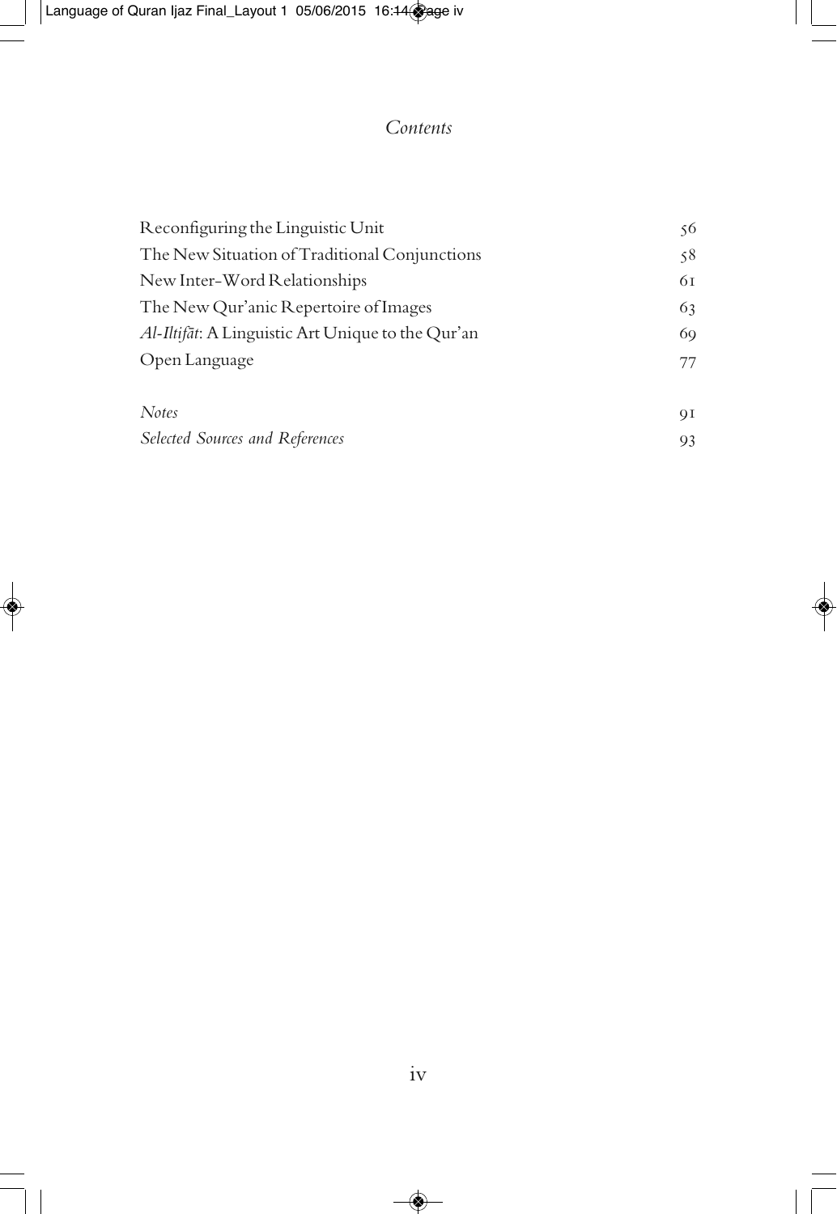# *Contents*

| | |
|---|---|
| Reconfiguring the Linguistic Unit | 56 |
| The New Situation of Traditional Conjunctions | 58 |
| New Inter-Word Relationships | 61 |
| The New Qur'anic Repertoire of Images | 63 |
| *Al-Iltifāt*: A Linguistic Art Unique to the Qur'an | 69 |
| Open Language | 77 |
| *Notes* | 91 |
| *Selected Sources and References* | 93 |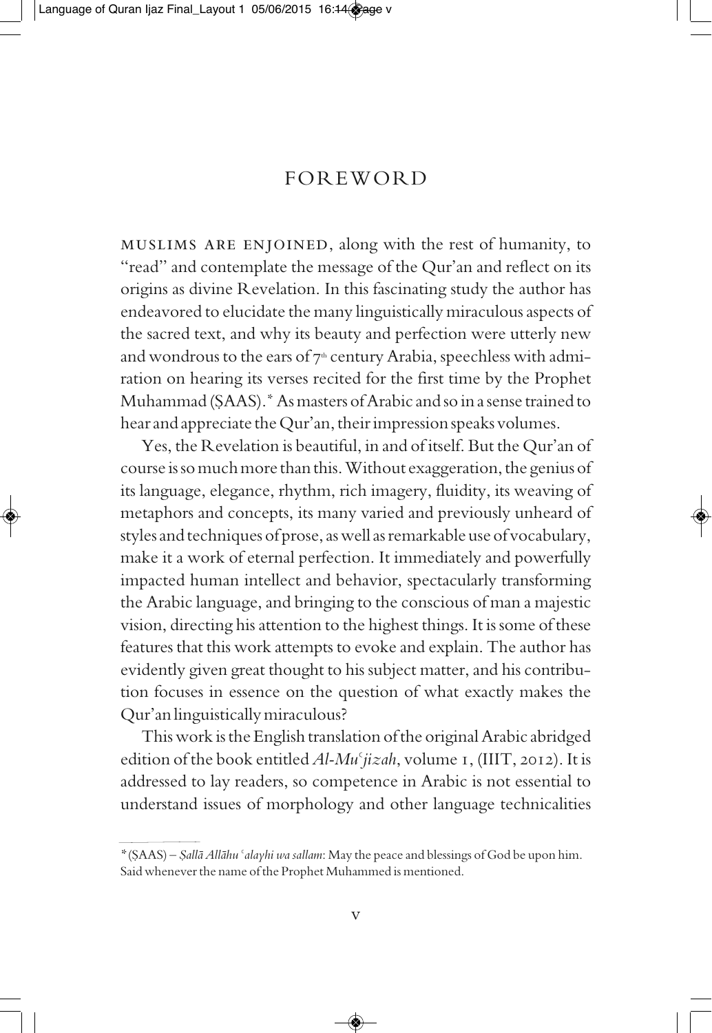# FOREWORD

MUSLIMS ARE ENJOINED, along with the rest of humanity, to "read" and contemplate the message of the Qur'an and reflect on its origins as divine Revelation. In this fascinating study the author has endeavored to elucidate the many linguistically miraculous aspects of the sacred text, and why its beauty and perfection were utterly new and wondrous to the ears of 7th century Arabia, speechless with admiration on hearing its verses recited for the first time by the Prophet Muhammad (ṢAAS).* As masters of Arabic and so in a sense trained to hear and appreciate the Qur'an, their impression speaks volumes.

Yes, the Revelation is beautiful, in and of itself. But the Qur'an of course is so much more than this. Without exaggeration, the genius of its language, elegance, rhythm, rich imagery, fluidity, its weaving of metaphors and concepts, its many varied and previously unheard of styles and techniques of prose, as well as remarkable use of vocabulary, make it a work of eternal perfection. It immediately and powerfully impacted human intellect and behavior, spectacularly transforming the Arabic language, and bringing to the conscious of man a majestic vision, directing his attention to the highest things. It is some of these features that this work attempts to evoke and explain. The author has evidently given great thought to his subject matter, and his contribution focuses in essence on the question of what exactly makes the Qur'an linguistically miraculous?

This work is the English translation of the original Arabic abridged edition of the book entitled *Al-Muʿjizah*, volume 1, (IIIT, 2012). It is addressed to lay readers, so competence in Arabic is not essential to understand issues of morphology and other language technicalities

*(ṢAAS) – *Ṣallā Allāhu ʿalayhi wa sallam*: May the peace and blessings of God be upon him. Said whenever the name of the Prophet Muhammed is mentioned.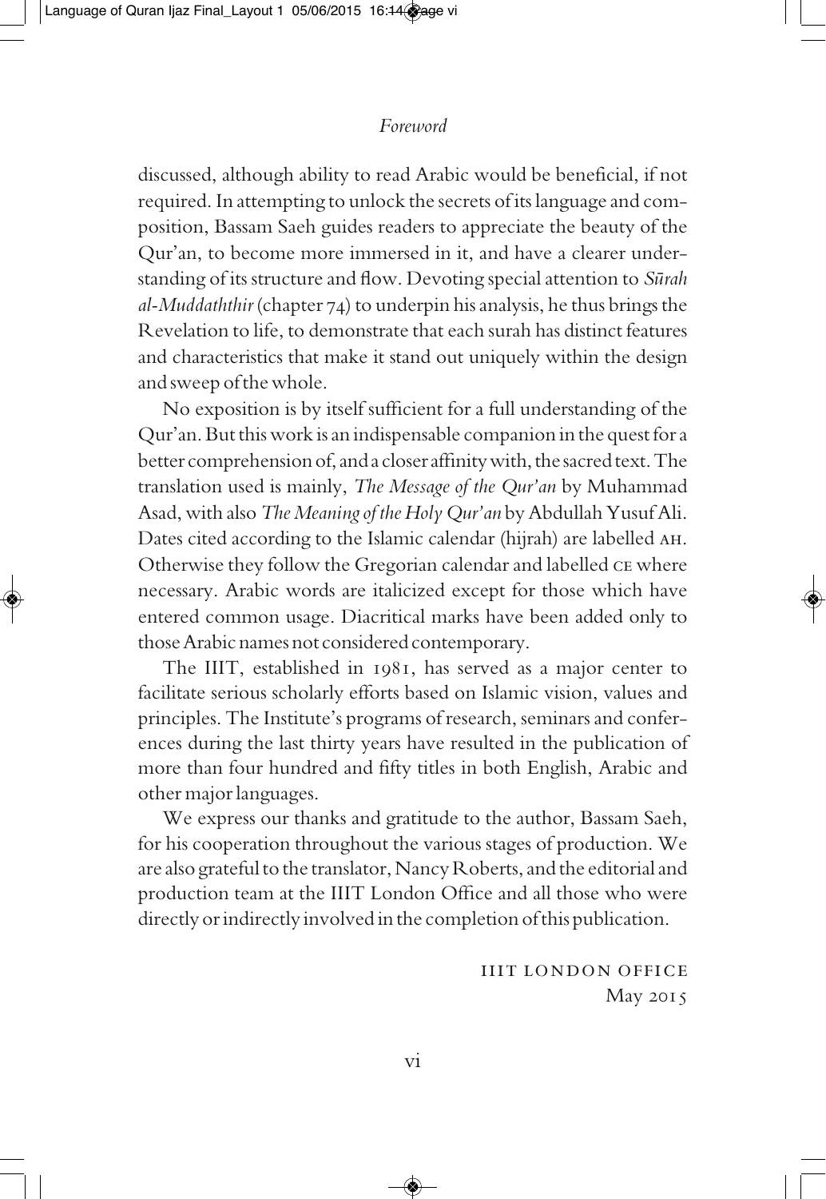discussed, although ability to read Arabic would be beneficial, if not required. In attempting to unlock the secrets of its language and composition, Bassam Saeh guides readers to appreciate the beauty of the Qur'an, to become more immersed in it, and have a clearer understanding of its structure and flow. Devoting special attention to *Sūrah al-Muddaththir* (chapter 74) to underpin his analysis, he thus brings the Revelation to life, to demonstrate that each surah has distinct features and characteristics that make it stand out uniquely within the design and sweep of the whole.

No exposition is by itself sufficient for a full understanding of the Qur'an. But this work is an indispensable companion in the quest for a better comprehension of, and a closer affinity with, the sacred text. The translation used is mainly, *The Message of the Qur'an* by Muhammad Asad, with also *The Meaning of the Holy Qur'an* by Abdullah Yusuf Ali. Dates cited according to the Islamic calendar (hijrah) are labelled AH. Otherwise they follow the Gregorian calendar and labelled CE where necessary. Arabic words are italicized except for those which have entered common usage. Diacritical marks have been added only to those Arabic names not considered contemporary.

The IIIT, established in 1981, has served as a major center to facilitate serious scholarly efforts based on Islamic vision, values and principles. The Institute's programs of research, seminars and conferences during the last thirty years have resulted in the publication of more than four hundred and fifty titles in both English, Arabic and other major languages.

We express our thanks and gratitude to the author, Bassam Saeh, for his cooperation throughout the various stages of production. We are also grateful to the translator, Nancy Roberts, and the editorial and production team at the IIIT London Office and all those who were directly or indirectly involved in the completion of this publication.

IIIT LONDON OFFICE
May 2015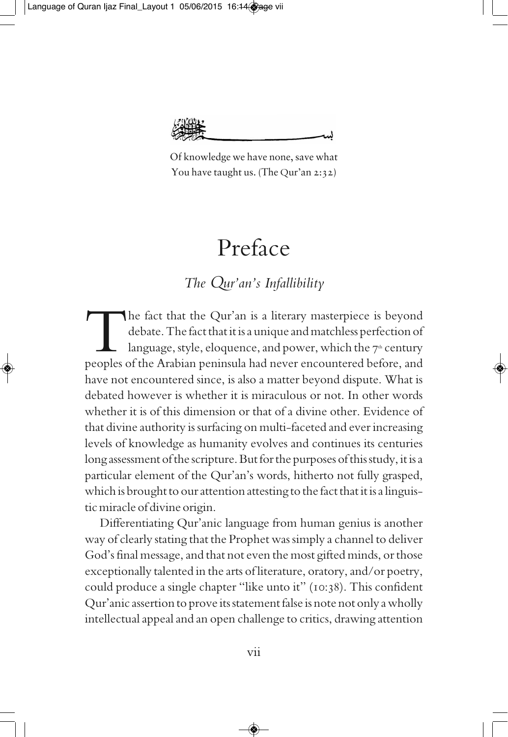بسم الله الرحمن الرحيم

Of knowledge we have none, save what You have taught us. (The Qur'an 2:32)

# Preface

## *The Qur'an's Infallibility*

The fact that the Qur'an is a literary masterpiece is beyond debate. The fact that it is a unique and matchless perfection of language, style, eloquence, and power, which the 7th century peoples of the Arabian peninsula had never encountered before, and have not encountered since, is also a matter beyond dispute. What is debated however is whether it is miraculous or not. In other words whether it is of this dimension or that of a divine other. Evidence of that divine authority is surfacing on multi-faceted and ever increasing levels of knowledge as humanity evolves and continues its centuries long assessment of the scripture. But for the purposes of this study, it is a particular element of the Qur'an's words, hitherto not fully grasped, which is brought to our attention attesting to the fact that it is a linguistic miracle of divine origin.

Differentiating Qur'anic language from human genius is another way of clearly stating that the Prophet was simply a channel to deliver God's final message, and that not even the most gifted minds, or those exceptionally talented in the arts of literature, oratory, and/or poetry, could produce a single chapter "like unto it" (10:38). This confident Qur'anic assertion to prove its statement false is note not only a wholly intellectual appeal and an open challenge to critics, drawing attention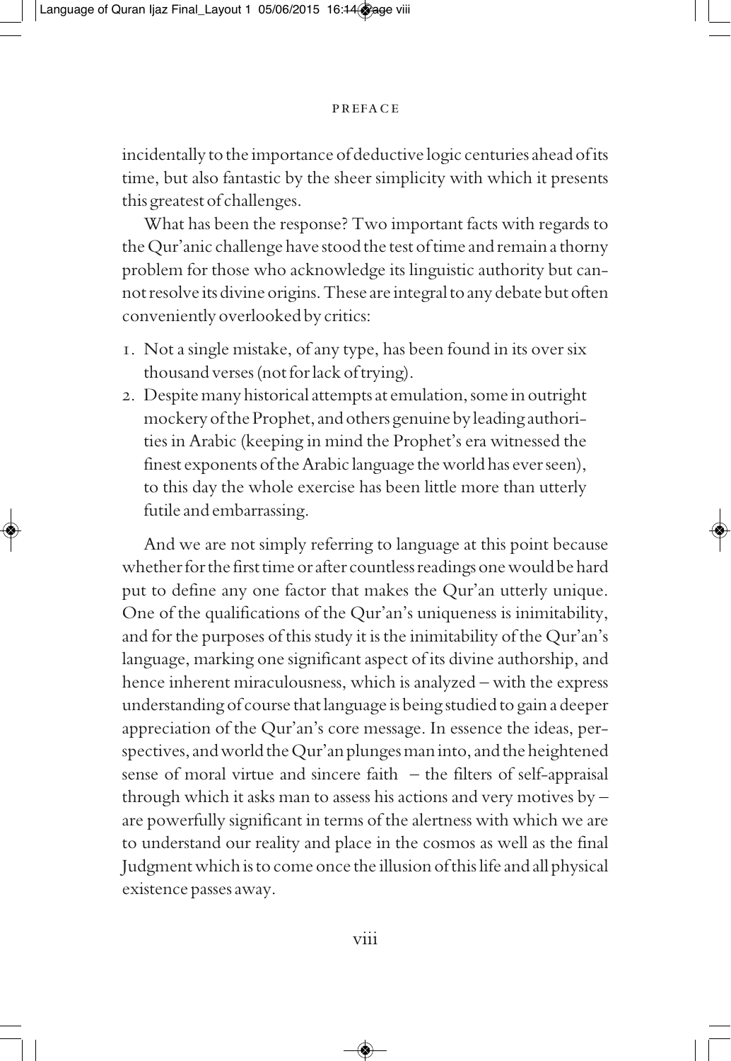incidentally to the importance of deductive logic centuries ahead of its time, but also fantastic by the sheer simplicity with which it presents this greatest of challenges.

What has been the response? Two important facts with regards to the Qur'anic challenge have stood the test of time and remain a thorny problem for those who acknowledge its linguistic authority but cannot resolve its divine origins. These are integral to any debate but often conveniently overlooked by critics:

1. Not a single mistake, of any type, has been found in its over six thousand verses (not for lack of trying).
2. Despite many historical attempts at emulation, some in outright mockery of the Prophet, and others genuine by leading authorities in Arabic (keeping in mind the Prophet's era witnessed the finest exponents of the Arabic language the world has ever seen), to this day the whole exercise has been little more than utterly futile and embarrassing.

And we are not simply referring to language at this point because whether for the first time or after countless readings one would be hard put to define any one factor that makes the Qur'an utterly unique. One of the qualifications of the Qur'an's uniqueness is inimitability, and for the purposes of this study it is the inimitability of the Qur'an's language, marking one significant aspect of its divine authorship, and hence inherent miraculousness, which is analyzed – with the express understanding of course that language is being studied to gain a deeper appreciation of the Qur'an's core message. In essence the ideas, perspectives, and world the Qur'an plunges man into, and the heightened sense of moral virtue and sincere faith – the filters of self-appraisal through which it asks man to assess his actions and very motives by – are powerfully significant in terms of the alertness with which we are to understand our reality and place in the cosmos as well as the final Judgment which is to come once the illusion of this life and all physical existence passes away.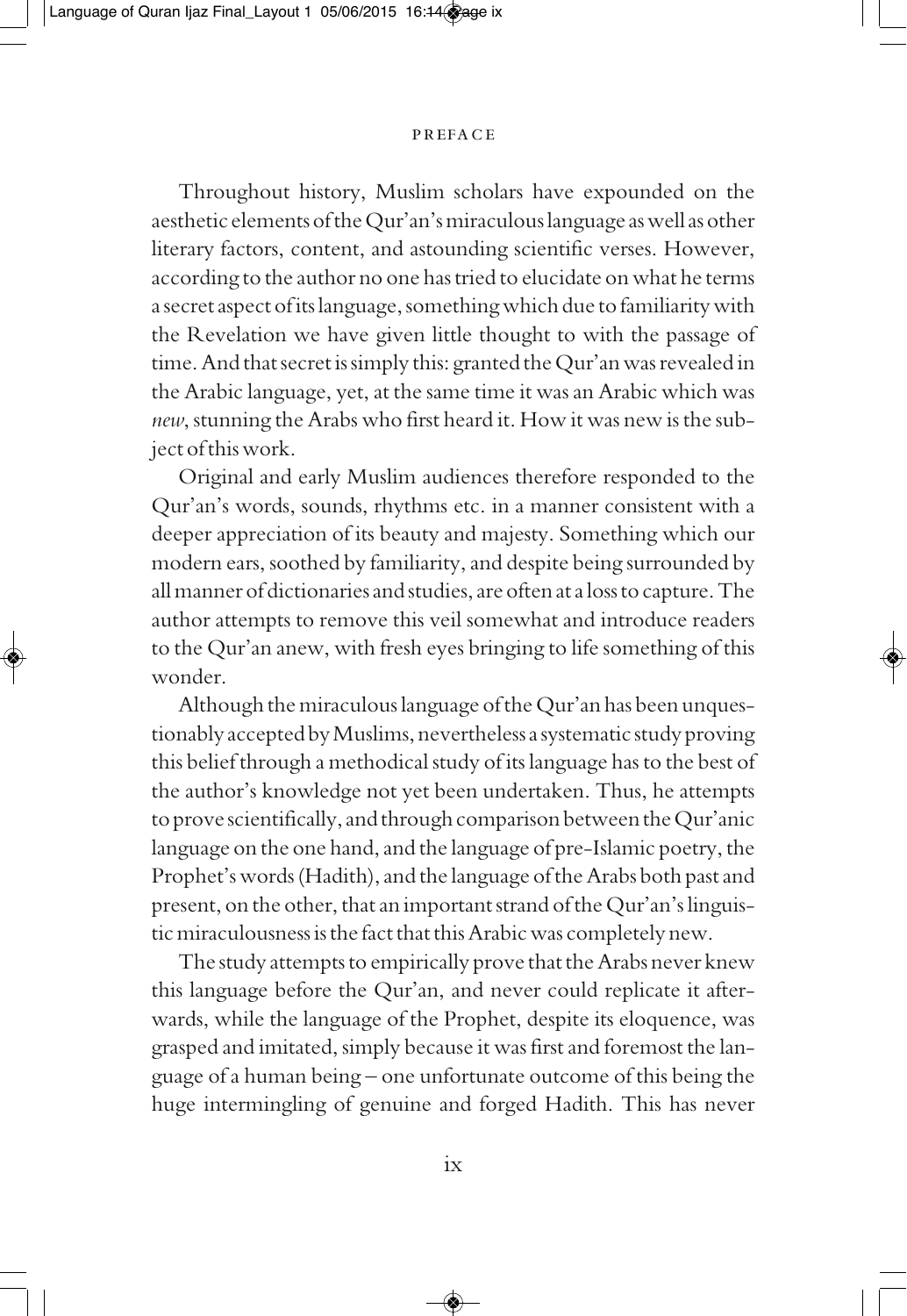Throughout history, Muslim scholars have expounded on the aesthetic elements of the Qur'an's miraculous language as well as other literary factors, content, and astounding scientific verses. However, according to the author no one has tried to elucidate on what he terms a secret aspect of its language, something which due to familiarity with the Revelation we have given little thought to with the passage of time. And that secret is simply this: granted the Qur'an was revealed in the Arabic language, yet, at the same time it was an Arabic which was *new*, stunning the Arabs who first heard it. How it was new is the subject of this work.

Original and early Muslim audiences therefore responded to the Qur'an's words, sounds, rhythms etc. in a manner consistent with a deeper appreciation of its beauty and majesty. Something which our modern ears, soothed by familiarity, and despite being surrounded by all manner of dictionaries and studies, are often at a loss to capture. The author attempts to remove this veil somewhat and introduce readers to the Qur'an anew, with fresh eyes bringing to life something of this wonder.

Although the miraculous language of the Qur'an has been unquestionably accepted by Muslims, nevertheless a systematic study proving this belief through a methodical study of its language has to the best of the author's knowledge not yet been undertaken. Thus, he attempts to prove scientifically, and through comparison between the Qur'anic language on the one hand, and the language of pre-Islamic poetry, the Prophet's words (Hadith), and the language of the Arabs both past and present, on the other, that an important strand of the Qur'an's linguistic miraculousness is the fact that this Arabic was completely new.

The study attempts to empirically prove that the Arabs never knew this language before the Qur'an, and never could replicate it afterwards, while the language of the Prophet, despite its eloquence, was grasped and imitated, simply because it was first and foremost the language of a human being – one unfortunate outcome of this being the huge intermingling of genuine and forged Hadith. This has never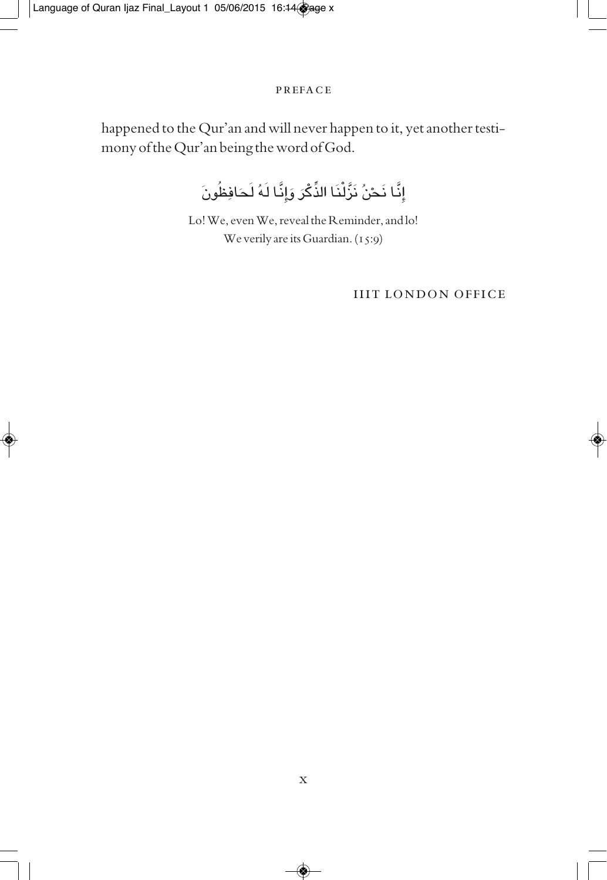happened to the Qur'an and will never happen to it, yet another testimony of the Qur'an being the word of God.

إِنَّا نَحْنُ نَزَّلْنَا الذِّكْرَ وَإِنَّا لَهُ لَحَافِظُونَ

Lo! We, even We, reveal the Reminder, and lo!
We verily are its Guardian. (15:9)

IIIT LONDON OFFICE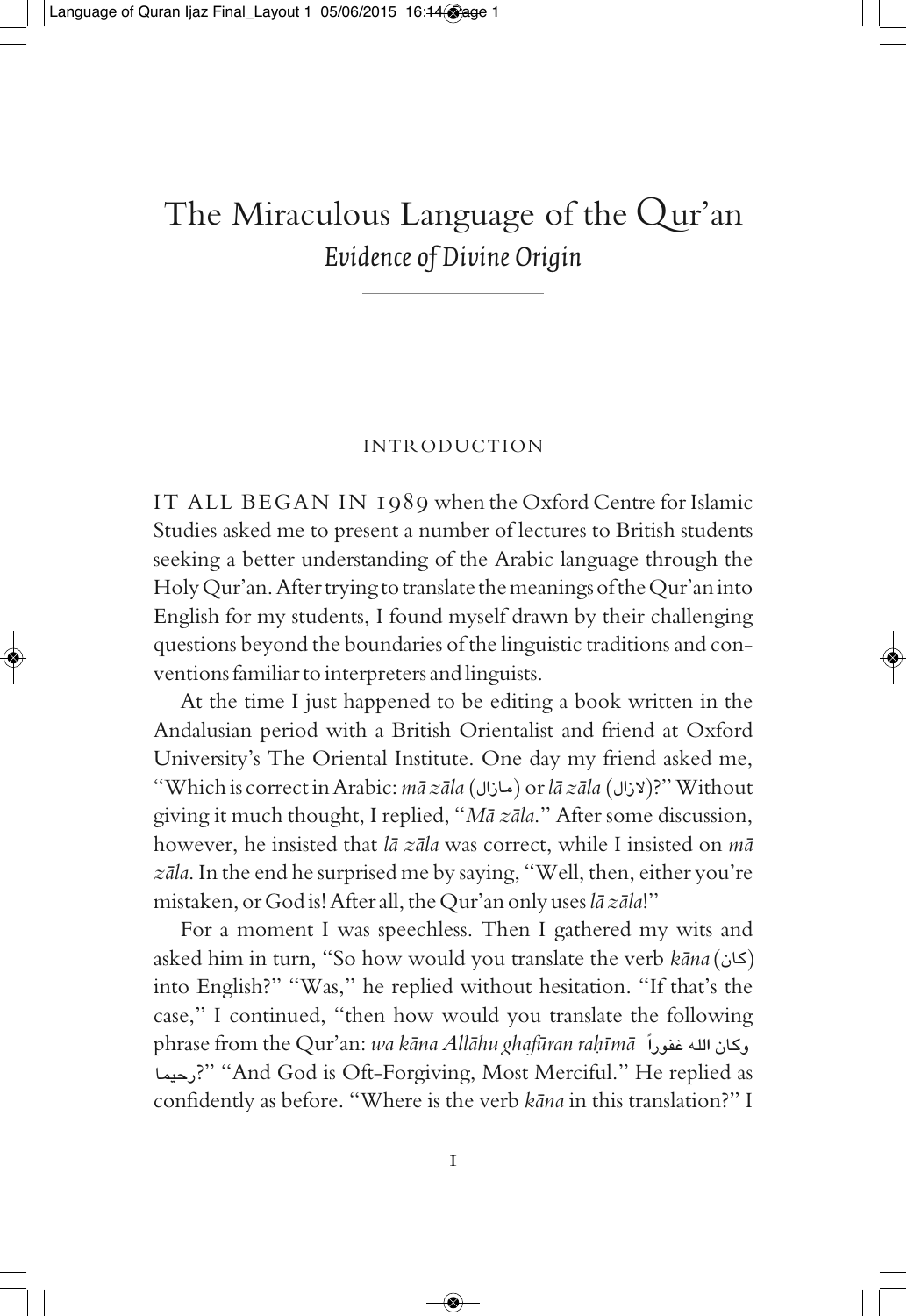# The Miraculous Language of the Qur'an

## *Evidence of Divine Origin*

### INTRODUCTION

IT ALL BEGAN IN 1989 when the Oxford Centre for Islamic Studies asked me to present a number of lectures to British students seeking a better understanding of the Arabic language through the Holy Qur'an. After trying to translate the meanings of the Qur'an into English for my students, I found myself drawn by their challenging questions beyond the boundaries of the linguistic traditions and conventions familiar to interpreters and linguists.

At the time I just happened to be editing a book written in the Andalusian period with a British Orientalist and friend at Oxford University's The Oriental Institute. One day my friend asked me, "Which is correct in Arabic: *mā zāla* (مازال) or *lā zāla* (لازال)?" Without giving it much thought, I replied, "*Mā zāla.*" After some discussion, however, he insisted that *lā zāla* was correct, while I insisted on *mā zāla*. In the end he surprised me by saying, "Well, then, either you're mistaken, or God is! After all, the Qur'an only uses *lā zāla*!"

For a moment I was speechless. Then I gathered my wits and asked him in turn, "So how would you translate the verb *kāna* (كان) into English?" "Was," he replied without hesitation. "If that's the case," I continued, "then how would you translate the following phrase from the Qur'an: *wa kāna Allāhu ghafūran raḥīmā* وكان الله غفوراً رحيما?" "And God is Oft-Forgiving, Most Merciful." He replied as confidently as before. "Where is the verb *kāna* in this translation?" I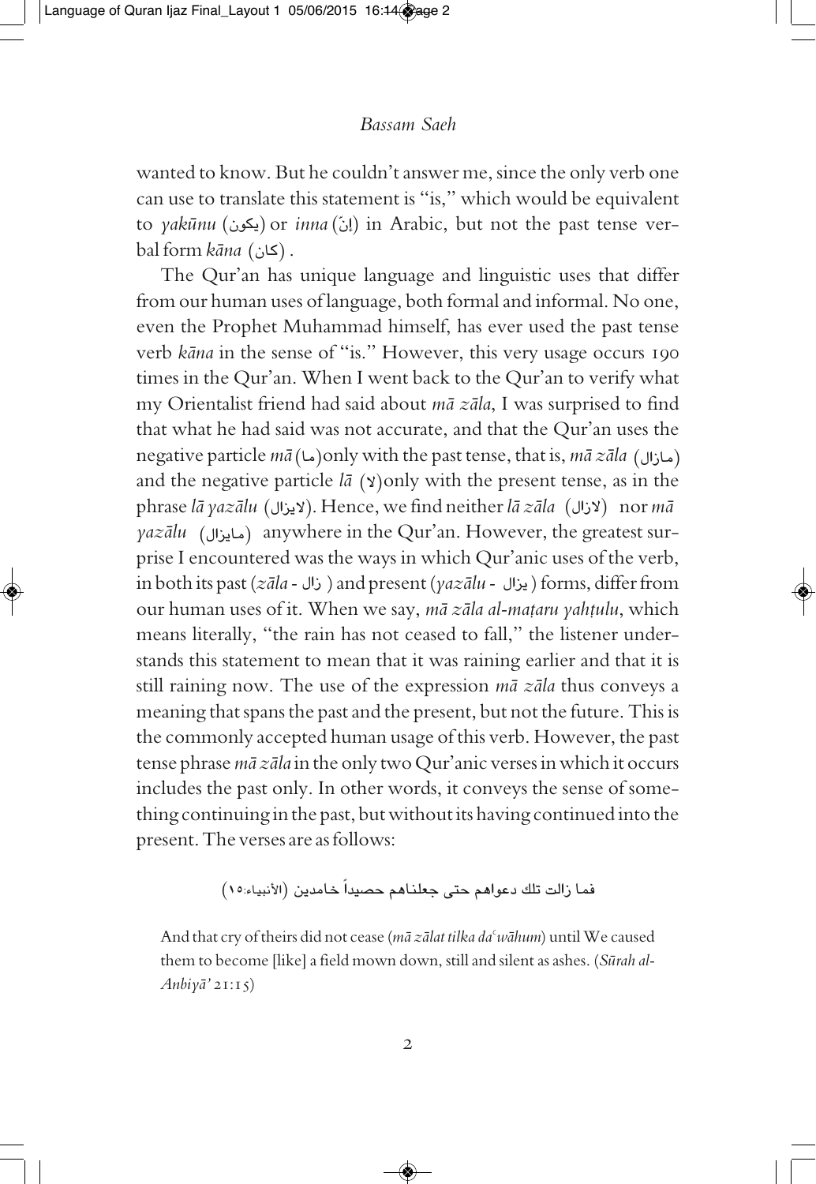wanted to know. But he couldn't answer me, since the only verb one can use to translate this statement is "is," which would be equivalent to *yakūnu* (يكون) or *inna* (إنّ) in Arabic, but not the past tense verbal form *kāna* (كان) .

The Qur'an has unique language and linguistic uses that differ from our human uses of language, both formal and informal. No one, even the Prophet Muhammad himself, has ever used the past tense verb *kāna* in the sense of "is." However, this very usage occurs 190 times in the Qur'an. When I went back to the Qur'an to verify what my Orientalist friend had said about *mā zāla*, I was surprised to find that what he had said was not accurate, and that the Qur'an uses the negative particle *mā* (ما)only with the past tense, that is, *mā zāla* (مازال) and the negative particle *lā* (لا)only with the present tense, as in the phrase *lā yazālu* (لايزال). Hence, we find neither *lā zāla* (لازال) nor *mā yazālu* (مايزال) anywhere in the Qur'an. However, the greatest surprise I encountered was the ways in which Qur'anic uses of the verb, in both its past (*zāla* - زال ) and present (*yazālu* - يزال ) forms, differ from our human uses of it. When we say, *mā zāla al-maṭaru yahṭulu*, which means literally, "the rain has not ceased to fall," the listener understands this statement to mean that it was raining earlier and that it is still raining now. The use of the expression *mā zāla* thus conveys a meaning that spans the past and the present, but not the future. This is the commonly accepted human usage of this verb. However, the past tense phrase *mā zāla* in the only two Qur'anic verses in which it occurs includes the past only. In other words, it conveys the sense of something continuing in the past, but without its having continued into the present. The verses are as follows:

فما زالت تلك دعواهم حتى جعلناهم حصيداً خامدين (الأنبياء:١٥)

And that cry of theirs did not cease (*mā zālat tilka daʿwāhum*) until We caused them to become [like] a field mown down, still and silent as ashes. (*Sūrah al-Anbiyā'* 21:15)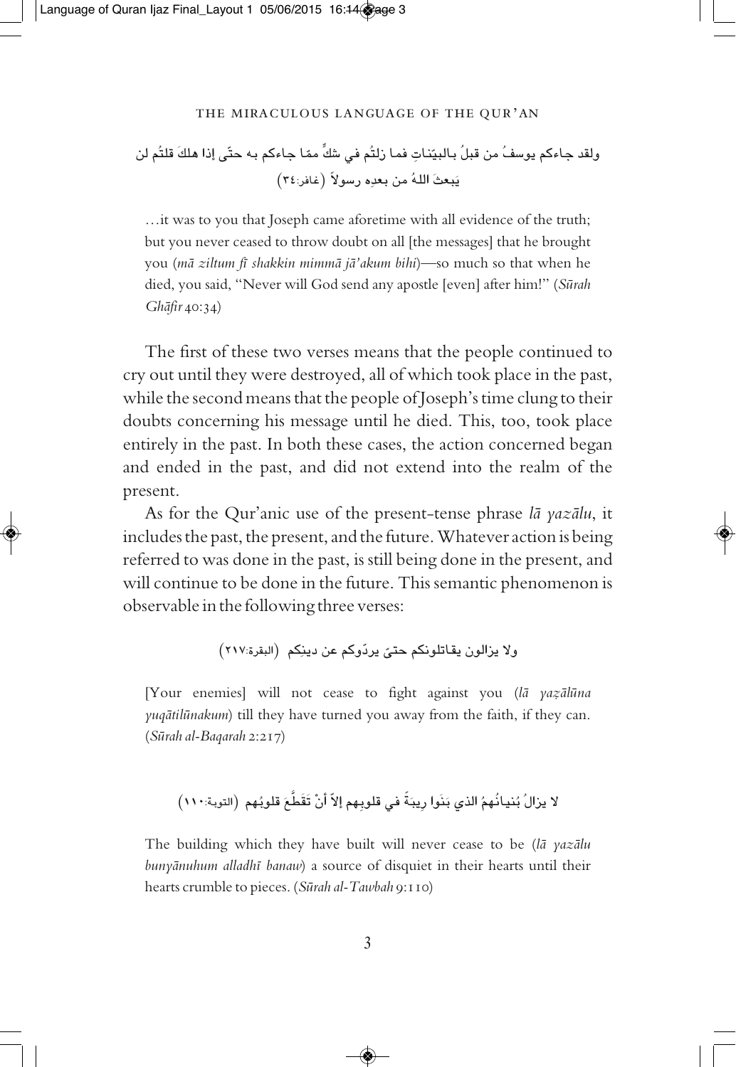ولقد جاءكم يوسفُ من قبلُ بالبيّناتِ فما زلتُم في شكٍّ ممّا جاءكم به حتّى إذا هلكَ قلتُم لن يَبعثَ اللهُ من بعدِهِ رسولاً (غافر:٣٤)

> …it was to you that Joseph came aforetime with all evidence of the truth; but you never ceased to throw doubt on all [the messages] that he brought you (*mā ziltum fī shakkin mimmā jā'akum bihi*)—so much so that when he died, you said, "Never will God send any apostle [even] after him!" (*Sūrah Ghāfir* 40:34)

The first of these two verses means that the people continued to cry out until they were destroyed, all of which took place in the past, while the second means that the people of Joseph's time clung to their doubts concerning his message until he died. This, too, took place entirely in the past. In both these cases, the action concerned began and ended in the past, and did not extend into the realm of the present.

As for the Qur'anic use of the present-tense phrase *lā yazālu*, it includes the past, the present, and the future. Whatever action is being referred to was done in the past, is still being done in the present, and will continue to be done in the future. This semantic phenomenon is observable in the following three verses:

ولا يزالون يقاتلونكم حتىّ يردّوكم عن دينِكم (البقرة:٢١٧)

> [Your enemies] will not cease to fight against you (*lā yazālūna yuqātilūnakum*) till they have turned you away from the faith, if they can. (*Sūrah al-Baqarah* 2:217)

لا يزالُ بُنيانُهمُ الذي بَنَوا رِيبَةً في قلوبِهم إلاّ أنْ تَقَطَّعَ قلوبُهم (التوبة:١١٠)

> The building which they have built will never cease to be (*lā yazālu bunyānuhum alladhī banaw*) a source of disquiet in their hearts until their hearts crumble to pieces. (*Sūrah al-Tawbah* 9:110)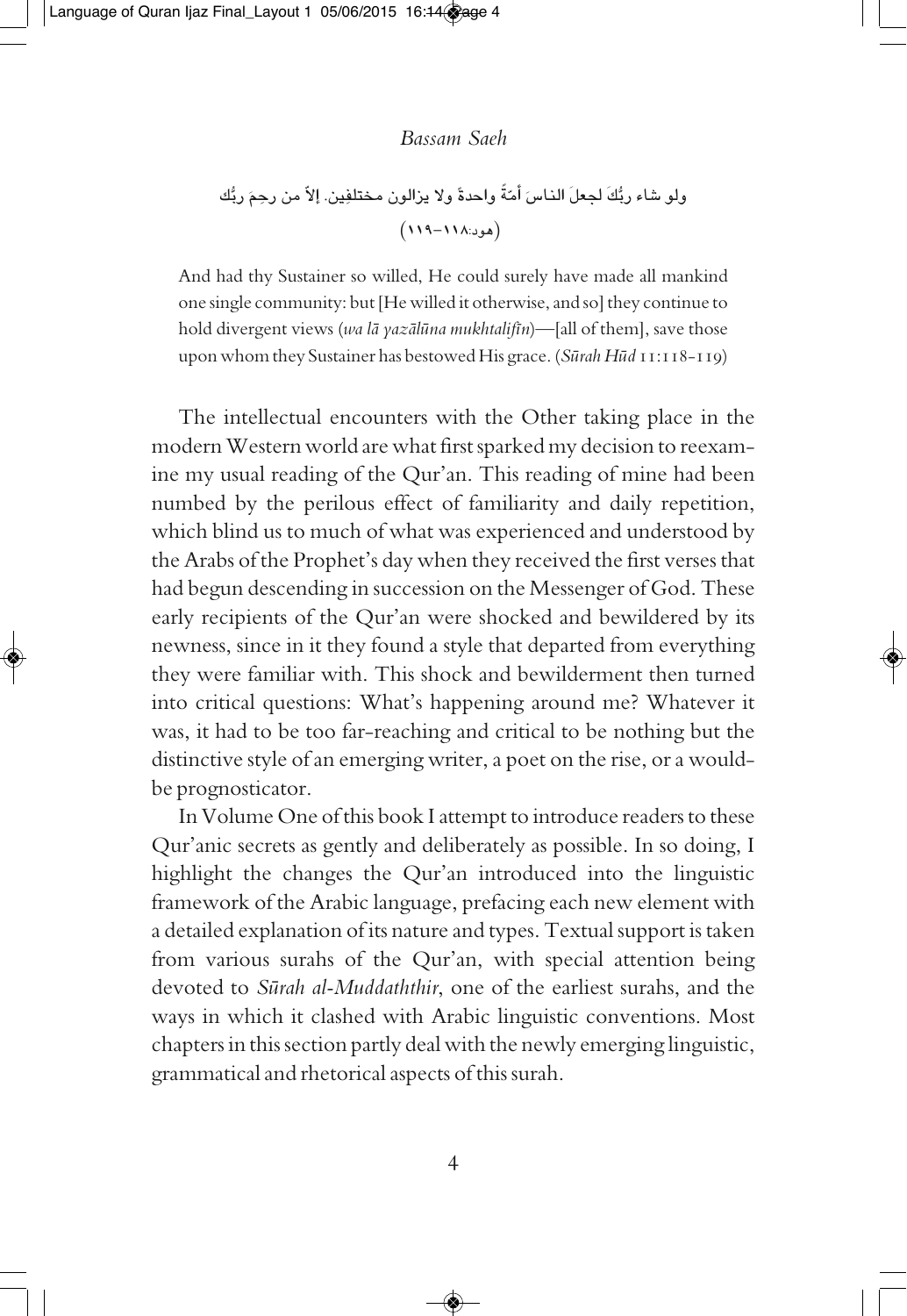ولو شاء ربُّكَ لجعلَ الناسَ أمّةً واحدةً ولا يزالون مختلفِين. إلاّ من رحِمَ ربُّك

(هود:١١٨–١١٩)

> And had thy Sustainer so willed, He could surely have made all mankind one single community: but [He willed it otherwise, and so] they continue to hold divergent views (*wa lā yazālūna mukhtalifīn*)—[all of them], save those upon whom they Sustainer has bestowed His grace. (*Sūrah Hūd* 11:118-119)

The intellectual encounters with the Other taking place in the modern Western world are what first sparked my decision to reexamine my usual reading of the Qur'an. This reading of mine had been numbed by the perilous effect of familiarity and daily repetition, which blind us to much of what was experienced and understood by the Arabs of the Prophet's day when they received the first verses that had begun descending in succession on the Messenger of God. These early recipients of the Qur'an were shocked and bewildered by its newness, since in it they found a style that departed from everything they were familiar with. This shock and bewilderment then turned into critical questions: What's happening around me? Whatever it was, it had to be too far-reaching and critical to be nothing but the distinctive style of an emerging writer, a poet on the rise, or a would-be prognosticator.

In Volume One of this book I attempt to introduce readers to these Qur'anic secrets as gently and deliberately as possible. In so doing, I highlight the changes the Qur'an introduced into the linguistic framework of the Arabic language, prefacing each new element with a detailed explanation of its nature and types. Textual support is taken from various surahs of the Qur'an, with special attention being devoted to *Sūrah al-Muddaththir*, one of the earliest surahs, and the ways in which it clashed with Arabic linguistic conventions. Most chapters in this section partly deal with the newly emerging linguistic, grammatical and rhetorical aspects of this surah.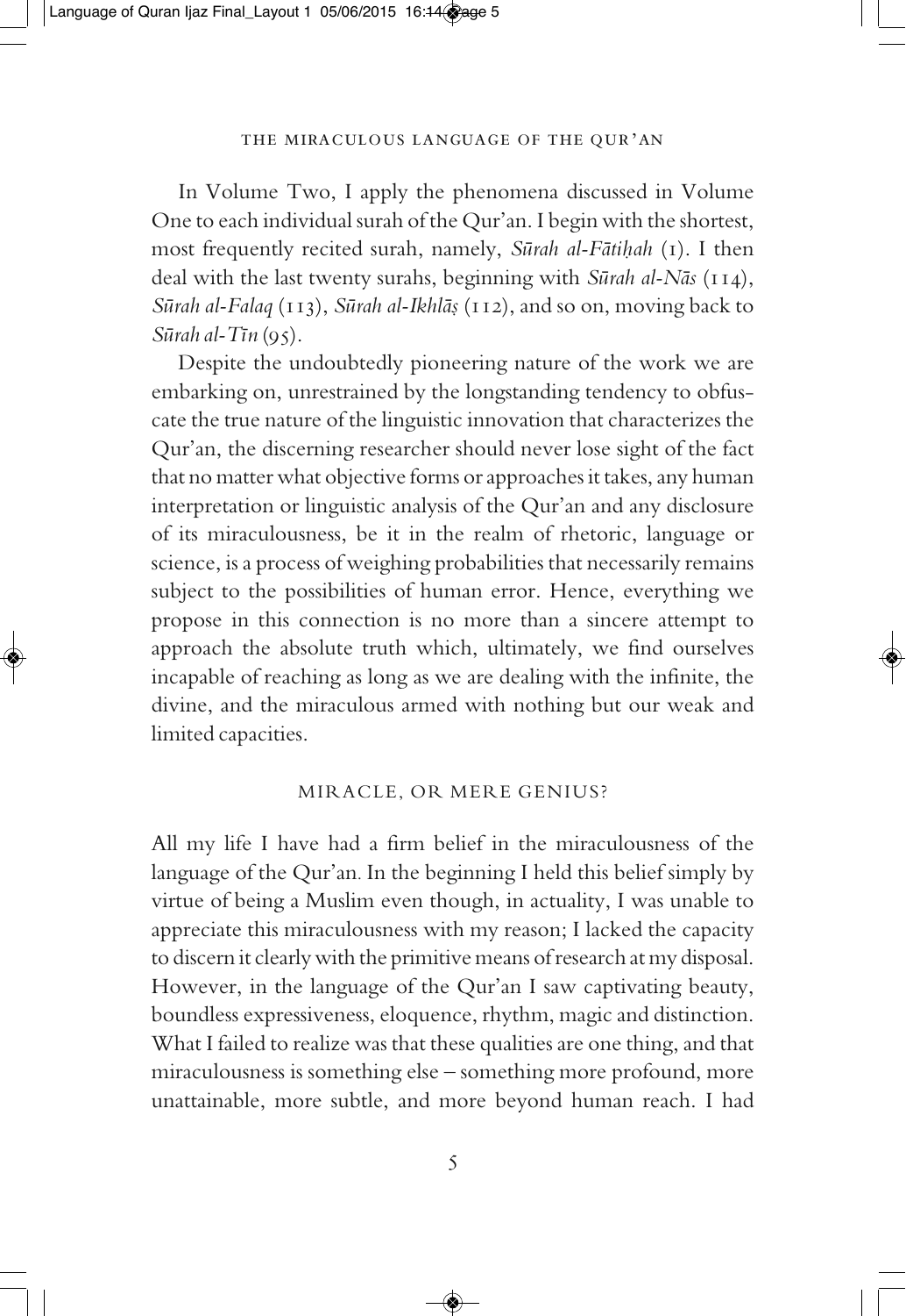In Volume Two, I apply the phenomena discussed in Volume One to each individual surah of the Qur'an. I begin with the shortest, most frequently recited surah, namely, *Sūrah al-Fātiḥah* (1). I then deal with the last twenty surahs, beginning with *Sūrah al-Nās* (114), *Sūrah al-Falaq* (113), *Sūrah al-Ikhlāṣ* (112), and so on, moving back to *Sūrah al-Tīn* (95).

Despite the undoubtedly pioneering nature of the work we are embarking on, unrestrained by the longstanding tendency to obfuscate the true nature of the linguistic innovation that characterizes the Qur'an, the discerning researcher should never lose sight of the fact that no matter what objective forms or approaches it takes, any human interpretation or linguistic analysis of the Qur'an and any disclosure of its miraculousness, be it in the realm of rhetoric, language or science, is a process of weighing probabilities that necessarily remains subject to the possibilities of human error. Hence, everything we propose in this connection is no more than a sincere attempt to approach the absolute truth which, ultimately, we find ourselves incapable of reaching as long as we are dealing with the infinite, the divine, and the miraculous armed with nothing but our weak and limited capacities.

## MIRACLE, OR MERE GENIUS?

All my life I have had a firm belief in the miraculousness of the language of the Qur'an. In the beginning I held this belief simply by virtue of being a Muslim even though, in actuality, I was unable to appreciate this miraculousness with my reason; I lacked the capacity to discern it clearly with the primitive means of research at my disposal. However, in the language of the Qur'an I saw captivating beauty, boundless expressiveness, eloquence, rhythm, magic and distinction. What I failed to realize was that these qualities are one thing, and that miraculousness is something else – something more profound, more unattainable, more subtle, and more beyond human reach. I had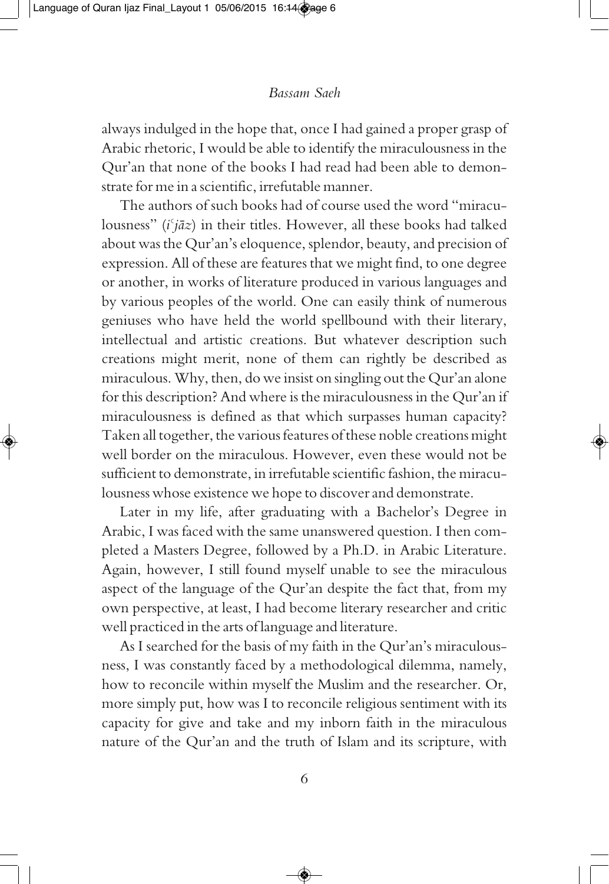always indulged in the hope that, once I had gained a proper grasp of Arabic rhetoric, I would be able to identify the miraculousness in the Qur'an that none of the books I had read had been able to demonstrate for me in a scientific, irrefutable manner.

The authors of such books had of course used the word "miraculousness" (*iʿjāz*) in their titles. However, all these books had talked about was the Qur'an's eloquence, splendor, beauty, and precision of expression. All of these are features that we might find, to one degree or another, in works of literature produced in various languages and by various peoples of the world. One can easily think of numerous geniuses who have held the world spellbound with their literary, intellectual and artistic creations. But whatever description such creations might merit, none of them can rightly be described as miraculous. Why, then, do we insist on singling out the Qur'an alone for this description? And where is the miraculousness in the Qur'an if miraculousness is defined as that which surpasses human capacity? Taken all together, the various features of these noble creations might well border on the miraculous. However, even these would not be sufficient to demonstrate, in irrefutable scientific fashion, the miraculousness whose existence we hope to discover and demonstrate.

Later in my life, after graduating with a Bachelor's Degree in Arabic, I was faced with the same unanswered question. I then completed a Masters Degree, followed by a Ph.D. in Arabic Literature. Again, however, I still found myself unable to see the miraculous aspect of the language of the Qur'an despite the fact that, from my own perspective, at least, I had become literary researcher and critic well practiced in the arts of language and literature.

As I searched for the basis of my faith in the Qur'an's miraculousness, I was constantly faced by a methodological dilemma, namely, how to reconcile within myself the Muslim and the researcher. Or, more simply put, how was I to reconcile religious sentiment with its capacity for give and take and my inborn faith in the miraculous nature of the Qur'an and the truth of Islam and its scripture, with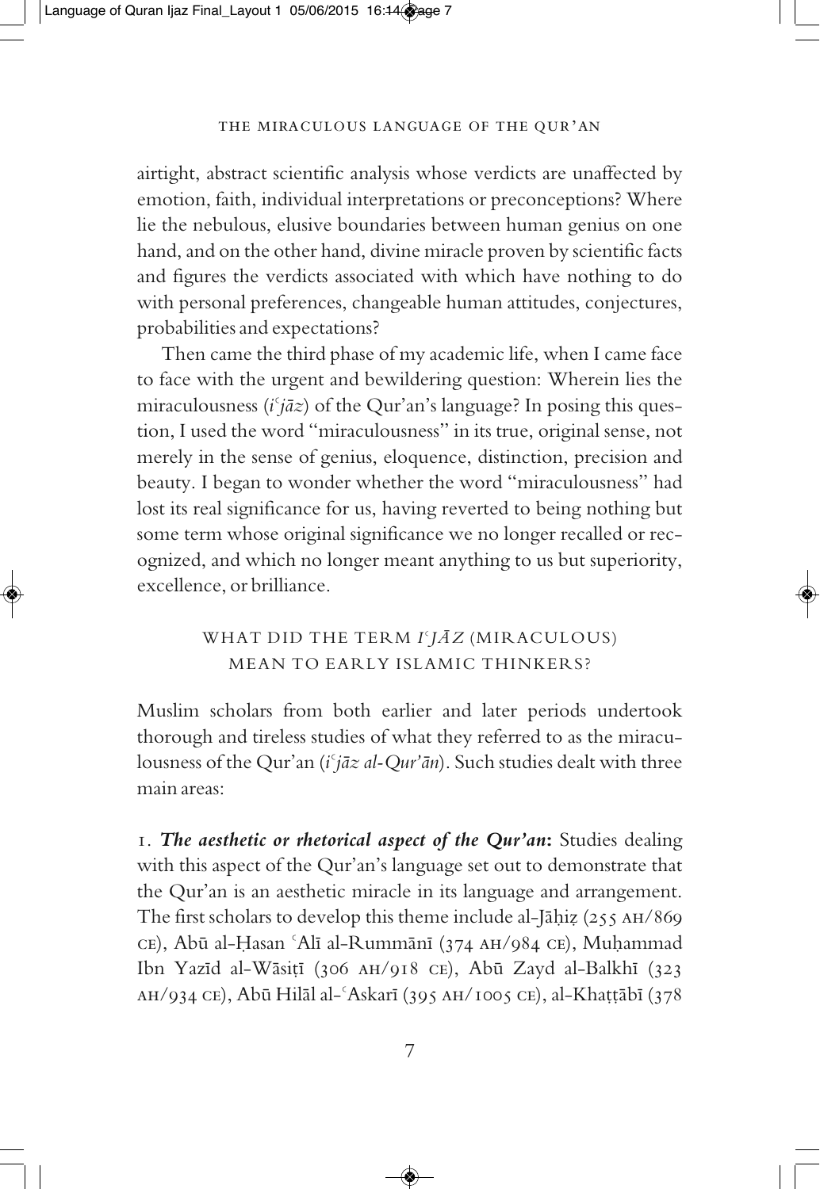airtight, abstract scientific analysis whose verdicts are unaffected by emotion, faith, individual interpretations or preconceptions? Where lie the nebulous, elusive boundaries between human genius on one hand, and on the other hand, divine miracle proven by scientific facts and figures the verdicts associated with which have nothing to do with personal preferences, changeable human attitudes, conjectures, probabilities and expectations?

Then came the third phase of my academic life, when I came face to face with the urgent and bewildering question: Wherein lies the miraculousness (*iʿjāz*) of the Qur'an's language? In posing this question, I used the word "miraculousness" in its true, original sense, not merely in the sense of genius, eloquence, distinction, precision and beauty. I began to wonder whether the word "miraculousness" had lost its real significance for us, having reverted to being nothing but some term whose original significance we no longer recalled or recognized, and which no longer meant anything to us but superiority, excellence, or brilliance.

## WHAT DID THE TERM *IʿJĀZ* (MIRACULOUS) MEAN TO EARLY ISLAMIC THINKERS?

Muslim scholars from both earlier and later periods undertook thorough and tireless studies of what they referred to as the miraculousness of the Qur'an (*iʿjāz al-Qur'ān*). Such studies dealt with three main areas:

1. ***The aesthetic or rhetorical aspect of the Qur'an*:** Studies dealing with this aspect of the Qur'an's language set out to demonstrate that the Qur'an is an aesthetic miracle in its language and arrangement. The first scholars to develop this theme include al-Jāḥiẓ (255 AH/869 CE), Abū al-Ḥasan ʿAlī al-Rummānī (374 AH/984 CE), Muḥammad Ibn Yazīd al-Wāsiṭī (306 AH/918 CE), Abū Zayd al-Balkhī (323 AH/934 CE), Abū Hilāl al-ʿAskarī (395 AH/1005 CE), al-Khaṭṭābī (378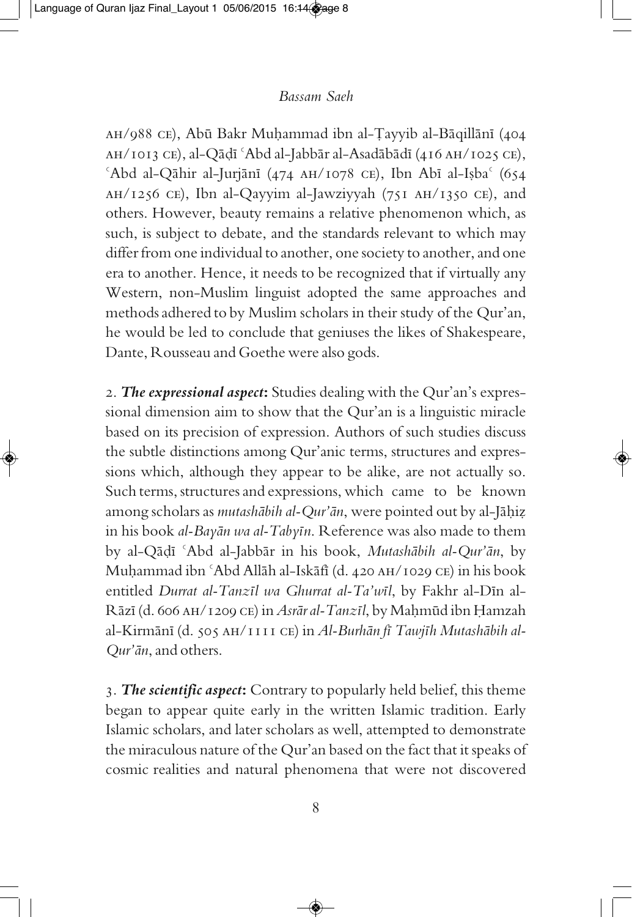AH/988 CE), Abū Bakr Muḥammad ibn al-Ṭayyib al-Bāqillānī (404 AH/1013 CE), al-Qāḍī ʿAbd al-Jabbār al-Asadābādī (416 AH/1025 CE), ʿAbd al-Qāhir al-Jurjānī (474 AH/1078 CE), Ibn Abī al-Iṣbaʿ (654 AH/1256 CE), Ibn al-Qayyim al-Jawziyyah (751 AH/1350 CE), and others. However, beauty remains a relative phenomenon which, as such, is subject to debate, and the standards relevant to which may differ from one individual to another, one society to another, and one era to another. Hence, it needs to be recognized that if virtually any Western, non-Muslim linguist adopted the same approaches and methods adhered to by Muslim scholars in their study of the Qur'an, he would be led to conclude that geniuses the likes of Shakespeare, Dante, Rousseau and Goethe were also gods.

2. ***The expressional aspect***: Studies dealing with the Qur'an's expressional dimension aim to show that the Qur'an is a linguistic miracle based on its precision of expression. Authors of such studies discuss the subtle distinctions among Qur'anic terms, structures and expressions which, although they appear to be alike, are not actually so. Such terms, structures and expressions, which came to be known among scholars as *mutashābih al-Qur'ān*, were pointed out by al-Jāḥiẓ in his book *al-Bayān wa al-Tabyīn*. Reference was also made to them by al-Qāḍī ʿAbd al-Jabbār in his book, *Mutashābih al-Qur'ān*, by Muḥammad ibn ʿAbd Allāh al-Iskāfī (d. 420 AH/1029 CE) in his book entitled *Durrat al-Tanzīl wa Ghurrat al-Ta'wīl*, by Fakhr al-Dīn al-Rāzī (d. 606 AH/1209 CE) in *Asrār al-Tanzīl*, by Maḥmūd ibn Ḥamzah al-Kirmānī (d. 505 AH/1111 CE) in *Al-Burhān fī Tawjīh Mutashābih al-Qur'ān*, and others.

3. ***The scientific aspect***: Contrary to popularly held belief, this theme began to appear quite early in the written Islamic tradition. Early Islamic scholars, and later scholars as well, attempted to demonstrate the miraculous nature of the Qur'an based on the fact that it speaks of cosmic realities and natural phenomena that were not discovered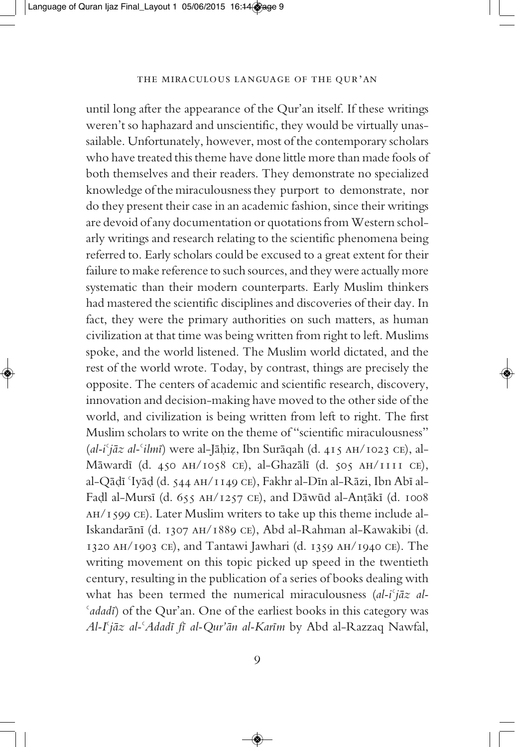until long after the appearance of the Qur'an itself. If these writings weren't so haphazard and unscientific, they would be virtually unassailable. Unfortunately, however, most of the contemporary scholars who have treated this theme have done little more than made fools of both themselves and their readers. They demonstrate no specialized knowledge of the miraculousness they purport to demonstrate, nor do they present their case in an academic fashion, since their writings are devoid of any documentation or quotations from Western scholarly writings and research relating to the scientific phenomena being referred to. Early scholars could be excused to a great extent for their failure to make reference to such sources, and they were actually more systematic than their modern counterparts. Early Muslim thinkers had mastered the scientific disciplines and discoveries of their day. In fact, they were the primary authorities on such matters, as human civilization at that time was being written from right to left. Muslims spoke, and the world listened. The Muslim world dictated, and the rest of the world wrote. Today, by contrast, things are precisely the opposite. The centers of academic and scientific research, discovery, innovation and decision-making have moved to the other side of the world, and civilization is being written from left to right. The first Muslim scholars to write on the theme of "scientific miraculousness" (*al-iʿjāz al-ʿilmī*) were al-Jāḥiẓ, Ibn Surāqah (d. 415 AH/1023 CE), al-Māwardī (d. 450 AH/1058 CE), al-Ghazālī (d. 505 AH/1111 CE), al-Qāḍī ʿIyāḍ (d. 544 AH/1149 CE), Fakhr al-Dīn al-Rāzi, Ibn Abī al-Faḍl al-Mursī (d. 655 AH/1257 CE), and Dāwūd al-Anṭākī (d. 1008 AH/1599 CE). Later Muslim writers to take up this theme include al-Iskandarānī (d. 1307 AH/1889 CE), Abd al-Rahman al-Kawakibi (d. 1320 AH/1903 CE), and Tantawi Jawhari (d. 1359 AH/1940 CE). The writing movement on this topic picked up speed in the twentieth century, resulting in the publication of a series of books dealing with what has been termed the numerical miraculousness (*al-iʿjāz al-ʿadadī*) of the Qur'an. One of the earliest books in this category was *Al-Iʿjāz al-ʿAdadī fī al-Qur'ān al-Karīm* by Abd al-Razzaq Nawfal,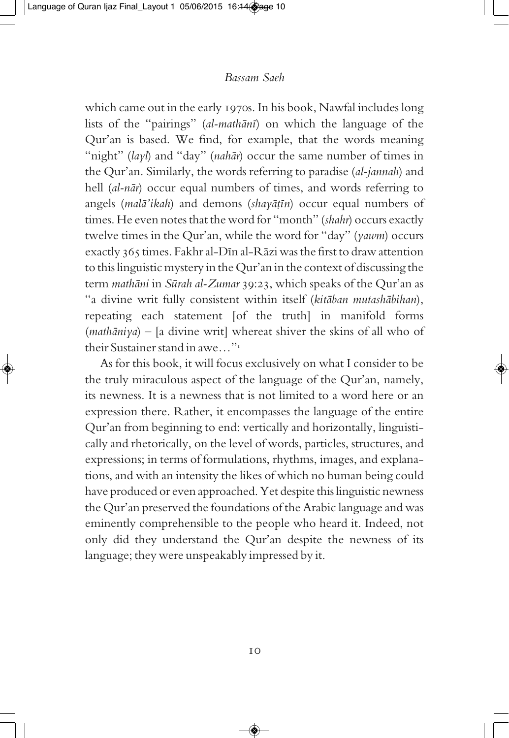which came out in the early 1970s. In his book, Nawfal includes long lists of the "pairings" (*al-mathānī*) on which the language of the Qur'an is based. We find, for example, that the words meaning "night" (*layl*) and "day" (*nahār*) occur the same number of times in the Qur'an. Similarly, the words referring to paradise (*al-jannah*) and hell (*al-nār*) occur equal numbers of times, and words referring to angels (*malā'ikah*) and demons (*shayāṭīn*) occur equal numbers of times. He even notes that the word for "month" (*shahr*) occurs exactly twelve times in the Qur'an, while the word for "day" (*yawm*) occurs exactly 365 times. Fakhr al-Dīn al-Rāzi was the first to draw attention to this linguistic mystery in the Qur'an in the context of discussing the term *mathāni* in *Sūrah al-Zumar* 39:23, which speaks of the Qur'an as "a divine writ fully consistent within itself (*kitāban mutashābihan*), repeating each statement [of the truth] in manifold forms (*mathāniya*) – [a divine writ] whereat shiver the skins of all who of their Sustainer stand in awe…"[1]

As for this book, it will focus exclusively on what I consider to be the truly miraculous aspect of the language of the Qur'an, namely, its newness. It is a newness that is not limited to a word here or an expression there. Rather, it encompasses the language of the entire Qur'an from beginning to end: vertically and horizontally, linguistically and rhetorically, on the level of words, particles, structures, and expressions; in terms of formulations, rhythms, images, and explanations, and with an intensity the likes of which no human being could have produced or even approached. Yet despite this linguistic newness the Qur'an preserved the foundations of the Arabic language and was eminently comprehensible to the people who heard it. Indeed, not only did they understand the Qur'an despite the newness of its language; they were unspeakably impressed by it.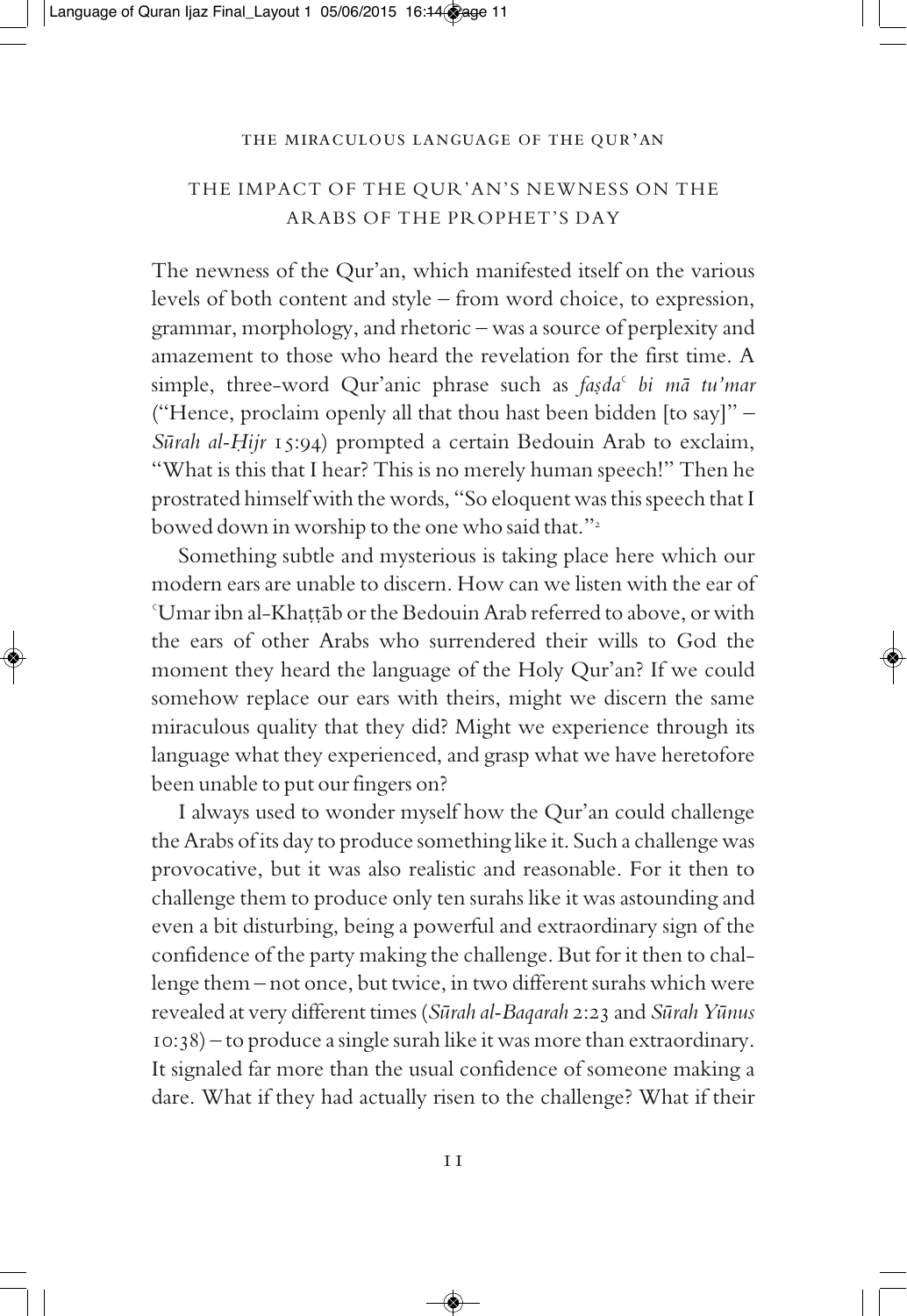## THE IMPACT OF THE QUR'AN'S NEWNESS ON THE ARABS OF THE PROPHET'S DAY

The newness of the Qur'an, which manifested itself on the various levels of both content and style – from word choice, to expression, grammar, morphology, and rhetoric – was a source of perplexity and amazement to those who heard the revelation for the first time. A simple, three-word Qur'anic phrase such as *faṣdaʿ bi mā tu'mar* ("Hence, proclaim openly all that thou hast been bidden [to say]" – *Sūrah al-Ḥijr* 15:94) prompted a certain Bedouin Arab to exclaim, "What is this that I hear? This is no merely human speech!" Then he prostrated himself with the words, "So eloquent was this speech that I bowed down in worship to the one who said that."[2]

Something subtle and mysterious is taking place here which our modern ears are unable to discern. How can we listen with the ear of ʿUmar ibn al-Khaṭṭāb or the Bedouin Arab referred to above, or with the ears of other Arabs who surrendered their wills to God the moment they heard the language of the Holy Qur'an? If we could somehow replace our ears with theirs, might we discern the same miraculous quality that they did? Might we experience through its language what they experienced, and grasp what we have heretofore been unable to put our fingers on?

I always used to wonder myself how the Qur'an could challenge the Arabs of its day to produce something like it. Such a challenge was provocative, but it was also realistic and reasonable. For it then to challenge them to produce only ten surahs like it was astounding and even a bit disturbing, being a powerful and extraordinary sign of the confidence of the party making the challenge. But for it then to challenge them – not once, but twice, in two different surahs which were revealed at very different times (*Sūrah al-Baqarah* 2:23 and *Sūrah Yūnus* 10:38) – to produce a single surah like it was more than extraordinary. It signaled far more than the usual confidence of someone making a dare. What if they had actually risen to the challenge? What if their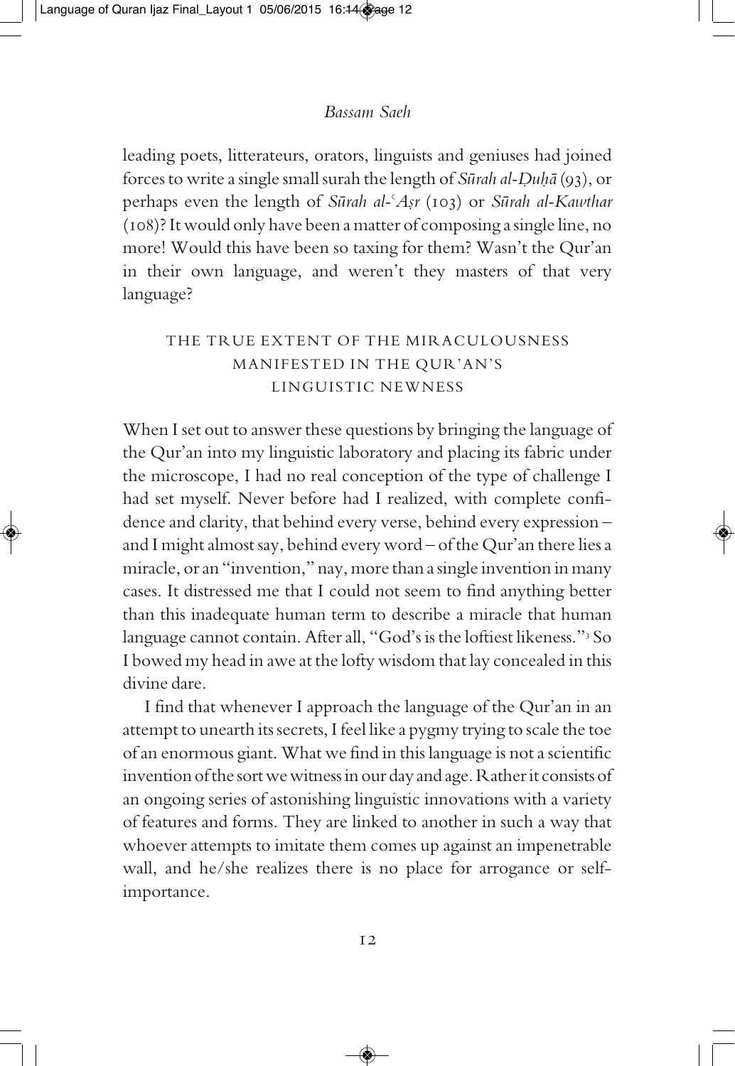leading poets, litterateurs, orators, linguists and geniuses had joined forces to write a single small surah the length of *Sūrah al-Ḍuḥā* (93), or perhaps even the length of *Sūrah al-ʿAṣr* (103) or *Sūrah al-Kawthar* (108)? It would only have been a matter of composing a single line, no more! Would this have been so taxing for them? Wasn't the Qur'an in their own language, and weren't they masters of that very language?

## THE TRUE EXTENT OF THE MIRACULOUSNESS MANIFESTED IN THE QUR'AN'S LINGUISTIC NEWNESS

When I set out to answer these questions by bringing the language of the Qur'an into my linguistic laboratory and placing its fabric under the microscope, I had no real conception of the type of challenge I had set myself. Never before had I realized, with complete confidence and clarity, that behind every verse, behind every expression – and I might almost say, behind every word – of the Qur'an there lies a miracle, or an "invention," nay, more than a single invention in many cases. It distressed me that I could not seem to find anything better than this inadequate human term to describe a miracle that human language cannot contain. After all, "God's is the loftiest likeness."[3] So I bowed my head in awe at the lofty wisdom that lay concealed in this divine dare.

I find that whenever I approach the language of the Qur'an in an attempt to unearth its secrets, I feel like a pygmy trying to scale the toe of an enormous giant. What we find in this language is not a scientific invention of the sort we witness in our day and age. Rather it consists of an ongoing series of astonishing linguistic innovations with a variety of features and forms. They are linked to another in such a way that whoever attempts to imitate them comes up against an impenetrable wall, and he/she realizes there is no place for arrogance or self-importance.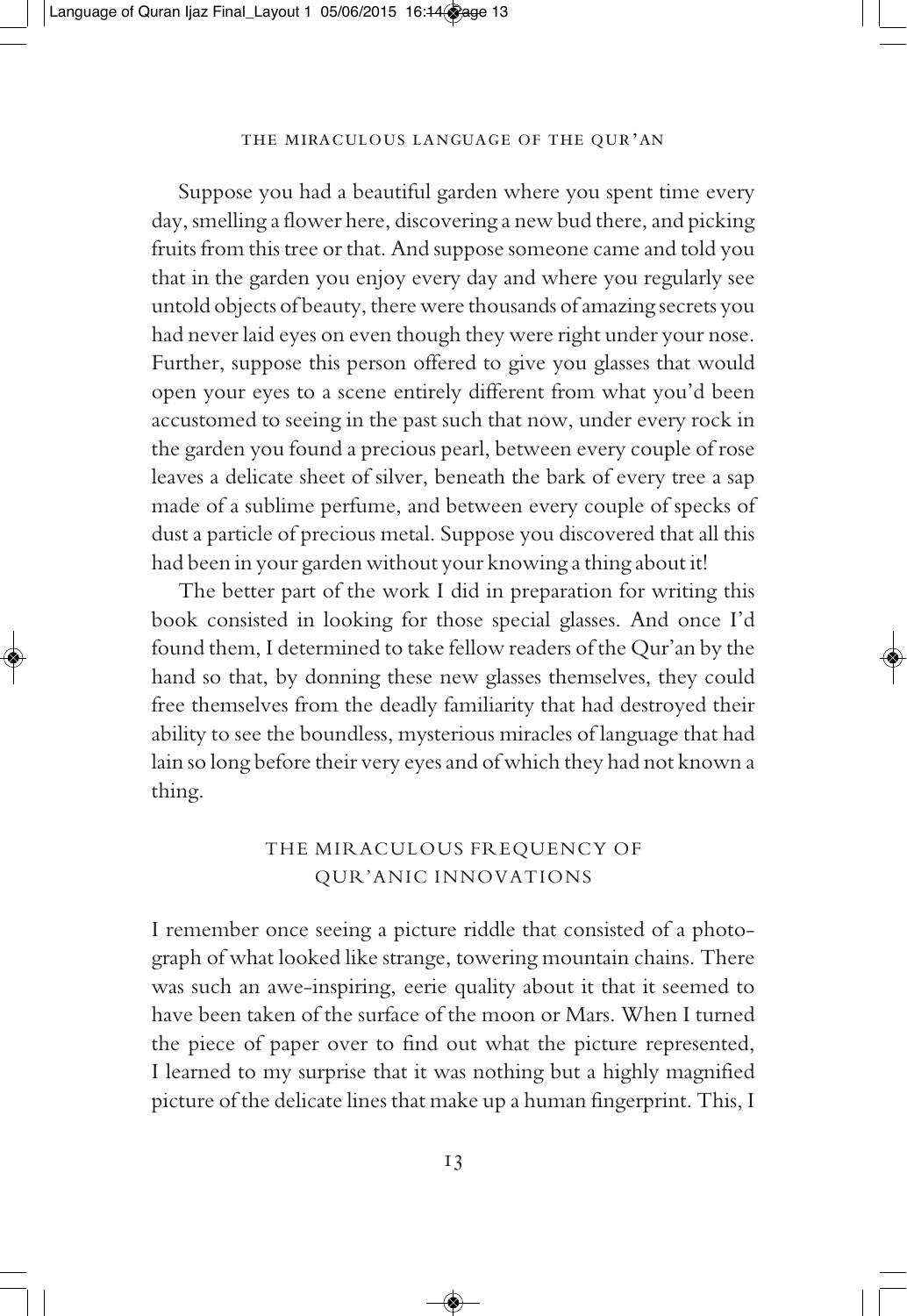Suppose you had a beautiful garden where you spent time every day, smelling a flower here, discovering a new bud there, and picking fruits from this tree or that. And suppose someone came and told you that in the garden you enjoy every day and where you regularly see untold objects of beauty, there were thousands of amazing secrets you had never laid eyes on even though they were right under your nose. Further, suppose this person offered to give you glasses that would open your eyes to a scene entirely different from what you'd been accustomed to seeing in the past such that now, under every rock in the garden you found a precious pearl, between every couple of rose leaves a delicate sheet of silver, beneath the bark of every tree a sap made of a sublime perfume, and between every couple of specks of dust a particle of precious metal. Suppose you discovered that all this had been in your garden without your knowing a thing about it!

The better part of the work I did in preparation for writing this book consisted in looking for those special glasses. And once I'd found them, I determined to take fellow readers of the Qur'an by the hand so that, by donning these new glasses themselves, they could free themselves from the deadly familiarity that had destroyed their ability to see the boundless, mysterious miracles of language that had lain so long before their very eyes and of which they had not known a thing.

## THE MIRACULOUS FREQUENCY OF QUR'ANIC INNOVATIONS

I remember once seeing a picture riddle that consisted of a photograph of what looked like strange, towering mountain chains. There was such an awe-inspiring, eerie quality about it that it seemed to have been taken of the surface of the moon or Mars. When I turned the piece of paper over to find out what the picture represented, I learned to my surprise that it was nothing but a highly magnified picture of the delicate lines that make up a human fingerprint. This, I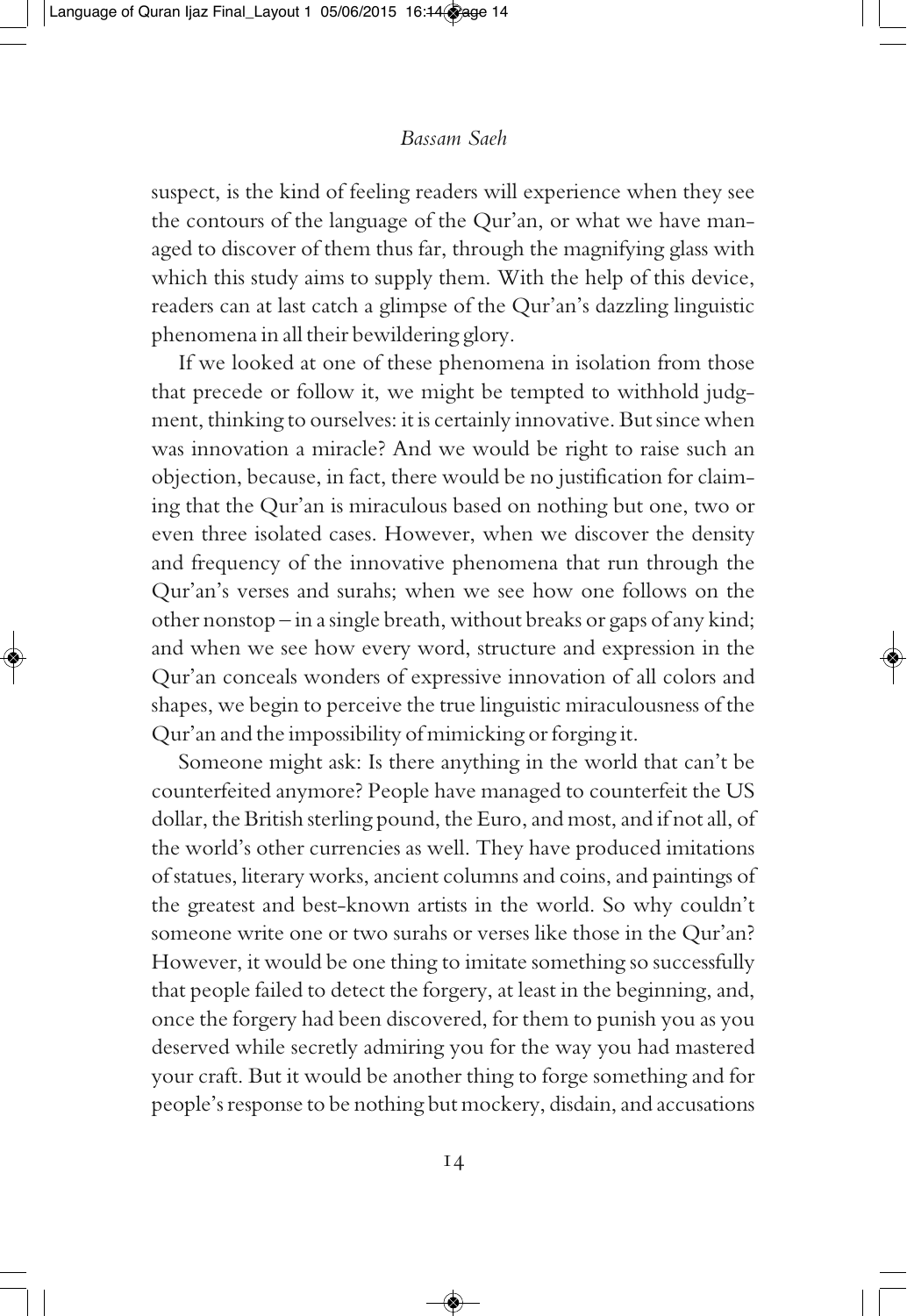suspect, is the kind of feeling readers will experience when they see the contours of the language of the Qur'an, or what we have managed to discover of them thus far, through the magnifying glass with which this study aims to supply them. With the help of this device, readers can at last catch a glimpse of the Qur'an's dazzling linguistic phenomena in all their bewildering glory.

If we looked at one of these phenomena in isolation from those that precede or follow it, we might be tempted to withhold judgment, thinking to ourselves: it is certainly innovative. But since when was innovation a miracle? And we would be right to raise such an objection, because, in fact, there would be no justification for claiming that the Qur'an is miraculous based on nothing but one, two or even three isolated cases. However, when we discover the density and frequency of the innovative phenomena that run through the Qur'an's verses and surahs; when we see how one follows on the other nonstop – in a single breath, without breaks or gaps of any kind; and when we see how every word, structure and expression in the Qur'an conceals wonders of expressive innovation of all colors and shapes, we begin to perceive the true linguistic miraculousness of the Qur'an and the impossibility of mimicking or forging it.

Someone might ask: Is there anything in the world that can't be counterfeited anymore? People have managed to counterfeit the US dollar, the British sterling pound, the Euro, and most, and if not all, of the world's other currencies as well. They have produced imitations of statues, literary works, ancient columns and coins, and paintings of the greatest and best-known artists in the world. So why couldn't someone write one or two surahs or verses like those in the Qur'an? However, it would be one thing to imitate something so successfully that people failed to detect the forgery, at least in the beginning, and, once the forgery had been discovered, for them to punish you as you deserved while secretly admiring you for the way you had mastered your craft. But it would be another thing to forge something and for people's response to be nothing but mockery, disdain, and accusations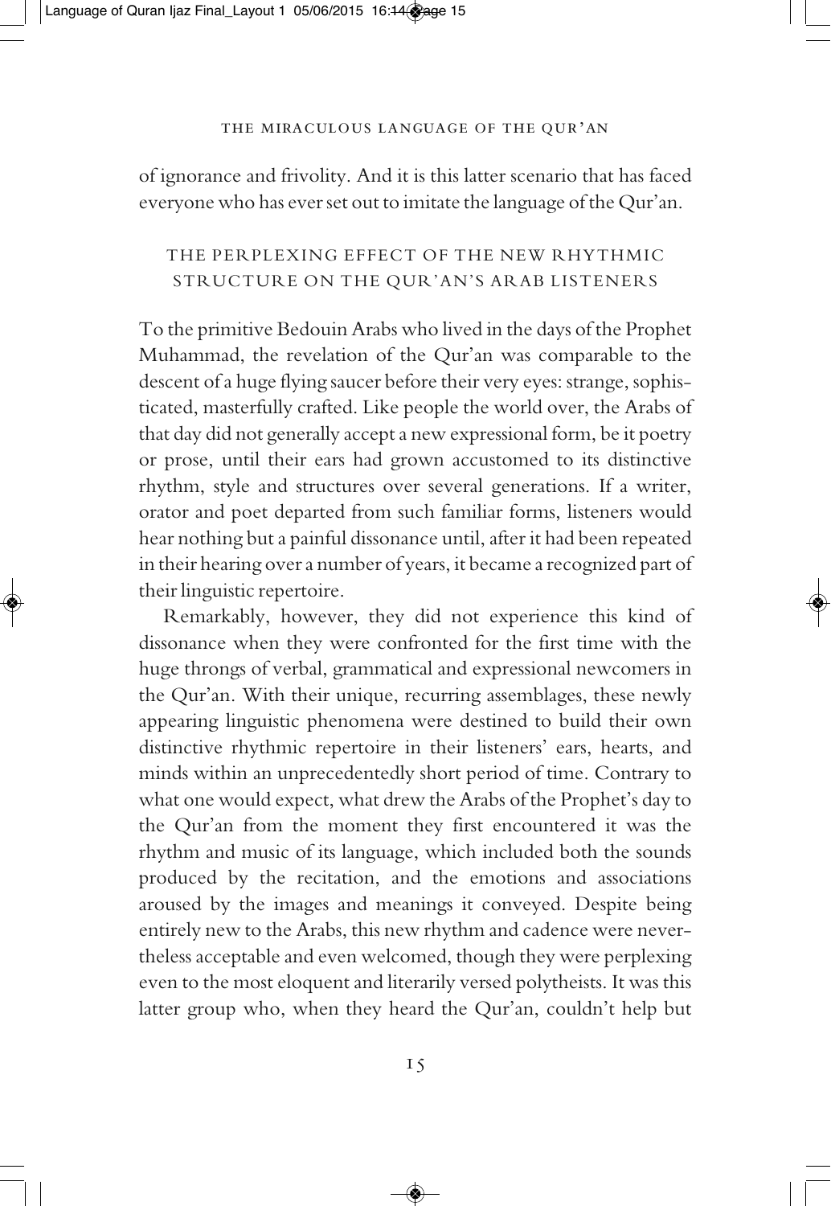of ignorance and frivolity. And it is this latter scenario that has faced everyone who has ever set out to imitate the language of the Qur'an.

## THE PERPLEXING EFFECT OF THE NEW RHYTHMIC STRUCTURE ON THE QUR'AN'S ARAB LISTENERS

To the primitive Bedouin Arabs who lived in the days of the Prophet Muhammad, the revelation of the Qur'an was comparable to the descent of a huge flying saucer before their very eyes: strange, sophisticated, masterfully crafted. Like people the world over, the Arabs of that day did not generally accept a new expressional form, be it poetry or prose, until their ears had grown accustomed to its distinctive rhythm, style and structures over several generations. If a writer, orator and poet departed from such familiar forms, listeners would hear nothing but a painful dissonance until, after it had been repeated in their hearing over a number of years, it became a recognized part of their linguistic repertoire.

Remarkably, however, they did not experience this kind of dissonance when they were confronted for the first time with the huge throngs of verbal, grammatical and expressional newcomers in the Qur'an. With their unique, recurring assemblages, these newly appearing linguistic phenomena were destined to build their own distinctive rhythmic repertoire in their listeners' ears, hearts, and minds within an unprecedentedly short period of time. Contrary to what one would expect, what drew the Arabs of the Prophet's day to the Qur'an from the moment they first encountered it was the rhythm and music of its language, which included both the sounds produced by the recitation, and the emotions and associations aroused by the images and meanings it conveyed. Despite being entirely new to the Arabs, this new rhythm and cadence were nevertheless acceptable and even welcomed, though they were perplexing even to the most eloquent and literarily versed polytheists. It was this latter group who, when they heard the Qur'an, couldn't help but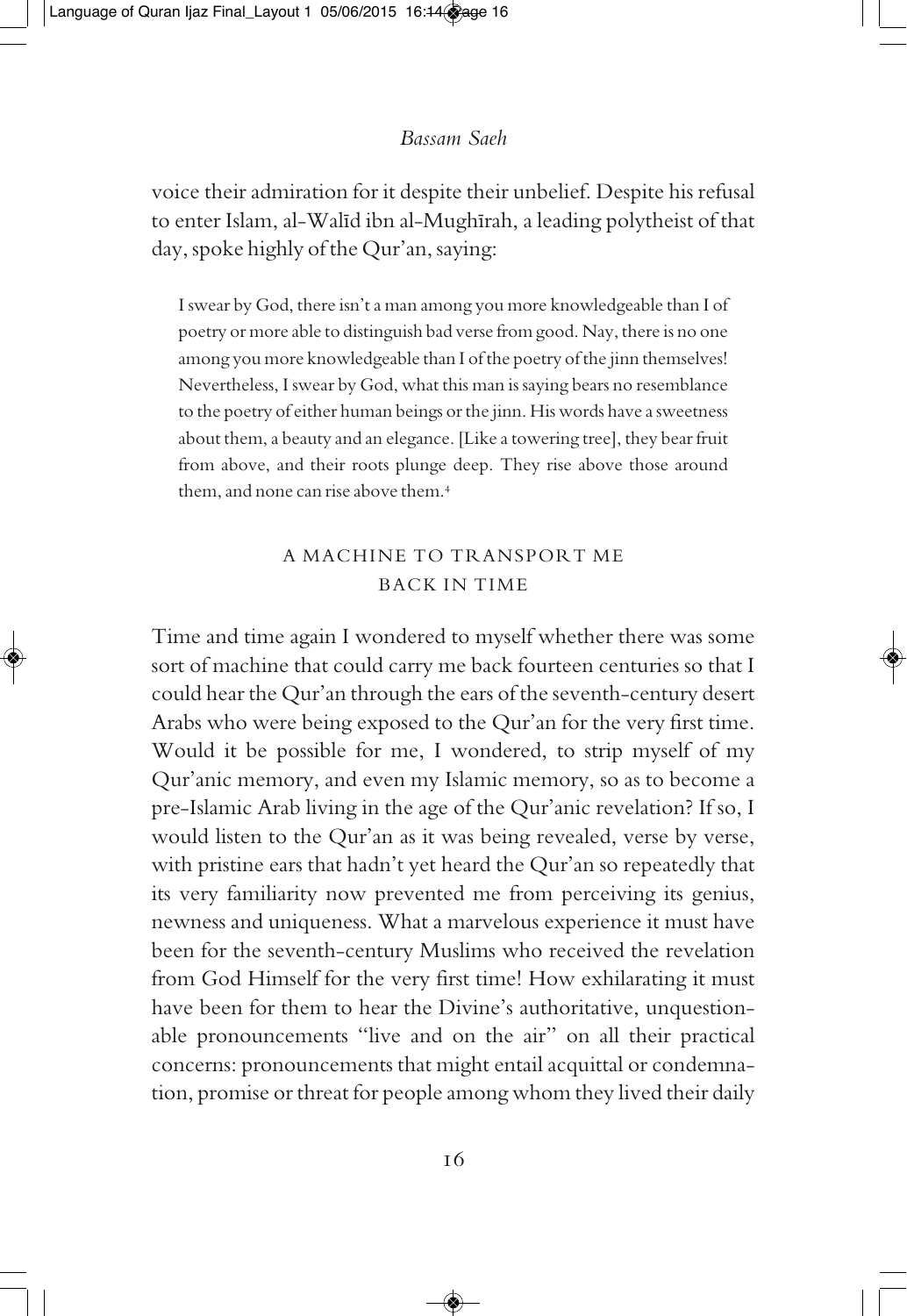voice their admiration for it despite their unbelief. Despite his refusal to enter Islam, al-Walīd ibn al-Mughīrah, a leading polytheist of that day, spoke highly of the Qur'an, saying:

> I swear by God, there isn't a man among you more knowledgeable than I of poetry or more able to distinguish bad verse from good. Nay, there is no one among you more knowledgeable than I of the poetry of the jinn themselves! Nevertheless, I swear by God, what this man is saying bears no resemblance to the poetry of either human beings or the jinn. His words have a sweetness about them, a beauty and an elegance. [Like a towering tree], they bear fruit from above, and their roots plunge deep. They rise above those around them, and none can rise above them.[4]

## A MACHINE TO TRANSPORT ME BACK IN TIME

Time and time again I wondered to myself whether there was some sort of machine that could carry me back fourteen centuries so that I could hear the Qur'an through the ears of the seventh-century desert Arabs who were being exposed to the Qur'an for the very first time. Would it be possible for me, I wondered, to strip myself of my Qur'anic memory, and even my Islamic memory, so as to become a pre-Islamic Arab living in the age of the Qur'anic revelation? If so, I would listen to the Qur'an as it was being revealed, verse by verse, with pristine ears that hadn't yet heard the Qur'an so repeatedly that its very familiarity now prevented me from perceiving its genius, newness and uniqueness. What a marvelous experience it must have been for the seventh-century Muslims who received the revelation from God Himself for the very first time! How exhilarating it must have been for them to hear the Divine's authoritative, unquestionable pronouncements "live and on the air" on all their practical concerns: pronouncements that might entail acquittal or condemnation, promise or threat for people among whom they lived their daily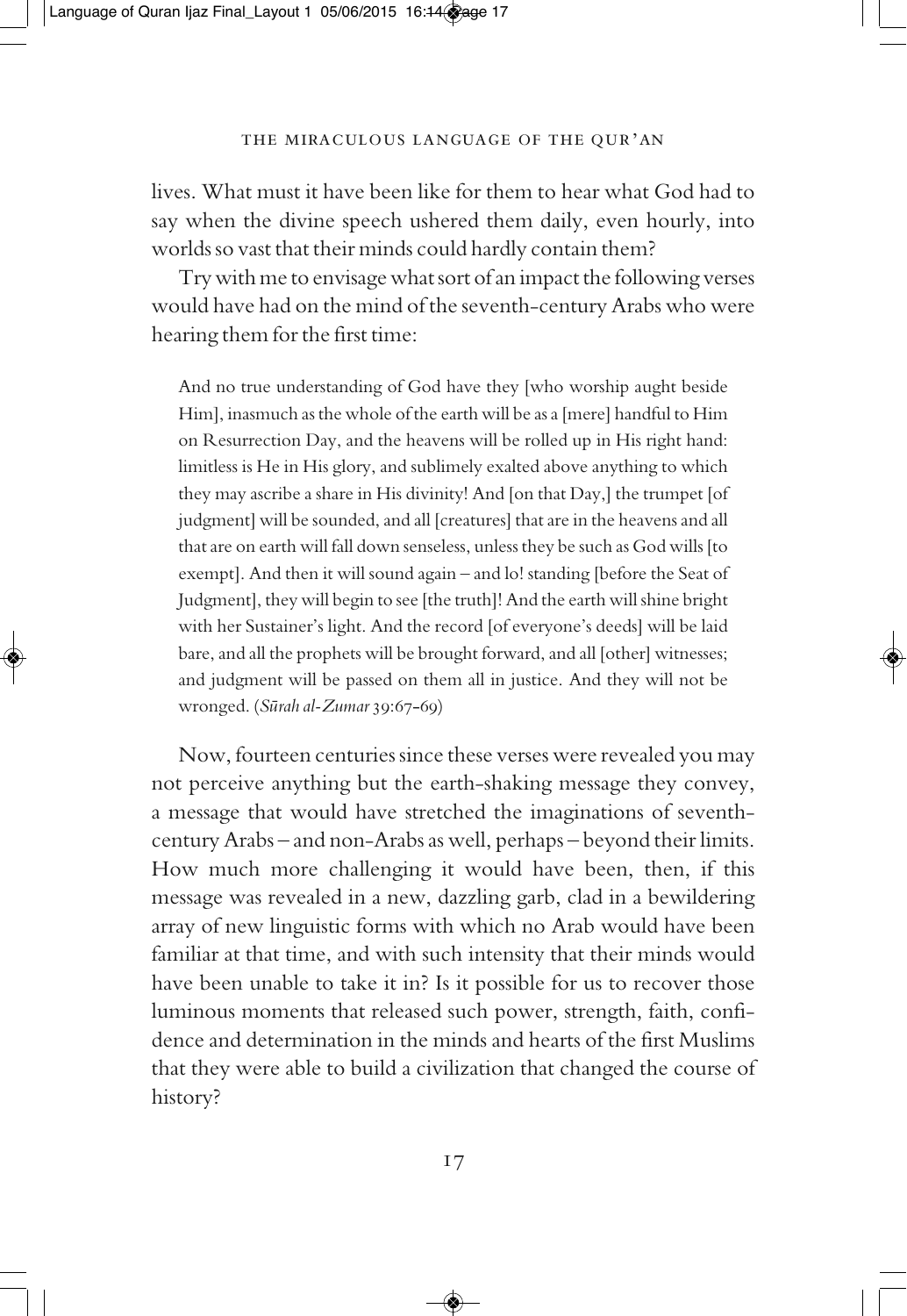lives. What must it have been like for them to hear what God had to say when the divine speech ushered them daily, even hourly, into worlds so vast that their minds could hardly contain them?

Try with me to envisage what sort of an impact the following verses would have had on the mind of the seventh-century Arabs who were hearing them for the first time:

> And no true understanding of God have they [who worship aught beside Him], inasmuch as the whole of the earth will be as a [mere] handful to Him on Resurrection Day, and the heavens will be rolled up in His right hand: limitless is He in His glory, and sublimely exalted above anything to which they may ascribe a share in His divinity! And [on that Day,] the trumpet [of judgment] will be sounded, and all [creatures] that are in the heavens and all that are on earth will fall down senseless, unless they be such as God wills [to exempt]. And then it will sound again – and lo! standing [before the Seat of Judgment], they will begin to see [the truth]! And the earth will shine bright with her Sustainer's light. And the record [of everyone's deeds] will be laid bare, and all the prophets will be brought forward, and all [other] witnesses; and judgment will be passed on them all in justice. And they will not be wronged. (*Sūrah al-Zumar* 39:67-69)

Now, fourteen centuries since these verses were revealed you may not perceive anything but the earth-shaking message they convey, a message that would have stretched the imaginations of seventh-century Arabs – and non-Arabs as well, perhaps – beyond their limits. How much more challenging it would have been, then, if this message was revealed in a new, dazzling garb, clad in a bewildering array of new linguistic forms with which no Arab would have been familiar at that time, and with such intensity that their minds would have been unable to take it in? Is it possible for us to recover those luminous moments that released such power, strength, faith, confidence and determination in the minds and hearts of the first Muslims that they were able to build a civilization that changed the course of history?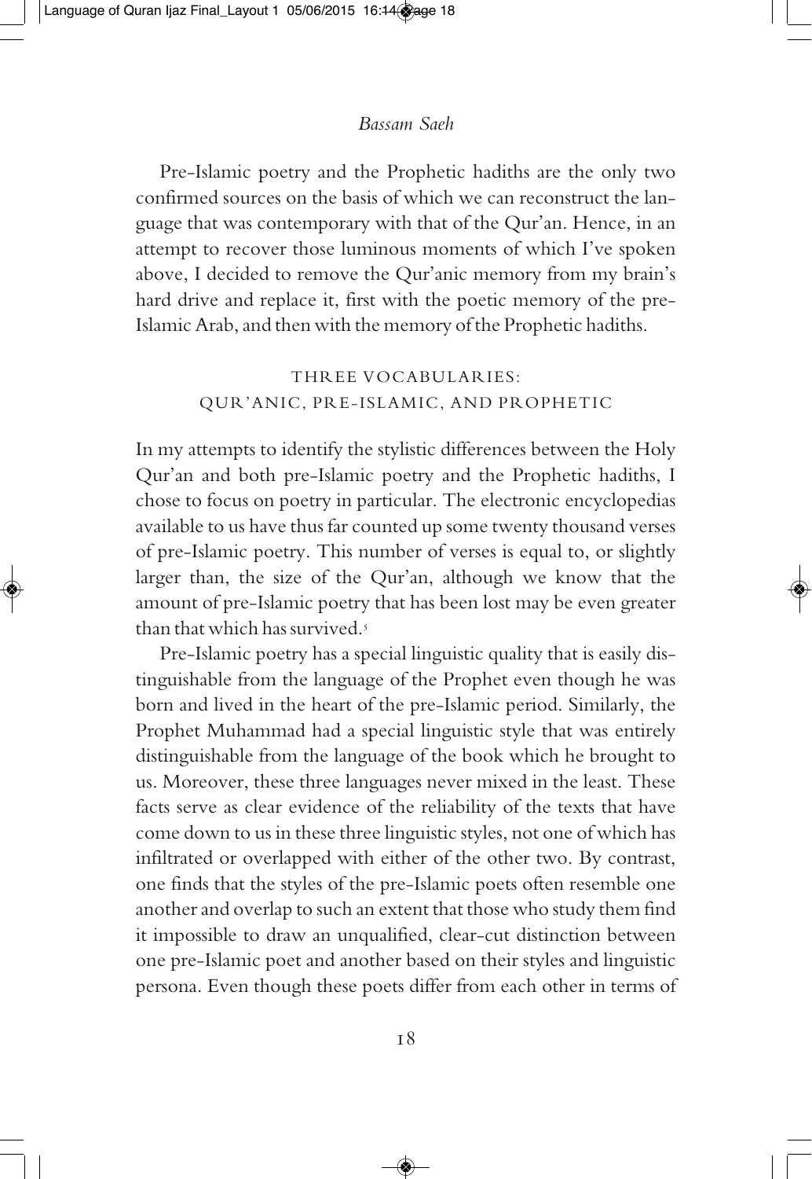Pre-Islamic poetry and the Prophetic hadiths are the only two confirmed sources on the basis of which we can reconstruct the language that was contemporary with that of the Qur'an. Hence, in an attempt to recover those luminous moments of which I've spoken above, I decided to remove the Qur'anic memory from my brain's hard drive and replace it, first with the poetic memory of the pre-Islamic Arab, and then with the memory of the Prophetic hadiths.

## THREE VOCABULARIES: QUR'ANIC, PRE-ISLAMIC, AND PROPHETIC

In my attempts to identify the stylistic differences between the Holy Qur'an and both pre-Islamic poetry and the Prophetic hadiths, I chose to focus on poetry in particular. The electronic encyclopedias available to us have thus far counted up some twenty thousand verses of pre-Islamic poetry. This number of verses is equal to, or slightly larger than, the size of the Qur'an, although we know that the amount of pre-Islamic poetry that has been lost may be even greater than that which has survived.[5]

Pre-Islamic poetry has a special linguistic quality that is easily distinguishable from the language of the Prophet even though he was born and lived in the heart of the pre-Islamic period. Similarly, the Prophet Muhammad had a special linguistic style that was entirely distinguishable from the language of the book which he brought to us. Moreover, these three languages never mixed in the least. These facts serve as clear evidence of the reliability of the texts that have come down to us in these three linguistic styles, not one of which has infiltrated or overlapped with either of the other two. By contrast, one finds that the styles of the pre-Islamic poets often resemble one another and overlap to such an extent that those who study them find it impossible to draw an unqualified, clear-cut distinction between one pre-Islamic poet and another based on their styles and linguistic persona. Even though these poets differ from each other in terms of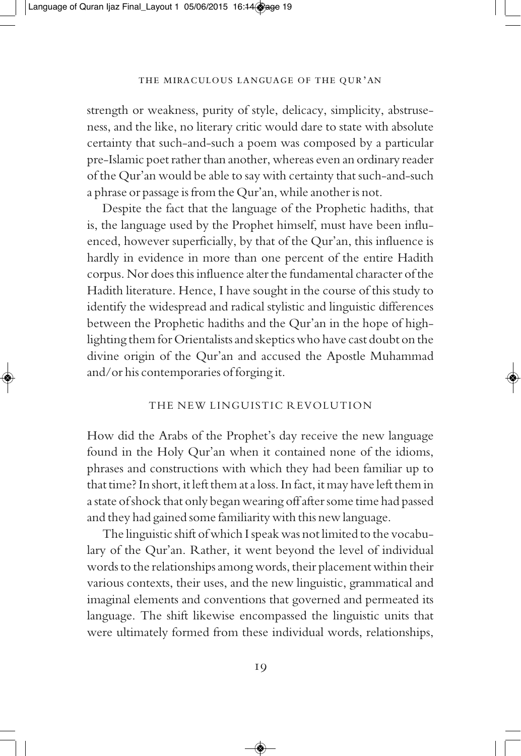strength or weakness, purity of style, delicacy, simplicity, abstruseness, and the like, no literary critic would dare to state with absolute certainty that such-and-such a poem was composed by a particular pre-Islamic poet rather than another, whereas even an ordinary reader of the Qur'an would be able to say with certainty that such-and-such a phrase or passage is from the Qur'an, while another is not.

Despite the fact that the language of the Prophetic hadiths, that is, the language used by the Prophet himself, must have been influenced, however superficially, by that of the Qur'an, this influence is hardly in evidence in more than one percent of the entire Hadith corpus. Nor does this influence alter the fundamental character of the Hadith literature. Hence, I have sought in the course of this study to identify the widespread and radical stylistic and linguistic differences between the Prophetic hadiths and the Qur'an in the hope of highlighting them for Orientalists and skeptics who have cast doubt on the divine origin of the Qur'an and accused the Apostle Muhammad and/or his contemporaries of forging it.

## THE NEW LINGUISTIC REVOLUTION

How did the Arabs of the Prophet's day receive the new language found in the Holy Qur'an when it contained none of the idioms, phrases and constructions with which they had been familiar up to that time? In short, it left them at a loss. In fact, it may have left them in a state of shock that only began wearing off after some time had passed and they had gained some familiarity with this new language.

The linguistic shift of which I speak was not limited to the vocabulary of the Qur'an. Rather, it went beyond the level of individual words to the relationships among words, their placement within their various contexts, their uses, and the new linguistic, grammatical and imaginal elements and conventions that governed and permeated its language. The shift likewise encompassed the linguistic units that were ultimately formed from these individual words, relationships,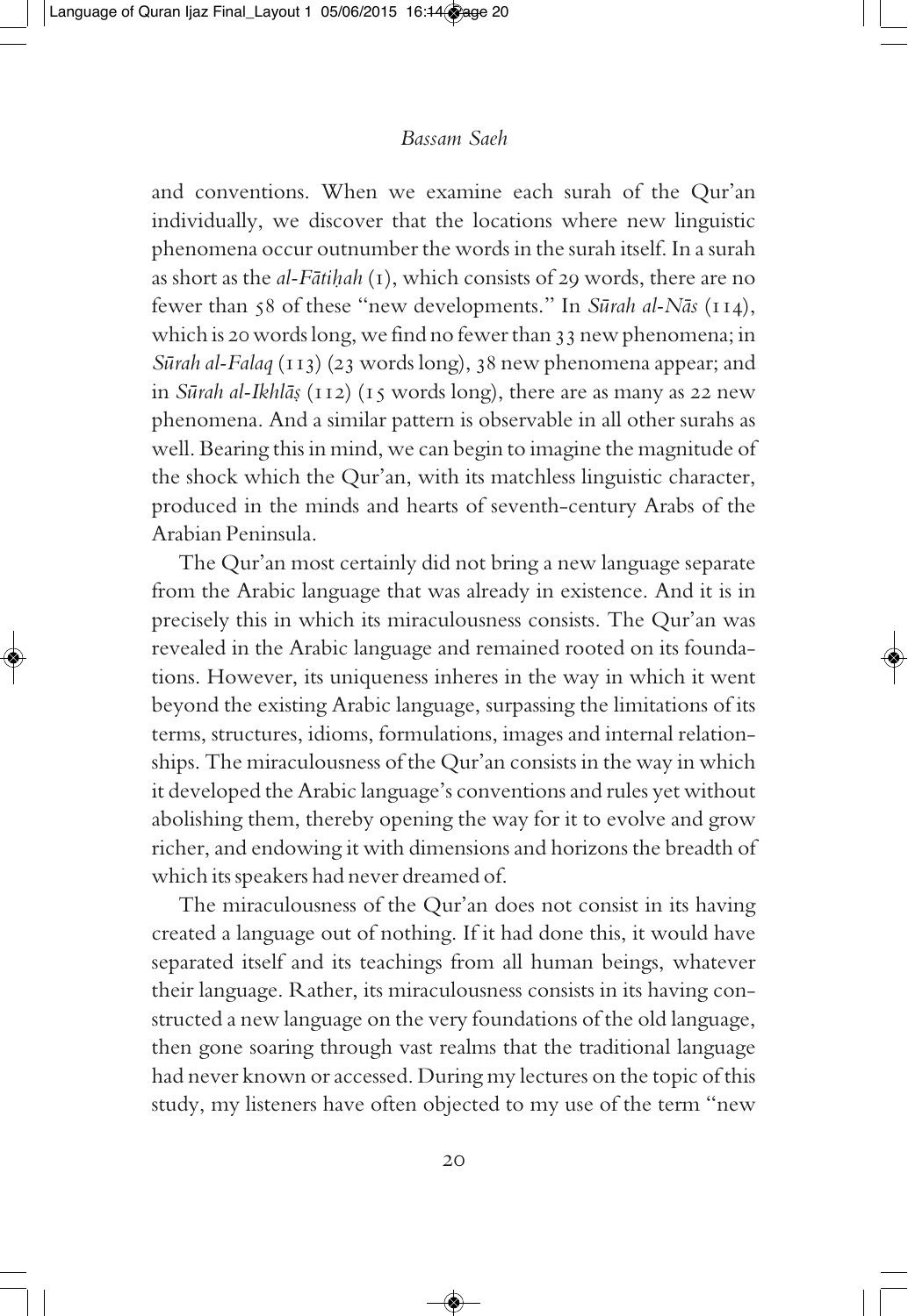and conventions. When we examine each surah of the Qur'an individually, we discover that the locations where new linguistic phenomena occur outnumber the words in the surah itself. In a surah as short as the *al-Fātiḥah* (1), which consists of 29 words, there are no fewer than 58 of these "new developments." In *Sūrah al-Nās* (114), which is 20 words long, we find no fewer than 33 new phenomena; in *Sūrah al-Falaq* (113) (23 words long), 38 new phenomena appear; and in *Sūrah al-Ikhlāṣ* (112) (15 words long), there are as many as 22 new phenomena. And a similar pattern is observable in all other surahs as well. Bearing this in mind, we can begin to imagine the magnitude of the shock which the Qur'an, with its matchless linguistic character, produced in the minds and hearts of seventh-century Arabs of the Arabian Peninsula.

The Qur'an most certainly did not bring a new language separate from the Arabic language that was already in existence. And it is in precisely this in which its miraculousness consists. The Qur'an was revealed in the Arabic language and remained rooted on its foundations. However, its uniqueness inheres in the way in which it went beyond the existing Arabic language, surpassing the limitations of its terms, structures, idioms, formulations, images and internal relationships. The miraculousness of the Qur'an consists in the way in which it developed the Arabic language's conventions and rules yet without abolishing them, thereby opening the way for it to evolve and grow richer, and endowing it with dimensions and horizons the breadth of which its speakers had never dreamed of.

The miraculousness of the Qur'an does not consist in its having created a language out of nothing. If it had done this, it would have separated itself and its teachings from all human beings, whatever their language. Rather, its miraculousness consists in its having constructed a new language on the very foundations of the old language, then gone soaring through vast realms that the traditional language had never known or accessed. During my lectures on the topic of this study, my listeners have often objected to my use of the term "new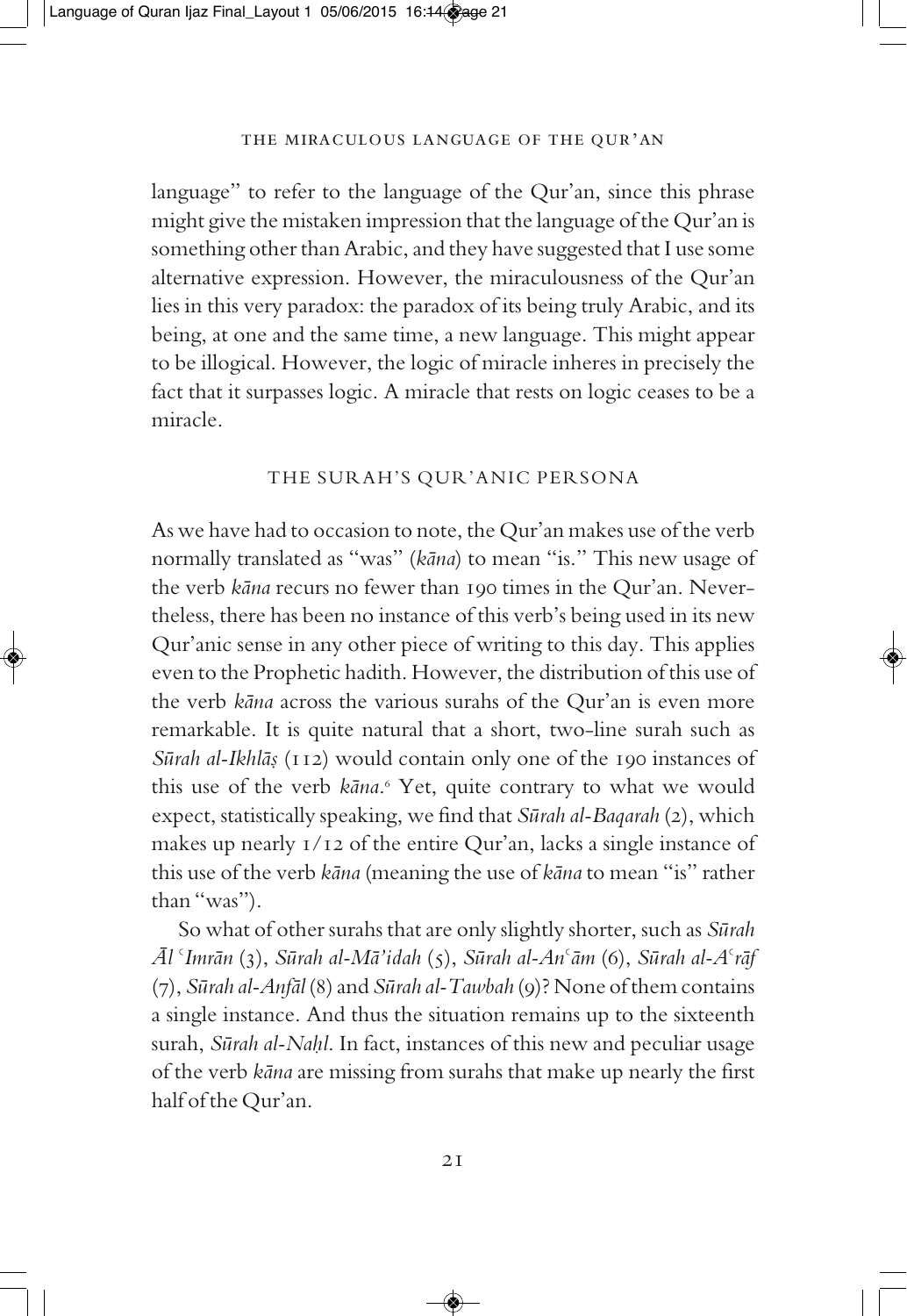language" to refer to the language of the Qur'an, since this phrase might give the mistaken impression that the language of the Qur'an is something other than Arabic, and they have suggested that I use some alternative expression. However, the miraculousness of the Qur'an lies in this very paradox: the paradox of its being truly Arabic, and its being, at one and the same time, a new language. This might appear to be illogical. However, the logic of miracle inheres in precisely the fact that it surpasses logic. A miracle that rests on logic ceases to be a miracle.

## THE SURAH'S QUR'ANIC PERSONA

As we have had to occasion to note, the Qur'an makes use of the verb normally translated as "was" (*kāna*) to mean "is." This new usage of the verb *kāna* recurs no fewer than 190 times in the Qur'an. Nevertheless, there has been no instance of this verb's being used in its new Qur'anic sense in any other piece of writing to this day. This applies even to the Prophetic hadith. However, the distribution of this use of the verb *kāna* across the various surahs of the Qur'an is even more remarkable. It is quite natural that a short, two-line surah such as *Sūrah al-Ikhlāṣ* (112) would contain only one of the 190 instances of this use of the verb *kāna*.[6] Yet, quite contrary to what we would expect, statistically speaking, we find that *Sūrah al-Baqarah* (2), which makes up nearly 1/12 of the entire Qur'an, lacks a single instance of this use of the verb *kāna* (meaning the use of *kāna* to mean "is" rather than "was").

So what of other surahs that are only slightly shorter, such as *Sūrah Āl ʿImrān* (3), *Sūrah al-Mā'idah* (5), *Sūrah al-Anʿām* (6), *Sūrah al-Aʿrāf* (7), *Sūrah al-Anfāl* (8) and *Sūrah al-Tawbah* (9)? None of them contains a single instance. And thus the situation remains up to the sixteenth surah, *Sūrah al-Naḥl*. In fact, instances of this new and peculiar usage of the verb *kāna* are missing from surahs that make up nearly the first half of the Qur'an.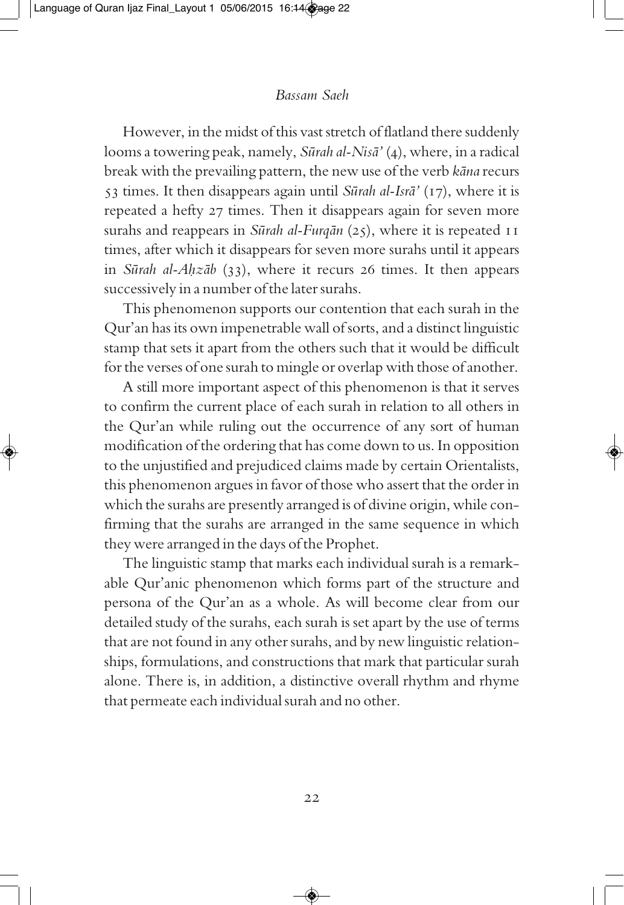However, in the midst of this vast stretch of flatland there suddenly looms a towering peak, namely, *Sūrah al-Nisā'* (4), where, in a radical break with the prevailing pattern, the new use of the verb *kāna* recurs 53 times. It then disappears again until *Sūrah al-Isrā'* (17), where it is repeated a hefty 27 times. Then it disappears again for seven more surahs and reappears in *Sūrah al-Furqān* (25), where it is repeated 11 times, after which it disappears for seven more surahs until it appears in *Sūrah al-Aḥzāb* (33), where it recurs 26 times. It then appears successively in a number of the later surahs.

This phenomenon supports our contention that each surah in the Qur'an has its own impenetrable wall of sorts, and a distinct linguistic stamp that sets it apart from the others such that it would be difficult for the verses of one surah to mingle or overlap with those of another.

A still more important aspect of this phenomenon is that it serves to confirm the current place of each surah in relation to all others in the Qur'an while ruling out the occurrence of any sort of human modification of the ordering that has come down to us. In opposition to the unjustified and prejudiced claims made by certain Orientalists, this phenomenon argues in favor of those who assert that the order in which the surahs are presently arranged is of divine origin, while confirming that the surahs are arranged in the same sequence in which they were arranged in the days of the Prophet.

The linguistic stamp that marks each individual surah is a remarkable Qur'anic phenomenon which forms part of the structure and persona of the Qur'an as a whole. As will become clear from our detailed study of the surahs, each surah is set apart by the use of terms that are not found in any other surahs, and by new linguistic relationships, formulations, and constructions that mark that particular surah alone. There is, in addition, a distinctive overall rhythm and rhyme that permeate each individual surah and no other.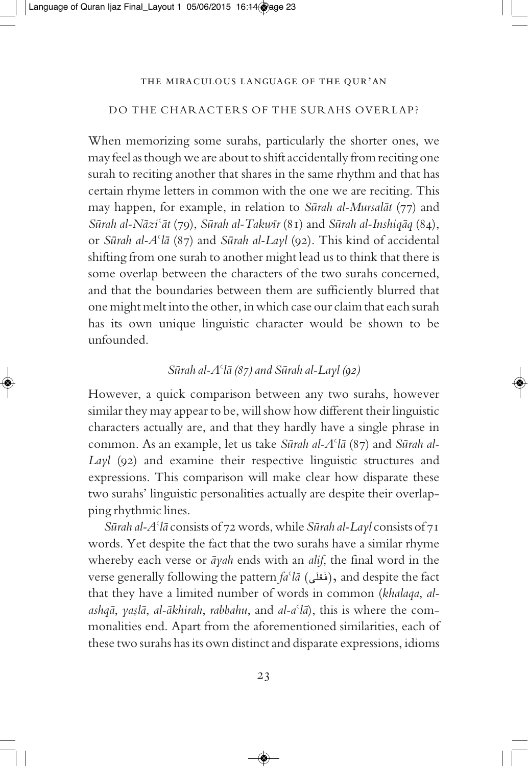## DO THE CHARACTERS OF THE SURAHS OVERLAP?

When memorizing some surahs, particularly the shorter ones, we may feel as though we are about to shift accidentally from reciting one surah to reciting another that shares in the same rhythm and that has certain rhyme letters in common with the one we are reciting. This may happen, for example, in relation to *Sūrah al-Mursalāt* (77) and *Sūrah al-Nāziʿāt* (79), *Sūrah al-Takwīr* (81) and *Sūrah al-Inshiqāq* (84), or *Sūrah al-Aʿlā* (87) and *Sūrah al-Layl* (92). This kind of accidental shifting from one surah to another might lead us to think that there is some overlap between the characters of the two surahs concerned, and that the boundaries between them are sufficiently blurred that one might melt into the other, in which case our claim that each surah has its own unique linguistic character would be shown to be unfounded.

### *Sūrah al-Aʿlā (87) and Sūrah al-Layl (92)*

However, a quick comparison between any two surahs, however similar they may appear to be, will show how different their linguistic characters actually are, and that they hardly have a single phrase in common. As an example, let us take *Sūrah al-Aʿlā* (87) and *Sūrah al-Layl* (92) and examine their respective linguistic structures and expressions. This comparison will make clear how disparate these two surahs' linguistic personalities actually are despite their overlapping rhythmic lines.

*Sūrah al-Aʿlā* consists of 72 words, while *Sūrah al-Layl* consists of 71 words. Yet despite the fact that the two surahs have a similar rhyme whereby each verse or *āyah* ends with an *alif*, the final word in the verse generally following the pattern *faʿlā* (فَعْلى), and despite the fact that they have a limited number of words in common (*khalaqa*, *al-ashqā*, *yaṣlā*, *al-ākhirah*, *rabbahu*, and *al-aʿlā*), this is where the commonalities end. Apart from the aforementioned similarities, each of these two surahs has its own distinct and disparate expressions, idioms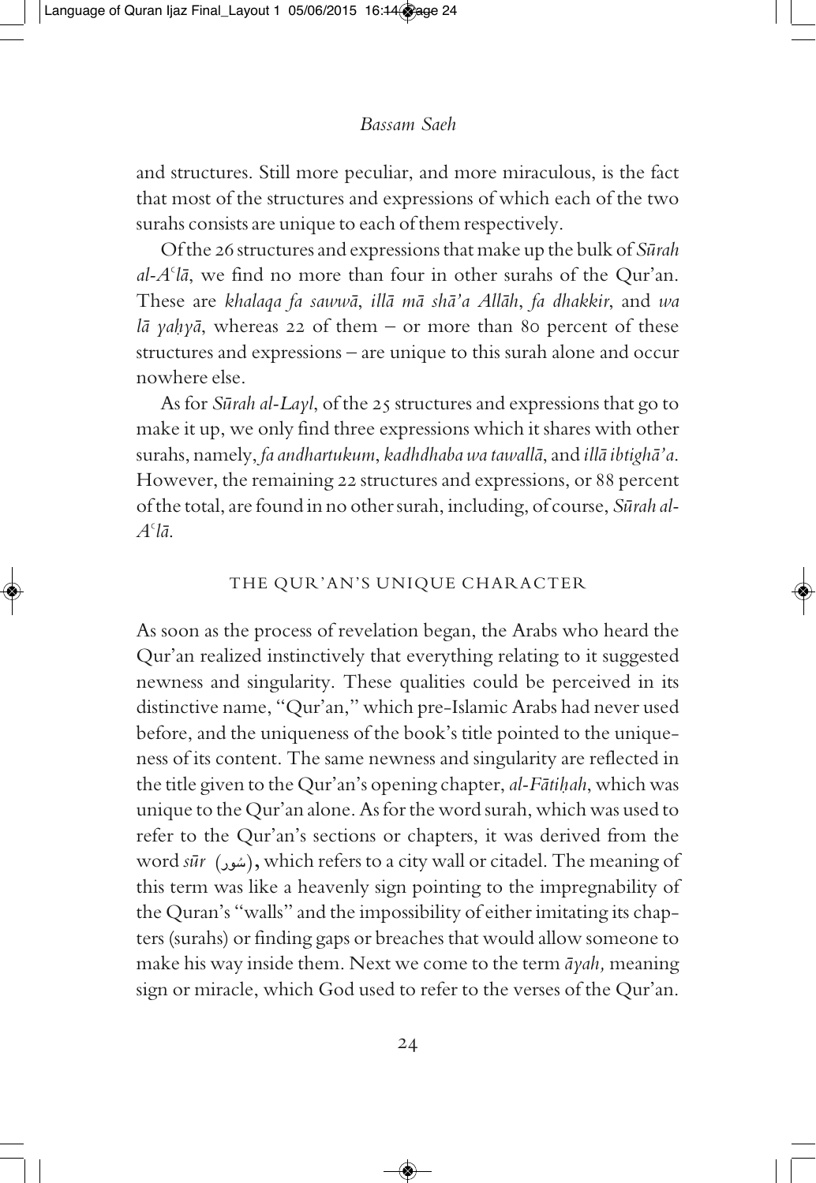and structures. Still more peculiar, and more miraculous, is the fact that most of the structures and expressions of which each of the two surahs consists are unique to each of them respectively.

Of the 26 structures and expressions that make up the bulk of *Sūrah al-Aʿlā*, we find no more than four in other surahs of the Qur'an. These are *khalaqa fa sawwā*, *illā mā shā'a Allāh*, *fa dhakkir*, and *wa lā yaḥyā*, whereas 22 of them – or more than 80 percent of these structures and expressions – are unique to this surah alone and occur nowhere else.

As for *Sūrah al-Layl*, of the 25 structures and expressions that go to make it up, we only find three expressions which it shares with other surahs, namely, *fa andhartukum*, *kadhdhaba wa tawallā*, and *illā ibtighā'a*. However, the remaining 22 structures and expressions, or 88 percent of the total, are found in no other surah, including, of course, *Sūrah al-Aʿlā*.

## THE QUR'AN'S UNIQUE CHARACTER

As soon as the process of revelation began, the Arabs who heard the Qur'an realized instinctively that everything relating to it suggested newness and singularity. These qualities could be perceived in its distinctive name, "Qur'an," which pre-Islamic Arabs had never used before, and the uniqueness of the book's title pointed to the uniqueness of its content. The same newness and singularity are reflected in the title given to the Qur'an's opening chapter, *al-Fātiḥah*, which was unique to the Qur'an alone. As for the word surah, which was used to refer to the Qur'an's sections or chapters, it was derived from the word *sūr* (سُور), which refers to a city wall or citadel. The meaning of this term was like a heavenly sign pointing to the impregnability of the Quran's "walls" and the impossibility of either imitating its chapters (surahs) or finding gaps or breaches that would allow someone to make his way inside them. Next we come to the term *āyah,* meaning sign or miracle, which God used to refer to the verses of the Qur'an.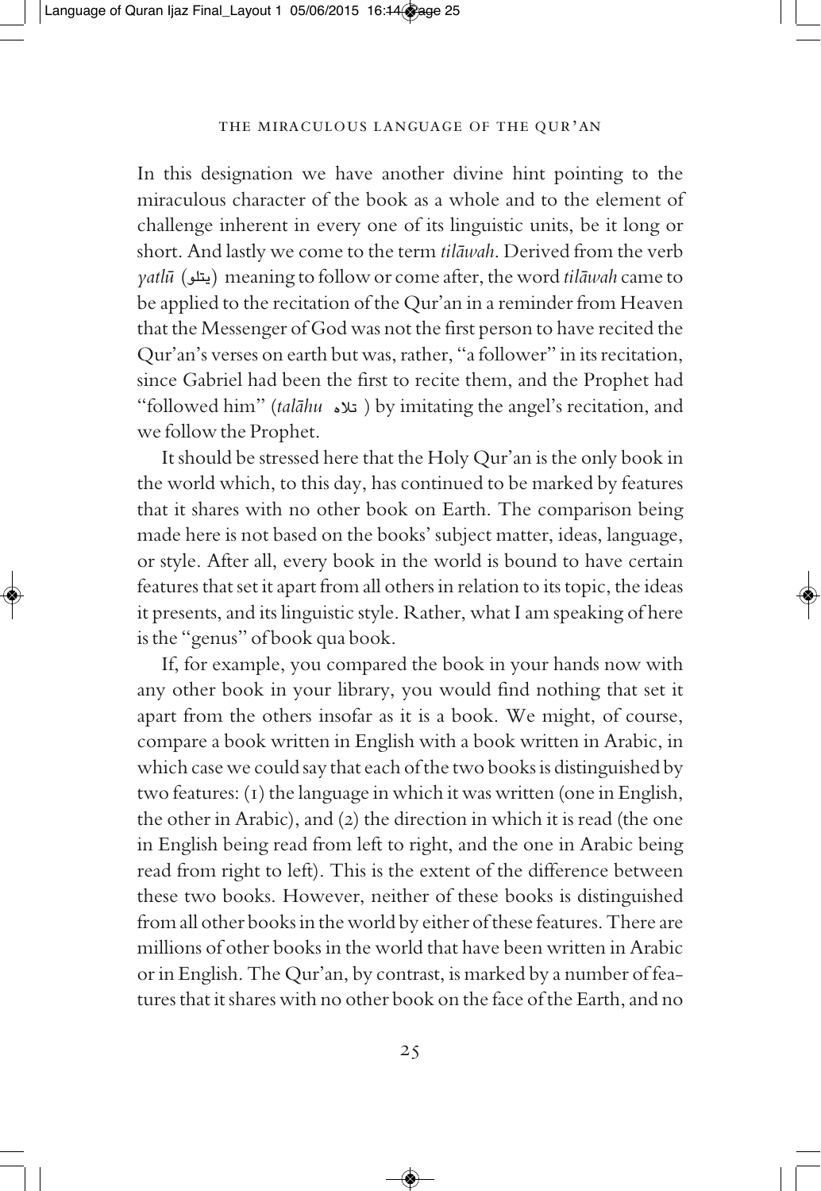In this designation we have another divine hint pointing to the miraculous character of the book as a whole and to the element of challenge inherent in every one of its linguistic units, be it long or short. And lastly we come to the term *tilāwah*. Derived from the verb *yatlū* (يتلو) meaning to follow or come after, the word *tilāwah* came to be applied to the recitation of the Qur'an in a reminder from Heaven that the Messenger of God was not the first person to have recited the Qur'an's verses on earth but was, rather, "a follower" in its recitation, since Gabriel had been the first to recite them, and the Prophet had "followed him" (*talāhu* تلاه ) by imitating the angel's recitation, and we follow the Prophet.

It should be stressed here that the Holy Qur'an is the only book in the world which, to this day, has continued to be marked by features that it shares with no other book on Earth. The comparison being made here is not based on the books' subject matter, ideas, language, or style. After all, every book in the world is bound to have certain features that set it apart from all others in relation to its topic, the ideas it presents, and its linguistic style. Rather, what I am speaking of here is the "genus" of book qua book.

If, for example, you compared the book in your hands now with any other book in your library, you would find nothing that set it apart from the others insofar as it is a book. We might, of course, compare a book written in English with a book written in Arabic, in which case we could say that each of the two books is distinguished by two features: (1) the language in which it was written (one in English, the other in Arabic), and (2) the direction in which it is read (the one in English being read from left to right, and the one in Arabic being read from right to left). This is the extent of the difference between these two books. However, neither of these books is distinguished from all other books in the world by either of these features. There are millions of other books in the world that have been written in Arabic or in English. The Qur'an, by contrast, is marked by a number of features that it shares with no other book on the face of the Earth, and no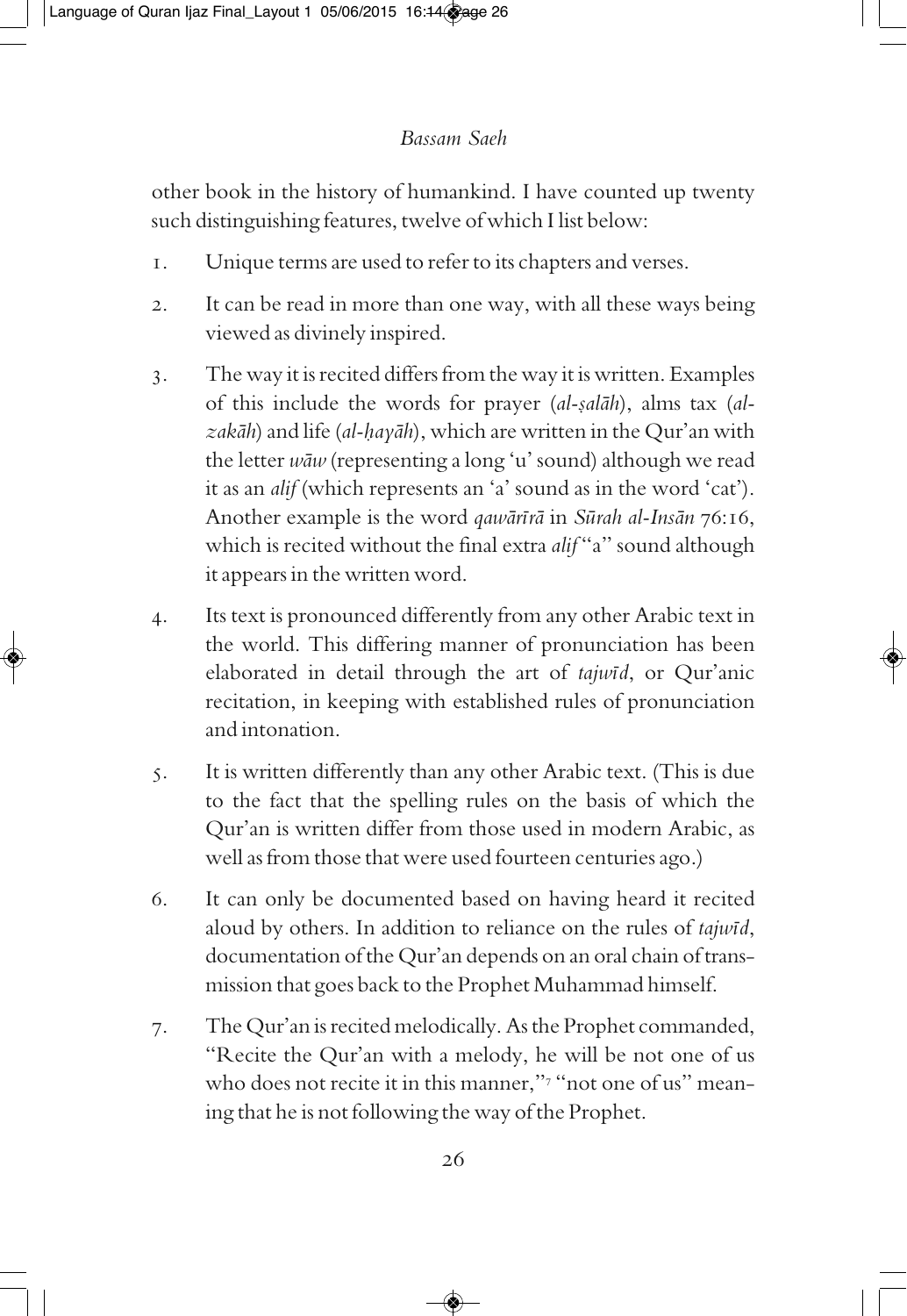other book in the history of humankind. I have counted up twenty such distinguishing features, twelve of which I list below:

1. Unique terms are used to refer to its chapters and verses.
2. It can be read in more than one way, with all these ways being viewed as divinely inspired.
3. The way it is recited differs from the way it is written. Examples of this include the words for prayer (*al-ṣalāh*), alms tax (*al-zakāh*) and life (*al-ḥayāh*), which are written in the Qur'an with the letter *wāw* (representing a long 'u' sound) although we read it as an *alif* (which represents an 'a' sound as in the word 'cat'). Another example is the word *qawārīrā* in *Sūrah al-Insān* 76:16, which is recited without the final extra *alif* "a" sound although it appears in the written word.
4. Its text is pronounced differently from any other Arabic text in the world. This differing manner of pronunciation has been elaborated in detail through the art of *tajwīd*, or Qur'anic recitation, in keeping with established rules of pronunciation and intonation.
5. It is written differently than any other Arabic text. (This is due to the fact that the spelling rules on the basis of which the Qur'an is written differ from those used in modern Arabic, as well as from those that were used fourteen centuries ago.)
6. It can only be documented based on having heard it recited aloud by others. In addition to reliance on the rules of *tajwīd*, documentation of the Qur'an depends on an oral chain of transmission that goes back to the Prophet Muhammad himself.
7. The Qur'an is recited melodically. As the Prophet commanded, "Recite the Qur'an with a melody, he will be not one of us who does not recite it in this manner,"[7] "not one of us" meaning that he is not following the way of the Prophet.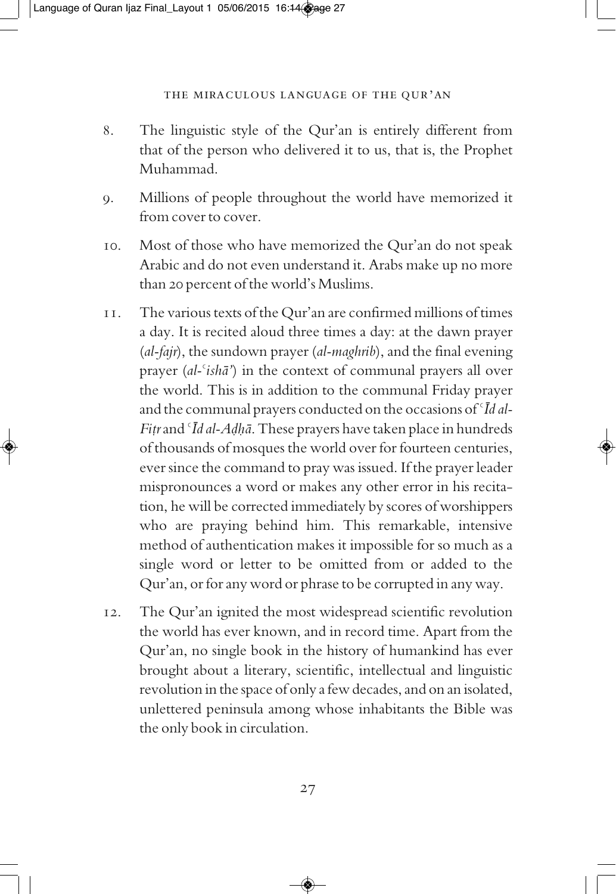8. The linguistic style of the Qur'an is entirely different from that of the person who delivered it to us, that is, the Prophet Muhammad.

9. Millions of people throughout the world have memorized it from cover to cover.

10. Most of those who have memorized the Qur'an do not speak Arabic and do not even understand it. Arabs make up no more than 20 percent of the world's Muslims.

11. The various texts of the Qur'an are confirmed millions of times a day. It is recited aloud three times a day: at the dawn prayer (*al-fajr*), the sundown prayer (*al-maghrib*), and the final evening prayer (*al-ʿishā'*) in the context of communal prayers all over the world. This is in addition to the communal Friday prayer and the communal prayers conducted on the occasions of *ʿĪd al-Fiṭr* and *ʿĪd al-Aḍḥā*. These prayers have taken place in hundreds of thousands of mosques the world over for fourteen centuries, ever since the command to pray was issued. If the prayer leader mispronounces a word or makes any other error in his recitation, he will be corrected immediately by scores of worshippers who are praying behind him. This remarkable, intensive method of authentication makes it impossible for so much as a single word or letter to be omitted from or added to the Qur'an, or for any word or phrase to be corrupted in any way.

12. The Qur'an ignited the most widespread scientific revolution the world has ever known, and in record time. Apart from the Qur'an, no single book in the history of humankind has ever brought about a literary, scientific, intellectual and linguistic revolution in the space of only a few decades, and on an isolated, unlettered peninsula among whose inhabitants the Bible was the only book in circulation.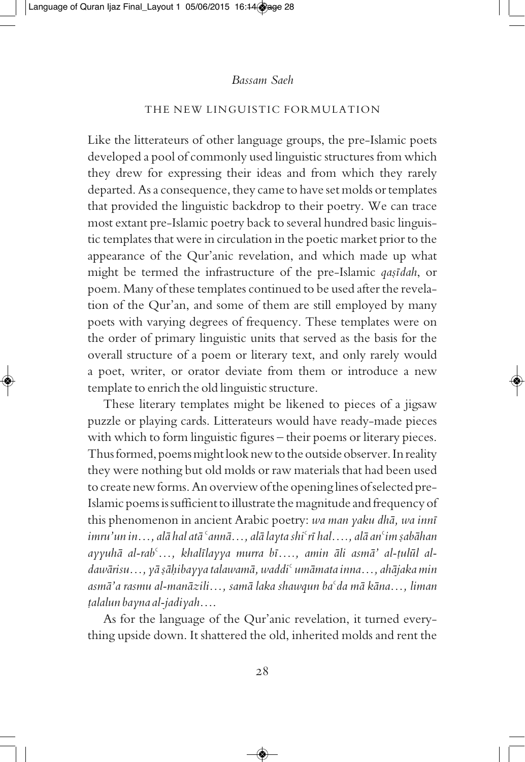## THE NEW LINGUISTIC FORMULATION

Like the litterateurs of other language groups, the pre-Islamic poets developed a pool of commonly used linguistic structures from which they drew for expressing their ideas and from which they rarely departed. As a consequence, they came to have set molds or templates that provided the linguistic backdrop to their poetry. We can trace most extant pre-Islamic poetry back to several hundred basic linguistic templates that were in circulation in the poetic market prior to the appearance of the Qur'anic revelation, and which made up what might be termed the infrastructure of the pre-Islamic *qaṣīdah*, or poem. Many of these templates continued to be used after the revelation of the Qur'an, and some of them are still employed by many poets with varying degrees of frequency. These templates were on the order of primary linguistic units that served as the basis for the overall structure of a poem or literary text, and only rarely would a poet, writer, or orator deviate from them or introduce a new template to enrich the old linguistic structure.

These literary templates might be likened to pieces of a jigsaw puzzle or playing cards. Litterateurs would have ready-made pieces with which to form linguistic figures – their poems or literary pieces. Thus formed, poems might look new to the outside observer. In reality they were nothing but old molds or raw materials that had been used to create new forms. An overview of the opening lines of selected pre-Islamic poems is sufficient to illustrate the magnitude and frequency of this phenomenon in ancient Arabic poetry: *wa man yaku dhā, wa innī imru'un in…, alā hal atā ͨannā…, alā layta shiͨrī hal…., alā anͨim ṣabāhan ayyuhā al-rabͨ…, khalīlayya murra bī…., amin āli asmā' al-ṭulūl al-dawārisu…, yā ṣāḥibayya talawamā, waddiͨ umāmata inna…, ahājaka min asmā'a rasmu al-manāzili…, samā laka shawqun baͨda mā kāna…, liman ṭalalun bayna al-jadiyah….*

As for the language of the Qur'anic revelation, it turned everything upside down. It shattered the old, inherited molds and rent the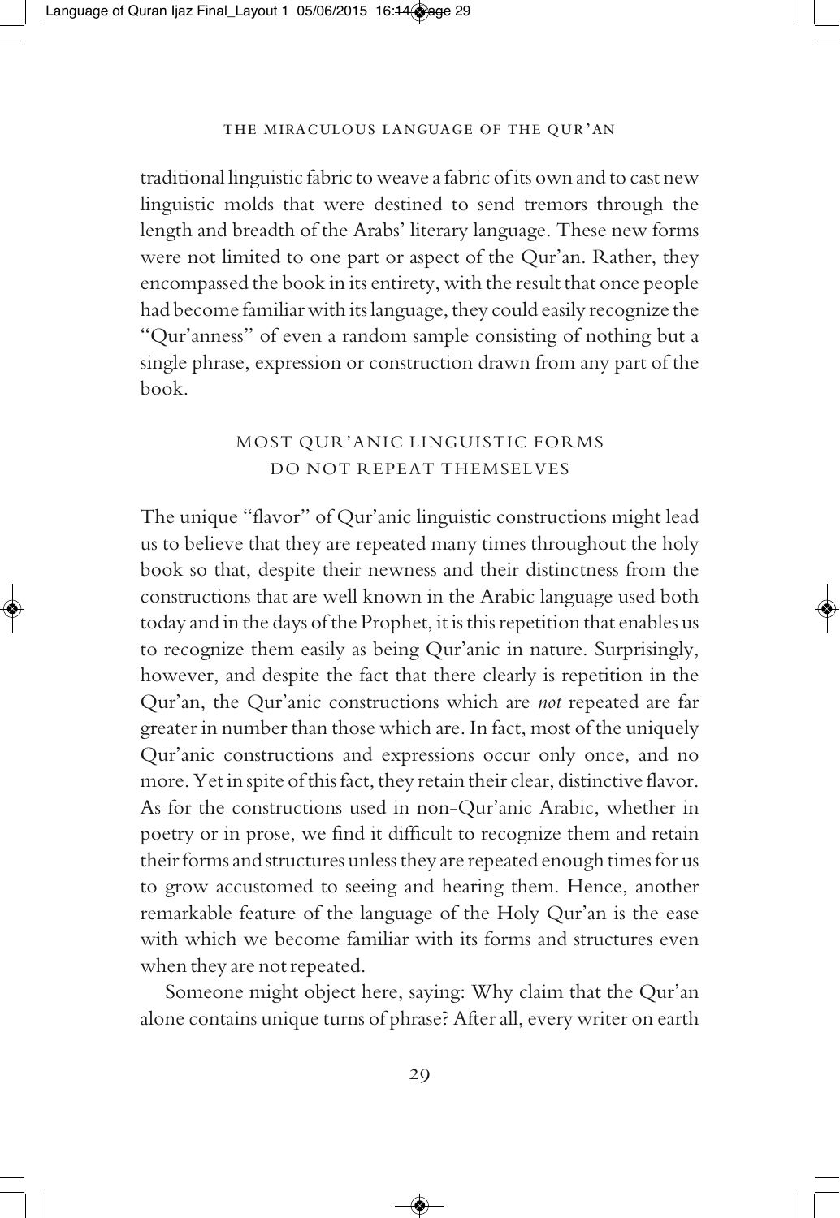traditional linguistic fabric to weave a fabric of its own and to cast new linguistic molds that were destined to send tremors through the length and breadth of the Arabs' literary language. These new forms were not limited to one part or aspect of the Qur'an. Rather, they encompassed the book in its entirety, with the result that once people had become familiar with its language, they could easily recognize the "Qur'anness" of even a random sample consisting of nothing but a single phrase, expression or construction drawn from any part of the book.

## MOST QUR'ANIC LINGUISTIC FORMS DO NOT REPEAT THEMSELVES

The unique "flavor" of Qur'anic linguistic constructions might lead us to believe that they are repeated many times throughout the holy book so that, despite their newness and their distinctness from the constructions that are well known in the Arabic language used both today and in the days of the Prophet, it is this repetition that enables us to recognize them easily as being Qur'anic in nature. Surprisingly, however, and despite the fact that there clearly is repetition in the Qur'an, the Qur'anic constructions which are *not* repeated are far greater in number than those which are. In fact, most of the uniquely Qur'anic constructions and expressions occur only once, and no more. Yet in spite of this fact, they retain their clear, distinctive flavor. As for the constructions used in non-Qur'anic Arabic, whether in poetry or in prose, we find it difficult to recognize them and retain their forms and structures unless they are repeated enough times for us to grow accustomed to seeing and hearing them. Hence, another remarkable feature of the language of the Holy Qur'an is the ease with which we become familiar with its forms and structures even when they are not repeated.

Someone might object here, saying: Why claim that the Qur'an alone contains unique turns of phrase? After all, every writer on earth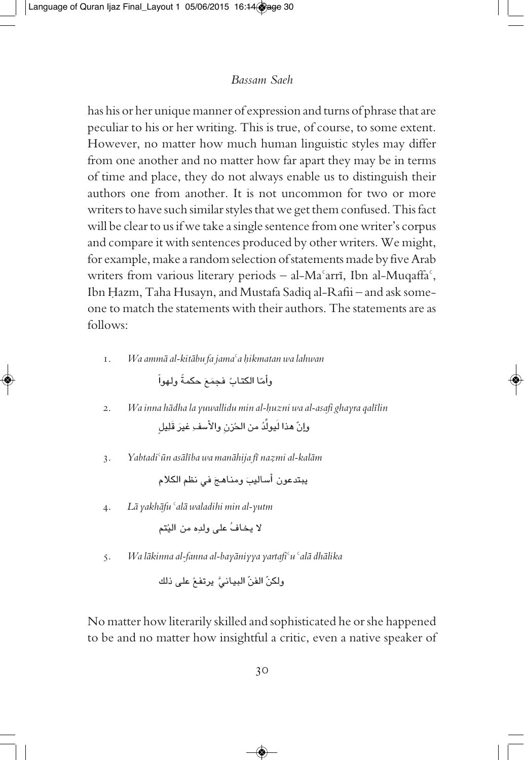has his or her unique manner of expression and turns of phrase that are peculiar to his or her writing. This is true, of course, to some extent. However, no matter how much human linguistic styles may differ from one another and no matter how far apart they may be in terms of time and place, they do not always enable us to distinguish their authors one from another. It is not uncommon for two or more writers to have such similar styles that we get them confused. This fact will be clear to us if we take a single sentence from one writer's corpus and compare it with sentences produced by other writers. We might, for example, make a random selection of statements made by five Arab writers from various literary periods – al-Maʿarrī, Ibn al-Muqaffaʿ, Ibn Ḥazm, Taha Husayn, and Mustafa Sadiq al-Rafii – and ask someone to match the statements with their authors. The statements are as follows:

1. *Wa ammā al-kitābu fa jamaʿa ḥikmatan wa lahwan*

   وأمّا الكتابُ فجمَعَ حكمةً ولهواً

2. *Wa inna hādha la yuwallidu min al-ḥuzni wa al-asafi ghayra qalīlin*

   وإنّ هذا لَيولِّدُ من الحُزنِ والأسفِ غيرَ قَليلٍ

3. *Yabtadiʿūn asālība wa manāhija fī naẓmi al-kalām*

   يبتدعون أساليبَ ومناهجَ في نظم الكلام

4. *Lā yakhāfu ʿalā waladihi min al-yutm*

   لا يخافُ على ولدِه من اليُتم

5. *Wa lākinna al-fanna al-bayāniyya yartafiʿu ʿalā dhālika*

   ولكنّ الفنّ البيانيَّ يرتفعُ على ذلك

No matter how literarily skilled and sophisticated he or she happened to be and no matter how insightful a critic, even a native speaker of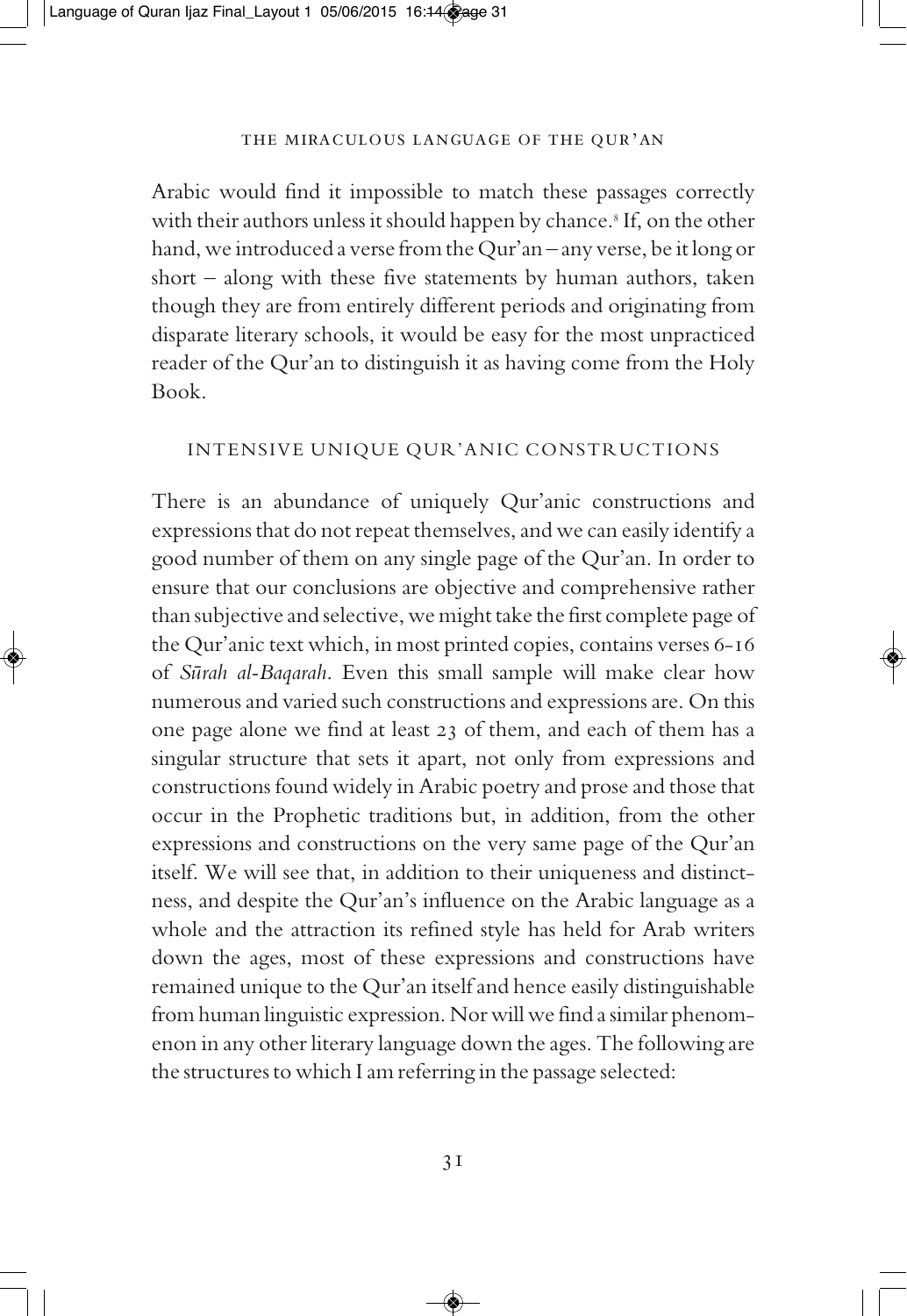Arabic would find it impossible to match these passages correctly with their authors unless it should happen by chance.[8] If, on the other hand, we introduced a verse from the Qur'an – any verse, be it long or short – along with these five statements by human authors, taken though they are from entirely different periods and originating from disparate literary schools, it would be easy for the most unpracticed reader of the Qur'an to distinguish it as having come from the Holy Book.

## INTENSIVE UNIQUE QUR'ANIC CONSTRUCTIONS

There is an abundance of uniquely Qur'anic constructions and expressions that do not repeat themselves, and we can easily identify a good number of them on any single page of the Qur'an. In order to ensure that our conclusions are objective and comprehensive rather than subjective and selective, we might take the first complete page of the Qur'anic text which, in most printed copies, contains verses 6-16 of *Sūrah al-Baqarah*. Even this small sample will make clear how numerous and varied such constructions and expressions are. On this one page alone we find at least 23 of them, and each of them has a singular structure that sets it apart, not only from expressions and constructions found widely in Arabic poetry and prose and those that occur in the Prophetic traditions but, in addition, from the other expressions and constructions on the very same page of the Qur'an itself. We will see that, in addition to their uniqueness and distinctness, and despite the Qur'an's influence on the Arabic language as a whole and the attraction its refined style has held for Arab writers down the ages, most of these expressions and constructions have remained unique to the Qur'an itself and hence easily distinguishable from human linguistic expression. Nor will we find a similar phenomenon in any other literary language down the ages. The following are the structures to which I am referring in the passage selected: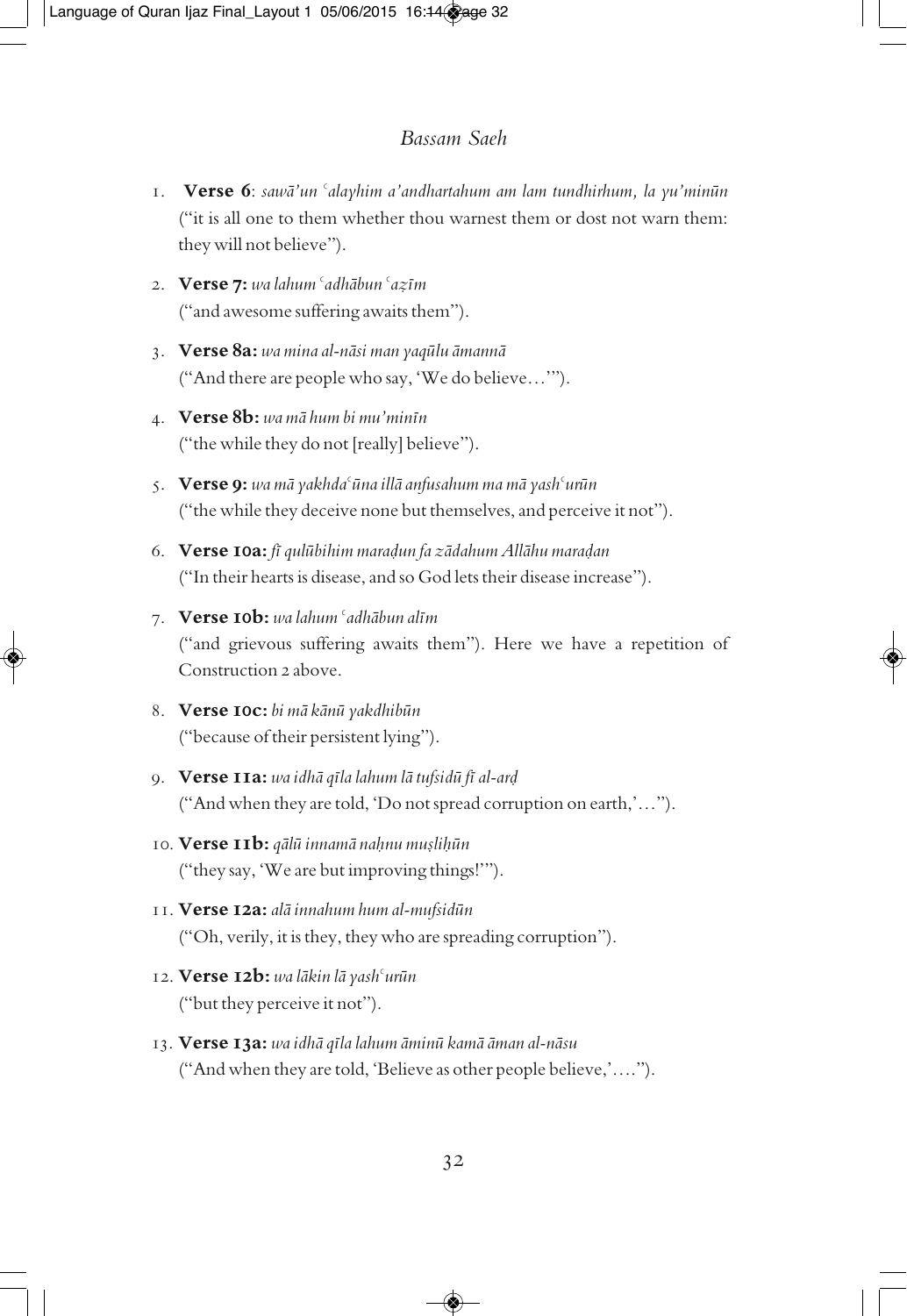1. **Verse 6**: *sawā'un ʿalayhim a'andhartahum am lam tundhirhum, la yu'minūn* ("it is all one to them whether thou warnest them or dost not warn them: they will not believe").

2. **Verse 7:** *wa lahum ʿadhābun ʿaẓīm* ("and awesome suffering awaits them").

3. **Verse 8a:** *wa mina al-nāsi man yaqūlu āmannā* ("And there are people who say, 'We do believe…'").

4. **Verse 8b:** *wa mā hum bi mu'minīn* ("the while they do not [really] believe").

5. **Verse 9:** *wa mā yakhdaʿūna illā anfusahum ma mā yashʿurūn* ("the while they deceive none but themselves, and perceive it not").

6. **Verse 10a:** *fī qulūbihim maraḍun fa zādahum Allāhu maraḍan* ("In their hearts is disease, and so God lets their disease increase").

7. **Verse 10b:** *wa lahum ʿadhābun alīm* ("and grievous suffering awaits them"). Here we have a repetition of Construction 2 above.

8. **Verse 10c:** *bi mā kānū yakdhibūn* ("because of their persistent lying").

9. **Verse 11a:** *wa idhā qīla lahum lā tufsidū fī al-arḍ* ("And when they are told, 'Do not spread corruption on earth,'…").

10. **Verse 11b:** *qālū innamā naḥnu muṣliḥūn* ("they say, 'We are but improving things!'").

11. **Verse 12a:** *alā innahum hum al-mufsidūn* ("Oh, verily, it is they, they who are spreading corruption").

12. **Verse 12b:** *wa lākin lā yashʿurūn* ("but they perceive it not").

13. **Verse 13a:** *wa idhā qīla lahum āminū kamā āman al-nāsu* ("And when they are told, 'Believe as other people believe,'….").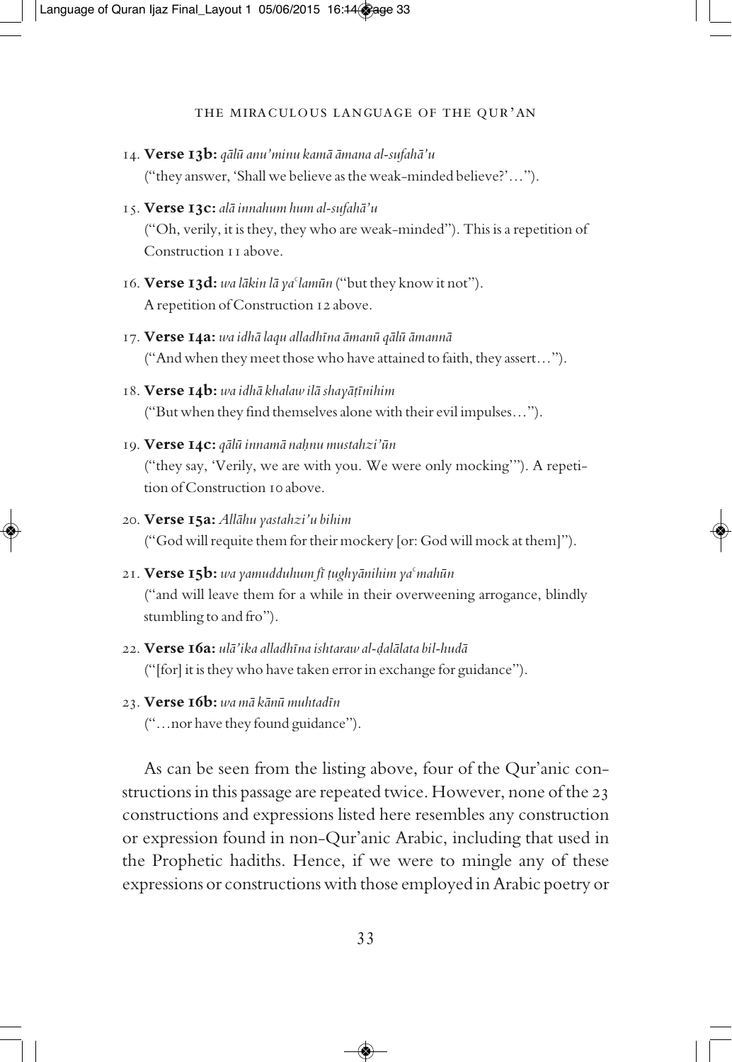14. **Verse 13b:** *qālū anu'minu kamā āmana al-sufahā'u*
    ("they answer, 'Shall we believe as the weak-minded believe?'…").

15. **Verse 13c:** *alā innahum hum al-sufahā'u*
    ("Oh, verily, it is they, they who are weak-minded"). This is a repetition of Construction 11 above.

16. **Verse 13d:** *wa lākin lā yaʿlamūn* ("but they know it not").
    A repetition of Construction 12 above.

17. **Verse 14a:** *wa idhā laqu alladhīna āmanū qālū āmannā*
    ("And when they meet those who have attained to faith, they assert…").

18. **Verse 14b:** *wa idhā khalaw ilā shayāṭīnihim*
    ("But when they find themselves alone with their evil impulses…").

19. **Verse 14c:** *qālū innamā naḥnu mustahzi'ūn*
    ("they say, 'Verily, we are with you. We were only mocking'"). A repetition of Construction 10 above.

20. **Verse 15a:** *Allāhu yastahzi'u bihim*
    ("God will requite them for their mockery [or: God will mock at them]").

21. **Verse 15b:** *wa yamudduhum fī ṭughyānihim yaʿmahūn*
    ("and will leave them for a while in their overweening arrogance, blindly stumbling to and fro").

22. **Verse 16a:** *ulā'ika alladhīna ishtaraw al-ḍalālata bil-hudā*
    ("[for] it is they who have taken error in exchange for guidance").

23. **Verse 16b:** *wa mā kānū muhtadīn*
    ("…nor have they found guidance").

As can be seen from the listing above, four of the Qur'anic constructions in this passage are repeated twice. However, none of the 23 constructions and expressions listed here resembles any construction or expression found in non-Qur'anic Arabic, including that used in the Prophetic hadiths. Hence, if we were to mingle any of these expressions or constructions with those employed in Arabic poetry or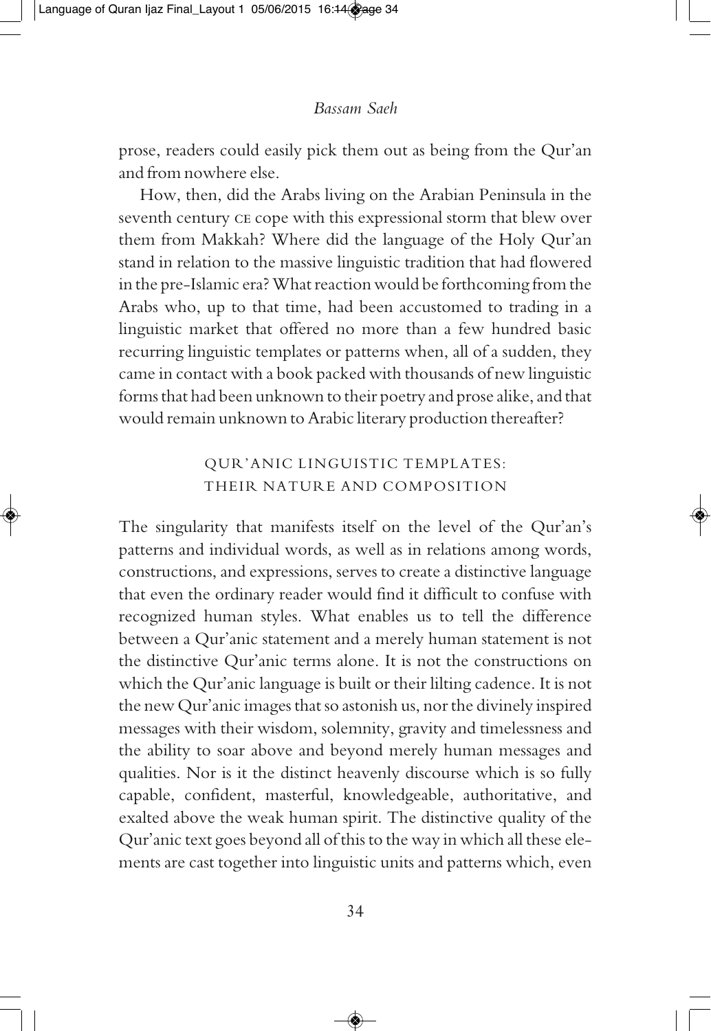prose, readers could easily pick them out as being from the Qur'an and from nowhere else.

How, then, did the Arabs living on the Arabian Peninsula in the seventh century CE cope with this expressional storm that blew over them from Makkah? Where did the language of the Holy Qur'an stand in relation to the massive linguistic tradition that had flowered in the pre-Islamic era? What reaction would be forthcoming from the Arabs who, up to that time, had been accustomed to trading in a linguistic market that offered no more than a few hundred basic recurring linguistic templates or patterns when, all of a sudden, they came in contact with a book packed with thousands of new linguistic forms that had been unknown to their poetry and prose alike, and that would remain unknown to Arabic literary production thereafter?

## QUR'ANIC LINGUISTIC TEMPLATES: THEIR NATURE AND COMPOSITION

The singularity that manifests itself on the level of the Qur'an's patterns and individual words, as well as in relations among words, constructions, and expressions, serves to create a distinctive language that even the ordinary reader would find it difficult to confuse with recognized human styles. What enables us to tell the difference between a Qur'anic statement and a merely human statement is not the distinctive Qur'anic terms alone. It is not the constructions on which the Qur'anic language is built or their lilting cadence. It is not the new Qur'anic images that so astonish us, nor the divinely inspired messages with their wisdom, solemnity, gravity and timelessness and the ability to soar above and beyond merely human messages and qualities. Nor is it the distinct heavenly discourse which is so fully capable, confident, masterful, knowledgeable, authoritative, and exalted above the weak human spirit. The distinctive quality of the Qur'anic text goes beyond all of this to the way in which all these elements are cast together into linguistic units and patterns which, even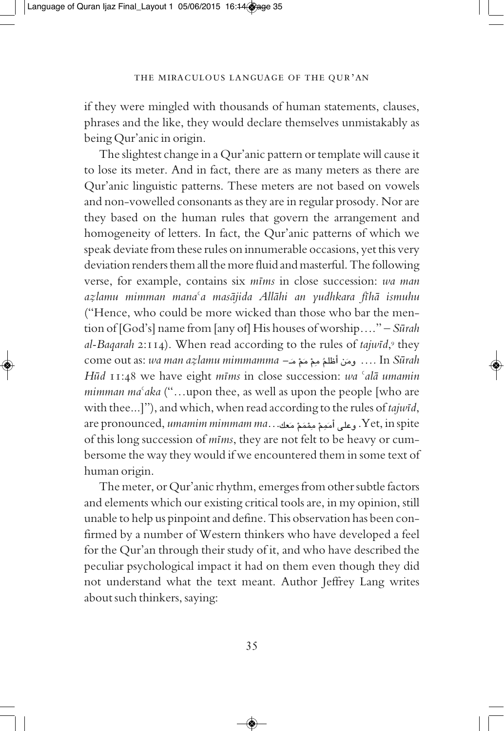if they were mingled with thousands of human statements, clauses, phrases and the like, they would declare themselves unmistakably as being Qur'anic in origin.

The slightest change in a Qur'anic pattern or template will cause it to lose its meter. And in fact, there are as many meters as there are Qur'anic linguistic patterns. These meters are not based on vowels and non-vowelled consonants as they are in regular prosody. Nor are they based on the human rules that govern the arrangement and homogeneity of letters. In fact, the Qur'anic patterns of which we speak deviate from these rules on innumerable occasions, yet this very deviation renders them all the more fluid and masterful. The following verse, for example, contains six *mīms* in close succession: *wa man aẓlamu mimman manaʿa masājida Allāhi an yudhkara fīhā ismuhu* ("Hence, who could be more wicked than those who bar the mention of [God's] name from [any of] His houses of worship…." – *Sūrah al-Baqarah* 2:114). When read according to the rules of *tajwīd*,[9] they come out as: *wa man aẓlamu mimmamma* – ومَن أظلمُ مِمْ مَمْ مَـ …. In *Sūrah Hūd* 11:48 we have eight *mīms* in close succession: *wa ʿalā umamin mimman maʿaka* ("…upon thee, as well as upon the people [who are with thee...]"), and which, when read according to the rules of *tajwīd*, are pronounced, *umamim mimmam ma*…وعلى أمَمِمْ مِمْمَمْ مَعك. Yet, in spite of this long succession of *mīms*, they are not felt to be heavy or cumbersome the way they would if we encountered them in some text of human origin.

The meter, or Qur'anic rhythm, emerges from other subtle factors and elements which our existing critical tools are, in my opinion, still unable to help us pinpoint and define. This observation has been confirmed by a number of Western thinkers who have developed a feel for the Qur'an through their study of it, and who have described the peculiar psychological impact it had on them even though they did not understand what the text meant. Author Jeffrey Lang writes about such thinkers, saying: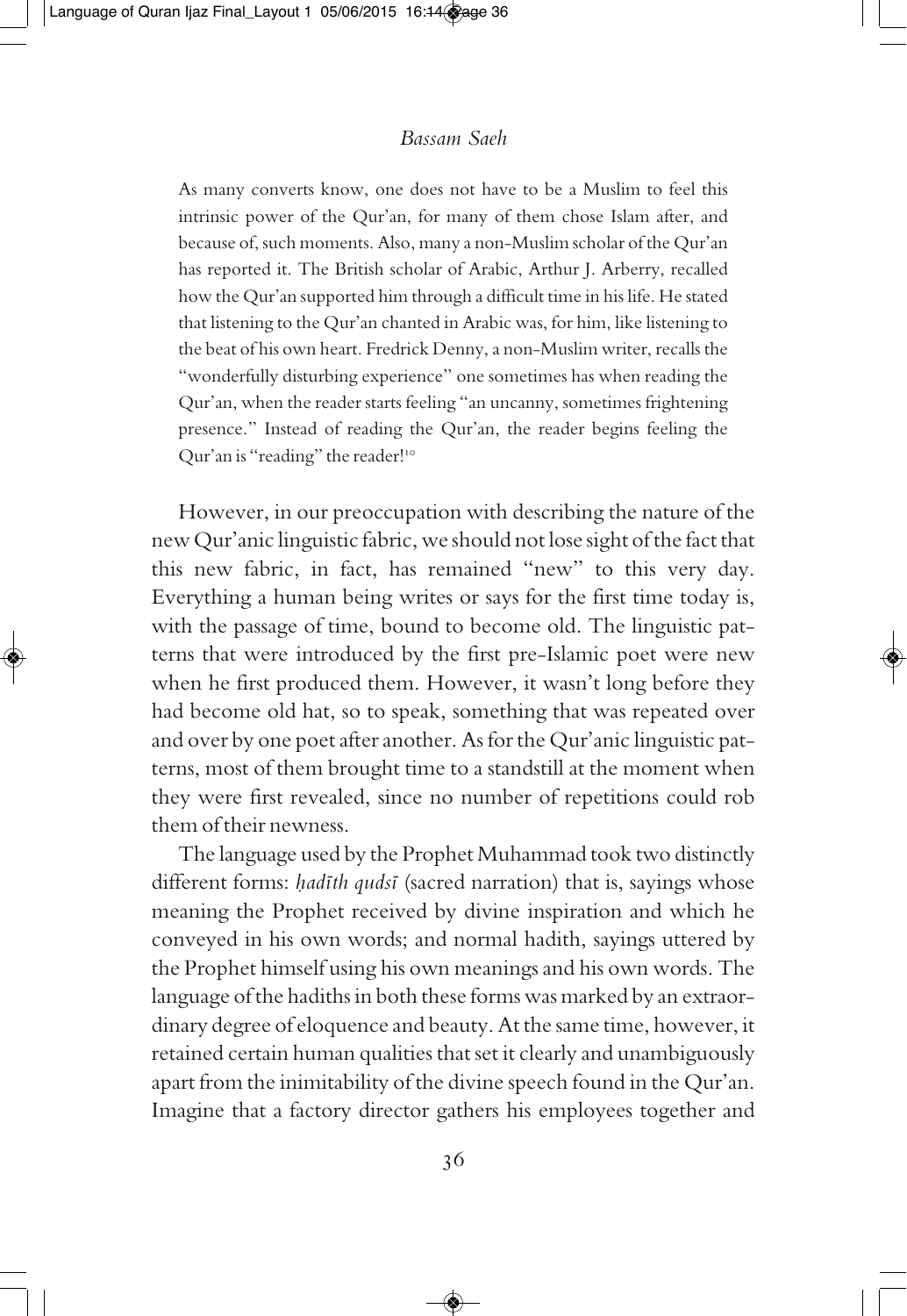As many converts know, one does not have to be a Muslim to feel this intrinsic power of the Qur'an, for many of them chose Islam after, and because of, such moments. Also, many a non-Muslim scholar of the Qur'an has reported it. The British scholar of Arabic, Arthur J. Arberry, recalled how the Qur'an supported him through a difficult time in his life. He stated that listening to the Qur'an chanted in Arabic was, for him, like listening to the beat of his own heart. Fredrick Denny, a non-Muslim writer, recalls the "wonderfully disturbing experience" one sometimes has when reading the Qur'an, when the reader starts feeling "an uncanny, sometimes frightening presence." Instead of reading the Qur'an, the reader begins feeling the Qur'an is "reading" the reader![10]

However, in our preoccupation with describing the nature of the new Qur'anic linguistic fabric, we should not lose sight of the fact that this new fabric, in fact, has remained "new" to this very day. Everything a human being writes or says for the first time today is, with the passage of time, bound to become old. The linguistic patterns that were introduced by the first pre-Islamic poet were new when he first produced them. However, it wasn't long before they had become old hat, so to speak, something that was repeated over and over by one poet after another. As for the Qur'anic linguistic patterns, most of them brought time to a standstill at the moment when they were first revealed, since no number of repetitions could rob them of their newness.

The language used by the Prophet Muhammad took two distinctly different forms: *ḥadīth qudsī* (sacred narration) that is, sayings whose meaning the Prophet received by divine inspiration and which he conveyed in his own words; and normal hadith, sayings uttered by the Prophet himself using his own meanings and his own words. The language of the hadiths in both these forms was marked by an extraordinary degree of eloquence and beauty. At the same time, however, it retained certain human qualities that set it clearly and unambiguously apart from the inimitability of the divine speech found in the Qur'an. Imagine that a factory director gathers his employees together and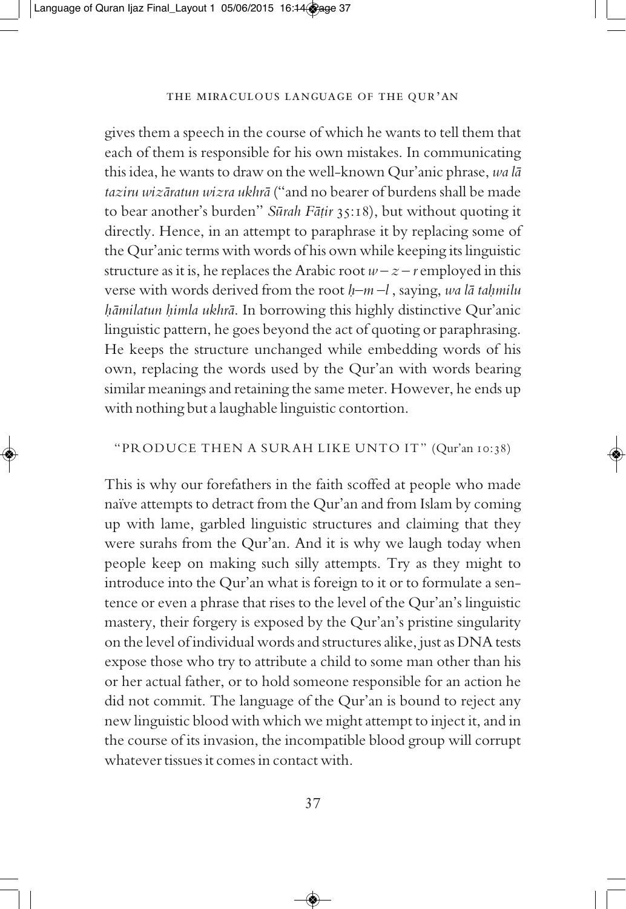gives them a speech in the course of which he wants to tell them that each of them is responsible for his own mistakes. In communicating this idea, he wants to draw on the well-known Qur'anic phrase, *wa lā taziru wizāratun wizra ukhrā* ("and no bearer of burdens shall be made to bear another's burden" *Sūrah Fāṭir* 35:18), but without quoting it directly. Hence, in an attempt to paraphrase it by replacing some of the Qur'anic terms with words of his own while keeping its linguistic structure as it is, he replaces the Arabic root *w – z – r* employed in this verse with words derived from the root *ḥ–m –l* , saying, *wa lā taḥmilu ḥāmilatun ḥimla ukhrā.* In borrowing this highly distinctive Qur'anic linguistic pattern, he goes beyond the act of quoting or paraphrasing. He keeps the structure unchanged while embedding words of his own, replacing the words used by the Qur'an with words bearing similar meanings and retaining the same meter. However, he ends up with nothing but a laughable linguistic contortion.

## "PRODUCE THEN A SURAH LIKE UNTO IT" (Qur'an 10:38)

This is why our forefathers in the faith scoffed at people who made naïve attempts to detract from the Qur'an and from Islam by coming up with lame, garbled linguistic structures and claiming that they were surahs from the Qur'an. And it is why we laugh today when people keep on making such silly attempts. Try as they might to introduce into the Qur'an what is foreign to it or to formulate a sentence or even a phrase that rises to the level of the Qur'an's linguistic mastery, their forgery is exposed by the Qur'an's pristine singularity on the level of individual words and structures alike, just as DNA tests expose those who try to attribute a child to some man other than his or her actual father, or to hold someone responsible for an action he did not commit. The language of the Qur'an is bound to reject any new linguistic blood with which we might attempt to inject it, and in the course of its invasion, the incompatible blood group will corrupt whatever tissues it comes in contact with.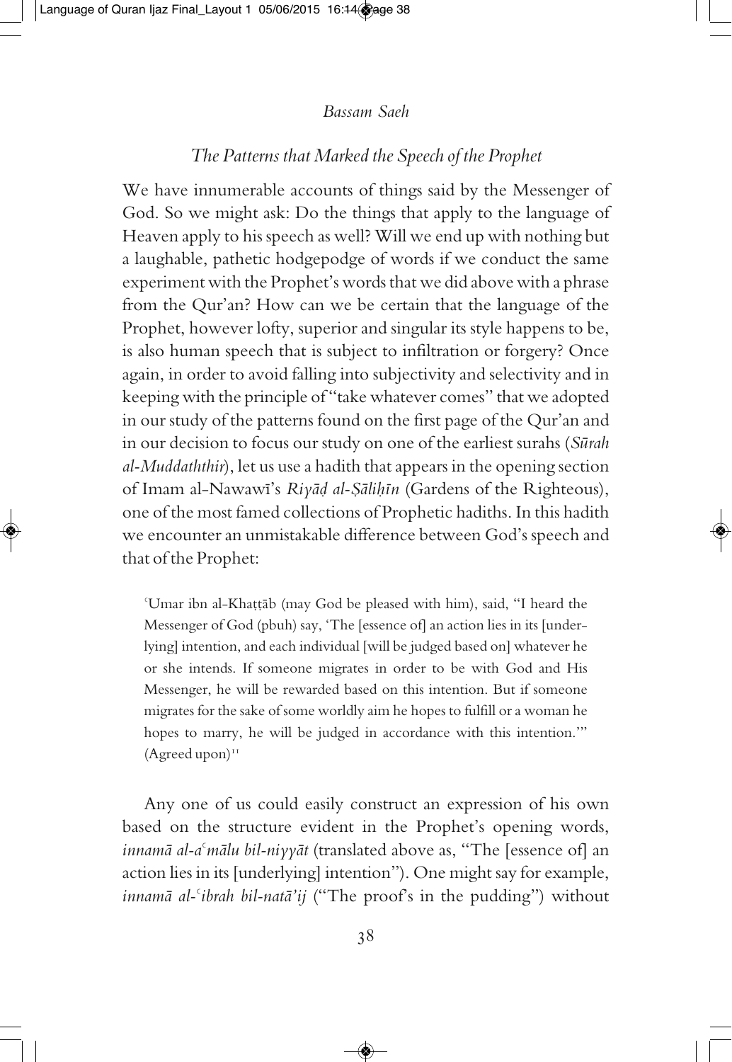## The Patterns that Marked the Speech of the Prophet

We have innumerable accounts of things said by the Messenger of God. So we might ask: Do the things that apply to the language of Heaven apply to his speech as well? Will we end up with nothing but a laughable, pathetic hodgepodge of words if we conduct the same experiment with the Prophet's words that we did above with a phrase from the Qur'an? How can we be certain that the language of the Prophet, however lofty, superior and singular its style happens to be, is also human speech that is subject to infiltration or forgery? Once again, in order to avoid falling into subjectivity and selectivity and in keeping with the principle of "take whatever comes" that we adopted in our study of the patterns found on the first page of the Qur'an and in our decision to focus our study on one of the earliest surahs (*Sūrah al-Muddaththir*), let us use a hadith that appears in the opening section of Imam al-Nawawī's *Riyāḍ al-Ṣāliḥīn* (Gardens of the Righteous), one of the most famed collections of Prophetic hadiths. In this hadith we encounter an unmistakable difference between God's speech and that of the Prophet:

> ʿUmar ibn al-Khaṭṭāb (may God be pleased with him), said, "I heard the Messenger of God (pbuh) say, 'The [essence of] an action lies in its [underlying] intention, and each individual [will be judged based on] whatever he or she intends. If someone migrates in order to be with God and His Messenger, he will be rewarded based on this intention. But if someone migrates for the sake of some worldly aim he hopes to fulfill or a woman he hopes to marry, he will be judged in accordance with this intention.'" (Agreed upon)[11]

Any one of us could easily construct an expression of his own based on the structure evident in the Prophet's opening words, *innamā al-aʿmālu bil-niyyāt* (translated above as, "The [essence of] an action lies in its [underlying] intention"). One might say for example, *innamā al-ʿibrah bil-natā'ij* ("The proof's in the pudding") without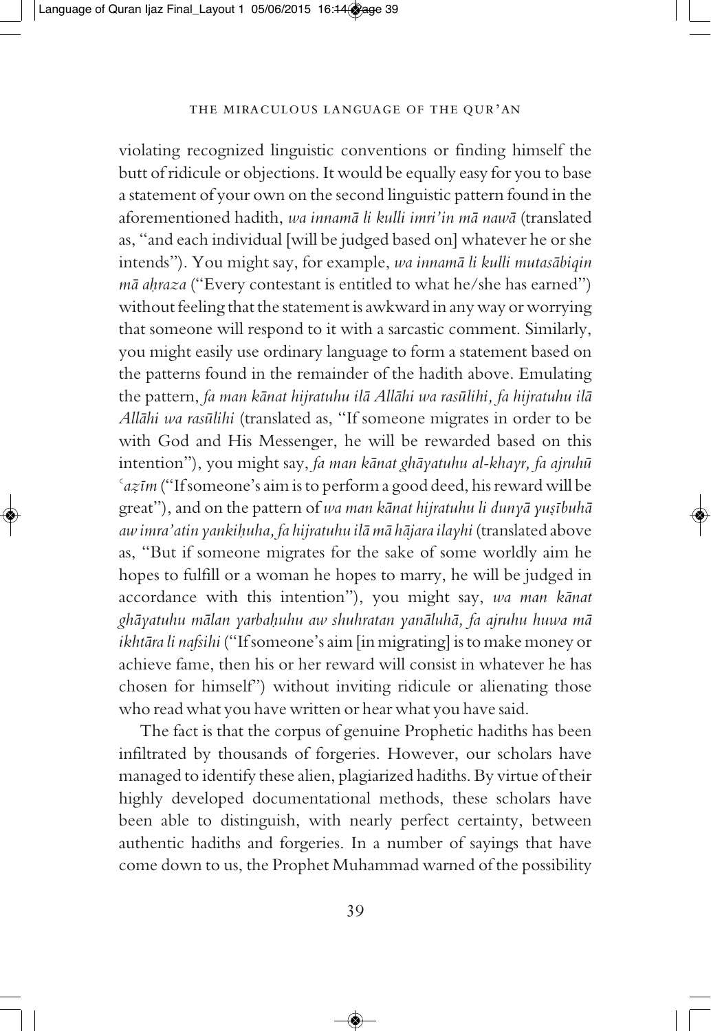violating recognized linguistic conventions or finding himself the butt of ridicule or objections. It would be equally easy for you to base a statement of your own on the second linguistic pattern found in the aforementioned hadith, *wa innamā li kulli imri'in mā nawā* (translated as, "and each individual [will be judged based on] whatever he or she intends"). You might say, for example, *wa innamā li kulli mutasābiqin mā aḥraza* ("Every contestant is entitled to what he/she has earned") without feeling that the statement is awkward in any way or worrying that someone will respond to it with a sarcastic comment. Similarly, you might easily use ordinary language to form a statement based on the patterns found in the remainder of the hadith above. Emulating the pattern, *fa man kānat hijratuhu ilā Allāhi wa rasūlihi, fa hijratuhu ilā Allāhi wa rasūlihi* (translated as, "If someone migrates in order to be with God and His Messenger, he will be rewarded based on this intention"), you might say, *fa man kānat ghāyatuhu al-khayr, fa ajruhū ʿaẓīm* ("If someone's aim is to perform a good deed, his reward will be great"), and on the pattern of *wa man kānat hijratuhu li dunyā yuṣībuhā aw imra'atin yankiḥuha, fa hijratuhu ilā mā hājara ilayhi* (translated above as, "But if someone migrates for the sake of some worldly aim he hopes to fulfill or a woman he hopes to marry, he will be judged in accordance with this intention"), you might say, *wa man kānat ghāyatuhu mālan yarbaḥuhu aw shuhratan yanāluhā, fa ajruhu huwa mā ikhtāra li nafsihi* ("If someone's aim [in migrating] is to make money or achieve fame, then his or her reward will consist in whatever he has chosen for himself") without inviting ridicule or alienating those who read what you have written or hear what you have said.

The fact is that the corpus of genuine Prophetic hadiths has been infiltrated by thousands of forgeries. However, our scholars have managed to identify these alien, plagiarized hadiths. By virtue of their highly developed documentational methods, these scholars have been able to distinguish, with nearly perfect certainty, between authentic hadiths and forgeries. In a number of sayings that have come down to us, the Prophet Muhammad warned of the possibility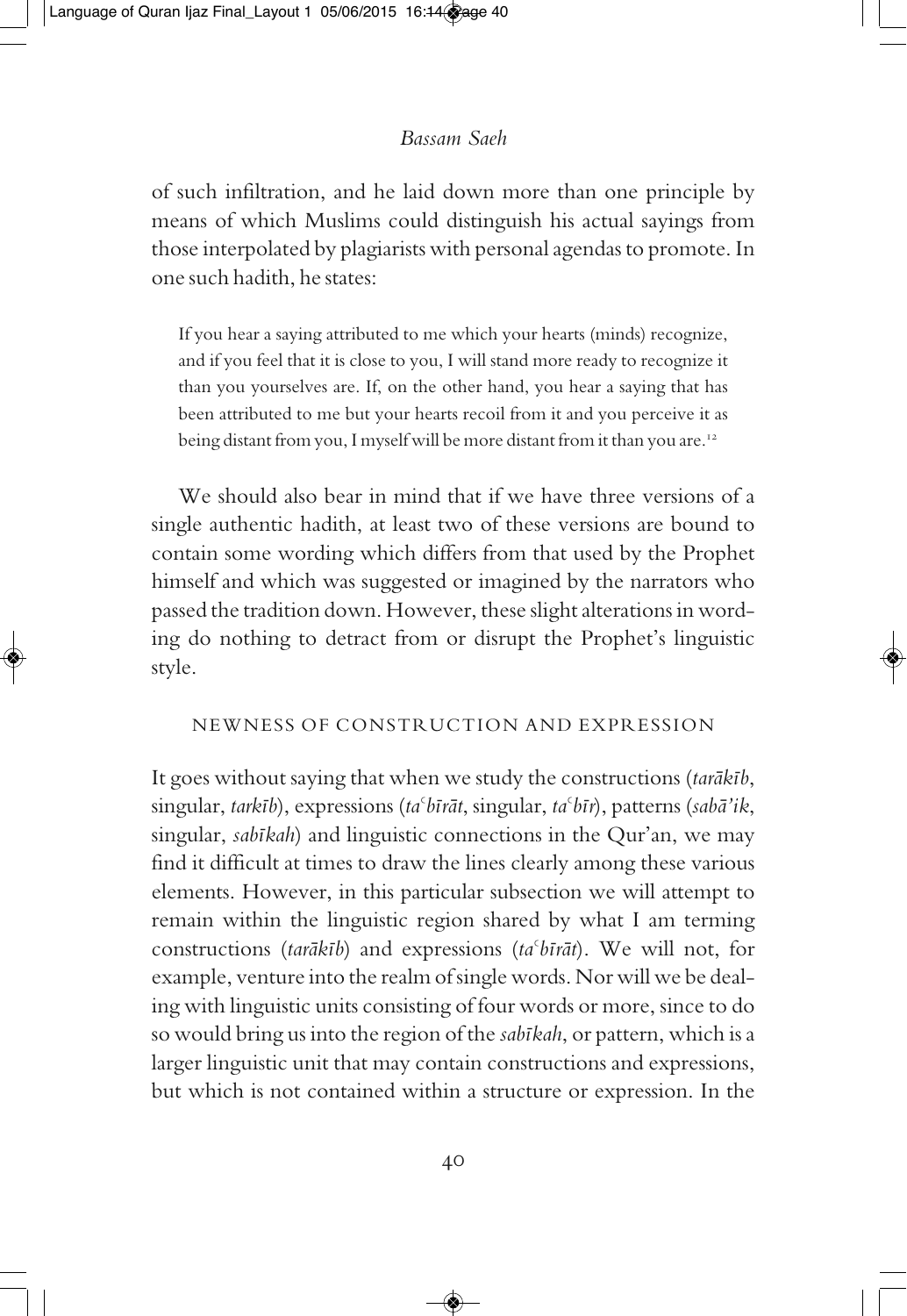of such infiltration, and he laid down more than one principle by means of which Muslims could distinguish his actual sayings from those interpolated by plagiarists with personal agendas to promote. In one such hadith, he states:

> If you hear a saying attributed to me which your hearts (minds) recognize, and if you feel that it is close to you, I will stand more ready to recognize it than you yourselves are. If, on the other hand, you hear a saying that has been attributed to me but your hearts recoil from it and you perceive it as being distant from you, I myself will be more distant from it than you are.[12]

We should also bear in mind that if we have three versions of a single authentic hadith, at least two of these versions are bound to contain some wording which differs from that used by the Prophet himself and which was suggested or imagined by the narrators who passed the tradition down. However, these slight alterations in wording do nothing to detract from or disrupt the Prophet's linguistic style.

## NEWNESS OF CONSTRUCTION AND EXPRESSION

It goes without saying that when we study the constructions (*tarākīb*, singular, *tarkīb*), expressions (*taʿbīrāt*, singular, *taʿbīr*), patterns (*sabā'ik*, singular, *sabīkah*) and linguistic connections in the Qur'an, we may find it difficult at times to draw the lines clearly among these various elements. However, in this particular subsection we will attempt to remain within the linguistic region shared by what I am terming constructions (*tarākīb*) and expressions (*taʿbīrāt*). We will not, for example, venture into the realm of single words. Nor will we be dealing with linguistic units consisting of four words or more, since to do so would bring us into the region of the *sabīkah*, or pattern, which is a larger linguistic unit that may contain constructions and expressions, but which is not contained within a structure or expression. In the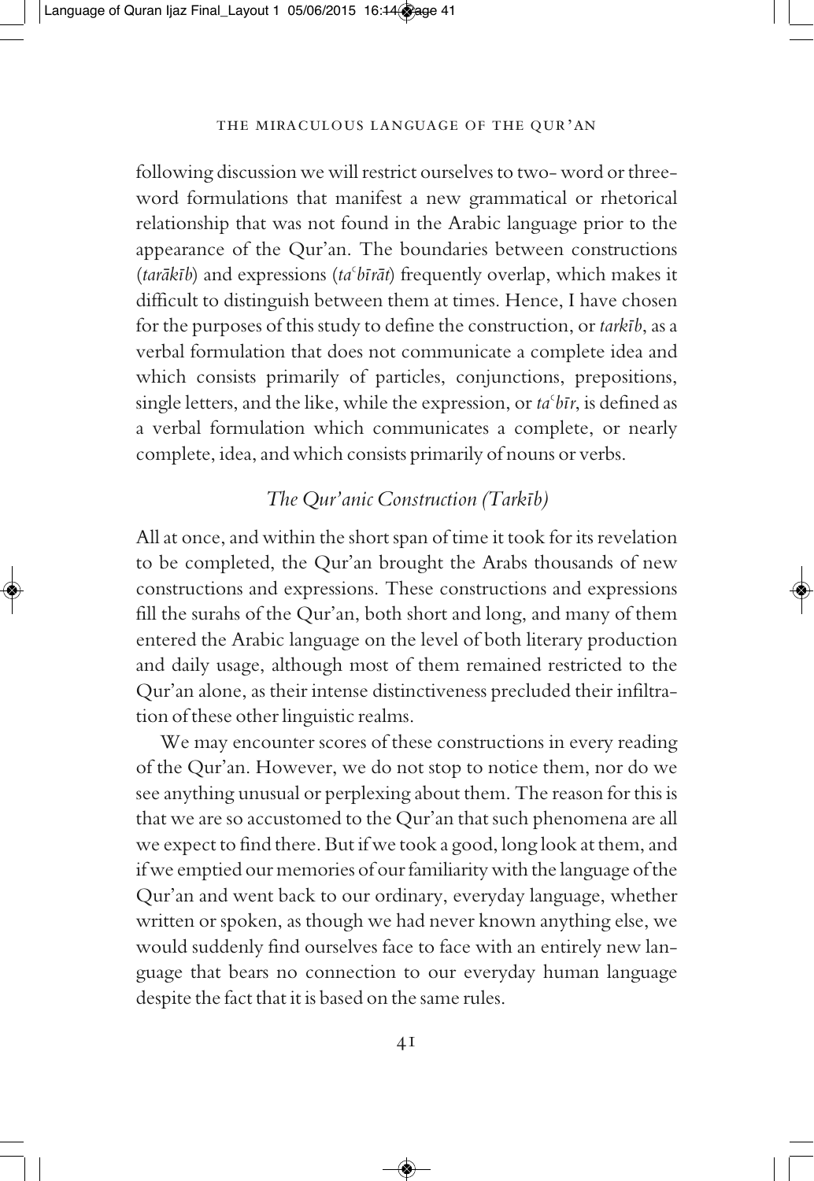following discussion we will restrict ourselves to two-word or three-word formulations that manifest a new grammatical or rhetorical relationship that was not found in the Arabic language prior to the appearance of the Qur'an. The boundaries between constructions (*tarākīb*) and expressions (*taʿbīrāt*) frequently overlap, which makes it difficult to distinguish between them at times. Hence, I have chosen for the purposes of this study to define the construction, or *tarkīb*, as a verbal formulation that does not communicate a complete idea and which consists primarily of particles, conjunctions, prepositions, single letters, and the like, while the expression, or *taʿbīr*, is defined as a verbal formulation which communicates a complete, or nearly complete, idea, and which consists primarily of nouns or verbs.

## *The Qur'anic Construction (Tarkīb)*

All at once, and within the short span of time it took for its revelation to be completed, the Qur'an brought the Arabs thousands of new constructions and expressions. These constructions and expressions fill the surahs of the Qur'an, both short and long, and many of them entered the Arabic language on the level of both literary production and daily usage, although most of them remained restricted to the Qur'an alone, as their intense distinctiveness precluded their infiltration of these other linguistic realms.

We may encounter scores of these constructions in every reading of the Qur'an. However, we do not stop to notice them, nor do we see anything unusual or perplexing about them. The reason for this is that we are so accustomed to the Qur'an that such phenomena are all we expect to find there. But if we took a good, long look at them, and if we emptied our memories of our familiarity with the language of the Qur'an and went back to our ordinary, everyday language, whether written or spoken, as though we had never known anything else, we would suddenly find ourselves face to face with an entirely new language that bears no connection to our everyday human language despite the fact that it is based on the same rules.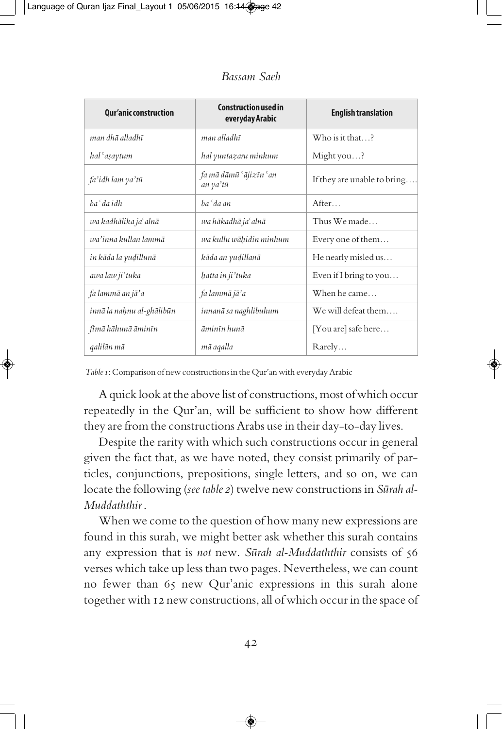| Qur'anic construction | Construction used in everyday Arabic | English translation |
|---|---|---|
| *man dhā alladhī* | *man alladhī* | Who is it that…? |
| *hal ʿaṣaytum* | *hal yuntaẓaru minkum* | Might you…? |
| *fa'idh lam ya'tū* | *fa mā dāmū ʿājizīn ʿan an ya'tū* | If they are unable to bring…. |
| *baʿda idh* | *baʿda an* | After… |
| *wa kadhālika jaʿalnā* | *wa hākadhā jaʿalnā* | Thus We made… |
| *wa'inna kullan lammā* | *wa kullu wāḥidin minhum* | Every one of them… |
| *in kāda la yuḍillunā* | *kāda an yuḍillanā* | He nearly misled us… |
| *awa law ji'tuka* | *ḥatta in ji'tuka* | Even if I bring to you… |
| *fa lammā an jā'a* | *fa lammā jā'a* | When he came… |
| *innā la naḥnu al-ghālibūn* | *innanā sa naghlibuhum* | We will defeat them…. |
| *fīmā hāhunā āminīn* | *āminīn hunā* | [You are] safe here… |
| *qalilān mā* | *mā aqalla* | Rarely… |

*Table 1*: Comparison of new constructions in the Qur'an with everyday Arabic

A quick look at the above list of constructions, most of which occur repeatedly in the Qur'an, will be sufficient to show how different they are from the constructions Arabs use in their day-to-day lives.

Despite the rarity with which such constructions occur in general given the fact that, as we have noted, they consist primarily of particles, conjunctions, prepositions, single letters, and so on, we can locate the following (*see table 2*) twelve new constructions in *Sūrah al-Muddaththir*.

When we come to the question of how many new expressions are found in this surah, we might better ask whether this surah contains any expression that is *not* new. *Sūrah al-Muddaththir* consists of 56 verses which take up less than two pages. Nevertheless, we can count no fewer than 65 new Qur'anic expressions in this surah alone together with 12 new constructions, all of which occur in the space of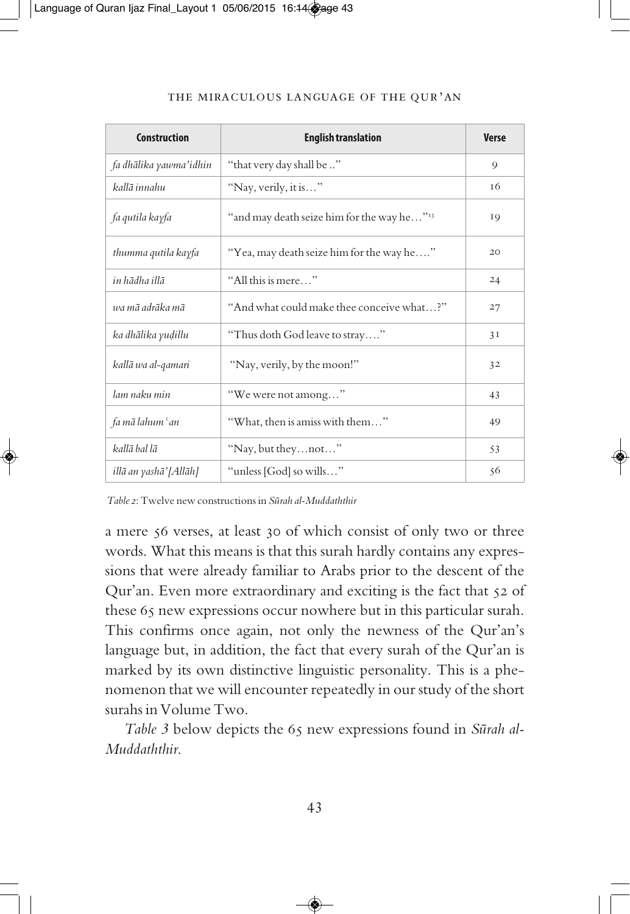| Construction | English translation | Verse |
|---|---|---|
| *fa dhālika yawma'idhin* | "that very day shall be .." | 9 |
| *kallā innahu* | "Nay, verily, it is…" | 16 |
| *fa qutila kayfa* | "and may death seize him for the way he…"[13] | 19 |
| *thumma qutila kayfa* | "Yea, may death seize him for the way he…." | 20 |
| *in hādha illā* | "All this is mere…" | 24 |
| *wa mā adrāka mā* | "And what could make thee conceive what…?" | 27 |
| *ka dhālika yuḍillu* | "Thus doth God leave to stray…." | 31 |
| *kallā wa al-qamari* | "Nay, verily, by the moon!" | 32 |
| *lam naku min* | "We were not among…" | 43 |
| *fa mā lahum ʿan* | "What, then is amiss with them…" | 49 |
| *kallā bal lā* | "Nay, but they…not…" | 53 |
| *illā an yashā' [Allāh]* | "unless [God] so wills…" | 56 |

*Table 2*: Twelve new constructions in *Sūrah al-Muddaththir*

a mere 56 verses, at least 30 of which consist of only two or three words. What this means is that this surah hardly contains any expressions that were already familiar to Arabs prior to the descent of the Qur'an. Even more extraordinary and exciting is the fact that 52 of these 65 new expressions occur nowhere but in this particular surah. This confirms once again, not only the newness of the Qur'an's language but, in addition, the fact that every surah of the Qur'an is marked by its own distinctive linguistic personality. This is a phenomenon that we will encounter repeatedly in our study of the short surahs in Volume Two.

*Table 3* below depicts the 65 new expressions found in *Sūrah al-Muddaththir*.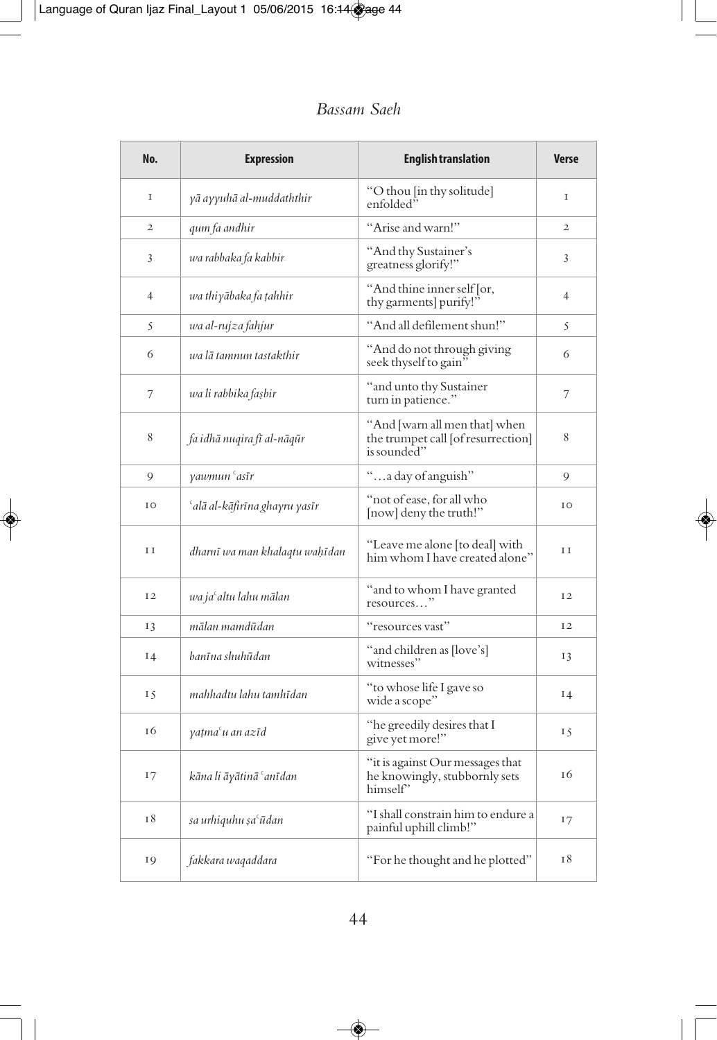| No. | Expression | English translation | Verse |
|---|---|---|---|
| 1 | *yā ayyuhā al-muddaththir* | "O thou [in thy solitude] enfolded" | 1 |
| 2 | *qum fa andhir* | "Arise and warn!" | 2 |
| 3 | *wa rabbaka fa kabbir* | "And thy Sustainer's greatness glorify!" | 3 |
| 4 | *wa thiyābaka fa ṭahhir* | "And thine inner self [or, thy garments] purify!" | 4 |
| 5 | *wa al-rujza fahjur* | "And all defilement shun!" | 5 |
| 6 | *wa lā tamnun tastakthir* | "And do not through giving seek thyself to gain" | 6 |
| 7 | *wa li rabbika faṣbir* | "and unto thy Sustainer turn in patience." | 7 |
| 8 | *fa idhā nuqira fī al-nāqūr* | "And [warn all men that] when the trumpet call [of resurrection] is sounded" | 8 |
| 9 | *yawmun ʿasīr* | "…a day of anguish" | 9 |
| 10 | *ʿalā al-kāfirīna ghayru yasīr* | "not of ease, for all who [now] deny the truth!" | 10 |
| 11 | *dharnī wa man khalaqtu waḥīdan* | "Leave me alone [to deal] with him whom I have created alone" | 11 |
| 12 | *wa jaʿaltu lahu mālan* | "and to whom I have granted resources…" | 12 |
| 13 | *mālan mamdūdan* | "resources vast" | 12 |
| 14 | *banīna shuhūdan* | "and children as [love's] witnesses" | 13 |
| 15 | *mahhadtu lahu tamhīdan* | "to whose life I gave so wide a scope" | 14 |
| 16 | *yaṭmaʿu an azīd* | "he greedily desires that I give yet more!" | 15 |
| 17 | *kāna li āyātinā ʿanīdan* | "it is against Our messages that he knowingly, stubbornly sets himself" | 16 |
| 18 | *sa urhiquhu ṣaʿūdan* | "I shall constrain him to endure a painful uphill climb!" | 17 |
| 19 | *fakkara waqaddara* | "For he thought and he plotted" | 18 |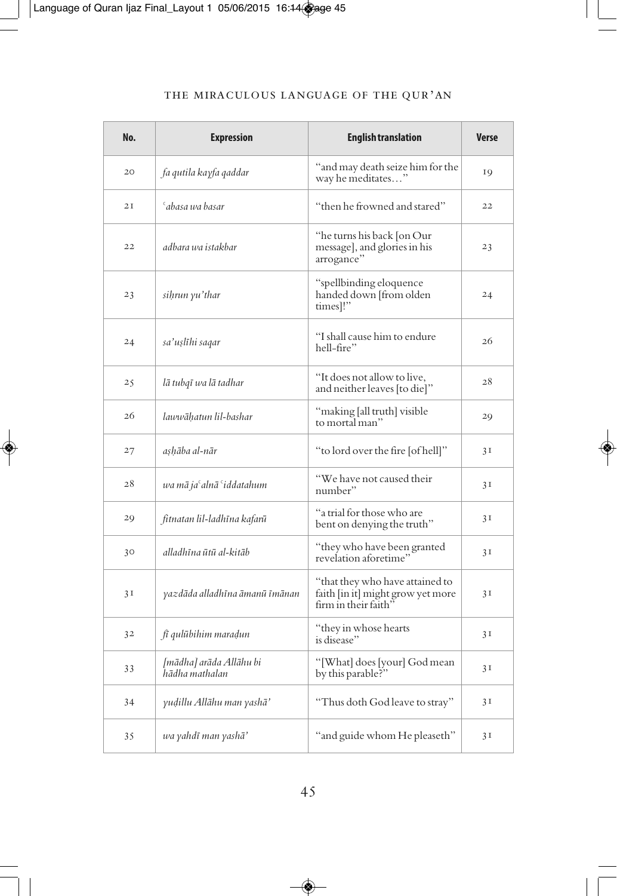| No. | Expression | English translation | Verse |
|---|---|---|---|
| 20 | *fa qutila kayfa qaddar* | "and may death seize him for the way he meditates…" | 19 |
| 21 | *ʿabasa wa basar* | "then he frowned and stared" | 22 |
| 22 | *adbara wa istakbar* | "he turns his back [on Our message], and glories in his arrogance" | 23 |
| 23 | *siḥrun yu'thar* | "spellbinding eloquence handed down [from olden times]!" | 24 |
| 24 | *sa'uṣlīhi saqar* | "I shall cause him to endure hell-fire" | 26 |
| 25 | *lā tubqī wa lā tadhar* | "It does not allow to live, and neither leaves [to die]" | 28 |
| 26 | *lawwāḥatun lil-bashar* | "making [all truth] visible to mortal man" | 29 |
| 27 | *aṣḥāba al-nār* | "to lord over the fire [of hell]" | 31 |
| 28 | *wa mā jaʿalnā ʿiddatahum* | "We have not caused their number" | 31 |
| 29 | *fitnatan lil-ladhīna kafarū* | "a trial for those who are bent on denying the truth" | 31 |
| 30 | *alladhīna ūtū al-kitāb* | "they who have been granted revelation aforetime" | 31 |
| 31 | *yazdāda alladhīna āmanū īmānan* | "that they who have attained to faith [in it] might grow yet more firm in their faith" | 31 |
| 32 | *fī qulūbihim maraḍun* | "they in whose hearts is disease" | 31 |
| 33 | *[mādha] arāda Allāhu bi hādha mathalan* | "[What] does [your] God mean by this parable?" | 31 |
| 34 | *yuḍillu Allāhu man yashā'* | "Thus doth God leave to stray" | 31 |
| 35 | *wa yahdī man yashā'* | "and guide whom He pleaseth" | 31 |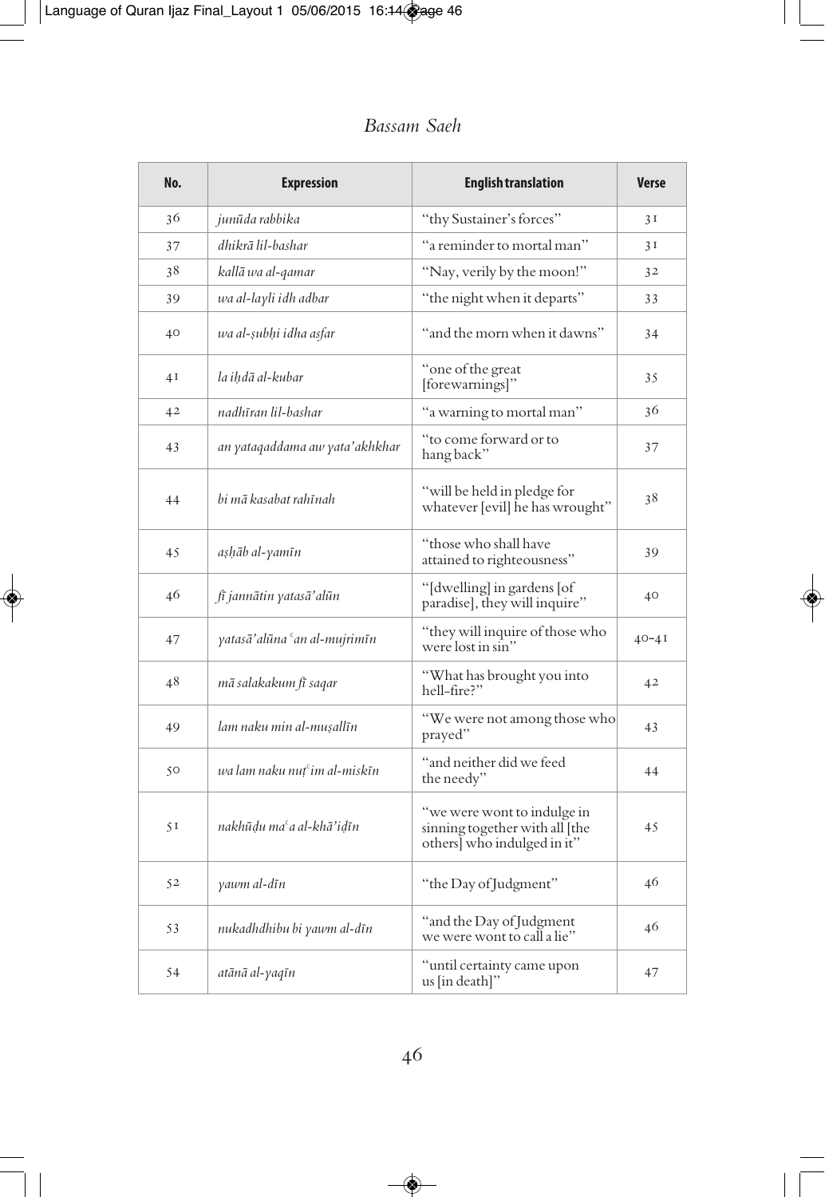| No. | Expression | English translation | Verse |
| --- | --- | --- | --- |
| 36 | *junūda rabbika* | "thy Sustainer's forces" | 31 |
| 37 | *dhikrā lil-bashar* | "a reminder to mortal man" | 31 |
| 38 | *kallā wa al-qamar* | "Nay, verily by the moon!" | 32 |
| 39 | *wa al-layli idh adbar* | "the night when it departs" | 33 |
| 40 | *wa al-ṣubḥi idha asfar* | "and the morn when it dawns" | 34 |
| 41 | *la iḥdā al-kubar* | "one of the great [forewarnings]" | 35 |
| 42 | *nadhīran lil-bashar* | "a warning to mortal man" | 36 |
| 43 | *an yataqaddama aw yata'akhkhar* | "to come forward or to hang back" | 37 |
| 44 | *bi mā kasabat rahīnah* | "will be held in pledge for whatever [evil] he has wrought" | 38 |
| 45 | *aṣḥāb al-yamīn* | "those who shall have attained to righteousness" | 39 |
| 46 | *fī jannātin yatasā'alūn* | "[dwelling] in gardens [of paradise], they will inquire" | 40 |
| 47 | *yatasā'alūna ʿan al-mujrimīn* | "they will inquire of those who were lost in sin" | 40–41 |
| 48 | *mā salakakum fī saqar* | "What has brought you into hell-fire?" | 42 |
| 49 | *lam naku min al-muṣallīn* | "We were not among those who prayed" | 43 |
| 50 | *wa lam naku nuṭʿim al-miskīn* | "and neither did we feed the needy" | 44 |
| 51 | *nakhūḍu maʿa al-khā'iḍīn* | "we were wont to indulge in sinning together with all [the others] who indulged in it" | 45 |
| 52 | *yawm al-dīn* | "the Day of Judgment" | 46 |
| 53 | *nukadhdhibu bi yawm al-dīn* | "and the Day of Judgment we were wont to call a lie" | 46 |
| 54 | *atānā al-yaqīn* | "until certainty came upon us [in death]" | 47 |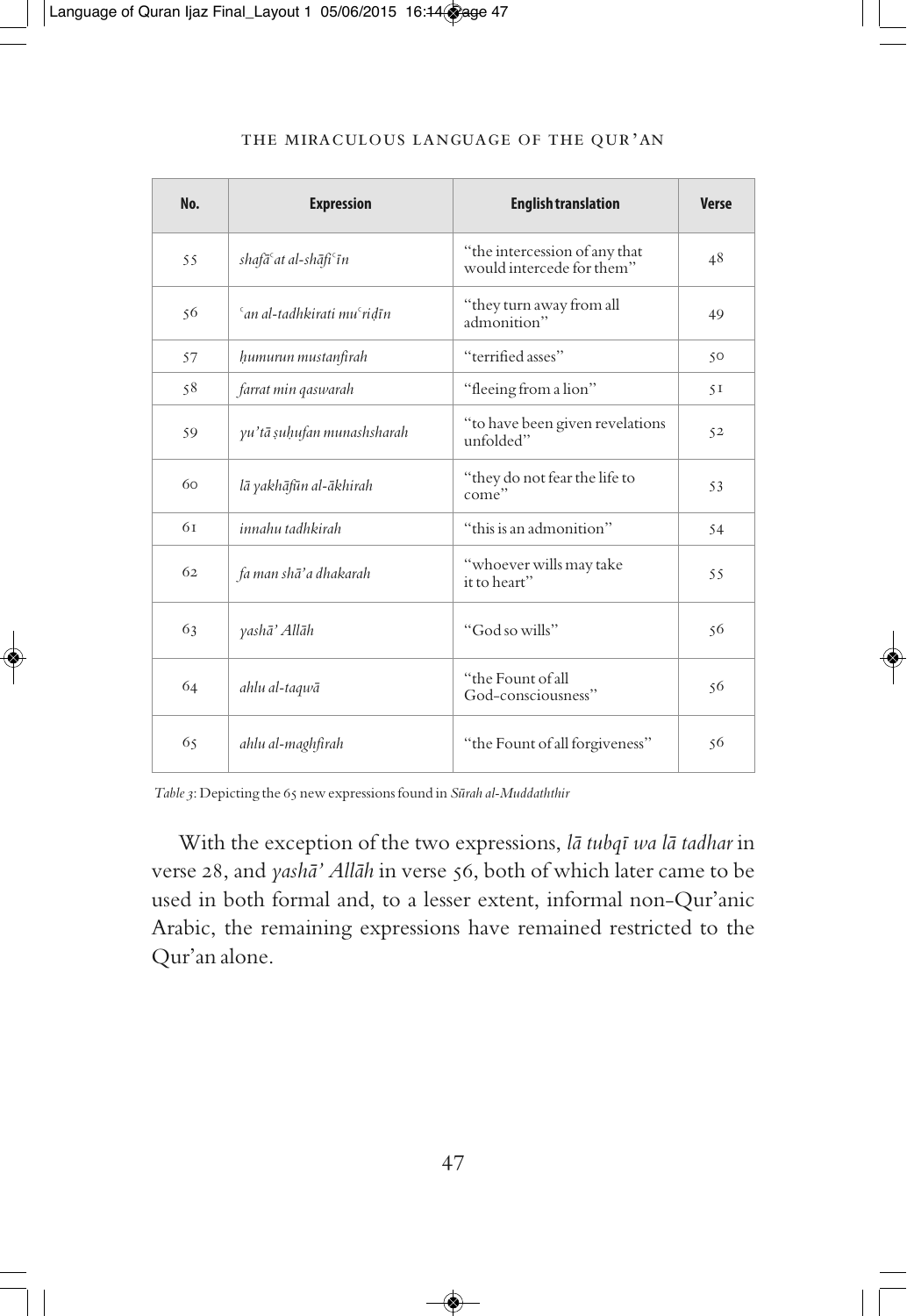| No. | Expression | English translation | Verse |
|---|---|---|---|
| 55 | *shafāʿat al-shāfiʿīn* | "the intercession of any that would intercede for them" | 48 |
| 56 | *ʿan al-tadhkirati muʿriḍīn* | "they turn away from all admonition" | 49 |
| 57 | *ḥumurun mustanfirah* | "terrified asses" | 50 |
| 58 | *farrat min qaswarah* | "fleeing from a lion" | 51 |
| 59 | *yu'tā ṣuḥufan munashsharah* | "to have been given revelations unfolded" | 52 |
| 60 | *lā yakhāfūn al-ākhirah* | "they do not fear the life to come" | 53 |
| 61 | *innahu tadhkirah* | "this is an admonition" | 54 |
| 62 | *fa man shā'a dhakarah* | "whoever wills may take it to heart" | 55 |
| 63 | *yashā' Allāh* | "God so wills" | 56 |
| 64 | *ahlu al-taqwā* | "the Fount of all God-consciousness" | 56 |
| 65 | *ahlu al-maghfirah* | "the Fount of all forgiveness" | 56 |

*Table 3*: Depicting the 65 new expressions found in *Sūrah al-Muddaththir*

With the exception of the two expressions, *lā tubqī wa lā tadhar* in verse 28, and *yashā' Allāh* in verse 56, both of which later came to be used in both formal and, to a lesser extent, informal non-Qur'anic Arabic, the remaining expressions have remained restricted to the Qur'an alone.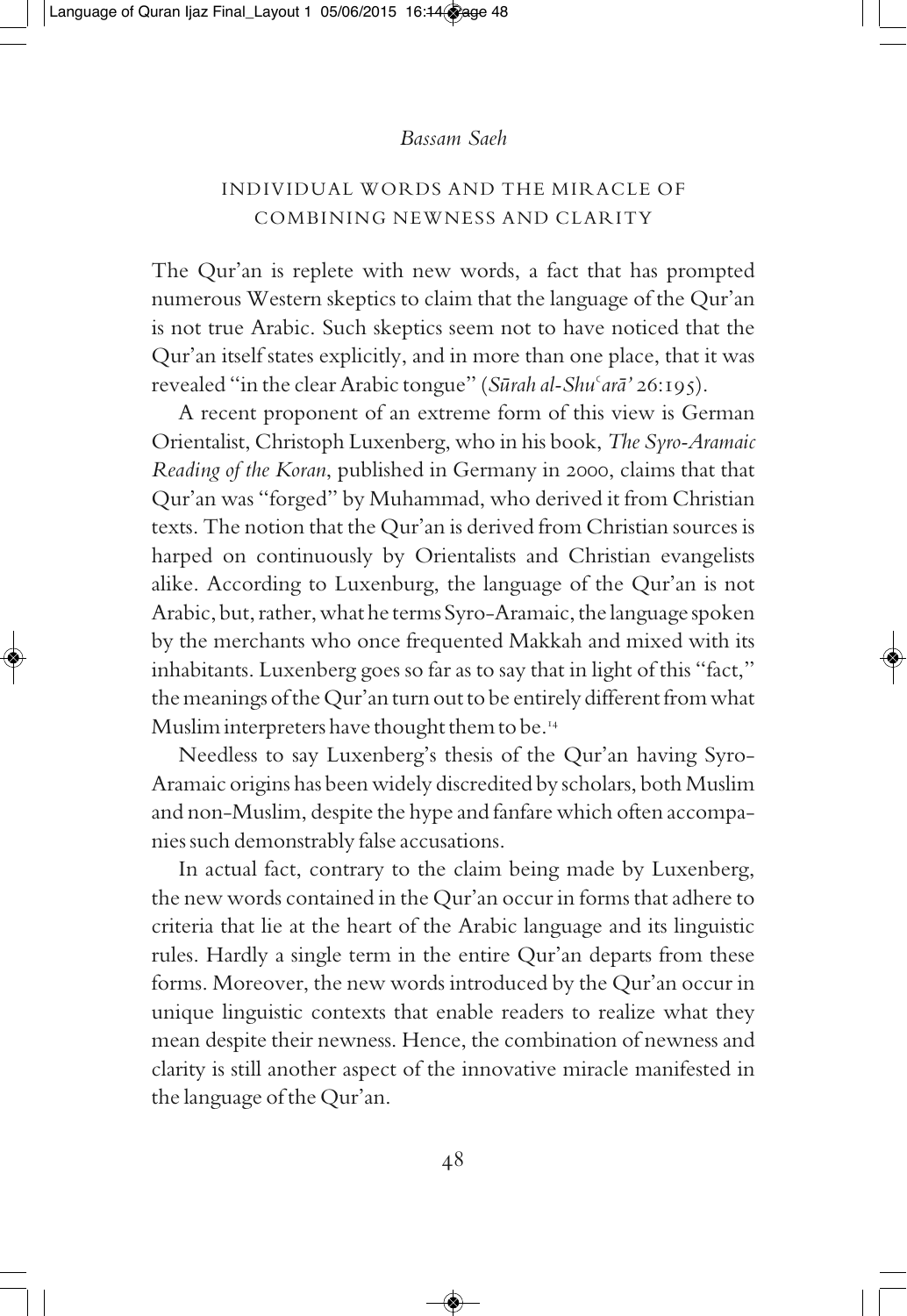## INDIVIDUAL WORDS AND THE MIRACLE OF COMBINING NEWNESS AND CLARITY

The Qur'an is replete with new words, a fact that has prompted numerous Western skeptics to claim that the language of the Qur'an is not true Arabic. Such skeptics seem not to have noticed that the Qur'an itself states explicitly, and in more than one place, that it was revealed "in the clear Arabic tongue" (*Sūrah al-Shuʿarā'* 26:195).

A recent proponent of an extreme form of this view is German Orientalist, Christoph Luxenberg, who in his book, *The Syro-Aramaic Reading of the Koran*, published in Germany in 2000, claims that that Qur'an was "forged" by Muhammad, who derived it from Christian texts. The notion that the Qur'an is derived from Christian sources is harped on continuously by Orientalists and Christian evangelists alike. According to Luxenburg, the language of the Qur'an is not Arabic, but, rather, what he terms Syro-Aramaic, the language spoken by the merchants who once frequented Makkah and mixed with its inhabitants. Luxenberg goes so far as to say that in light of this "fact," the meanings of the Qur'an turn out to be entirely different from what Muslim interpreters have thought them to be.[14]

Needless to say Luxenberg's thesis of the Qur'an having Syro-Aramaic origins has been widely discredited by scholars, both Muslim and non-Muslim, despite the hype and fanfare which often accompanies such demonstrably false accusations.

In actual fact, contrary to the claim being made by Luxenberg, the new words contained in the Qur'an occur in forms that adhere to criteria that lie at the heart of the Arabic language and its linguistic rules. Hardly a single term in the entire Qur'an departs from these forms. Moreover, the new words introduced by the Qur'an occur in unique linguistic contexts that enable readers to realize what they mean despite their newness. Hence, the combination of newness and clarity is still another aspect of the innovative miracle manifested in the language of the Qur'an.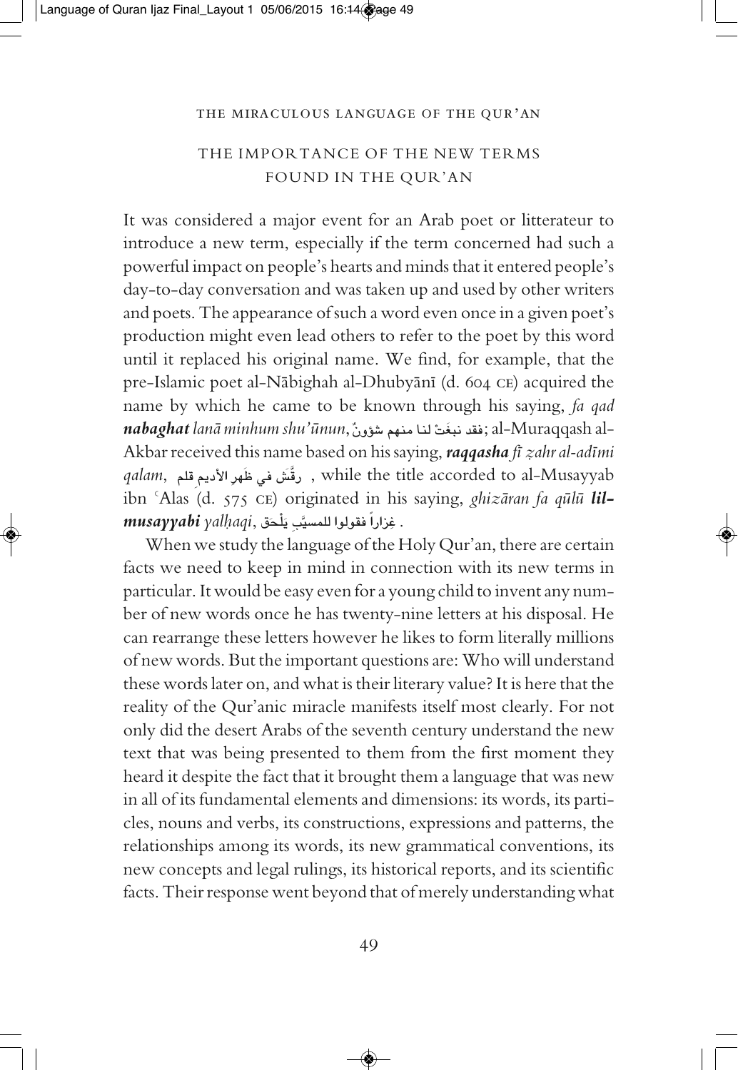## THE IMPORTANCE OF THE NEW TERMS FOUND IN THE QUR'AN

It was considered a major event for an Arab poet or litterateur to introduce a new term, especially if the term concerned had such a powerful impact on people's hearts and minds that it entered people's day-to-day conversation and was taken up and used by other writers and poets. The appearance of such a word even once in a given poet's production might even lead others to refer to the poet by this word until it replaced his original name. We find, for example, that the pre-Islamic poet al-Nābighah al-Dhubyānī (d. 604 CE) acquired the name by which he came to be known through his saying, *fa qad* ***nabaghat*** *lanā minhum shu'ūnun*, فقد نبغَتْ لنا منهم شؤونٌ; al-Muraqqash al-Akbar received this name based on his saying, ***raqqasha*** *fī ẓahr al-adīmi qalam*, رقَّشَ في ظَهرِ الأديمِ قلم , while the title accorded to al-Musayyab ibn ʿAlas (d. 575 CE) originated in his saying, *ghizāran fa qūlū* ***lil-musayyabi*** *yalḥaqi*, غِزاراً فقولوا للمسيَّبِ يَلْحَقِ .

When we study the language of the Holy Qur'an, there are certain facts we need to keep in mind in connection with its new terms in particular. It would be easy even for a young child to invent any number of new words once he has twenty-nine letters at his disposal. He can rearrange these letters however he likes to form literally millions of new words. But the important questions are: Who will understand these words later on, and what is their literary value? It is here that the reality of the Qur'anic miracle manifests itself most clearly. For not only did the desert Arabs of the seventh century understand the new text that was being presented to them from the first moment they heard it despite the fact that it brought them a language that was new in all of its fundamental elements and dimensions: its words, its particles, nouns and verbs, its constructions, expressions and patterns, the relationships among its words, its new grammatical conventions, its new concepts and legal rulings, its historical reports, and its scientific facts. Their response went beyond that of merely understanding what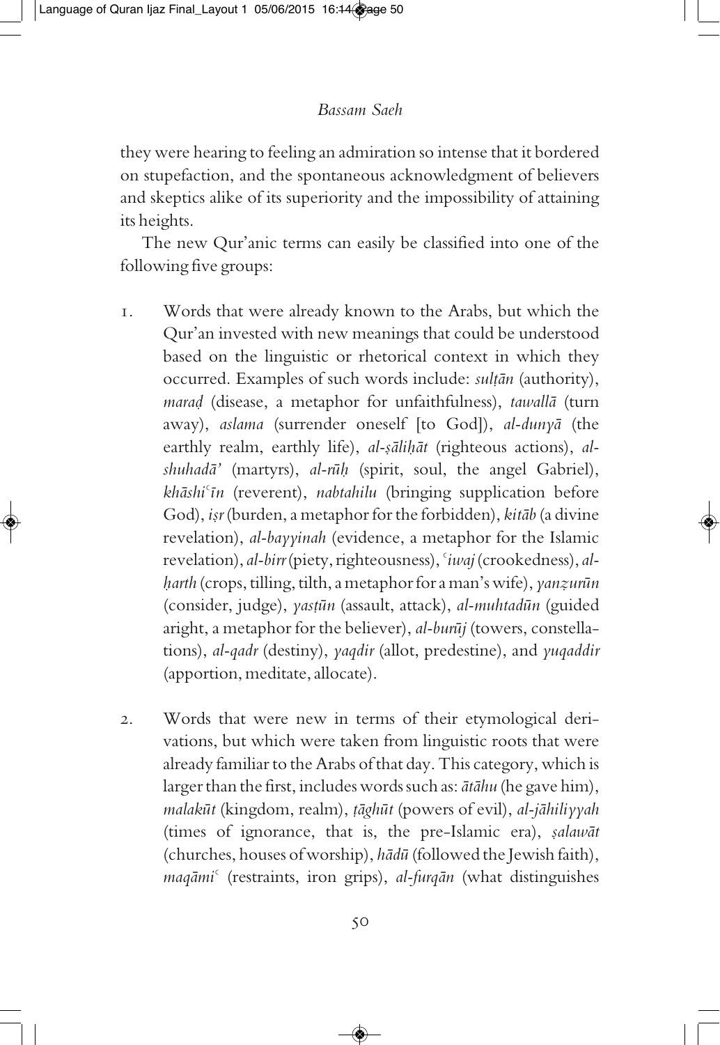they were hearing to feeling an admiration so intense that it bordered on stupefaction, and the spontaneous acknowledgment of believers and skeptics alike of its superiority and the impossibility of attaining its heights.

The new Qur'anic terms can easily be classified into one of the following five groups:

1. Words that were already known to the Arabs, but which the Qur'an invested with new meanings that could be understood based on the linguistic or rhetorical context in which they occurred. Examples of such words include: *sulṭān* (authority), *maraḍ* (disease, a metaphor for unfaithfulness), *tawallā* (turn away), *aslama* (surrender oneself [to God]), *al-dunyā* (the earthly realm, earthly life), *al-ṣāliḥāt* (righteous actions), *al-shuhadā'* (martyrs), *al-rūḥ* (spirit, soul, the angel Gabriel), *khāshiʿīn* (reverent), *nabtahilu* (bringing supplication before God), *iṣr* (burden, a metaphor for the forbidden), *kitāb* (a divine revelation), *al-bayyinah* (evidence, a metaphor for the Islamic revelation), *al-birr* (piety, righteousness), *ʿiwaj* (crookedness), *al-ḥarth* (crops, tilling, tilth, a metaphor for a man's wife), *yanẓurūn* (consider, judge), *yasṭūn* (assault, attack), *al-muhtadūn* (guided aright, a metaphor for the believer), *al-burūj* (towers, constellations), *al-qadr* (destiny), *yaqdir* (allot, predestine), and *yuqaddir* (apportion, meditate, allocate).

2. Words that were new in terms of their etymological derivations, but which were taken from linguistic roots that were already familiar to the Arabs of that day. This category, which is larger than the first, includes words such as: *ātāhu* (he gave him), *malakūt* (kingdom, realm), *ṭāghūt* (powers of evil), *al-jāhiliyyah* (times of ignorance, that is, the pre-Islamic era), *ṣalawāt* (churches, houses of worship), *hādū* (followed the Jewish faith), *maqāmiʿ* (restraints, iron grips), *al-furqān* (what distinguishes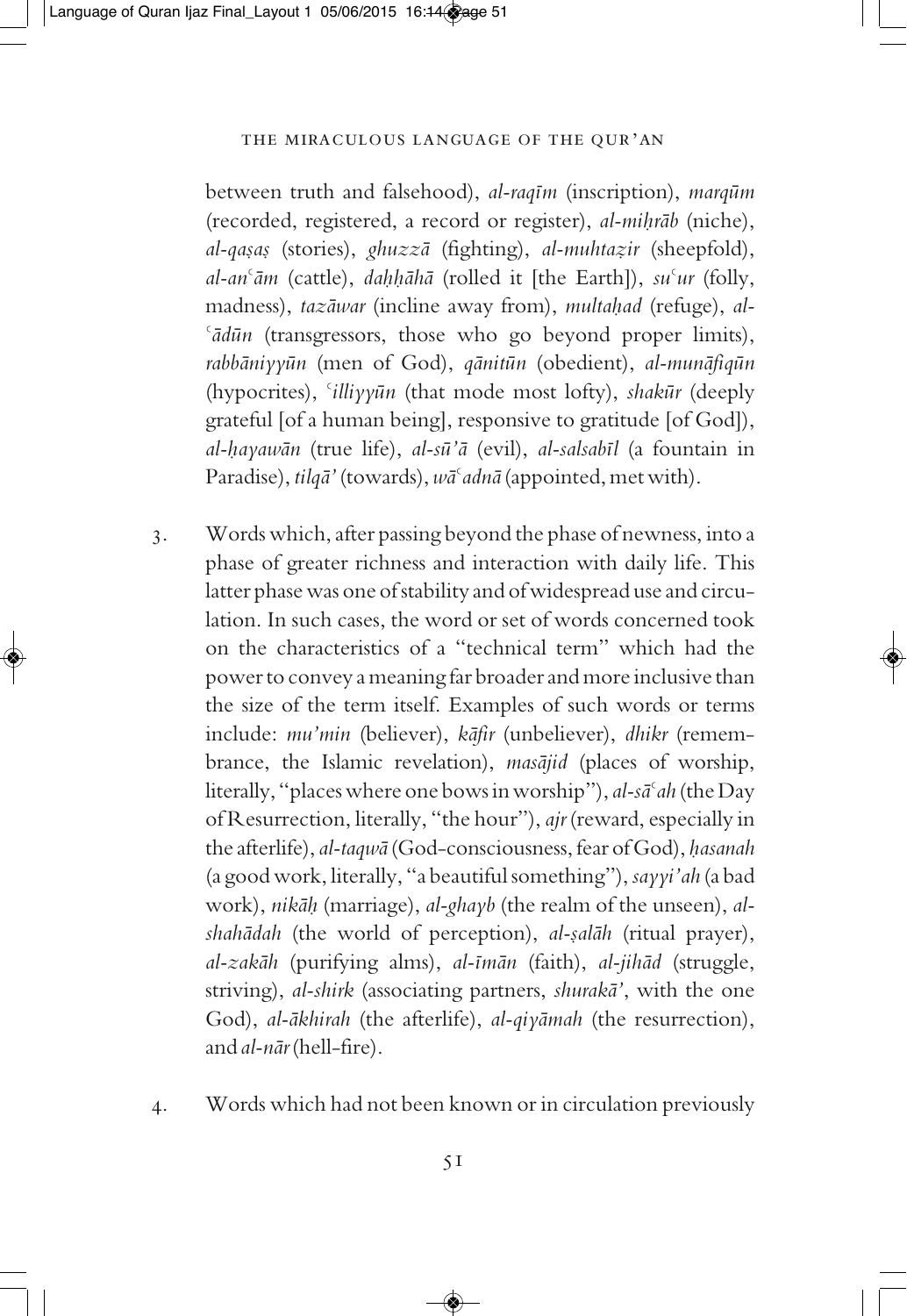between truth and falsehood), *al-raqīm* (inscription), *marqūm* (recorded, registered, a record or register), *al-miḥrāb* (niche), *al-qaṣaṣ* (stories), *ghuzzā* (fighting), *al-muhtaẓir* (sheepfold), *al-anʿām* (cattle), *daḥḥāhā* (rolled it [the Earth]), *suʿur* (folly, madness), *tazāwar* (incline away from), *multaḥad* (refuge), *al-ʿādūn* (transgressors, those who go beyond proper limits), *rabbāniyyūn* (men of God), *qānitūn* (obedient), *al-munāfiqūn* (hypocrites), *ʿilliyyūn* (that mode most lofty), *shakūr* (deeply grateful [of a human being], responsive to gratitude [of God]), *al-ḥayawān* (true life), *al-sū'ā* (evil), *al-salsabīl* (a fountain in Paradise), *tilqā'* (towards), *wāʿadnā* (appointed, met with).

3. Words which, after passing beyond the phase of newness, into a phase of greater richness and interaction with daily life. This latter phase was one of stability and of widespread use and circulation. In such cases, the word or set of words concerned took on the characteristics of a "technical term" which had the power to convey a meaning far broader and more inclusive than the size of the term itself. Examples of such words or terms include: *mu'min* (believer), *kāfir* (unbeliever), *dhikr* (remembrance, the Islamic revelation), *masājid* (places of worship, literally, "places where one bows in worship"), *al-sāʿah* (the Day of Resurrection, literally, "the hour"), *ajr* (reward, especially in the afterlife), *al-taqwā* (God-consciousness, fear of God), *ḥasanah* (a good work, literally, "a beautiful something"), *sayyi'ah* (a bad work), *nikāḥ* (marriage), *al-ghayb* (the realm of the unseen), *al-shahādah* (the world of perception), *al-ṣalāh* (ritual prayer), *al-zakāh* (purifying alms), *al-īmān* (faith), *al-jihād* (struggle, striving), *al-shirk* (associating partners, *shurakā'*, with the one God), *al-ākhirah* (the afterlife), *al-qiyāmah* (the resurrection), and *al-nār* (hell-fire).

4. Words which had not been known or in circulation previously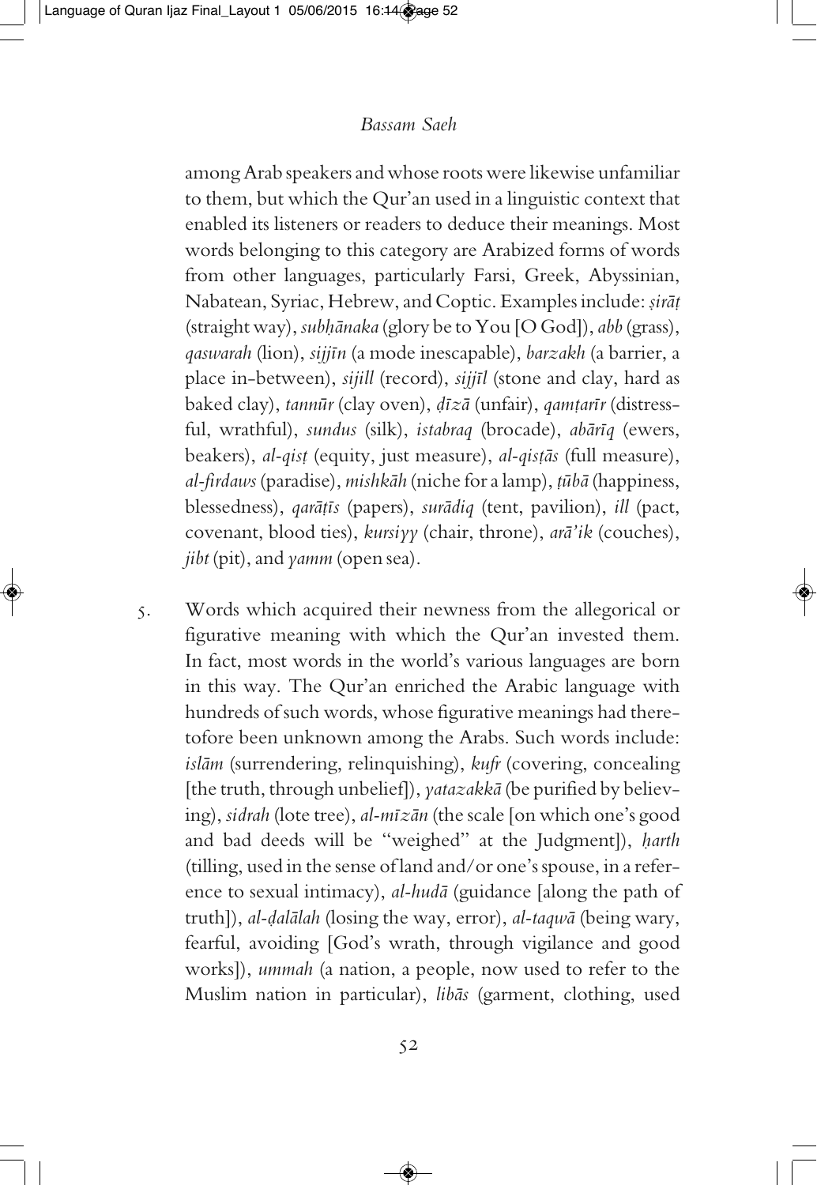among Arab speakers and whose roots were likewise unfamiliar to them, but which the Qur'an used in a linguistic context that enabled its listeners or readers to deduce their meanings. Most words belonging to this category are Arabized forms of words from other languages, particularly Farsi, Greek, Abyssinian, Nabatean, Syriac, Hebrew, and Coptic. Examples include: *ṣirāṭ* (straight way), *subḥānaka* (glory be to You [O God]), *abb* (grass), *qaswarah* (lion), *sijjīn* (a mode inescapable), *barzakh* (a barrier, a place in-between), *sijill* (record), *sijjīl* (stone and clay, hard as baked clay), *tannūr* (clay oven), *ḍīzā* (unfair), *qamṭarīr* (distressful, wrathful), *sundus* (silk), *istabraq* (brocade), *abārīq* (ewers, beakers), *al-qisṭ* (equity, just measure), *al-qisṭās* (full measure), *al-firdaws* (paradise), *mishkāh* (niche for a lamp), *ṭūbā* (happiness, blessedness), *qarāṭīs* (papers), *surādiq* (tent, pavilion), *ill* (pact, covenant, blood ties), *kursiyy* (chair, throne), *arā'ik* (couches), *jibt* (pit), and *yamm* (open sea).

5. Words which acquired their newness from the allegorical or figurative meaning with which the Qur'an invested them. In fact, most words in the world's various languages are born in this way. The Qur'an enriched the Arabic language with hundreds of such words, whose figurative meanings had theretofore been unknown among the Arabs. Such words include: *islām* (surrendering, relinquishing), *kufr* (covering, concealing [the truth, through unbelief]), *yatazakkā* (be purified by believing), *sidrah* (lote tree), *al-mīzān* (the scale [on which one's good and bad deeds will be "weighed" at the Judgment]), *ḥarth* (tilling, used in the sense of land and/or one's spouse, in a reference to sexual intimacy), *al-hudā* (guidance [along the path of truth]), *al-ḍalālah* (losing the way, error), *al-taqwā* (being wary, fearful, avoiding [God's wrath, through vigilance and good works]), *ummah* (a nation, a people, now used to refer to the Muslim nation in particular), *libās* (garment, clothing, used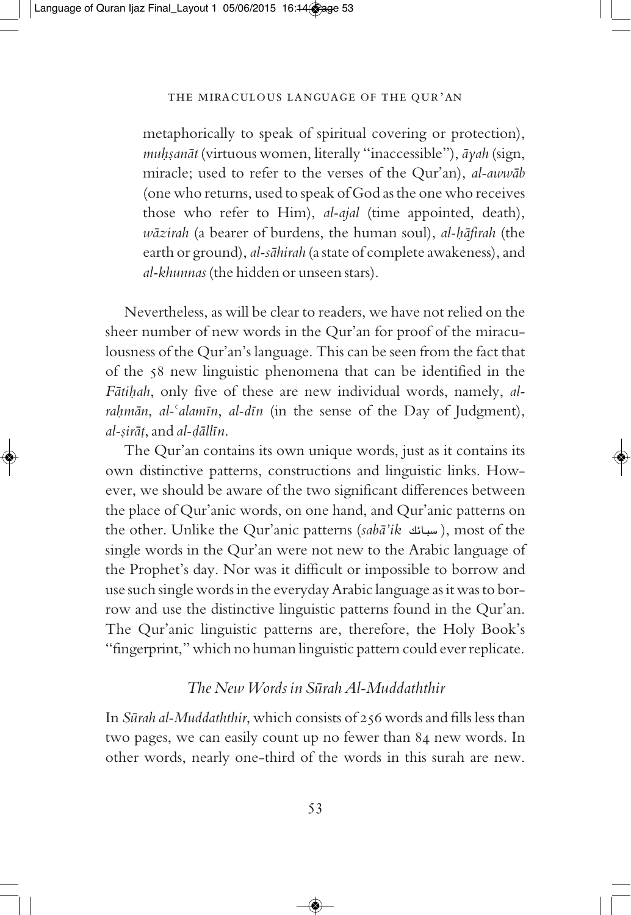metaphorically to speak of spiritual covering or protection), *muḥṣanāt* (virtuous women, literally "inaccessible"), *āyah* (sign, miracle; used to refer to the verses of the Qur'an), *al-awwāb* (one who returns, used to speak of God as the one who receives those who refer to Him), *al-ajal* (time appointed, death), *wāzirah* (a bearer of burdens, the human soul), *al-ḥāfirah* (the earth or ground), *al-sāhirah* (a state of complete awakeness), and *al-khunnas* (the hidden or unseen stars).

Nevertheless, as will be clear to readers, we have not relied on the sheer number of new words in the Qur'an for proof of the miraculousness of the Qur'an's language. This can be seen from the fact that of the 58 new linguistic phenomena that can be identified in the *Fātiḥah*, only five of these are new individual words, namely, *al-raḥmān*, *al-ʿalamīn*, *al-dīn* (in the sense of the Day of Judgment), *al-ṣirāṭ*, and *al-ḍāllīn*.

The Qur'an contains its own unique words, just as it contains its own distinctive patterns, constructions and linguistic links. However, we should be aware of the two significant differences between the place of Qur'anic words, on one hand, and Qur'anic patterns on the other. Unlike the Qur'anic patterns (*sabā'ik* سبائك), most of the single words in the Qur'an were not new to the Arabic language of the Prophet's day. Nor was it difficult or impossible to borrow and use such single words in the everyday Arabic language as it was to borrow and use the distinctive linguistic patterns found in the Qur'an. The Qur'anic linguistic patterns are, therefore, the Holy Book's "fingerprint," which no human linguistic pattern could ever replicate.

### *The New Words in Sūrah Al-Muddaththir*

In *Sūrah al-Muddaththir*, which consists of 256 words and fills less than two pages, we can easily count up no fewer than 84 new words. In other words, nearly one-third of the words in this surah are new.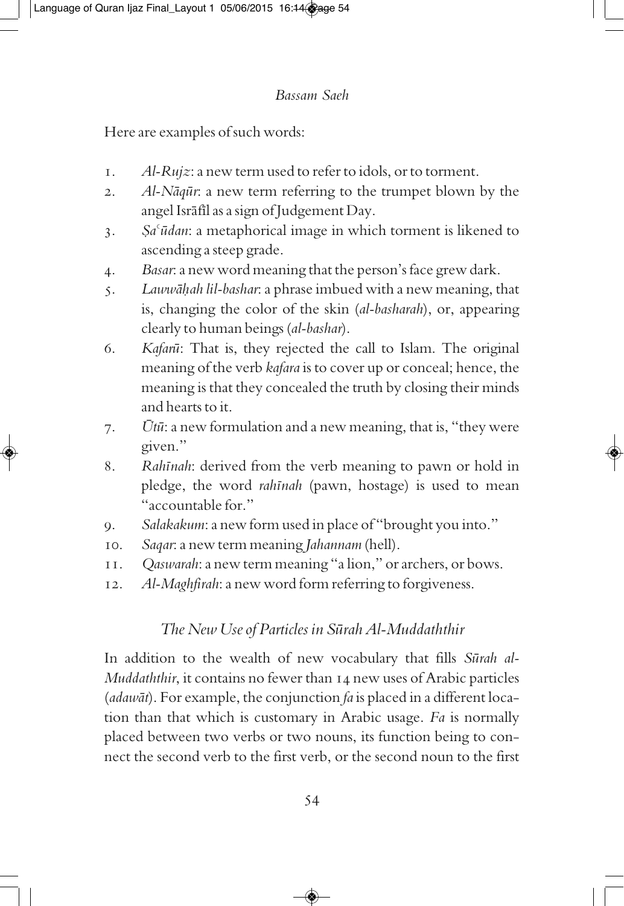Here are examples of such words:

1. *Al-Rujz*: a new term used to refer to idols, or to torment.
2. *Al-Nāqūr*: a new term referring to the trumpet blown by the angel Isrāfīl as a sign of Judgement Day.
3. *Ṣaʿūdan*: a metaphorical image in which torment is likened to ascending a steep grade.
4. *Basar*: a new word meaning that the person's face grew dark.
5. *Lawwāḥah lil-bashar*: a phrase imbued with a new meaning, that is, changing the color of the skin (*al-basharah*), or, appearing clearly to human beings (*al-bashar*).
6. *Kafarū*: That is, they rejected the call to Islam. The original meaning of the verb *kafara* is to cover up or conceal; hence, the meaning is that they concealed the truth by closing their minds and hearts to it.
7. *Ūtū*: a new formulation and a new meaning, that is, "they were given."
8. *Rahīnah*: derived from the verb meaning to pawn or hold in pledge, the word *rahīnah* (pawn, hostage) is used to mean "accountable for."
9. *Salakakum*: a new form used in place of "brought you into."
10. *Saqar*: a new term meaning *Jahannam* (hell).
11. *Qaswarah*: a new term meaning "a lion," or archers, or bows.
12. *Al-Maghfirah*: a new word form referring to forgiveness.

### *The New Use of Particles in Sūrah Al-Muddaththir*

In addition to the wealth of new vocabulary that fills *Sūrah al-Muddaththir*, it contains no fewer than 14 new uses of Arabic particles (*adawāt*). For example, the conjunction *fa* is placed in a different location than that which is customary in Arabic usage. *Fa* is normally placed between two verbs or two nouns, its function being to connect the second verb to the first verb, or the second noun to the first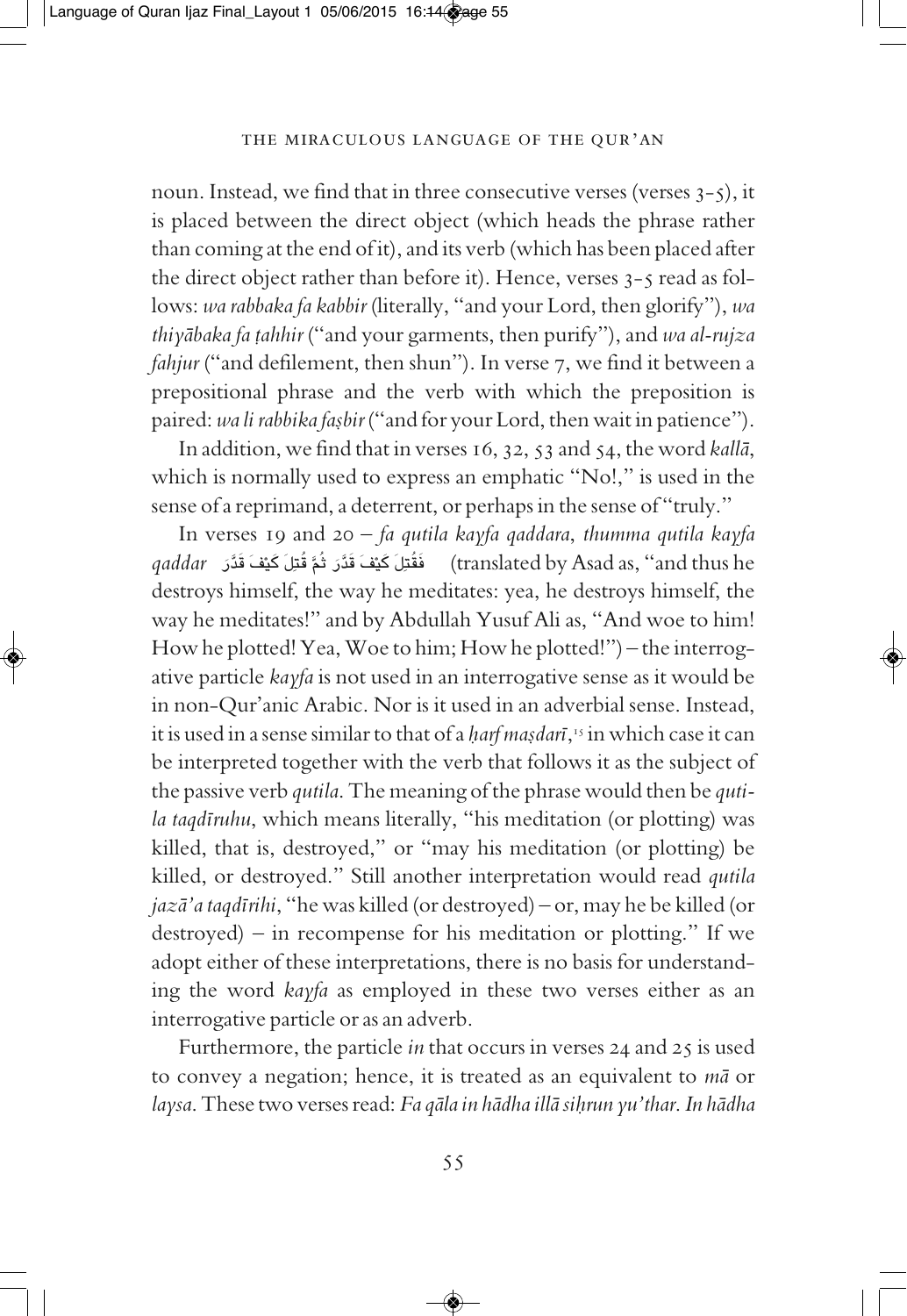noun. Instead, we find that in three consecutive verses (verses 3-5), it is placed between the direct object (which heads the phrase rather than coming at the end of it), and its verb (which has been placed after the direct object rather than before it). Hence, verses 3-5 read as follows: *wa rabbaka fa kabbir* (literally, "and your Lord, then glorify"), *wa thiyābaka fa ṭahhir* ("and your garments, then purify"), and *wa al-rujza fahjur* ("and defilement, then shun"). In verse 7, we find it between a prepositional phrase and the verb with which the preposition is paired: *wa li rabbika faṣbir* ("and for your Lord, then wait in patience").

In addition, we find that in verses 16, 32, 53 and 54, the word *kallā*, which is normally used to express an emphatic "No!," is used in the sense of a reprimand, a deterrent, or perhaps in the sense of "truly."

In verses 19 and 20 – *fa qutila kayfa qaddara, thumma qutila kayfa qaddar* فَقُتِلَ كَيْفَ قَدَّرَ ثُمَّ قُتِلَ كَيْفَ قَدَّرَ (translated by Asad as, "and thus he destroys himself, the way he meditates: yea, he destroys himself, the way he meditates!" and by Abdullah Yusuf Ali as, "And woe to him! How he plotted! Yea, Woe to him; How he plotted!") – the interrogative particle *kayfa* is not used in an interrogative sense as it would be in non-Qur'anic Arabic. Nor is it used in an adverbial sense. Instead, it is used in a sense similar to that of a *ḥarf maṣdarī*,[15] in which case it can be interpreted together with the verb that follows it as the subject of the passive verb *qutila*. The meaning of the phrase would then be *qutila taqdīruhu*, which means literally, "his meditation (or plotting) was killed, that is, destroyed," or "may his meditation (or plotting) be killed, or destroyed." Still another interpretation would read *qutila jazā'a taqdīrihi*, "he was killed (or destroyed) – or, may he be killed (or destroyed) – in recompense for his meditation or plotting." If we adopt either of these interpretations, there is no basis for understanding the word *kayfa* as employed in these two verses either as an interrogative particle or as an adverb.

Furthermore, the particle *in* that occurs in verses 24 and 25 is used to convey a negation; hence, it is treated as an equivalent to *mā* or *laysa*. These two verses read: *Fa qāla in hādha illā siḥrun yu'thar. In hādha*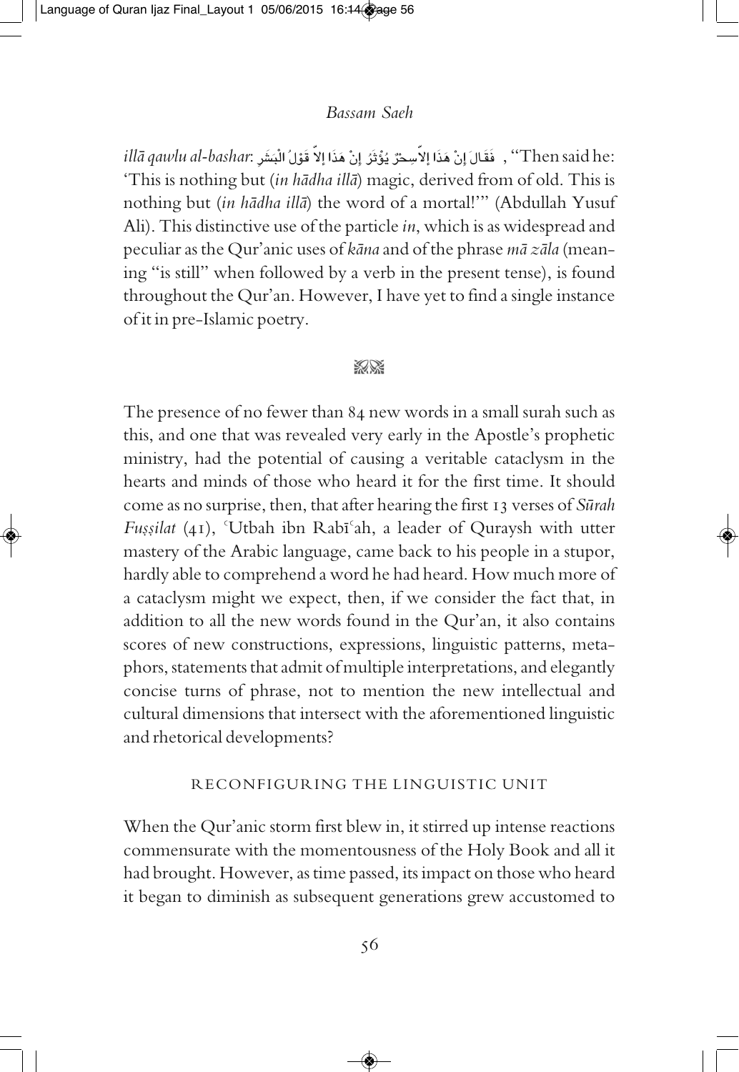*illā qawlu al-bashar*: فَقَالَ إِنْ هَذَا إِلاَّ سِحْرٌ يُؤْثَرُ إِنْ هَذَا إِلاَّ قَوْلُ الْبَشَرِ , "Then said he: 'This is nothing but (*in hādha illā*) magic, derived from of old. This is nothing but (*in hādha illā*) the word of a mortal!'" (Abdullah Yusuf Ali). This distinctive use of the particle *in*, which is as widespread and peculiar as the Qur'anic uses of *kāna* and of the phrase *mā zāla* (meaning "is still" when followed by a verb in the present tense), is found throughout the Qur'an. However, I have yet to find a single instance of it in pre-Islamic poetry.

The presence of no fewer than 84 new words in a small surah such as this, and one that was revealed very early in the Apostle's prophetic ministry, had the potential of causing a veritable cataclysm in the hearts and minds of those who heard it for the first time. It should come as no surprise, then, that after hearing the first 13 verses of *Sūrah Fuṣṣilat* (41), ʿUtbah ibn Rabīʿah, a leader of Quraysh with utter mastery of the Arabic language, came back to his people in a stupor, hardly able to comprehend a word he had heard. How much more of a cataclysm might we expect, then, if we consider the fact that, in addition to all the new words found in the Qur'an, it also contains scores of new constructions, expressions, linguistic patterns, metaphors, statements that admit of multiple interpretations, and elegantly concise turns of phrase, not to mention the new intellectual and cultural dimensions that intersect with the aforementioned linguistic and rhetorical developments?

## RECONFIGURING THE LINGUISTIC UNIT

When the Qur'anic storm first blew in, it stirred up intense reactions commensurate with the momentousness of the Holy Book and all it had brought. However, as time passed, its impact on those who heard it began to diminish as subsequent generations grew accustomed to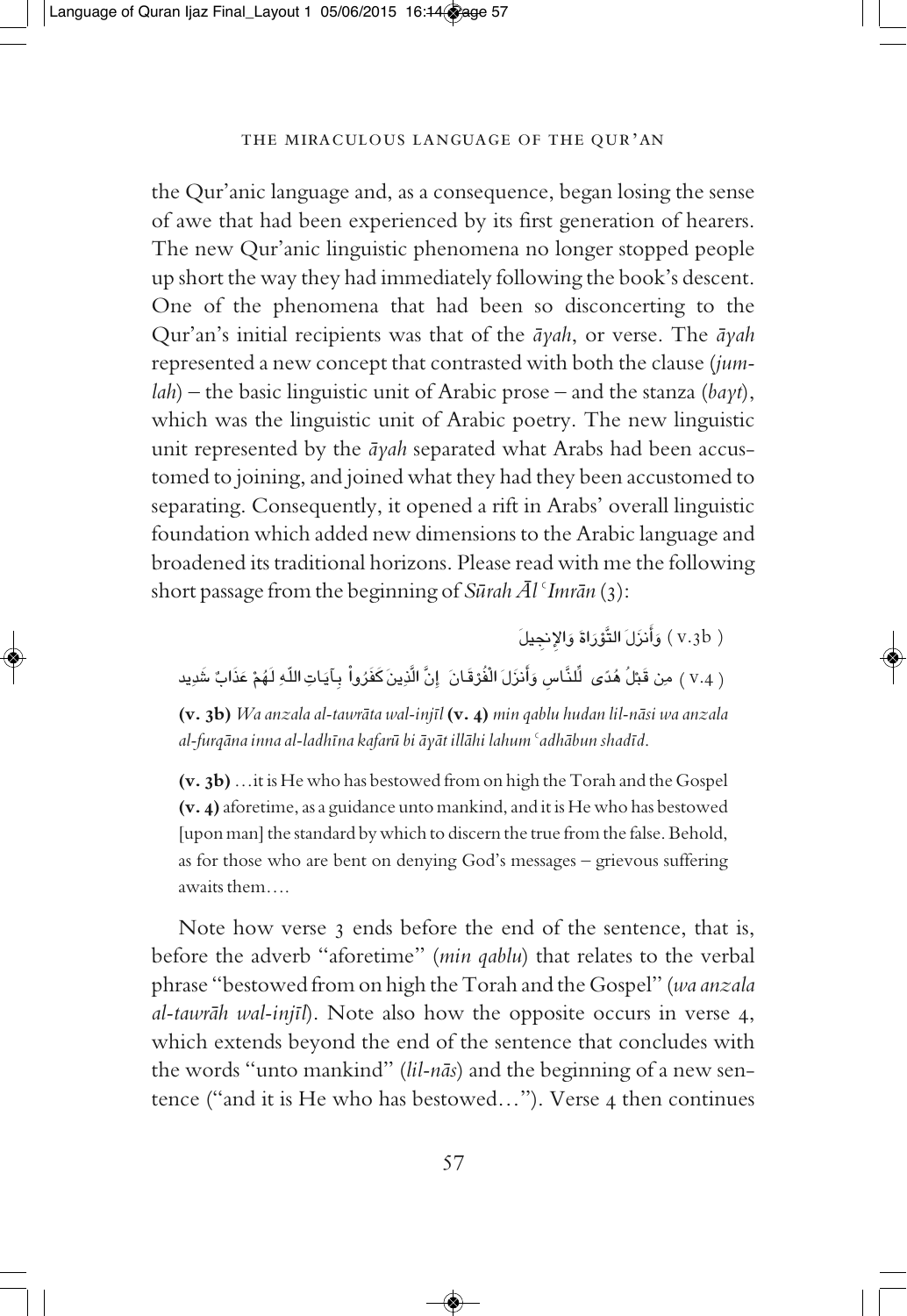the Qur'anic language and, as a consequence, began losing the sense of awe that had been experienced by its first generation of hearers. The new Qur'anic linguistic phenomena no longer stopped people up short the way they had immediately following the book's descent. One of the phenomena that had been so disconcerting to the Qur'an's initial recipients was that of the *āyah*, or verse. The *āyah* represented a new concept that contrasted with both the clause (*jumlah*) – the basic linguistic unit of Arabic prose – and the stanza (*bayt*), which was the linguistic unit of Arabic poetry. The new linguistic unit represented by the *āyah* separated what Arabs had been accustomed to joining, and joined what they had they been accustomed to separating. Consequently, it opened a rift in Arabs' overall linguistic foundation which added new dimensions to the Arabic language and broadened its traditional horizons. Please read with me the following short passage from the beginning of *Sūrah Āl ʿImrān* (3):

( v.3b ) وَأَنزَلَ التَّوْرَاةَ وَالإِنجِيلَ

( v.4 ) مِن قَبْلُ هُدًى لِّلنَّاسِ وَأَنزَلَ الْفُرْقَانَ إِنَّ الَّذِينَ كَفَرُواْ بِآيَاتِ اللّهِ لَهُمْ عَذَابٌ شَدِيد

**(v. 3b)** *Wa anzala al-tawrāta wal-injīl* **(v. 4)** *min qablu hudan lil-nāsi wa anzala al-furqāna inna al-ladhīna kafarū bi āyāt illāhi lahum ʿadhābun shadīd.*

**(v. 3b)** ...it is He who has bestowed from on high the Torah and the Gospel **(v. 4)** aforetime, as a guidance unto mankind, and it is He who has bestowed [upon man] the standard by which to discern the true from the false. Behold, as for those who are bent on denying God's messages – grievous suffering awaits them....

Note how verse 3 ends before the end of the sentence, that is, before the adverb "aforetime" (*min qablu*) that relates to the verbal phrase "bestowed from on high the Torah and the Gospel" (*wa anzala al-tawrāh wal-injīl*). Note also how the opposite occurs in verse 4, which extends beyond the end of the sentence that concludes with the words "unto mankind" (*lil-nās*) and the beginning of a new sentence ("and it is He who has bestowed..."). Verse 4 then continues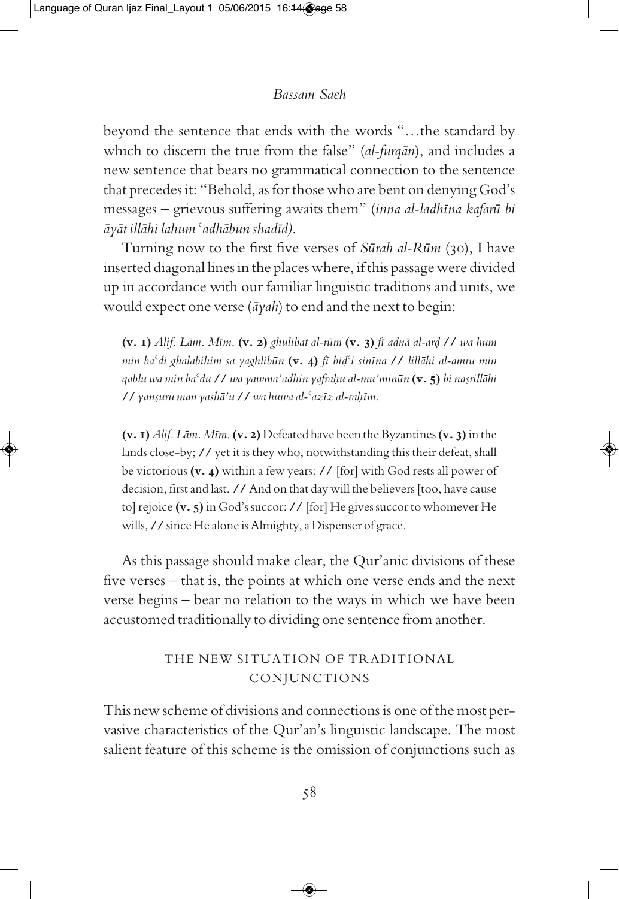beyond the sentence that ends with the words "…the standard by which to discern the true from the false" (*al-furqān*), and includes a new sentence that bears no grammatical connection to the sentence that precedes it: "Behold, as for those who are bent on denying God's messages – grievous suffering awaits them" (*inna al-ladhīna kafarū bi āyāt illāhi lahum ʿadhābun shadīd).*

Turning now to the first five verses of *Sūrah al-Rūm* (30), I have inserted diagonal lines in the places where, if this passage were divided up in accordance with our familiar linguistic traditions and units, we would expect one verse (*āyah*) to end and the next to begin:

> **(v. 1)** *Alif. Lām. Mīm.* **(v. 2)** *ghulibat al-rūm* **(v. 3)** *fī adnā al-arḍ* **//** *wa hum min baʿdi ghalabihim sa yaghlibūn* **(v. 4)** *fī biḍʿi sinīna* **//** *lillāhi al-amru min qablu wa min baʿdu* **//** *wa yawma'adhin yafraḥu al-mu'minūn* **(v. 5)** *bi naṣrillāhi* **//** *yanṣuru man yashā'u* **//** *wa huwa al-ʿazīz al-raḥīm.*

> **(v. 1)** *Alif. Lām. Mīm.* **(v. 2)** Defeated have been the Byzantines **(v. 3)** in the lands close-by; **//** yet it is they who, notwithstanding this their defeat, shall be victorious **(v. 4)** within a few years: **//** [for] with God rests all power of decision, first and last. **//** And on that day will the believers [too, have cause to] rejoice **(v. 5)** in God's succor: **//** [for] He gives succor to whomever He wills, **//** since He alone is Almighty, a Dispenser of grace.

As this passage should make clear, the Qur'anic divisions of these five verses – that is, the points at which one verse ends and the next verse begins – bear no relation to the ways in which we have been accustomed traditionally to dividing one sentence from another.

## THE NEW SITUATION OF TRADITIONAL CONJUNCTIONS

This new scheme of divisions and connections is one of the most pervasive characteristics of the Qur'an's linguistic landscape. The most salient feature of this scheme is the omission of conjunctions such as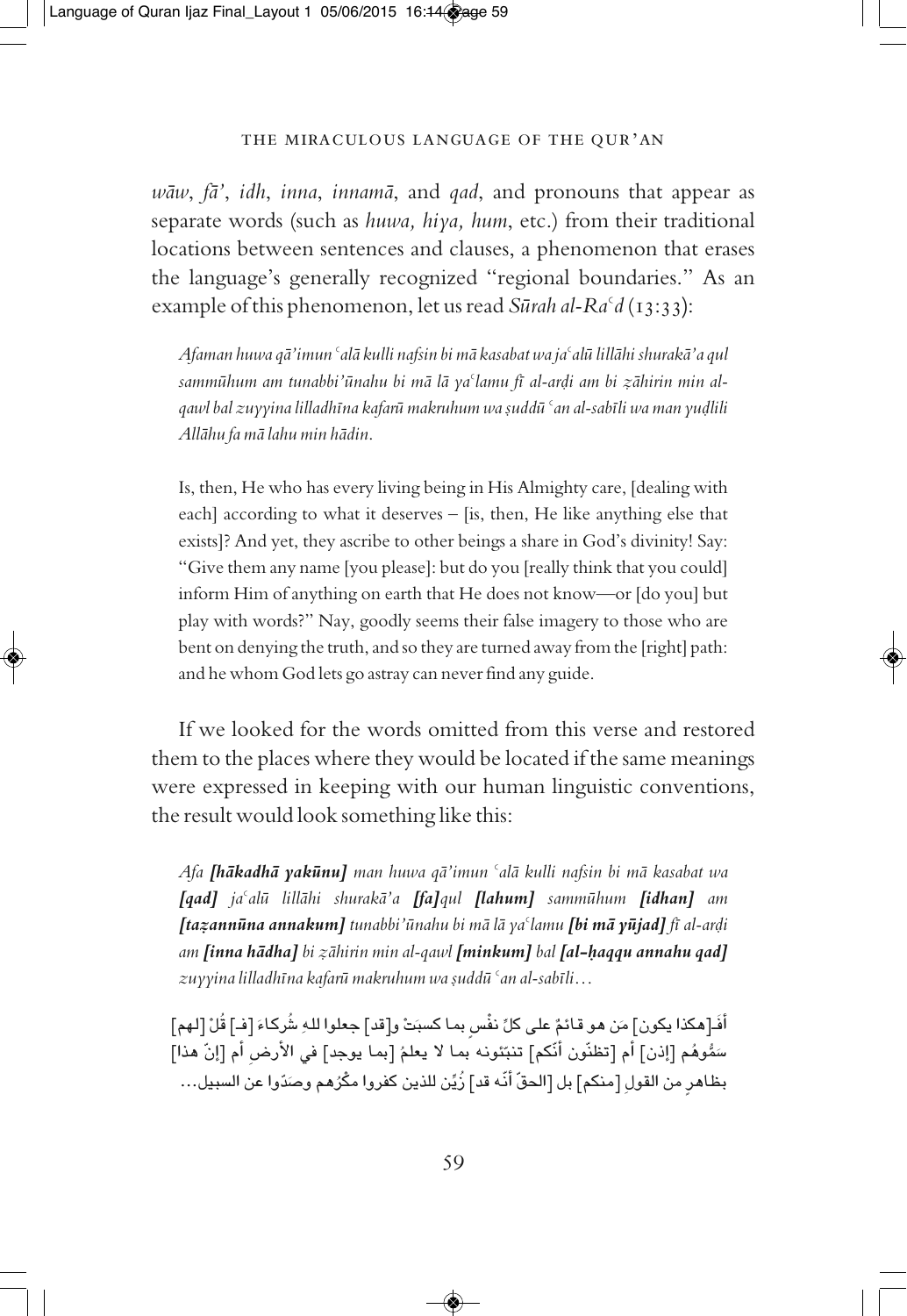*wāw*, *fā'*, *idh*, *inna*, *innamā*, and *qad*, and pronouns that appear as separate words (such as *huwa, hiya, hum*, etc.) from their traditional locations between sentences and clauses, a phenomenon that erases the language's generally recognized "regional boundaries." As an example of this phenomenon, let us read *Sūrah al-Raʿd* (13:33):

> *Afaman huwa qā'imun ʿalā kulli nafsin bi mā kasabat wa jaʿalū lillāhi shurakā'a qul sammūhum am tunabbi'ūnahu bi mā lā yaʿlamu fī al-arḍi am bi ẓāhirin min al-qawl bal zuyyina lilladhīna kafarū makruhum wa ṣuddū ʿan al-sabīli wa man yuḍlili Allāhu fa mā lahu min hādin.*
>
> Is, then, He who has every living being in His Almighty care, [dealing with each] according to what it deserves – [is, then, He like anything else that exists]? And yet, they ascribe to other beings a share in God's divinity! Say: "Give them any name [you please]: but do you [really think that you could] inform Him of anything on earth that He does not know—or [do you] but play with words?" Nay, goodly seems their false imagery to those who are bent on denying the truth, and so they are turned away from the [right] path: and he whom God lets go astray can never find any guide.

If we looked for the words omitted from this verse and restored them to the places where they would be located if the same meanings were expressed in keeping with our human linguistic conventions, the result would look something like this:

> *Afa **[hākadhā yakūnu]** man huwa qā'imun ʿalā kulli nafsin bi mā kasabat wa **[qad]** jaʿalū lillāhi shurakā'a **[fa]**qul **[lahum]** sammūhum **[idhan]** am **[taẓannūna annakum]** tunabbi'ūnahu bi mā lā yaʿlamu **[bi mā yūjad]** fī al-arḍi am **[inna hādha]** bi ẓāhirin min al-qawl **[minkum]** bal **[al-ḥaqqu annahu qad]** zuyyina lilladhīna kafarū makruhum wa ṣuddū ʿan al-sabīli…*
>
> أفَـ[هكذا يكون] مَن هو قائمٌ على كلِّ نفْسٍ بما كسبَتْ و[قد] جعلوا للهِ شُركاءَ [فـ] قُلْ [لهم] سَمُّوهُم [إذن] أم [تظنّون أنّكم] تنبّئونه بما لا يعلمُ [بما يوجد] في الأرضِ أم [إنّ هذا] بظاهرٍ من القولِ [منكم] بل [الحقّ أنّه قد] زُيِّنَ للذين كفروا مكْرُهم وصَدّوا عن السبيل...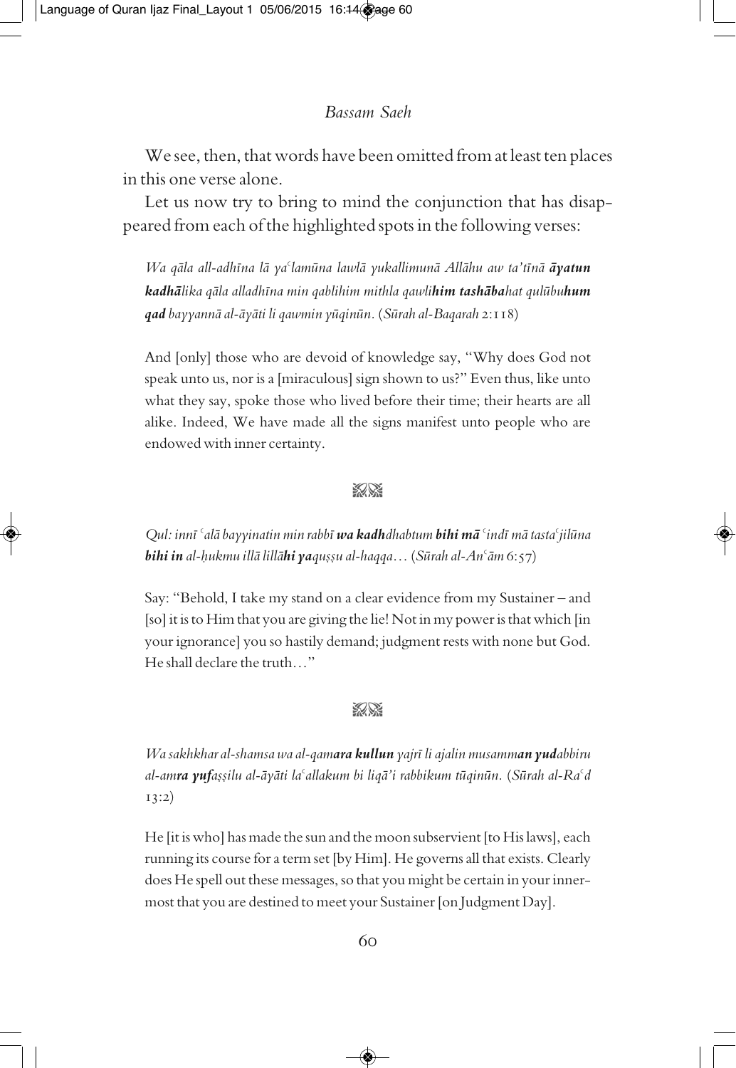We see, then, that words have been omitted from at least ten places in this one verse alone.

Let us now try to bring to mind the conjunction that has disappeared from each of the highlighted spots in the following verses:

*Wa qāla all-adhīna lā yaᶜlamūna lawlā yukallimunā Allāhu aw ta'tīnā* ***āyatun kadhā****lika qāla alladhīna min qablihim mithla qawli****him tashāba****hat qulūbu****hum qad*** *bayyannā al-āyāti li qawmin yūqinūn.* (*Sūrah al-Baqarah* 2:118)

And [only] those who are devoid of knowledge say, "Why does God not speak unto us, nor is a [miraculous] sign shown to us?" Even thus, like unto what they say, spoke those who lived before their time; their hearts are all alike. Indeed, We have made all the signs manifest unto people who are endowed with inner certainty.

*Qul: innī ᶜalā bayyinatin min rabbī* ***wa kadh****dhabtum* ***bihi mā*** *ᶜindī mā tastaᶜjilūna* ***bihi in*** *al-ḥukmu illā lillā****hi ya****quṣṣu al-haqqa…* (*Sūrah al-Anᶜām* 6:57)

Say: "Behold, I take my stand on a clear evidence from my Sustainer – and [so] it is to Him that you are giving the lie! Not in my power is that which [in your ignorance] you so hastily demand; judgment rests with none but God. He shall declare the truth…"

*Wa sakhkhar al-shamsa wa al-qam****ara kullun*** *yajrī li ajalin musamm****an yud****abbiru al-am****ra yuf****aṣṣilu al-āyāti laᶜallakum bi liqā'i rabbikum tūqinūn.* (*Sūrah al-Raᶜd* 13:2)

He [it is who] has made the sun and the moon subservient [to His laws], each running its course for a term set [by Him]. He governs all that exists. Clearly does He spell out these messages, so that you might be certain in your innermost that you are destined to meet your Sustainer [on Judgment Day].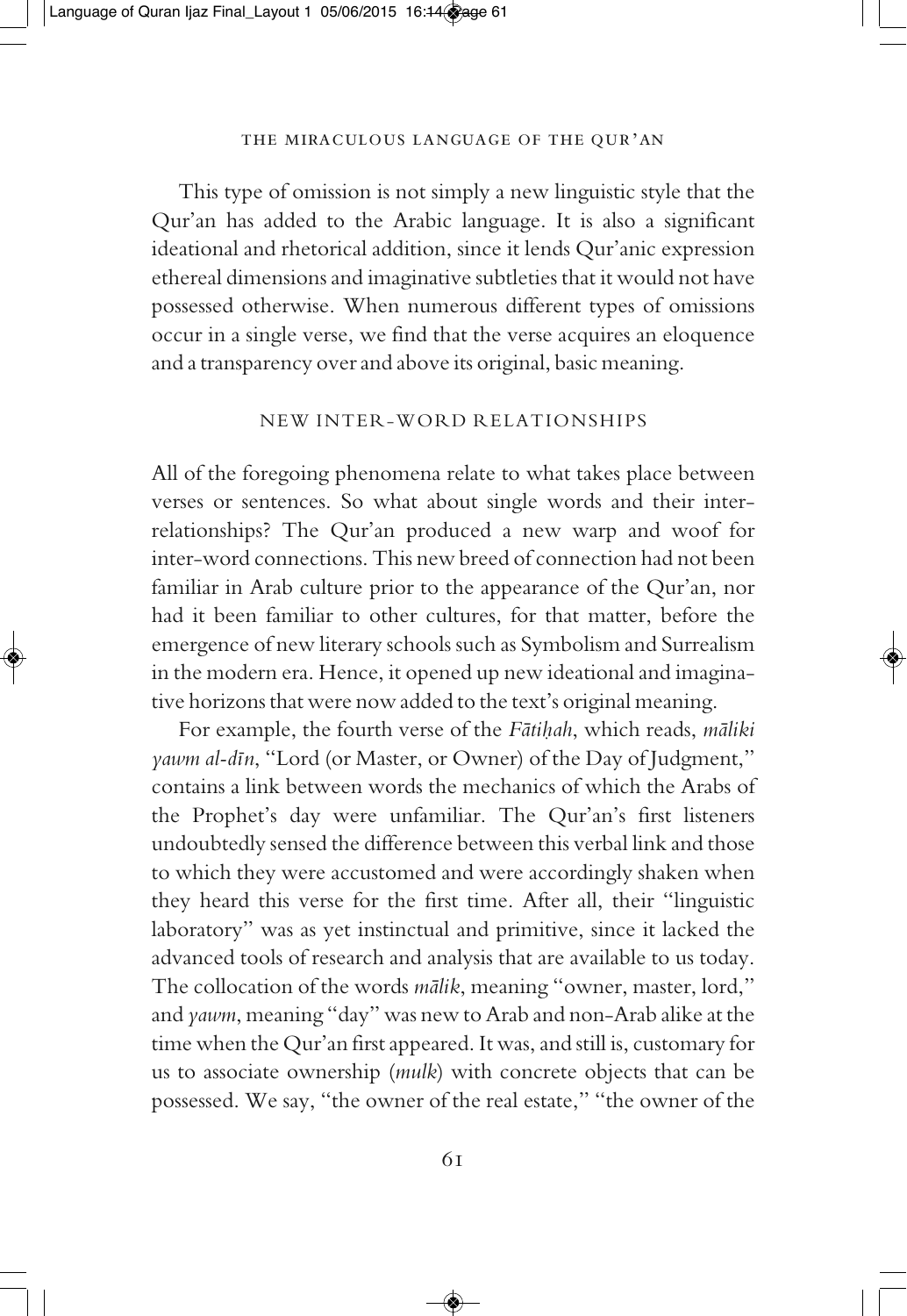This type of omission is not simply a new linguistic style that the Qur'an has added to the Arabic language. It is also a significant ideational and rhetorical addition, since it lends Qur'anic expression ethereal dimensions and imaginative subtleties that it would not have possessed otherwise. When numerous different types of omissions occur in a single verse, we find that the verse acquires an eloquence and a transparency over and above its original, basic meaning.

## NEW INTER-WORD RELATIONSHIPS

All of the foregoing phenomena relate to what takes place between verses or sentences. So what about single words and their inter-relationships? The Qur'an produced a new warp and woof for inter-word connections. This new breed of connection had not been familiar in Arab culture prior to the appearance of the Qur'an, nor had it been familiar to other cultures, for that matter, before the emergence of new literary schools such as Symbolism and Surrealism in the modern era. Hence, it opened up new ideational and imaginative horizons that were now added to the text's original meaning.

For example, the fourth verse of the *Fātiḥah*, which reads, *māliki yawm al-dīn*, "Lord (or Master, or Owner) of the Day of Judgment," contains a link between words the mechanics of which the Arabs of the Prophet's day were unfamiliar. The Qur'an's first listeners undoubtedly sensed the difference between this verbal link and those to which they were accustomed and were accordingly shaken when they heard this verse for the first time. After all, their "linguistic laboratory" was as yet instinctual and primitive, since it lacked the advanced tools of research and analysis that are available to us today. The collocation of the words *mālik*, meaning "owner, master, lord," and *yawm*, meaning "day" was new to Arab and non-Arab alike at the time when the Qur'an first appeared. It was, and still is, customary for us to associate ownership (*mulk*) with concrete objects that can be possessed. We say, "the owner of the real estate," "the owner of the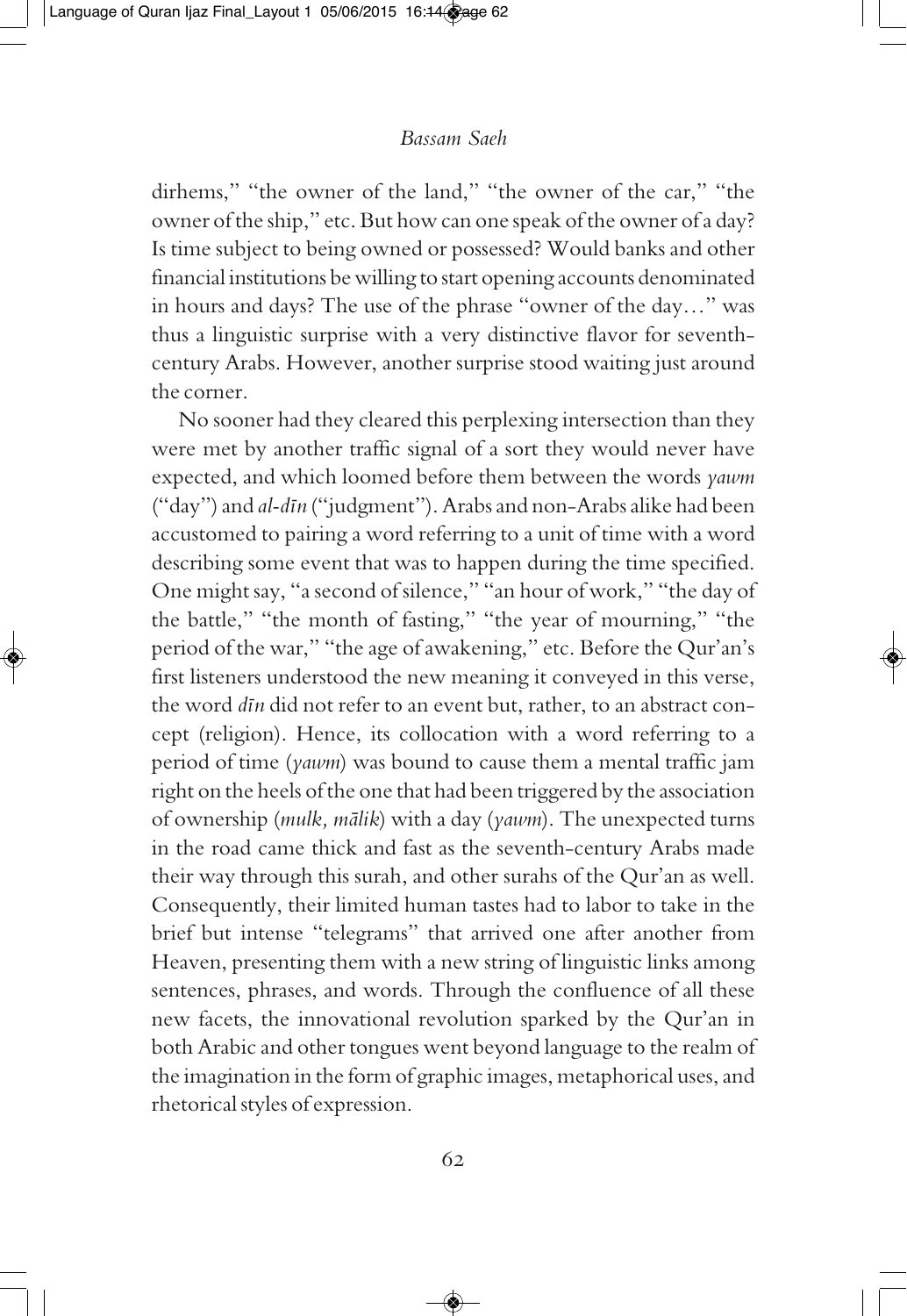dirhems," "the owner of the land," "the owner of the car," "the owner of the ship," etc. But how can one speak of the owner of a day? Is time subject to being owned or possessed? Would banks and other financial institutions be willing to start opening accounts denominated in hours and days? The use of the phrase "owner of the day…" was thus a linguistic surprise with a very distinctive flavor for seventh-century Arabs. However, another surprise stood waiting just around the corner.

No sooner had they cleared this perplexing intersection than they were met by another traffic signal of a sort they would never have expected, and which loomed before them between the words *yawm* ("day") and *al-dīn* ("judgment"). Arabs and non-Arabs alike had been accustomed to pairing a word referring to a unit of time with a word describing some event that was to happen during the time specified. One might say, "a second of silence," "an hour of work," "the day of the battle," "the month of fasting," "the year of mourning," "the period of the war," "the age of awakening," etc. Before the Qur'an's first listeners understood the new meaning it conveyed in this verse, the word *dīn* did not refer to an event but, rather, to an abstract concept (religion). Hence, its collocation with a word referring to a period of time (*yawm*) was bound to cause them a mental traffic jam right on the heels of the one that had been triggered by the association of ownership (*mulk, mālik*) with a day (*yawm*). The unexpected turns in the road came thick and fast as the seventh-century Arabs made their way through this surah, and other surahs of the Qur'an as well. Consequently, their limited human tastes had to labor to take in the brief but intense "telegrams" that arrived one after another from Heaven, presenting them with a new string of linguistic links among sentences, phrases, and words. Through the confluence of all these new facets, the innovational revolution sparked by the Qur'an in both Arabic and other tongues went beyond language to the realm of the imagination in the form of graphic images, metaphorical uses, and rhetorical styles of expression.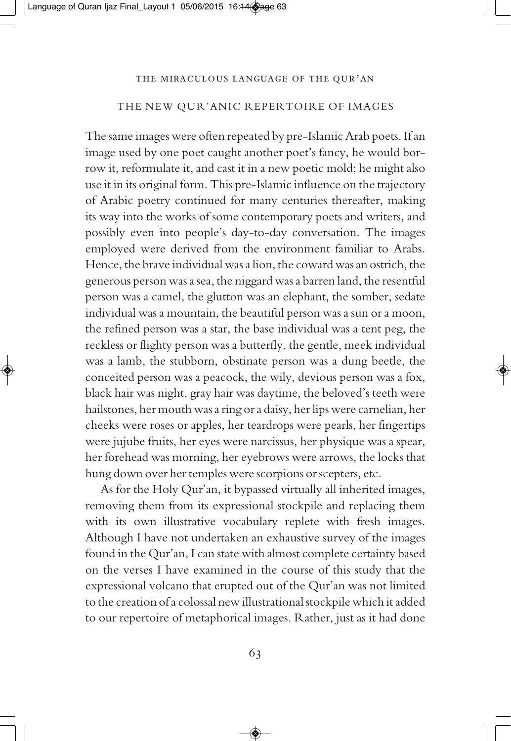## THE NEW QUR'ANIC REPERTOIRE OF IMAGES

The same images were often repeated by pre-Islamic Arab poets. If an image used by one poet caught another poet's fancy, he would borrow it, reformulate it, and cast it in a new poetic mold; he might also use it in its original form. This pre-Islamic influence on the trajectory of Arabic poetry continued for many centuries thereafter, making its way into the works of some contemporary poets and writers, and possibly even into people's day-to-day conversation. The images employed were derived from the environment familiar to Arabs. Hence, the brave individual was a lion, the coward was an ostrich, the generous person was a sea, the niggard was a barren land, the resentful person was a camel, the glutton was an elephant, the somber, sedate individual was a mountain, the beautiful person was a sun or a moon, the refined person was a star, the base individual was a tent peg, the reckless or flighty person was a butterfly, the gentle, meek individual was a lamb, the stubborn, obstinate person was a dung beetle, the conceited person was a peacock, the wily, devious person was a fox, black hair was night, gray hair was daytime, the beloved's teeth were hailstones, her mouth was a ring or a daisy, her lips were carnelian, her cheeks were roses or apples, her teardrops were pearls, her fingertips were jujube fruits, her eyes were narcissus, her physique was a spear, her forehead was morning, her eyebrows were arrows, the locks that hung down over her temples were scorpions or scepters, etc.

As for the Holy Qur'an, it bypassed virtually all inherited images, removing them from its expressional stockpile and replacing them with its own illustrative vocabulary replete with fresh images. Although I have not undertaken an exhaustive survey of the images found in the Qur'an, I can state with almost complete certainty based on the verses I have examined in the course of this study that the expressional volcano that erupted out of the Qur'an was not limited to the creation of a colossal new illustrational stockpile which it added to our repertoire of metaphorical images. Rather, just as it had done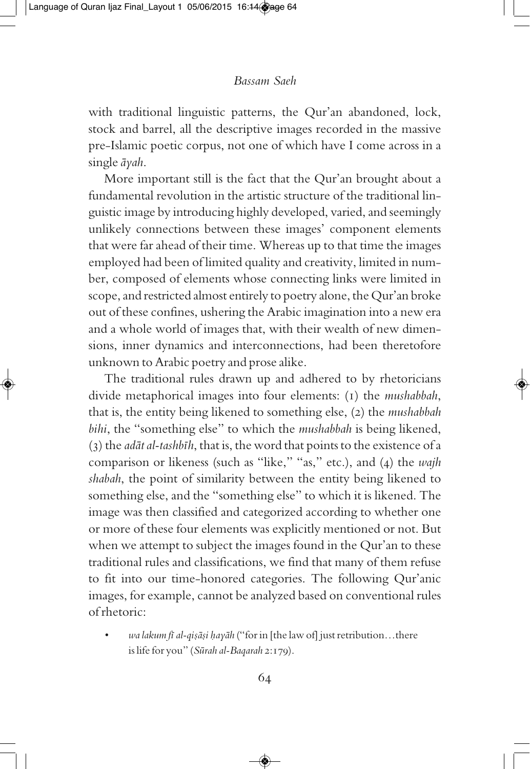with traditional linguistic patterns, the Qur'an abandoned, lock, stock and barrel, all the descriptive images recorded in the massive pre-Islamic poetic corpus, not one of which have I come across in a single *āyah*.

More important still is the fact that the Qur'an brought about a fundamental revolution in the artistic structure of the traditional linguistic image by introducing highly developed, varied, and seemingly unlikely connections between these images' component elements that were far ahead of their time. Whereas up to that time the images employed had been of limited quality and creativity, limited in number, composed of elements whose connecting links were limited in scope, and restricted almost entirely to poetry alone, the Qur'an broke out of these confines, ushering the Arabic imagination into a new era and a whole world of images that, with their wealth of new dimensions, inner dynamics and interconnections, had been theretofore unknown to Arabic poetry and prose alike.

The traditional rules drawn up and adhered to by rhetoricians divide metaphorical images into four elements: (1) the *mushabbah*, that is, the entity being likened to something else, (2) the *mushabbah bihi*, the "something else" to which the *mushabbah* is being likened, (3) the *adāt al-tashbīh*, that is, the word that points to the existence of a comparison or likeness (such as "like," "as," etc.), and (4) the *wajh shabah*, the point of similarity between the entity being likened to something else, and the "something else" to which it is likened. The image was then classified and categorized according to whether one or more of these four elements was explicitly mentioned or not. But when we attempt to subject the images found in the Qur'an to these traditional rules and classifications, we find that many of them refuse to fit into our time-honored categories. The following Qur'anic images, for example, cannot be analyzed based on conventional rules of rhetoric:

- *wa lakum fī al-qiṣāṣi ḥayāh* ("for in [the law of] just retribution…there is life for you" (*Sūrah al-Baqarah* 2:179).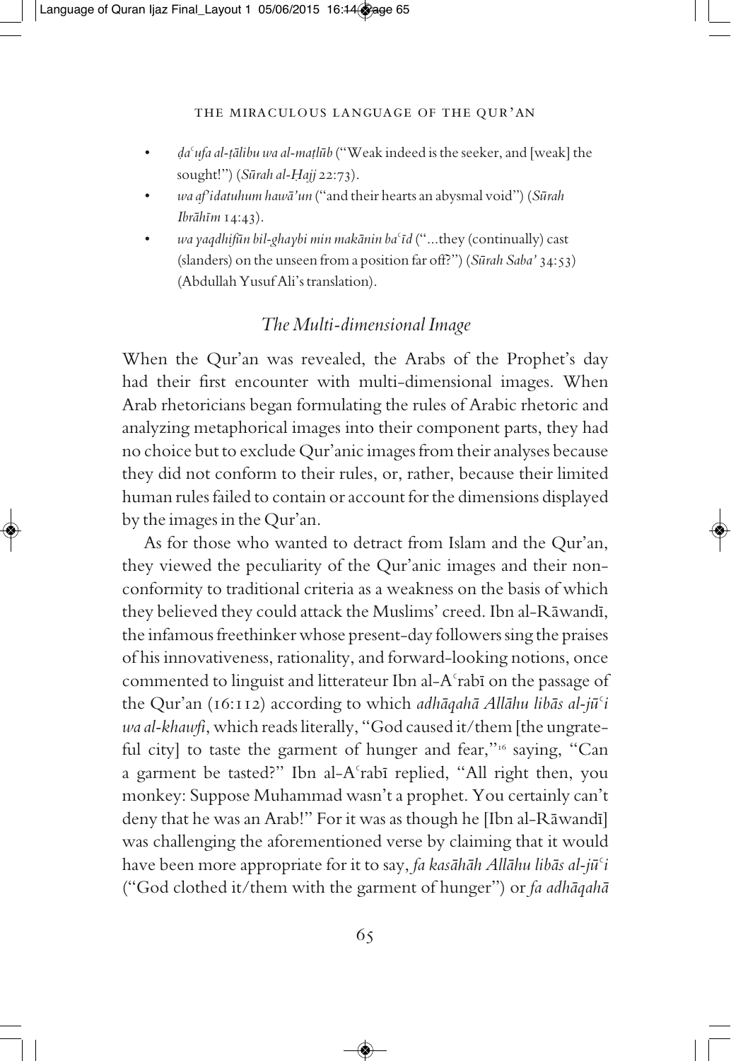- *ḍaʿufa al-ṭālibu wa al-maṭlūb* ("Weak indeed is the seeker, and [weak] the sought!") (*Sūrah al-Ḥajj* 22:73).
- *wa afʾidatuhum hawāʾun* ("and their hearts an abysmal void") (*Sūrah Ibrāhīm* 14:43).
- *wa yaqdhifūn bil-ghaybi min makānin baʿīd* ("...they (continually) cast (slanders) on the unseen from a position far off?") (*Sūrah Saba'* 34:53) (Abdullah Yusuf Ali's translation).

## *The Multi-dimensional Image*

When the Qur'an was revealed, the Arabs of the Prophet's day had their first encounter with multi-dimensional images. When Arab rhetoricians began formulating the rules of Arabic rhetoric and analyzing metaphorical images into their component parts, they had no choice but to exclude Qur'anic images from their analyses because they did not conform to their rules, or, rather, because their limited human rules failed to contain or account for the dimensions displayed by the images in the Qur'an.

As for those who wanted to detract from Islam and the Qur'an, they viewed the peculiarity of the Qur'anic images and their non-conformity to traditional criteria as a weakness on the basis of which they believed they could attack the Muslims' creed. Ibn al-Rāwandī, the infamous freethinker whose present-day followers sing the praises of his innovativeness, rationality, and forward-looking notions, once commented to linguist and litterateur Ibn al-Aʿrabī on the passage of the Qur'an (16:112) according to which *adhāqahā Allāhu libās al-jūʿi wa al-khawfi*, which reads literally, "God caused it/them [the ungrateful city] to taste the garment of hunger and fear,"[16] saying, "Can a garment be tasted?" Ibn al-Aʿrabī replied, "All right then, you monkey: Suppose Muhammad wasn't a prophet. You certainly can't deny that he was an Arab!" For it was as though he [Ibn al-Rāwandī] was challenging the aforementioned verse by claiming that it would have been more appropriate for it to say, *fa kasāhāh Allāhu libās al-jūʿi* ("God clothed it/them with the garment of hunger") or *fa adhāqahā*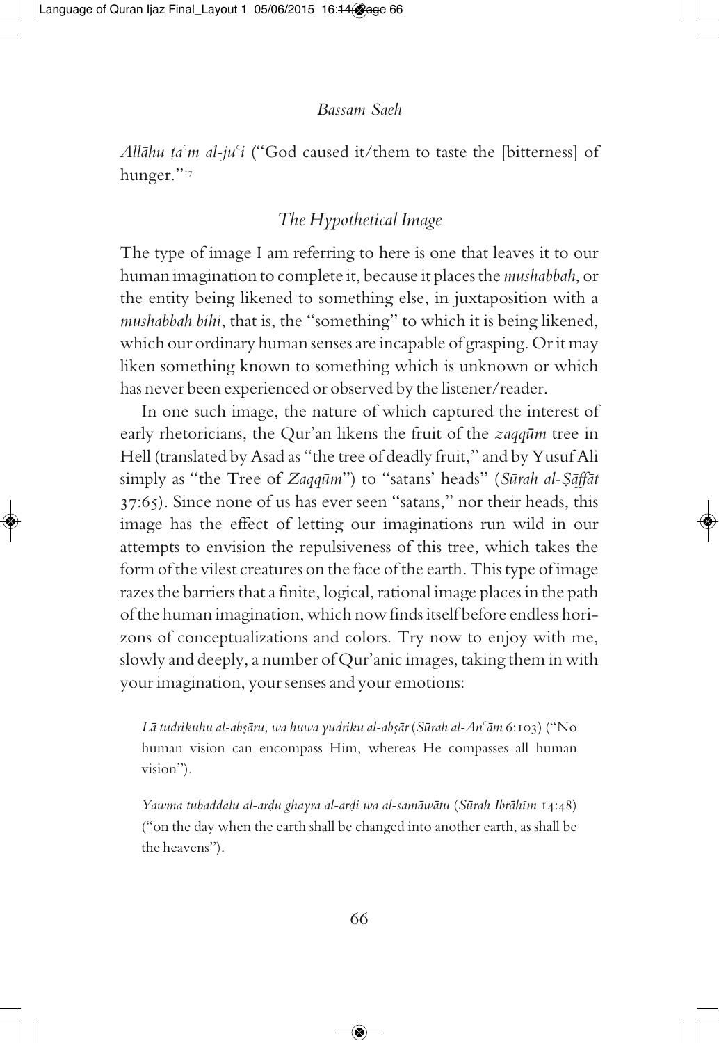*Allāhu ṭaʿm al-juʿi* ("God caused it/them to taste the [bitterness] of hunger."[17]

## *The Hypothetical Image*

The type of image I am referring to here is one that leaves it to our human imagination to complete it, because it places the *mushabbah*, or the entity being likened to something else, in juxtaposition with a *mushabbah bihi*, that is, the "something" to which it is being likened, which our ordinary human senses are incapable of grasping. Or it may liken something known to something which is unknown or which has never been experienced or observed by the listener/reader.

In one such image, the nature of which captured the interest of early rhetoricians, the Qur'an likens the fruit of the *zaqqūm* tree in Hell (translated by Asad as "the tree of deadly fruit," and by Yusuf Ali simply as "the Tree of *Zaqqūm*") to "satans' heads" (*Sūrah al-Ṣāffāt* 37:65). Since none of us has ever seen "satans," nor their heads, this image has the effect of letting our imaginations run wild in our attempts to envision the repulsiveness of this tree, which takes the form of the vilest creatures on the face of the earth. This type of image razes the barriers that a finite, logical, rational image places in the path of the human imagination, which now finds itself before endless horizons of conceptualizations and colors. Try now to enjoy with me, slowly and deeply, a number of Qur'anic images, taking them in with your imagination, your senses and your emotions:

> *Lā tudrikuhu al-abṣāru, wa huwa yudriku al-abṣār* (*Sūrah al-Anʿām* 6:103) ("No human vision can encompass Him, whereas He compasses all human vision").

> *Yawma tubaddalu al-arḍu ghayra al-arḍi wa al-samāwātu* (*Sūrah Ibrāhīm* 14:48) ("on the day when the earth shall be changed into another earth, as shall be the heavens").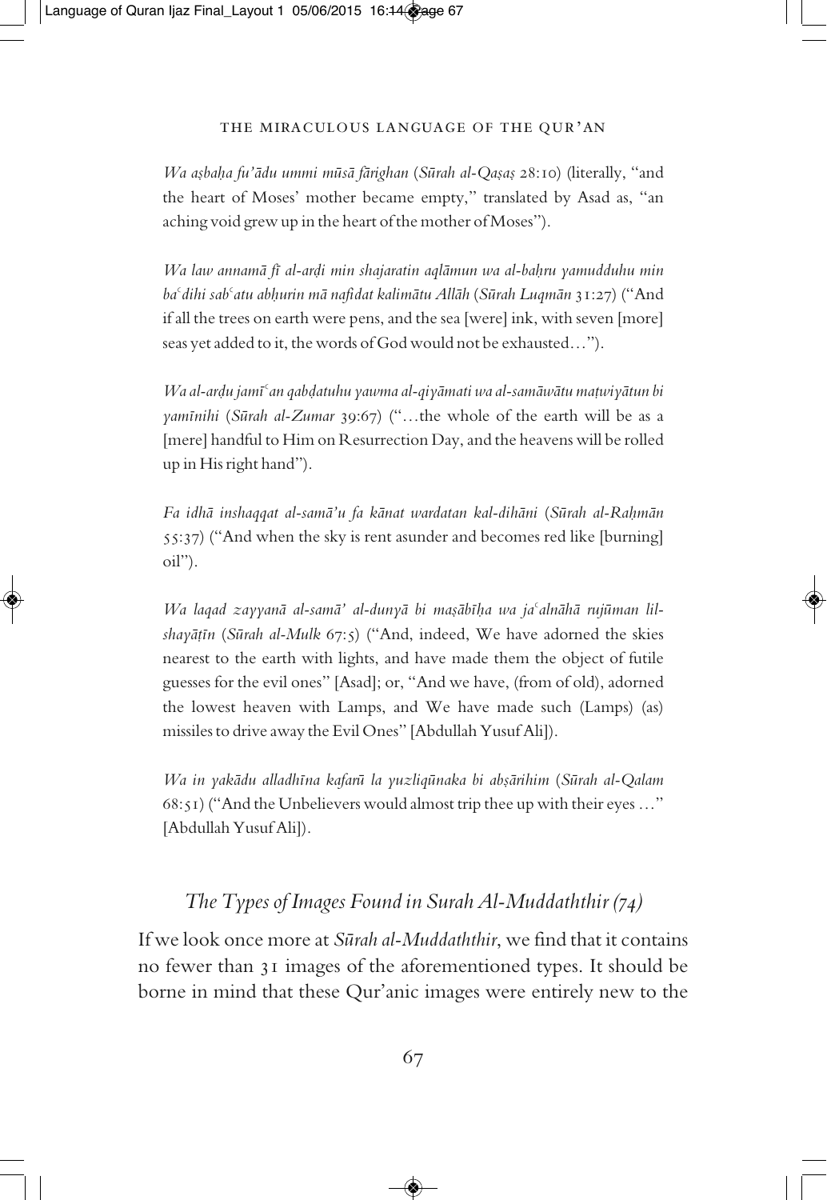*Wa aṣbaḥa fu'ādu ummi mūsā fārighan* (*Sūrah al-Qaṣaṣ* 28:10) (literally, "and the heart of Moses' mother became empty," translated by Asad as, "an aching void grew up in the heart of the mother of Moses").

*Wa law annamā fī al-arḍi min shajaratin aqlāmun wa al-baḥru yamudduhu min baʿdihi sabʿatu abḥurin mā nafidat kalimātu Allāh* (*Sūrah Luqmān* 31:27) ("And if all the trees on earth were pens, and the sea [were] ink, with seven [more] seas yet added to it, the words of God would not be exhausted…").

*Wa al-arḍu jamīʿan qabḍatuhu yawma al-qiyāmati wa al-samāwātu maṭwiyātun bi yamīnihi* (*Sūrah al-Zumar* 39:67) ("…the whole of the earth will be as a [mere] handful to Him on Resurrection Day, and the heavens will be rolled up in His right hand").

*Fa idhā inshaqqat al-samā'u fa kānat wardatan kal-dihāni* (*Sūrah al-Raḥmān* 55:37) ("And when the sky is rent asunder and becomes red like [burning] oil").

*Wa laqad zayyanā al-samā' al-dunyā bi maṣābīḥa wa jaʿalnāhā rujūman lil-shayāṭīn* (*Sūrah al-Mulk* 67:5) ("And, indeed, We have adorned the skies nearest to the earth with lights, and have made them the object of futile guesses for the evil ones" [Asad]; or, "And we have, (from of old), adorned the lowest heaven with Lamps, and We have made such (Lamps) (as) missiles to drive away the Evil Ones" [Abdullah Yusuf Ali]).

*Wa in yakādu alladhīna kafarū la yuzliqūnaka bi abṣārihim* (*Sūrah al-Qalam* 68:51) ("And the Unbelievers would almost trip thee up with their eyes …" [Abdullah Yusuf Ali]).

## *The Types of Images Found in Surah Al-Muddaththir (74)*

If we look once more at *Sūrah al-Muddaththir*, we find that it contains no fewer than 31 images of the aforementioned types. It should be borne in mind that these Qur'anic images were entirely new to the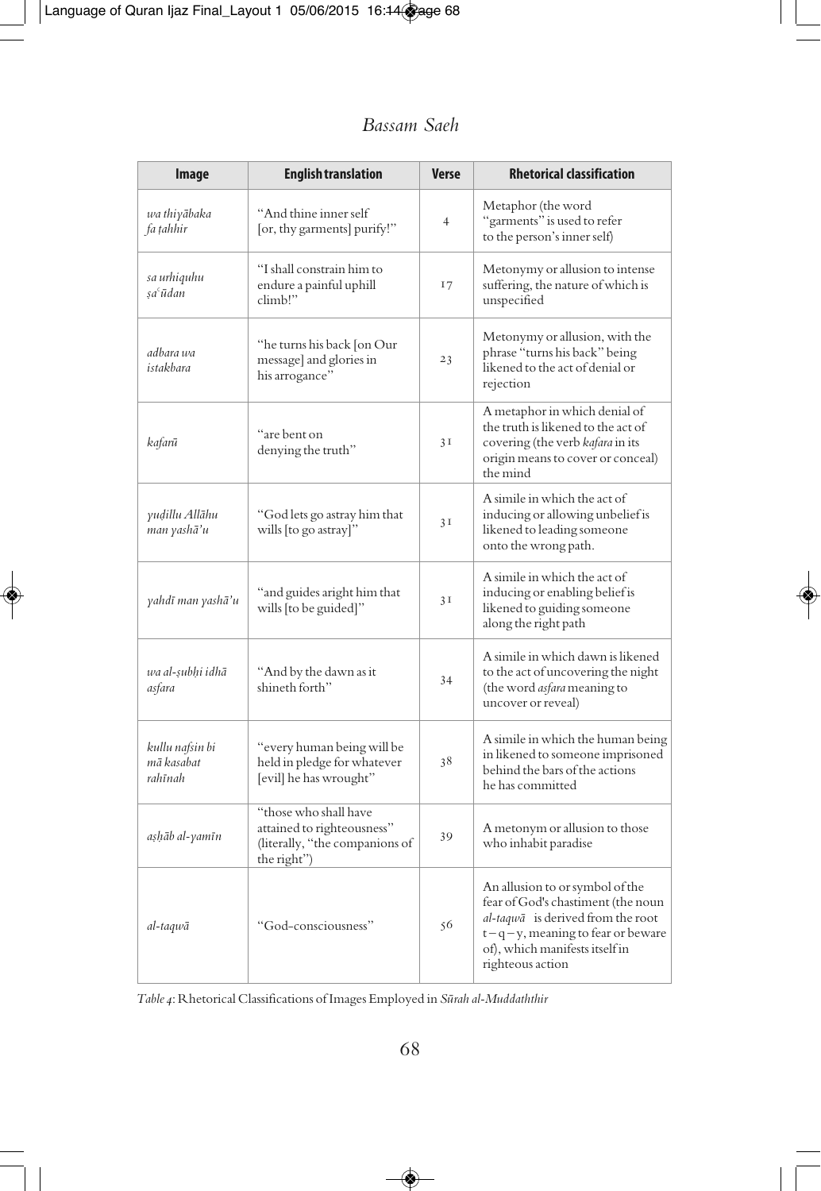| Image | English translation | Verse | Rhetorical classification |
|---|---|---|---|
| *wa thiyābaka fa ṭahhir* | "And thine inner self [or, thy garments] purify!" | 4 | Metaphor (the word "garments" is used to refer to the person's inner self) |
| *sa urhiquhu ṣa'ūdan* | "I shall constrain him to endure a painful uphill climb!" | 17 | Metonymy or allusion to intense suffering, the nature of which is unspecified |
| *adbara wa istakbara* | "he turns his back [on Our message] and glories in his arrogance" | 23 | Metonymy or allusion, with the phrase "turns his back" being likened to the act of denial or rejection |
| *kafarū* | "are bent on denying the truth" | 31 | A metaphor in which denial of the truth is likened to the act of covering (the verb *kafara* in its origin means to cover or conceal) the mind |
| *yuḍillu Allāhu man yashā'u* | "God lets go astray him that wills [to go astray]" | 31 | A simile in which the act of inducing or allowing unbelief is likened to leading someone onto the wrong path. |
| *yahdī man yashā'u* | "and guides aright him that wills [to be guided]" | 31 | A simile in which the act of inducing or enabling belief is likened to guiding someone along the right path |
| *wa al-ṣubḥi idhā asfara* | "And by the dawn as it shineth forth" | 34 | A simile in which dawn is likened to the act of uncovering the night (the word *asfara* meaning to uncover or reveal) |
| *kullu nafsin bi mā kasabat rahīnah* | "every human being will be held in pledge for whatever [evil] he has wrought" | 38 | A simile in which the human being in likened to someone imprisoned behind the bars of the actions he has committed |
| *aṣḥāb al-yamīn* | "those who shall have attained to righteousness" (literally, "the companions of the right") | 39 | A metonym or allusion to those who inhabit paradise |
| *al-taqwā* | "God-consciousness" | 56 | An allusion to or symbol of the fear of God's chastiment (the noun *al-taqwā* is derived from the root t–q–y, meaning to fear or beware of), which manifests itself in righteous action |

*Table 4*: Rhetorical Classifications of Images Employed in *Sūrah al-Muddaththir*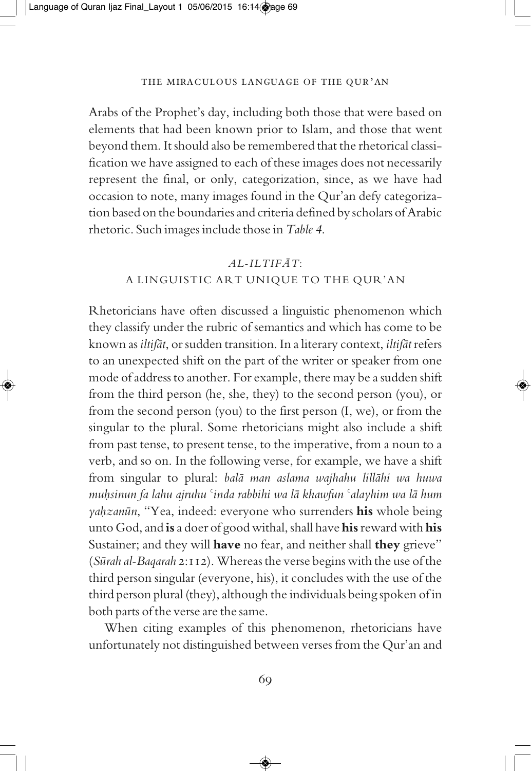Arabs of the Prophet's day, including both those that were based on elements that had been known prior to Islam, and those that went beyond them. It should also be remembered that the rhetorical classification we have assigned to each of these images does not necessarily represent the final, or only, categorization, since, as we have had occasion to note, many images found in the Qur'an defy categorization based on the boundaries and criteria defined by scholars of Arabic rhetoric. Such images include those in *Table 4.*

## *AL-ILTIFĀT*: A LINGUISTIC ART UNIQUE TO THE QUR'AN

Rhetoricians have often discussed a linguistic phenomenon which they classify under the rubric of semantics and which has come to be known as *iltifāt*, or sudden transition. In a literary context, *iltifāt* refers to an unexpected shift on the part of the writer or speaker from one mode of address to another. For example, there may be a sudden shift from the third person (he, she, they) to the second person (you), or from the second person (you) to the first person (I, we), or from the singular to the plural. Some rhetoricians might also include a shift from past tense, to present tense, to the imperative, from a noun to a verb, and so on. In the following verse, for example, we have a shift from singular to plural: *balā man aslama wajhahu lillāhi wa huwa muḥsinun fa lahu ajruhu ʿinda rabbihi wa lā khawfun ʿalayhim wa lā hum yaḥzanūn*, "Yea, indeed: everyone who surrenders **his** whole being unto God, and **is** a doer of good withal, shall have **his** reward with **his** Sustainer; and they will **have** no fear, and neither shall **they** grieve" (*Sūrah al-Baqarah* 2:112). Whereas the verse begins with the use of the third person singular (everyone, his), it concludes with the use of the third person plural (they), although the individuals being spoken of in both parts of the verse are the same.

When citing examples of this phenomenon, rhetoricians have unfortunately not distinguished between verses from the Qur'an and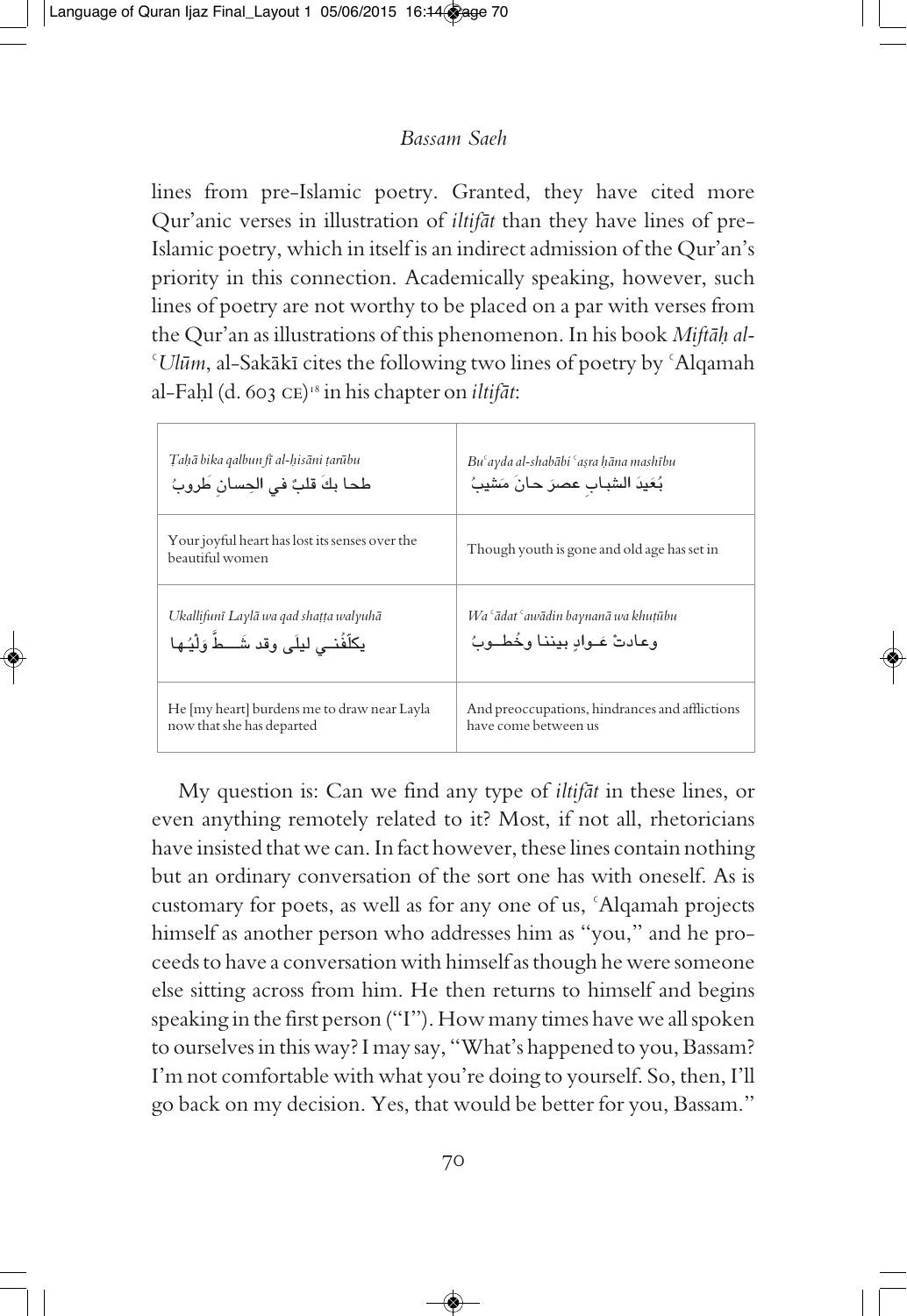lines from pre-Islamic poetry. Granted, they have cited more Qur'anic verses in illustration of *iltifāt* than they have lines of pre-Islamic poetry, which in itself is an indirect admission of the Qur'an's priority in this connection. Academically speaking, however, such lines of poetry are not worthy to be placed on a par with verses from the Qur'an as illustrations of this phenomenon. In his book *Miftāḥ al-ʿUlūm*, al-Sakākī cites the following two lines of poetry by ʿAlqamah al-Faḥl (d. 603 CE)[18] in his chapter on *iltifāt*:

| | |
|---|---|
| *Ṭaḥā bika qalbun fī al-ḥisāni ṭarūbu*<br>طحا بكَ قلبٌ في الحِسانِ طَروبُ | *Buʿayda al-shabābi ʿaṣra ḥāna mashību*<br>بُعَيدَ الشبابِ عصرَ حانَ مَشيبُ |
| Your joyful heart has lost its senses over the beautiful women | Though youth is gone and old age has set in |
| *Ukallifunī Laylā wa qad shaṭṭa walyuhā*<br>يكلّفُني ليلَى وقد شَطَّ وَلْيُها | *Wa ʿādat ʿawādin baynanā wa khuṭūbu*<br>وعادتْ عَوادٍ بيننا وخُطوبُ |
| He [my heart] burdens me to draw near Layla now that she has departed | And preoccupations, hindrances and afflictions have come between us |

My question is: Can we find any type of *iltifāt* in these lines, or even anything remotely related to it? Most, if not all, rhetoricians have insisted that we can. In fact however, these lines contain nothing but an ordinary conversation of the sort one has with oneself. As is customary for poets, as well as for any one of us, ʿAlqamah projects himself as another person who addresses him as "you," and he proceeds to have a conversation with himself as though he were someone else sitting across from him. He then returns to himself and begins speaking in the first person ("I"). How many times have we all spoken to ourselves in this way? I may say, "What's happened to you, Bassam? I'm not comfortable with what you're doing to yourself. So, then, I'll go back on my decision. Yes, that would be better for you, Bassam."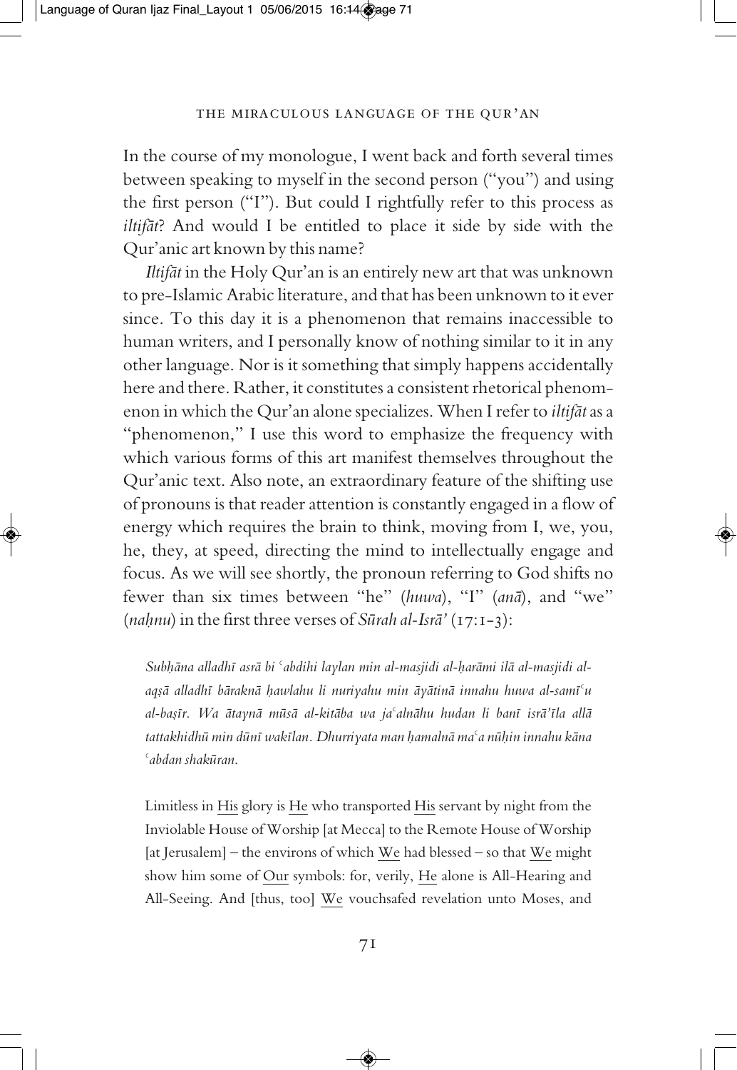In the course of my monologue, I went back and forth several times between speaking to myself in the second person ("you") and using the first person ("I"). But could I rightfully refer to this process as *iltifāt*? And would I be entitled to place it side by side with the Qur'anic art known by this name?

*Iltifāt* in the Holy Qur'an is an entirely new art that was unknown to pre-Islamic Arabic literature, and that has been unknown to it ever since. To this day it is a phenomenon that remains inaccessible to human writers, and I personally know of nothing similar to it in any other language. Nor is it something that simply happens accidentally here and there. Rather, it constitutes a consistent rhetorical phenomenon in which the Qur'an alone specializes. When I refer to *iltifāt* as a "phenomenon," I use this word to emphasize the frequency with which various forms of this art manifest themselves throughout the Qur'anic text. Also note, an extraordinary feature of the shifting use of pronouns is that reader attention is constantly engaged in a flow of energy which requires the brain to think, moving from I, we, you, he, they, at speed, directing the mind to intellectually engage and focus. As we will see shortly, the pronoun referring to God shifts no fewer than six times between "he" (*huwa*), "I" (*anā*), and "we" (*naḥnu*) in the first three verses of *Sūrah al-Isrā'* (17:1-3):

> *Subḥāna alladhī asrā bi ʿabdihi laylan min al-masjidi al-ḥarāmi ilā al-masjidi al-aqṣā alladhī bāraknā ḥawlahu li nuriyahu min āyātinā innahu huwa al-samīʿu al-baṣīr. Wa ātaynā mūsā al-kitāba wa jaʿalnāhu hudan li banī isrā'īla allā tattakhidhū min dūnī wakīlan. Dhurriyata man ḥamalnā maʿa nūḥin innahu kāna ʿabdan shakūran.*

> Limitless in <u>His</u> glory is <u>He</u> who transported <u>His</u> servant by night from the Inviolable House of Worship [at Mecca] to the Remote House of Worship [at Jerusalem] – the environs of which <u>We</u> had blessed – so that <u>We</u> might show him some of <u>Our</u> symbols: for, verily, <u>He</u> alone is All-Hearing and All-Seeing. And [thus, too] <u>We</u> vouchsafed revelation unto Moses, and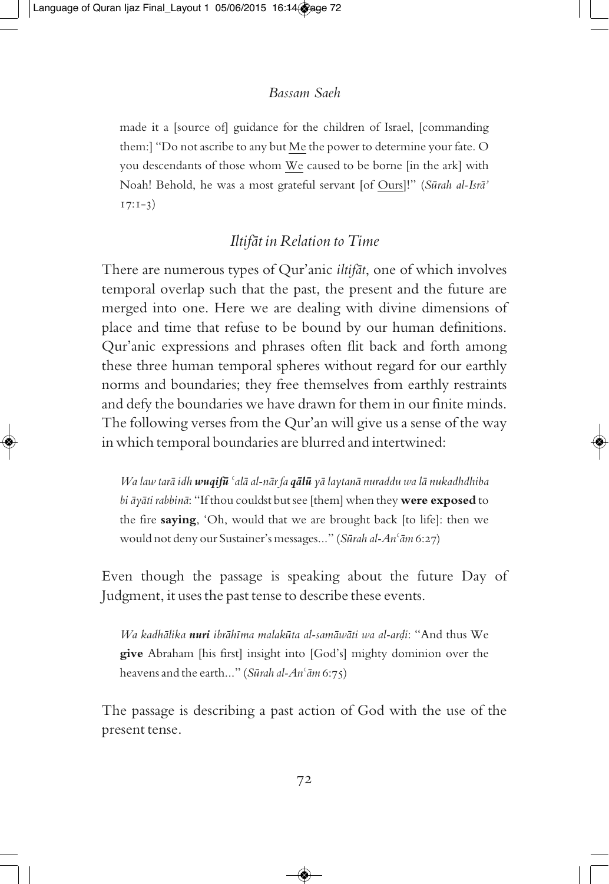made it a [source of] guidance for the children of Israel, [commanding them:] "Do not ascribe to any but Me the power to determine your fate. O you descendants of those whom We caused to be borne [in the ark] with Noah! Behold, he was a most grateful servant [of Ours]!" (*Sūrah al-Isrā'* 17:1-3)

## *Iltifāt in Relation to Time*

There are numerous types of Qur'anic *iltifāt*, one of which involves temporal overlap such that the past, the present and the future are merged into one. Here we are dealing with divine dimensions of place and time that refuse to be bound by our human definitions. Qur'anic expressions and phrases often flit back and forth among these three human temporal spheres without regard for our earthly norms and boundaries; they free themselves from earthly restraints and defy the boundaries we have drawn for them in our finite minds. The following verses from the Qur'an will give us a sense of the way in which temporal boundaries are blurred and intertwined:

> *Wa law tarā idh **wuqifū** ʿalā al-nār fa **qālū** yā laytanā nuraddu wa lā nukadhdhiba bi āyāti rabbinā*: "If thou couldst but see [them] when they **were exposed** to the fire **saying**, 'Oh, would that we are brought back [to life]: then we would not deny our Sustainer's messages..." (*Sūrah al-Anʿām* 6:27)

Even though the passage is speaking about the future Day of Judgment, it uses the past tense to describe these events.

> *Wa kadhālika **nuri** ibrāhīma malakūta al-samāwāti wa al-arḍi*: "And thus We **give** Abraham [his first] insight into [God's] mighty dominion over the heavens and the earth..." (*Sūrah al-Anʿām* 6:75)

The passage is describing a past action of God with the use of the present tense.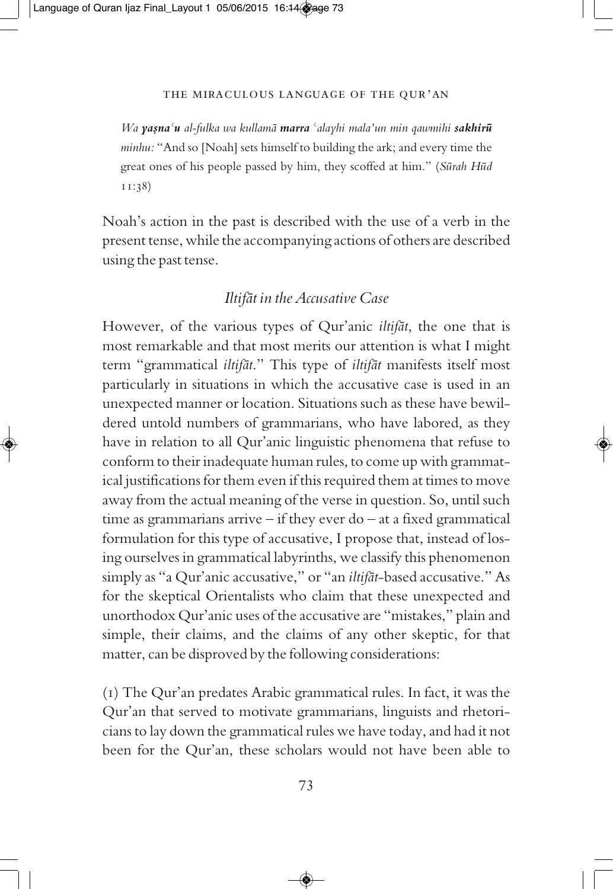*Wa **yaṣnaʿu** al-fulka wa kullamā **marra** ʿalayhi mala'un min qawmihi **sakhirū** minhu:* "And so [Noah] sets himself to building the ark; and every time the great ones of his people passed by him, they scoffed at him." (*Sūrah Hūd* 11:38)

Noah's action in the past is described with the use of a verb in the present tense, while the accompanying actions of others are described using the past tense.

### *Iltifāt in the Accusative Case*

However, of the various types of Qur'anic *iltifāt*, the one that is most remarkable and that most merits our attention is what I might term "grammatical *iltifāt*." This type of *iltifāt* manifests itself most particularly in situations in which the accusative case is used in an unexpected manner or location. Situations such as these have bewildered untold numbers of grammarians, who have labored, as they have in relation to all Qur'anic linguistic phenomena that refuse to conform to their inadequate human rules, to come up with grammatical justifications for them even if this required them at times to move away from the actual meaning of the verse in question. So, until such time as grammarians arrive – if they ever do – at a fixed grammatical formulation for this type of accusative, I propose that, instead of losing ourselves in grammatical labyrinths, we classify this phenomenon simply as "a Qur'anic accusative," or "an *iltifāt*-based accusative." As for the skeptical Orientalists who claim that these unexpected and unorthodox Qur'anic uses of the accusative are "mistakes," plain and simple, their claims, and the claims of any other skeptic, for that matter, can be disproved by the following considerations:

(1) The Qur'an predates Arabic grammatical rules. In fact, it was the Qur'an that served to motivate grammarians, linguists and rhetoricians to lay down the grammatical rules we have today, and had it not been for the Qur'an, these scholars would not have been able to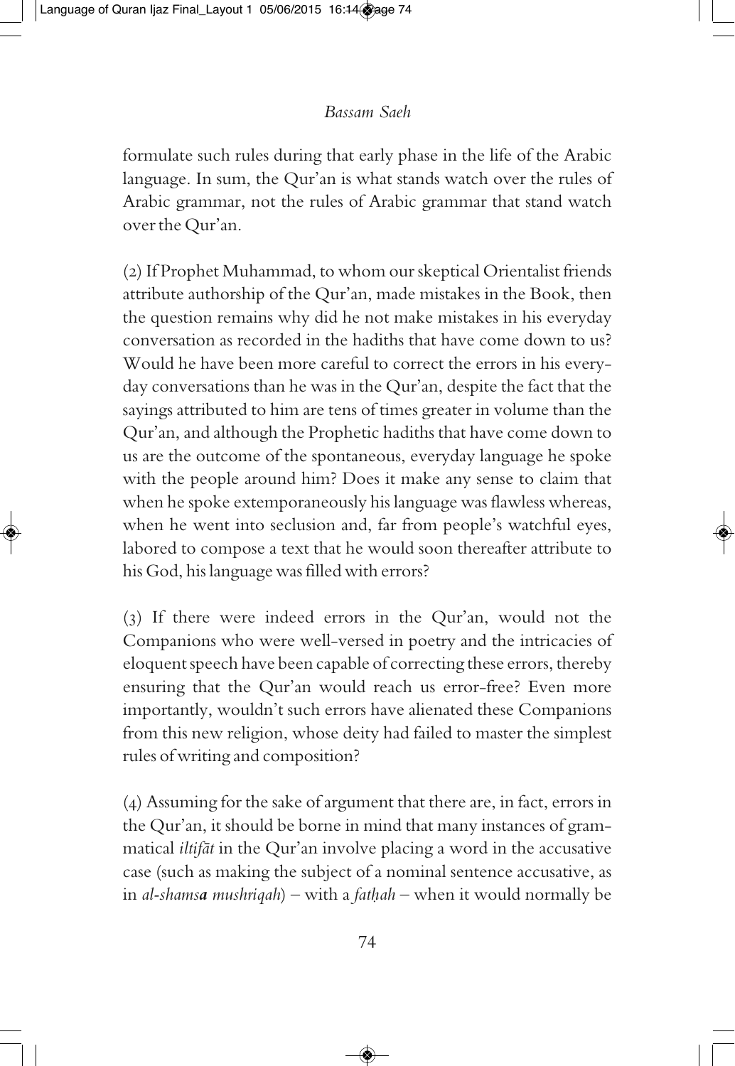formulate such rules during that early phase in the life of the Arabic language. In sum, the Qur'an is what stands watch over the rules of Arabic grammar, not the rules of Arabic grammar that stand watch over the Qur'an.

(2) If Prophet Muhammad, to whom our skeptical Orientalist friends attribute authorship of the Qur'an, made mistakes in the Book, then the question remains why did he not make mistakes in his everyday conversation as recorded in the hadiths that have come down to us? Would he have been more careful to correct the errors in his everyday conversations than he was in the Qur'an, despite the fact that the sayings attributed to him are tens of times greater in volume than the Qur'an, and although the Prophetic hadiths that have come down to us are the outcome of the spontaneous, everyday language he spoke with the people around him? Does it make any sense to claim that when he spoke extemporaneously his language was flawless whereas, when he went into seclusion and, far from people's watchful eyes, labored to compose a text that he would soon thereafter attribute to his God, his language was filled with errors?

(3) If there were indeed errors in the Qur'an, would not the Companions who were well-versed in poetry and the intricacies of eloquent speech have been capable of correcting these errors, thereby ensuring that the Qur'an would reach us error-free? Even more importantly, wouldn't such errors have alienated these Companions from this new religion, whose deity had failed to master the simplest rules of writing and composition?

(4) Assuming for the sake of argument that there are, in fact, errors in the Qur'an, it should be borne in mind that many instances of grammatical *iltifāt* in the Qur'an involve placing a word in the accusative case (such as making the subject of a nominal sentence accusative, as in *al-shams**a** mushriqah*) – with a *fatḥah* – when it would normally be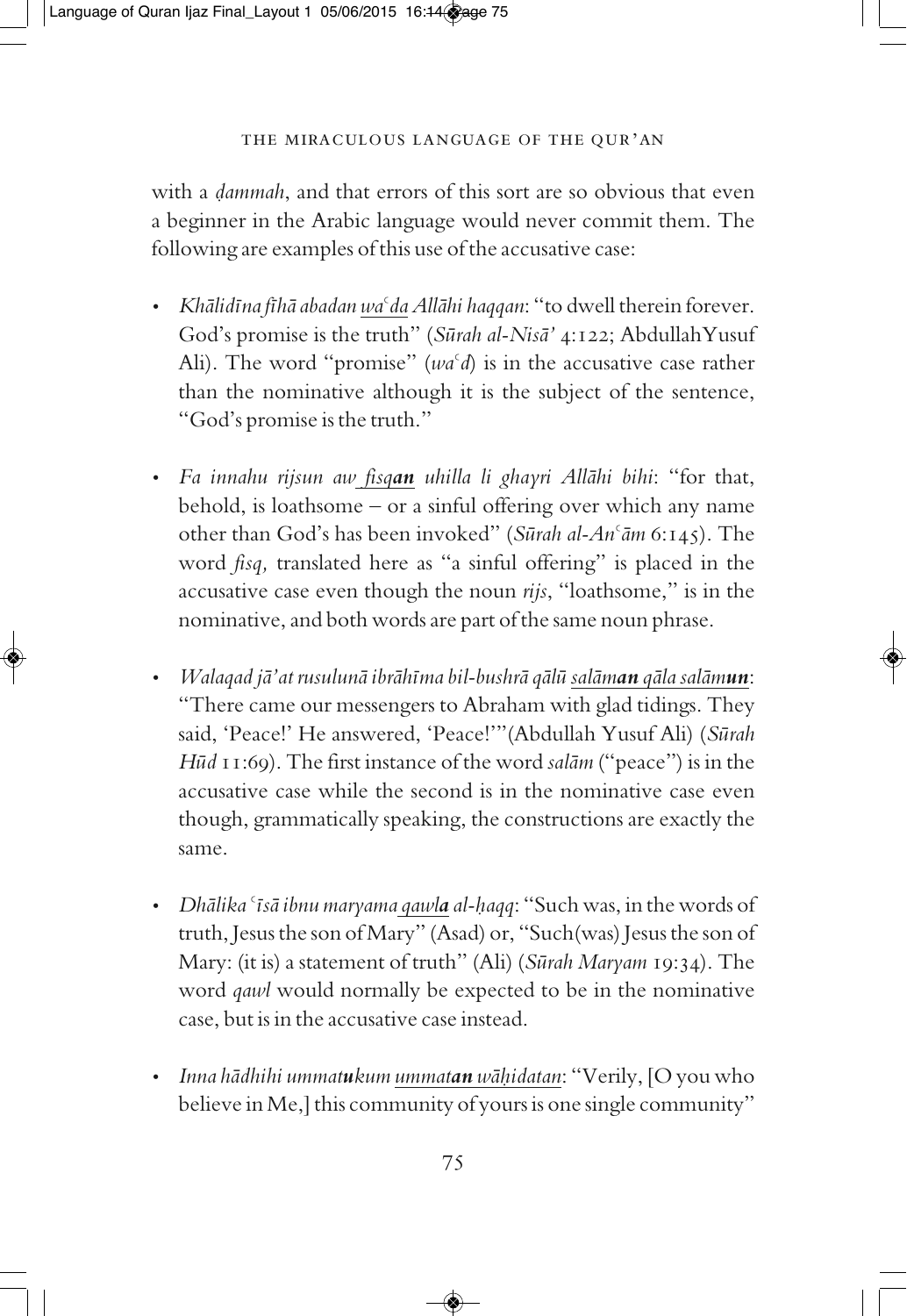with a *ḍammah*, and that errors of this sort are so obvious that even a beginner in the Arabic language would never commit them. The following are examples of this use of the accusative case:

- *Khālidīna fīhā abadan <u>waʿda</u> Allāhi haqqan*: "to dwell therein forever. God's promise is the truth" (*Sūrah al-Nisā'* 4:122; Abdullah Yusuf Ali). The word "promise" (*waʿd*) is in the accusative case rather than the nominative although it is the subject of the sentence, "God's promise is the truth."

- *Fa innahu rijsun aw <u>fisq**an**</u> uhilla li ghayri Allāhi bihi*: "for that, behold, is loathsome – or a sinful offering over which any name other than God's has been invoked" (*Sūrah al-Anʿām* 6:145). The word *fisq,* translated here as "a sinful offering" is placed in the accusative case even though the noun *rijs*, "loathsome," is in the nominative, and both words are part of the same noun phrase.

- *Walaqad jā'at rusulunā ibrāhīma bil-bushrā qālū <u>salām**an**</u> <u>qāla salām**un**</u>*: "There came our messengers to Abraham with glad tidings. They said, 'Peace!' He answered, 'Peace!'" (Abdullah Yusuf Ali) (*Sūrah Hūd* 11:69). The first instance of the word *salām* ("peace") is in the accusative case while the second is in the nominative case even though, grammatically speaking, the constructions are exactly the same.

- *Dhālika ʿīsā ibnu maryama <u>qawl**a**</u> al-ḥaqq*: "Such was, in the words of truth, Jesus the son of Mary" (Asad) or, "Such (was) Jesus the son of Mary: (it is) a statement of truth" (Ali) (*Sūrah Maryam* 19:34). The word *qawl* would normally be expected to be in the nominative case, but is in the accusative case instead.

- *Inna hādhihi ummat**u**kum <u>ummat**an** wāḥidatan</u>*: "Verily, [O you who believe in Me,] this community of yours is one single community"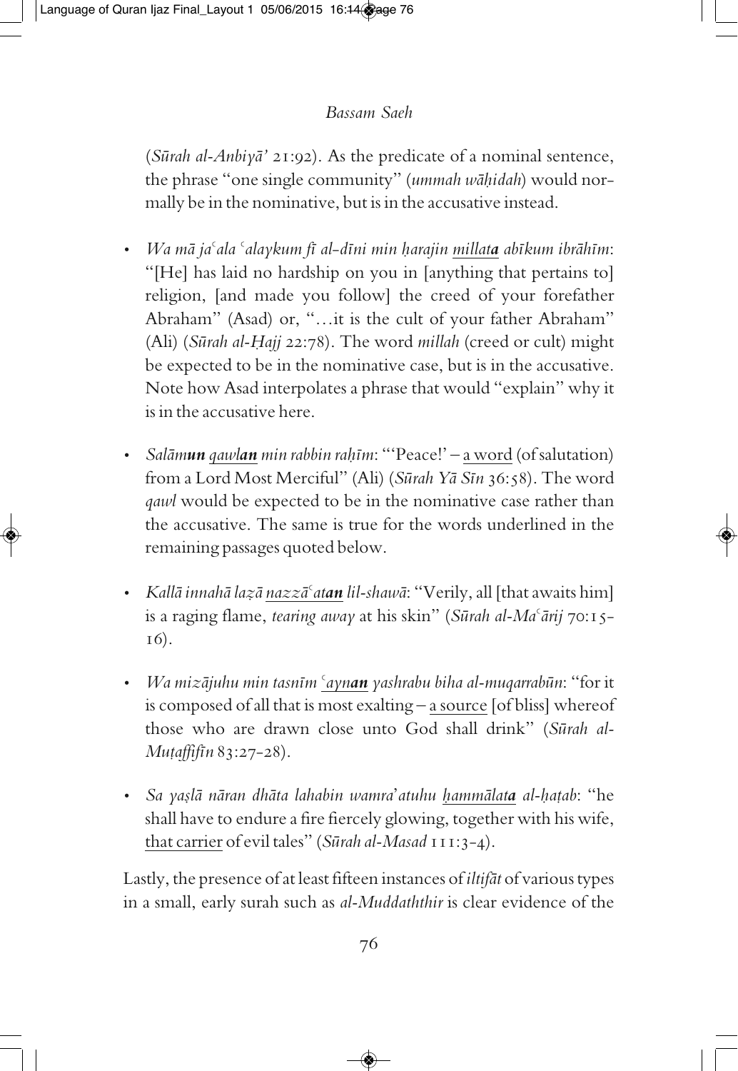(*Sūrah al-Anbiyā'* 21:92). As the predicate of a nominal sentence, the phrase "one single community" (*ummah wāḥidah*) would normally be in the nominative, but is in the accusative instead.

- *Wa mā jaʿala ʿalaykum fī al-dīni min ḥarajin* ***millata*** *abīkum ibrāhīm*: "[He] has laid no hardship on you in [anything that pertains to] religion, [and made you follow] the creed of your forefather Abraham" (Asad) or, "…it is the cult of your father Abraham" (Ali) (*Sūrah al-Ḥajj* 22:78). The word *millah* (creed or cult) might be expected to be in the nominative case, but is in the accusative. Note how Asad interpolates a phrase that would "explain" why it is in the accusative here.

- *Salām**un*** ***qawlan*** *min rabbin raḥīm*: "'Peace!' – a word (of salutation) from a Lord Most Merciful" (Ali) (*Sūrah Yā Sīn* 36:58). The word *qawl* would be expected to be in the nominative case rather than the accusative. The same is true for the words underlined in the remaining passages quoted below.

- *Kallā innahā laẓā* ***nazzāʿatan*** *lil-shawā*: "Verily, all [that awaits him] is a raging flame, *tearing away* at his skin" (*Sūrah al-Maʿārij* 70:15-16).

- *Wa mizājuhu min tasnīm* ***ʿaynan*** *yashrabu biha al-muqarrabūn*: "for it is composed of all that is most exalting – a source [of bliss] whereof those who are drawn close unto God shall drink" (*Sūrah al-Muṭaffifīn* 83:27-28).

- *Sa yaṣlā nāran dhāta lahabin wamra'atuhu* ***ḥammālata*** *al-ḥaṭab*: "he shall have to endure a fire fiercely glowing, together with his wife, that carrier of evil tales" (*Sūrah al-Masad* 111:3-4).

Lastly, the presence of at least fifteen instances of *iltifāt* of various types in a small, early surah such as *al-Muddaththir* is clear evidence of the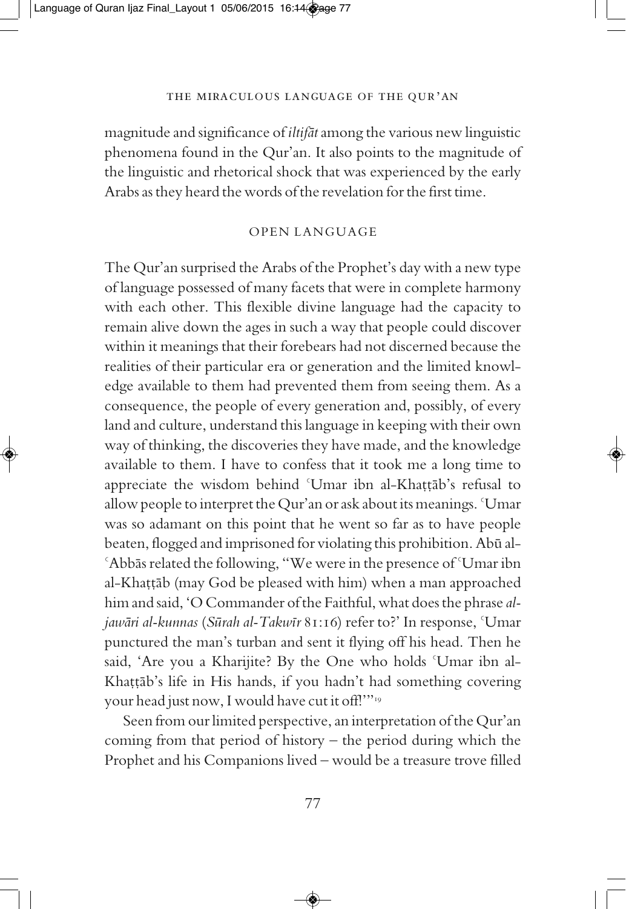magnitude and significance of *iltifāt* among the various new linguistic phenomena found in the Qur'an. It also points to the magnitude of the linguistic and rhetorical shock that was experienced by the early Arabs as they heard the words of the revelation for the first time.

## OPEN LANGUAGE

The Qur'an surprised the Arabs of the Prophet's day with a new type of language possessed of many facets that were in complete harmony with each other. This flexible divine language had the capacity to remain alive down the ages in such a way that people could discover within it meanings that their forebears had not discerned because the realities of their particular era or generation and the limited knowledge available to them had prevented them from seeing them. As a consequence, the people of every generation and, possibly, of every land and culture, understand this language in keeping with their own way of thinking, the discoveries they have made, and the knowledge available to them. I have to confess that it took me a long time to appreciate the wisdom behind ʿUmar ibn al-Khaṭṭāb's refusal to allow people to interpret the Qur'an or ask about its meanings. ʿUmar was so adamant on this point that he went so far as to have people beaten, flogged and imprisoned for violating this prohibition. Abū al-ʿAbbās related the following, "We were in the presence of ʿUmar ibn al-Khaṭṭāb (may God be pleased with him) when a man approached him and said, 'O Commander of the Faithful, what does the phrase *al-jawāri al-kunnas* (*Sūrah al-Takwīr* 81:16) refer to?' In response, ʿUmar punctured the man's turban and sent it flying off his head. Then he said, 'Are you a Kharijite? By the One who holds ʿUmar ibn al-Khaṭṭāb's life in His hands, if you hadn't had something covering your head just now, I would have cut it off!'"[19]

Seen from our limited perspective, an interpretation of the Qur'an coming from that period of history – the period during which the Prophet and his Companions lived – would be a treasure trove filled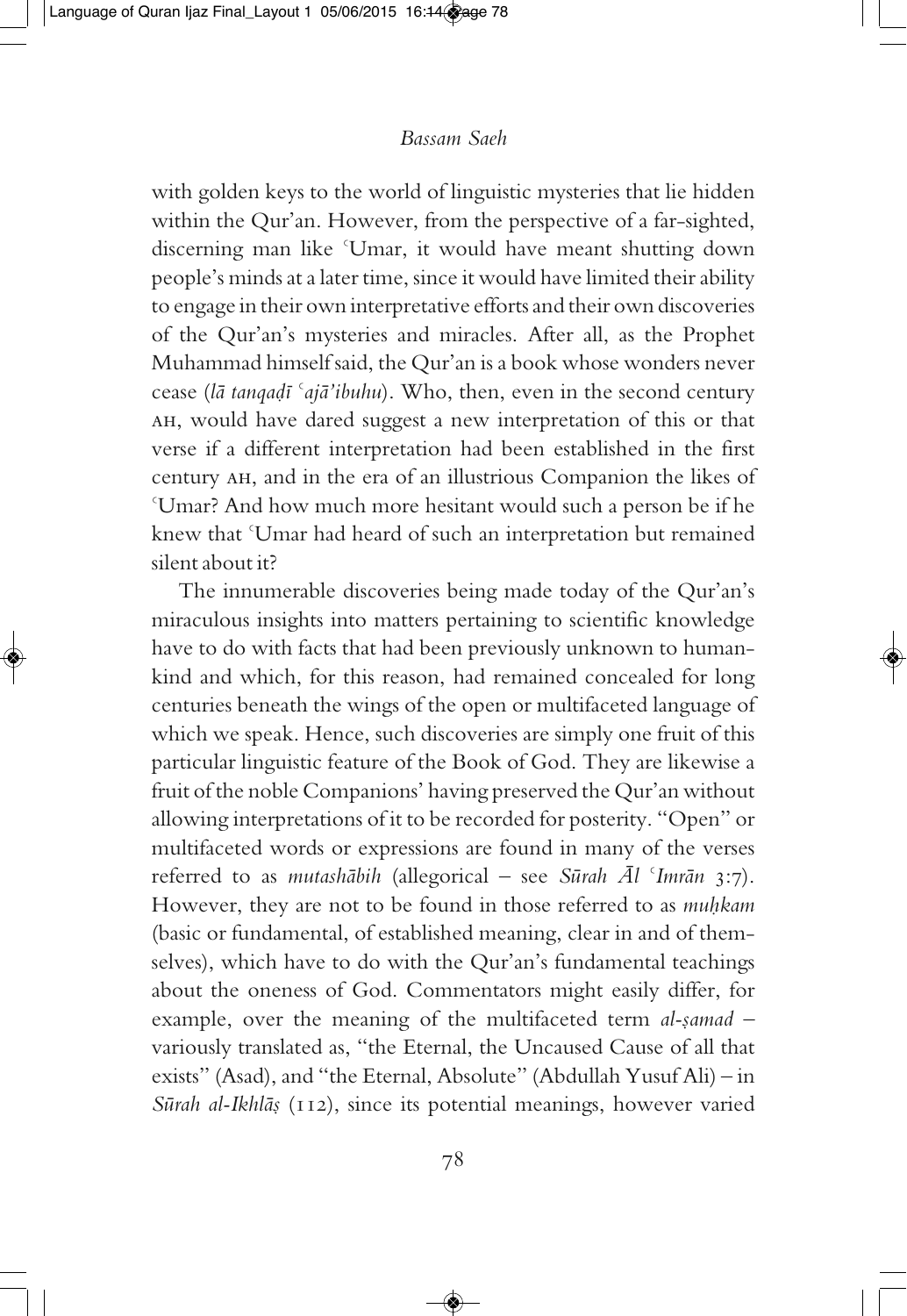with golden keys to the world of linguistic mysteries that lie hidden within the Qur'an. However, from the perspective of a far-sighted, discerning man like ʿUmar, it would have meant shutting down people's minds at a later time, since it would have limited their ability to engage in their own interpretative efforts and their own discoveries of the Qur'an's mysteries and miracles. After all, as the Prophet Muhammad himself said, the Qur'an is a book whose wonders never cease (*lā tanqaḍī ʿajā'ibuhu*). Who, then, even in the second century AH, would have dared suggest a new interpretation of this or that verse if a different interpretation had been established in the first century AH, and in the era of an illustrious Companion the likes of ʿUmar? And how much more hesitant would such a person be if he knew that ʿUmar had heard of such an interpretation but remained silent about it?

The innumerable discoveries being made today of the Qur'an's miraculous insights into matters pertaining to scientific knowledge have to do with facts that had been previously unknown to humankind and which, for this reason, had remained concealed for long centuries beneath the wings of the open or multifaceted language of which we speak. Hence, such discoveries are simply one fruit of this particular linguistic feature of the Book of God. They are likewise a fruit of the noble Companions' having preserved the Qur'an without allowing interpretations of it to be recorded for posterity. "Open" or multifaceted words or expressions are found in many of the verses referred to as *mutashābih* (allegorical – see *Sūrah Āl ʿImrān* 3:7). However, they are not to be found in those referred to as *muḥkam* (basic or fundamental, of established meaning, clear in and of themselves), which have to do with the Qur'an's fundamental teachings about the oneness of God. Commentators might easily differ, for example, over the meaning of the multifaceted term *al-ṣamad* – variously translated as, "the Eternal, the Uncaused Cause of all that exists" (Asad), and "the Eternal, Absolute" (Abdullah Yusuf Ali) – in *Sūrah al-Ikhlāṣ* (112), since its potential meanings, however varied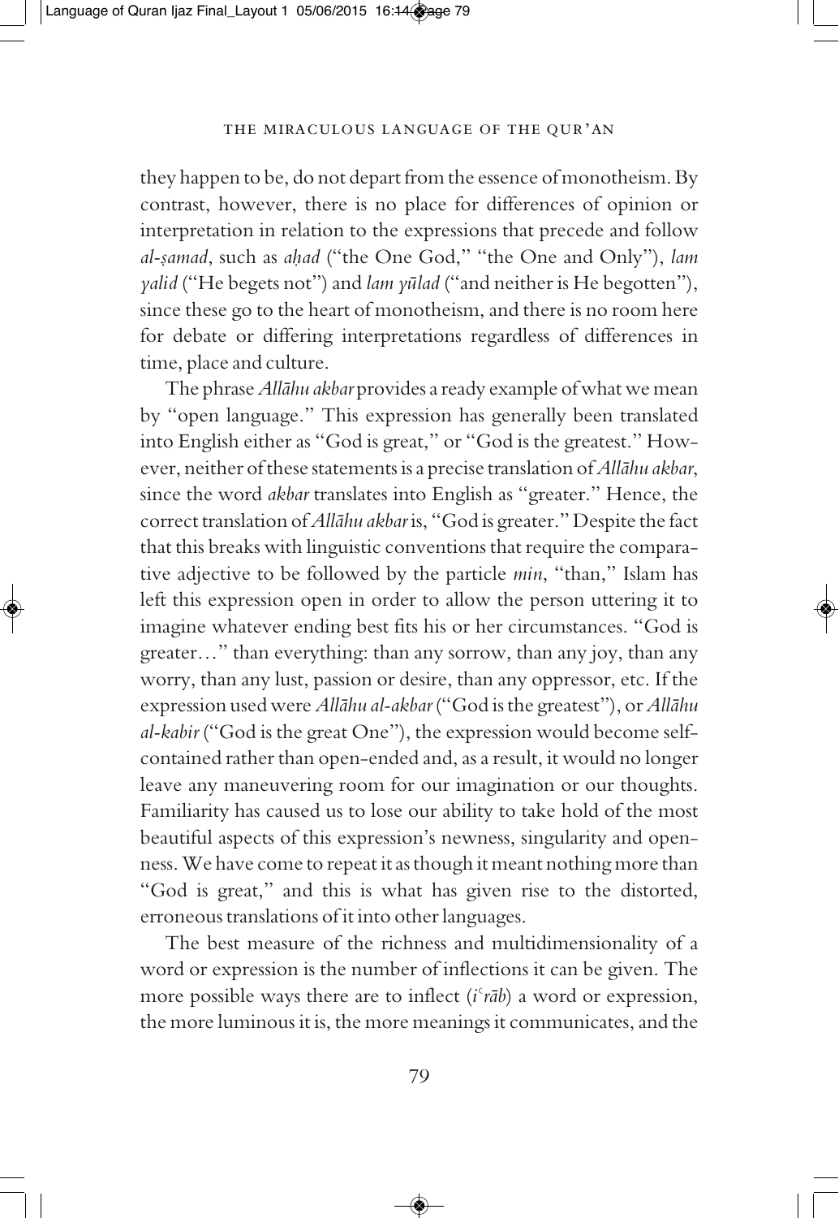they happen to be, do not depart from the essence of monotheism. By contrast, however, there is no place for differences of opinion or interpretation in relation to the expressions that precede and follow *al-ṣamad*, such as *aḥad* ("the One God," "the One and Only"), *lam yalid* ("He begets not") and *lam yūlad* ("and neither is He begotten"), since these go to the heart of monotheism, and there is no room here for debate or differing interpretations regardless of differences in time, place and culture.

The phrase *Allāhu akbar* provides a ready example of what we mean by "open language." This expression has generally been translated into English either as "God is great," or "God is the greatest." However, neither of these statements is a precise translation of *Allāhu akbar*, since the word *akbar* translates into English as "greater." Hence, the correct translation of *Allāhu akbar* is, "God is greater." Despite the fact that this breaks with linguistic conventions that require the comparative adjective to be followed by the particle *min*, "than," Islam has left this expression open in order to allow the person uttering it to imagine whatever ending best fits his or her circumstances. "God is greater…" than everything: than any sorrow, than any joy, than any worry, than any lust, passion or desire, than any oppressor, etc. If the expression used were *Allāhu al-akbar* ("God is the greatest"), or *Allāhu al-kabir* ("God is the great One"), the expression would become self-contained rather than open-ended and, as a result, it would no longer leave any maneuvering room for our imagination or our thoughts. Familiarity has caused us to lose our ability to take hold of the most beautiful aspects of this expression's newness, singularity and openness. We have come to repeat it as though it meant nothing more than "God is great," and this is what has given rise to the distorted, erroneous translations of it into other languages.

The best measure of the richness and multidimensionality of a word or expression is the number of inflections it can be given. The more possible ways there are to inflect (*iʿrāb*) a word or expression, the more luminous it is, the more meanings it communicates, and the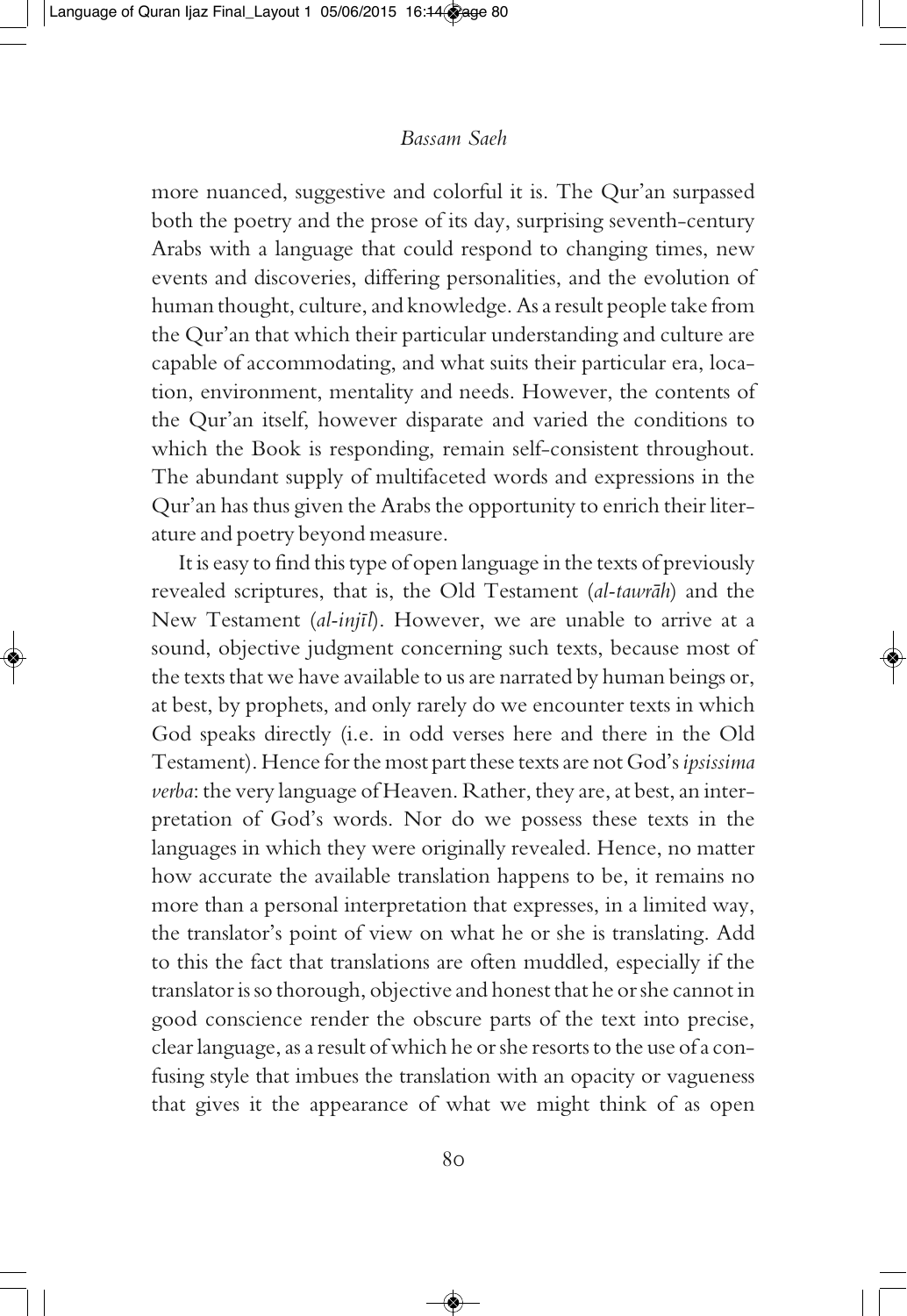more nuanced, suggestive and colorful it is. The Qur'an surpassed both the poetry and the prose of its day, surprising seventh-century Arabs with a language that could respond to changing times, new events and discoveries, differing personalities, and the evolution of human thought, culture, and knowledge. As a result people take from the Qur'an that which their particular understanding and culture are capable of accommodating, and what suits their particular era, location, environment, mentality and needs. However, the contents of the Qur'an itself, however disparate and varied the conditions to which the Book is responding, remain self-consistent throughout. The abundant supply of multifaceted words and expressions in the Qur'an has thus given the Arabs the opportunity to enrich their literature and poetry beyond measure.

It is easy to find this type of open language in the texts of previously revealed scriptures, that is, the Old Testament (*al-tawrāh*) and the New Testament (*al-injīl*). However, we are unable to arrive at a sound, objective judgment concerning such texts, because most of the texts that we have available to us are narrated by human beings or, at best, by prophets, and only rarely do we encounter texts in which God speaks directly (i.e. in odd verses here and there in the Old Testament). Hence for the most part these texts are not God's *ipsissima verba*: the very language of Heaven. Rather, they are, at best, an interpretation of God's words. Nor do we possess these texts in the languages in which they were originally revealed. Hence, no matter how accurate the available translation happens to be, it remains no more than a personal interpretation that expresses, in a limited way, the translator's point of view on what he or she is translating. Add to this the fact that translations are often muddled, especially if the translator is so thorough, objective and honest that he or she cannot in good conscience render the obscure parts of the text into precise, clear language, as a result of which he or she resorts to the use of a confusing style that imbues the translation with an opacity or vagueness that gives it the appearance of what we might think of as open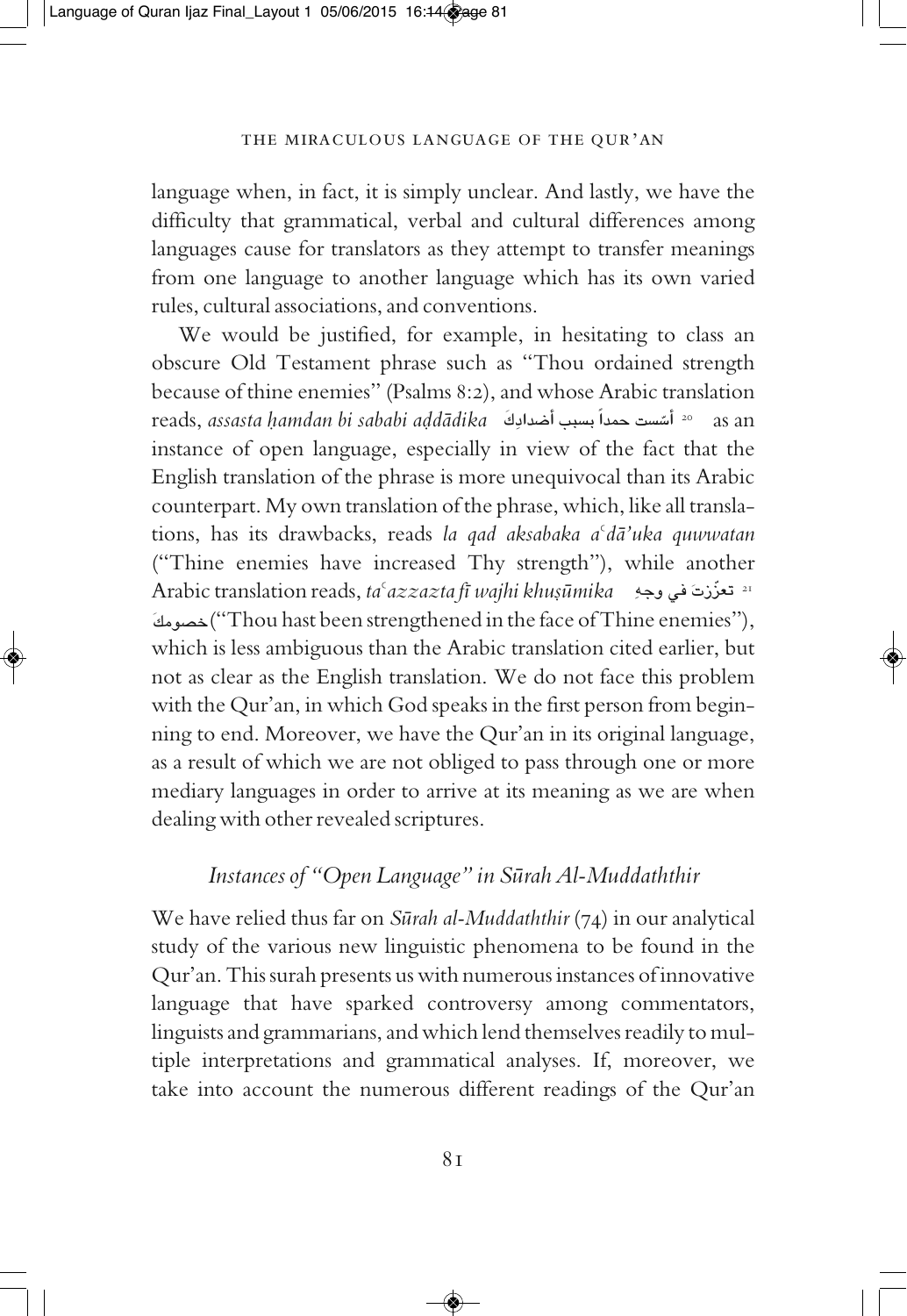language when, in fact, it is simply unclear. And lastly, we have the difficulty that grammatical, verbal and cultural differences among languages cause for translators as they attempt to transfer meanings from one language to another language which has its own varied rules, cultural associations, and conventions.

We would be justified, for example, in hesitating to class an obscure Old Testament phrase such as "Thou ordained strength because of thine enemies" (Psalms 8:2), and whose Arabic translation reads, *assasta ḥamdan bi sababi aḍdādika* أسّست حمداً بسبب أضدادِكَ [20] as an instance of open language, especially in view of the fact that the English translation of the phrase is more unequivocal than its Arabic counterpart. My own translation of the phrase, which, like all translations, has its drawbacks, reads *la qad aksabaka aʿdā'uka quwwatan* ("Thine enemies have increased Thy strength"), while another Arabic translation reads, *taʿazzazta fī wajhi khuṣūmika* تعزّزتَ في وجهِ خصومكَ [21] ("Thou hast been strengthened in the face of Thine enemies"), which is less ambiguous than the Arabic translation cited earlier, but not as clear as the English translation. We do not face this problem with the Qur'an, in which God speaks in the first person from beginning to end. Moreover, we have the Qur'an in its original language, as a result of which we are not obliged to pass through one or more mediary languages in order to arrive at its meaning as we are when dealing with other revealed scriptures.

## *Instances of "Open Language" in Sūrah Al-Muddaththir*

We have relied thus far on *Sūrah al-Muddaththir* (74) in our analytical study of the various new linguistic phenomena to be found in the Qur'an. This surah presents us with numerous instances of innovative language that have sparked controversy among commentators, linguists and grammarians, and which lend themselves readily to multiple interpretations and grammatical analyses. If, moreover, we take into account the numerous different readings of the Qur'an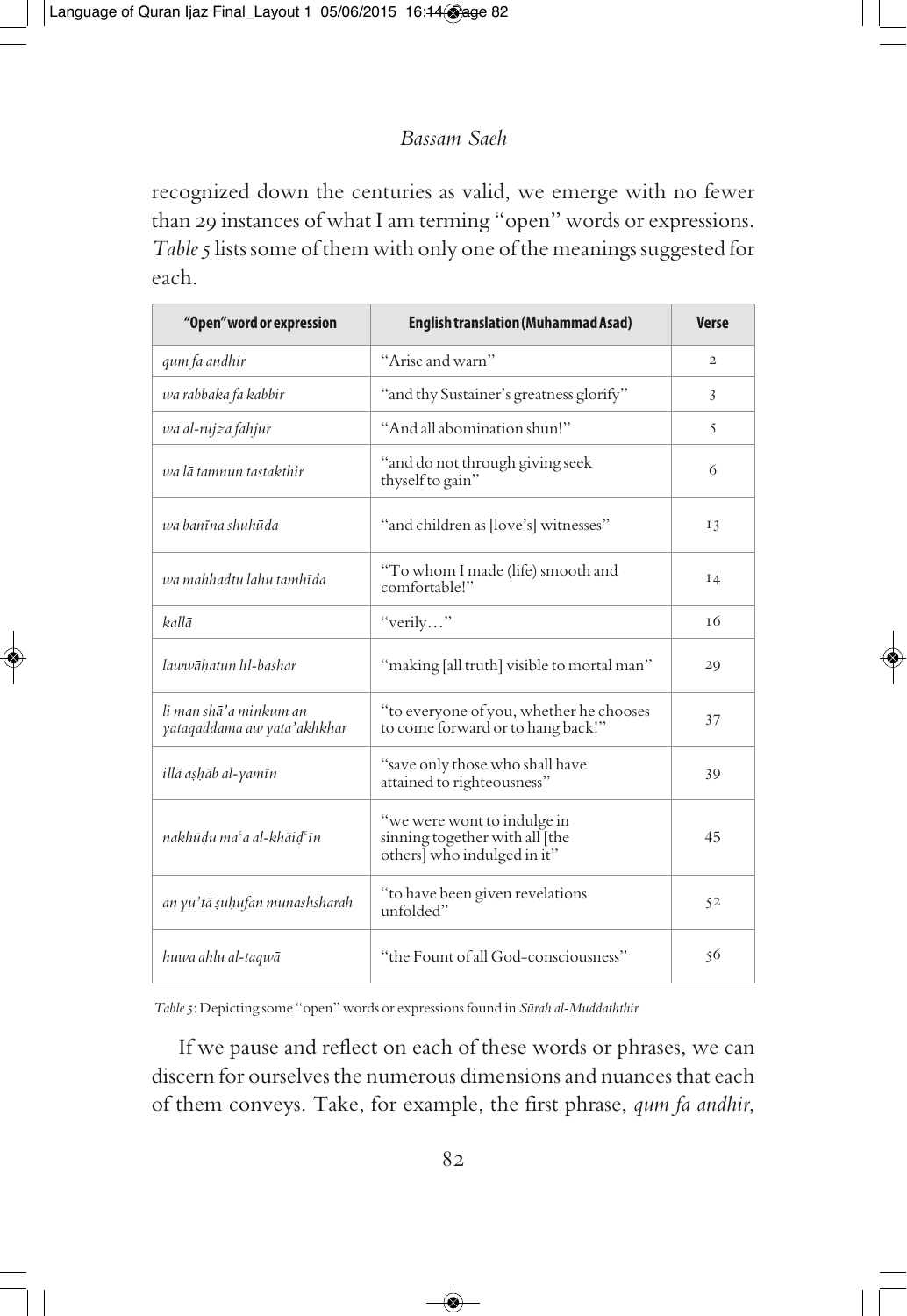recognized down the centuries as valid, we emerge with no fewer than 29 instances of what I am terming "open" words or expressions. *Table 5* lists some of them with only one of the meanings suggested for each.

| "Open" word or expression | English translation (Muhammad Asad) | Verse |
| --- | --- | --- |
| *qum fa andhir* | "Arise and warn" | 2 |
| *wa rabbaka fa kabbir* | "and thy Sustainer's greatness glorify" | 3 |
| *wa al-rujza fahjur* | "And all abomination shun!" | 5 |
| *wa lā tamnun tastakthir* | "and do not through giving seek thyself to gain" | 6 |
| *wa banīna shuhūda* | "and children as [love's] witnesses" | 13 |
| *wa mahhadtu lahu tamhīda* | "To whom I made (life) smooth and comfortable!" | 14 |
| *kallā* | "verily…" | 16 |
| *lawwāḥatun lil-bashar* | "making [all truth] visible to mortal man" | 29 |
| *li man shā'a minkum an yataqaddama aw yata'akhkhar* | "to everyone of you, whether he chooses to come forward or to hang back!" | 37 |
| *illā aṣḥāb al-yamīn* | "save only those who shall have attained to righteousness" | 39 |
| *nakhūḍu maʿa al-khāiḍʿīn* | "we were wont to indulge in sinning together with all [the others] who indulged in it" | 45 |
| *an yu'tā ṣuḥufan munashsharah* | "to have been given revelations unfolded" | 52 |
| *huwa ahlu al-taqwā* | "the Fount of all God-consciousness" | 56 |

*Table 5*: Depicting some "open" words or expressions found in *Sūrah al-Muddaththir*

If we pause and reflect on each of these words or phrases, we can discern for ourselves the numerous dimensions and nuances that each of them conveys. Take, for example, the first phrase, *qum fa andhir*,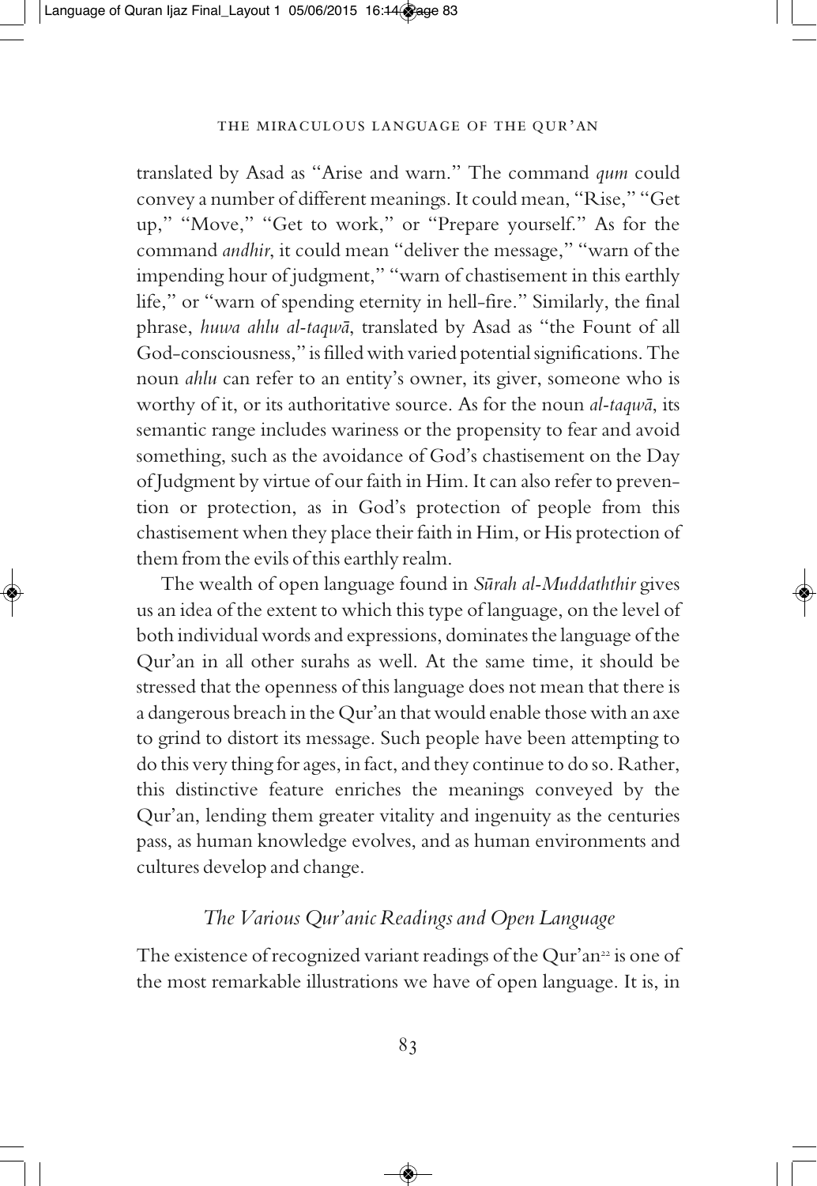translated by Asad as "Arise and warn." The command *qum* could convey a number of different meanings. It could mean, "Rise," "Get up," "Move," "Get to work," or "Prepare yourself." As for the command *andhir*, it could mean "deliver the message," "warn of the impending hour of judgment," "warn of chastisement in this earthly life," or "warn of spending eternity in hell-fire." Similarly, the final phrase, *huwa ahlu al-taqwā*, translated by Asad as "the Fount of all God-consciousness," is filled with varied potential significations. The noun *ahlu* can refer to an entity's owner, its giver, someone who is worthy of it, or its authoritative source. As for the noun *al-taqwā*, its semantic range includes wariness or the propensity to fear and avoid something, such as the avoidance of God's chastisement on the Day of Judgment by virtue of our faith in Him. It can also refer to prevention or protection, as in God's protection of people from this chastisement when they place their faith in Him, or His protection of them from the evils of this earthly realm.

The wealth of open language found in *Sūrah al-Muddaththir* gives us an idea of the extent to which this type of language, on the level of both individual words and expressions, dominates the language of the Qur'an in all other surahs as well. At the same time, it should be stressed that the openness of this language does not mean that there is a dangerous breach in the Qur'an that would enable those with an axe to grind to distort its message. Such people have been attempting to do this very thing for ages, in fact, and they continue to do so. Rather, this distinctive feature enriches the meanings conveyed by the Qur'an, lending them greater vitality and ingenuity as the centuries pass, as human knowledge evolves, and as human environments and cultures develop and change.

### *The Various Qur'anic Readings and Open Language*

The existence of recognized variant readings of the Qur'an[22] is one of the most remarkable illustrations we have of open language. It is, in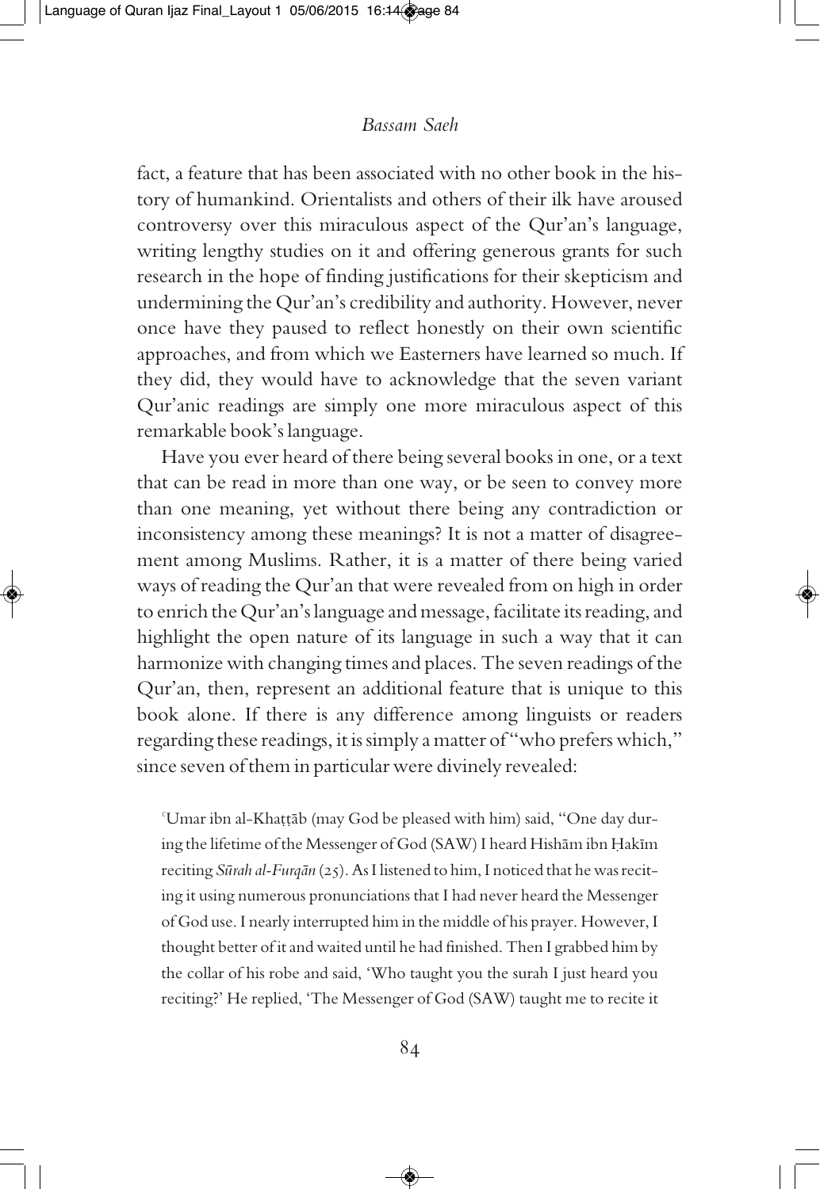fact, a feature that has been associated with no other book in the history of humankind. Orientalists and others of their ilk have aroused controversy over this miraculous aspect of the Qur'an's language, writing lengthy studies on it and offering generous grants for such research in the hope of finding justifications for their skepticism and undermining the Qur'an's credibility and authority. However, never once have they paused to reflect honestly on their own scientific approaches, and from which we Easterners have learned so much. If they did, they would have to acknowledge that the seven variant Qur'anic readings are simply one more miraculous aspect of this remarkable book's language.

Have you ever heard of there being several books in one, or a text that can be read in more than one way, or be seen to convey more than one meaning, yet without there being any contradiction or inconsistency among these meanings? It is not a matter of disagreement among Muslims. Rather, it is a matter of there being varied ways of reading the Qur'an that were revealed from on high in order to enrich the Qur'an's language and message, facilitate its reading, and highlight the open nature of its language in such a way that it can harmonize with changing times and places. The seven readings of the Qur'an, then, represent an additional feature that is unique to this book alone. If there is any difference among linguists or readers regarding these readings, it is simply a matter of "who prefers which," since seven of them in particular were divinely revealed:

> ʿUmar ibn al-Khaṭṭāb (may God be pleased with him) said, "One day during the lifetime of the Messenger of God (SAW) I heard Hishām ibn Ḥakīm reciting *Sūrah al-Furqān* (25). As I listened to him, I noticed that he was reciting it using numerous pronunciations that I had never heard the Messenger of God use. I nearly interrupted him in the middle of his prayer. However, I thought better of it and waited until he had finished. Then I grabbed him by the collar of his robe and said, 'Who taught you the surah I just heard you reciting?' He replied, 'The Messenger of God (SAW) taught me to recite it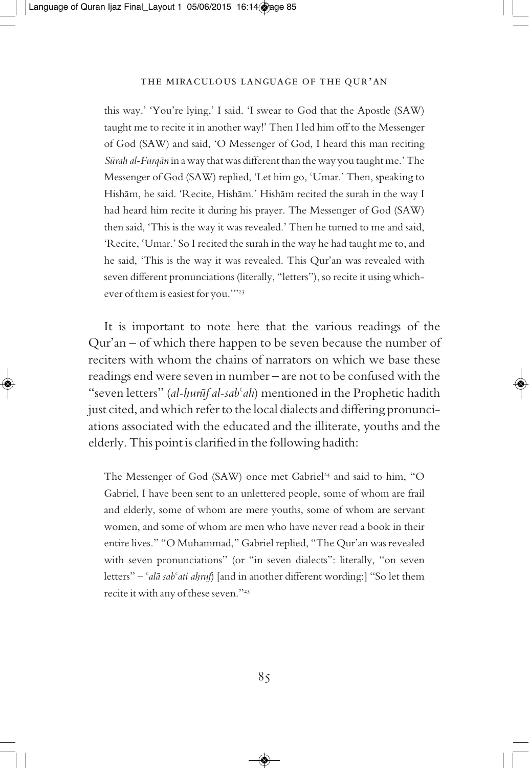this way.' 'You're lying,' I said. 'I swear to God that the Apostle (SAW) taught me to recite it in another way!' Then I led him off to the Messenger of God (SAW) and said, 'O Messenger of God, I heard this man reciting *Sūrah al-Furqān* in a way that was different than the way you taught me.' The Messenger of God (SAW) replied, 'Let him go, ʿUmar.' Then, speaking to Hishām, he said. 'Recite, Hishām.' Hishām recited the surah in the way I had heard him recite it during his prayer. The Messenger of God (SAW) then said, 'This is the way it was revealed.' Then he turned to me and said, 'Recite, ʿUmar.' So I recited the surah in the way he had taught me to, and he said, 'This is the way it was revealed. This Qur'an was revealed with seven different pronunciations (literally, "letters"), so recite it using whichever of them is easiest for you.'"[23]

It is important to note here that the various readings of the Qur'an – of which there happen to be seven because the number of reciters with whom the chains of narrators on which we base these readings end were seven in number – are not to be confused with the "seven letters" (*al-ḥurūf al-sabʿah*) mentioned in the Prophetic hadith just cited, and which refer to the local dialects and differing pronunciations associated with the educated and the illiterate, youths and the elderly. This point is clarified in the following hadith:

The Messenger of God (SAW) once met Gabriel[24] and said to him, "O Gabriel, I have been sent to an unlettered people, some of whom are frail and elderly, some of whom are mere youths, some of whom are servant women, and some of whom are men who have never read a book in their entire lives." "O Muhammad," Gabriel replied, "The Qur'an was revealed with seven pronunciations" (or "in seven dialects": literally, "on seven letters" – *ʿalā sabʿati aḥruf*) [and in another different wording:] "So let them recite it with any of these seven."[25]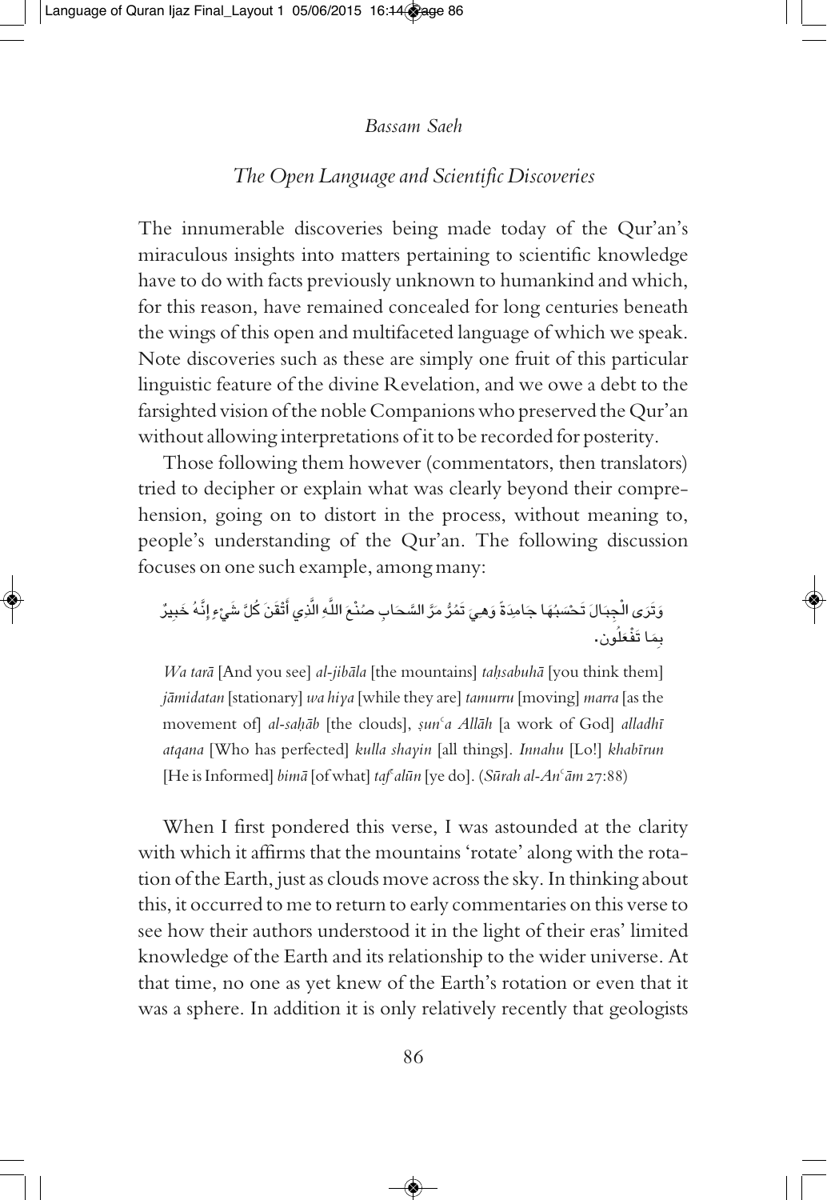*Bassam Saeh*

## *The Open Language and Scientific Discoveries*

The innumerable discoveries being made today of the Qur'an's miraculous insights into matters pertaining to scientific knowledge have to do with facts previously unknown to humankind and which, for this reason, have remained concealed for long centuries beneath the wings of this open and multifaceted language of which we speak. Note discoveries such as these are simply one fruit of this particular linguistic feature of the divine Revelation, and we owe a debt to the farsighted vision of the noble Companions who preserved the Qur'an without allowing interpretations of it to be recorded for posterity.

Those following them however (commentators, then translators) tried to decipher or explain what was clearly beyond their comprehension, going on to distort in the process, without meaning to, people's understanding of the Qur'an. The following discussion focuses on one such example, among many:

وَتَرَى الْجِبَالَ تَحْسَبُهَا جَامِدَةً وَهِيَ تَمُرُّ مَرَّ السَّحَابِ صُنْعَ اللَّهِ الَّذِي أَتْقَنَ كُلَّ شَيْءٍ إِنَّهُ خَبِيرٌ بِمَا تَفْعَلُون.

*Wa tarā* [And you see] *al-jibāla* [the mountains] *taḥsabuhā* [you think them] *jāmidatan* [stationary] *wa hiya* [while they are] *tamurru* [moving] *marra* [as the movement of] *al-saḥāb* [the clouds], *ṣunʿa Allāh* [a work of God] *alladhī atqana* [Who has perfected] *kulla shayin* [all things]. *Innahu* [Lo!] *khabīrun* [He is Informed] *bimā* [of what] *tafʿalūn* [ye do]. (*Sūrah al-Anʿām* 27:88)

When I first pondered this verse, I was astounded at the clarity with which it affirms that the mountains 'rotate' along with the rotation of the Earth, just as clouds move across the sky. In thinking about this, it occurred to me to return to early commentaries on this verse to see how their authors understood it in the light of their eras' limited knowledge of the Earth and its relationship to the wider universe. At that time, no one as yet knew of the Earth's rotation or even that it was a sphere. In addition it is only relatively recently that geologists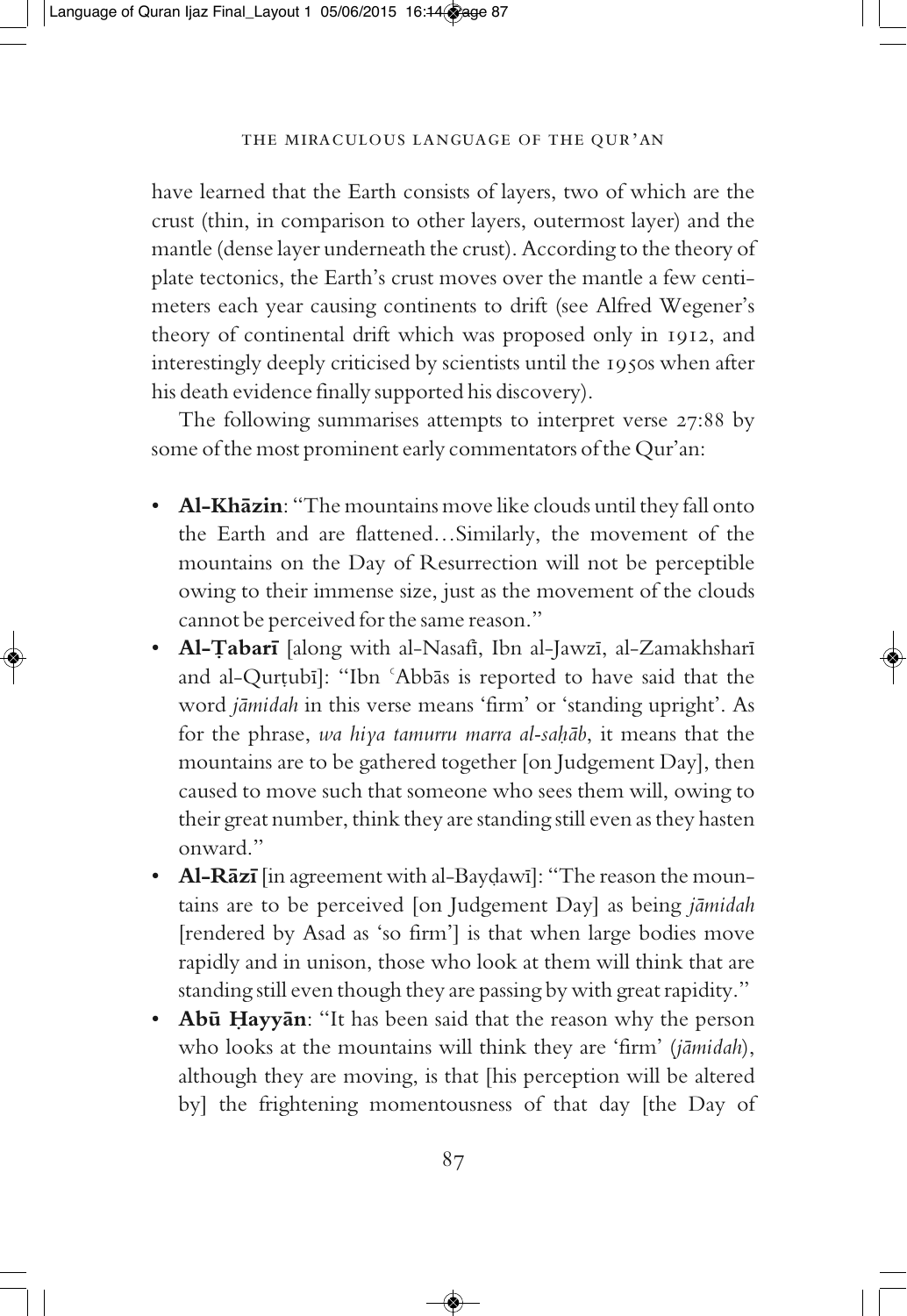have learned that the Earth consists of layers, two of which are the crust (thin, in comparison to other layers, outermost layer) and the mantle (dense layer underneath the crust). According to the theory of plate tectonics, the Earth's crust moves over the mantle a few centimeters each year causing continents to drift (see Alfred Wegener's theory of continental drift which was proposed only in 1912, and interestingly deeply criticised by scientists until the 1950s when after his death evidence finally supported his discovery).

The following summarises attempts to interpret verse 27:88 by some of the most prominent early commentators of the Qur'an:

- **Al-Khāzin**: "The mountains move like clouds until they fall onto the Earth and are flattened…Similarly, the movement of the mountains on the Day of Resurrection will not be perceptible owing to their immense size, just as the movement of the clouds cannot be perceived for the same reason."
- **Al-Ṭabarī** [along with al-Nasafī, Ibn al-Jawzī, al-Zamakhsharī and al-Qurṭubī]: "Ibn ʿAbbās is reported to have said that the word *jāmidah* in this verse means 'firm' or 'standing upright'. As for the phrase, *wa hiya tamurru marra al-saḥāb*, it means that the mountains are to be gathered together [on Judgement Day], then caused to move such that someone who sees them will, owing to their great number, think they are standing still even as they hasten onward."
- **Al-Rāzī** [in agreement with al-Bayḍawī]: "The reason the mountains are to be perceived [on Judgement Day] as being *jāmidah* [rendered by Asad as 'so firm'] is that when large bodies move rapidly and in unison, those who look at them will think that are standing still even though they are passing by with great rapidity."
- **Abū Ḥayyān**: "It has been said that the reason why the person who looks at the mountains will think they are 'firm' (*jāmidah*), although they are moving, is that [his perception will be altered by] the frightening momentousness of that day [the Day of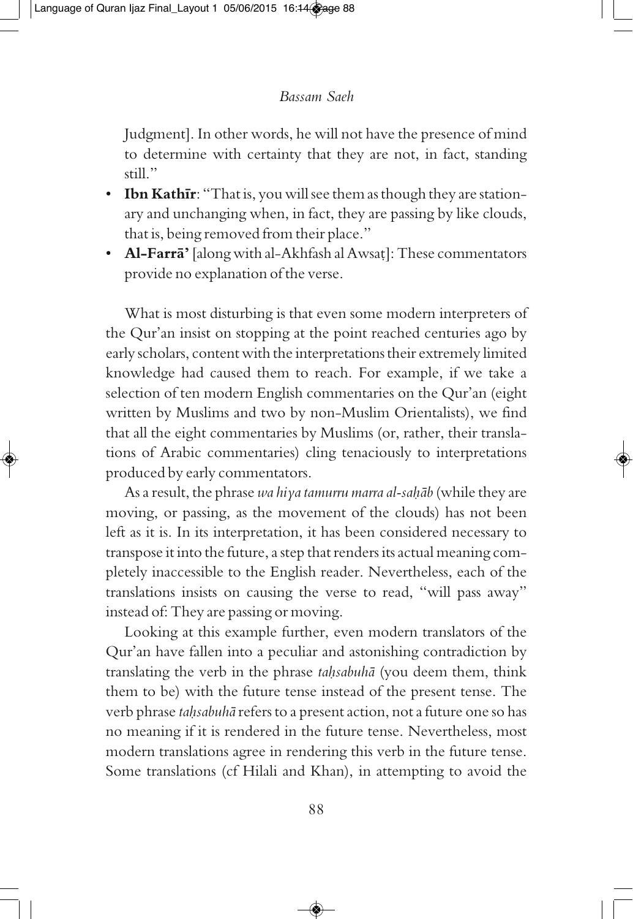Judgment]. In other words, he will not have the presence of mind to determine with certainty that they are not, in fact, standing still."

- **Ibn Kathīr**: "That is, you will see them as though they are stationary and unchanging when, in fact, they are passing by like clouds, that is, being removed from their place."
- **Al-Farrā'** [along with al-Akhfash al Awsaṭ]: These commentators provide no explanation of the verse.

What is most disturbing is that even some modern interpreters of the Qur'an insist on stopping at the point reached centuries ago by early scholars, content with the interpretations their extremely limited knowledge had caused them to reach. For example, if we take a selection of ten modern English commentaries on the Qur'an (eight written by Muslims and two by non-Muslim Orientalists), we find that all the eight commentaries by Muslims (or, rather, their translations of Arabic commentaries) cling tenaciously to interpretations produced by early commentators.

As a result, the phrase *wa hiya tamurru marra al-saḥāb* (while they are moving, or passing, as the movement of the clouds) has not been left as it is. In its interpretation, it has been considered necessary to transpose it into the future, a step that renders its actual meaning completely inaccessible to the English reader. Nevertheless, each of the translations insists on causing the verse to read, "will pass away" instead of: They are passing or moving.

Looking at this example further, even modern translators of the Qur'an have fallen into a peculiar and astonishing contradiction by translating the verb in the phrase *taḥsabuhā* (you deem them, think them to be) with the future tense instead of the present tense. The verb phrase *taḥsabuhā* refers to a present action, not a future one so has no meaning if it is rendered in the future tense. Nevertheless, most modern translations agree in rendering this verb in the future tense. Some translations (cf Hilali and Khan), in attempting to avoid the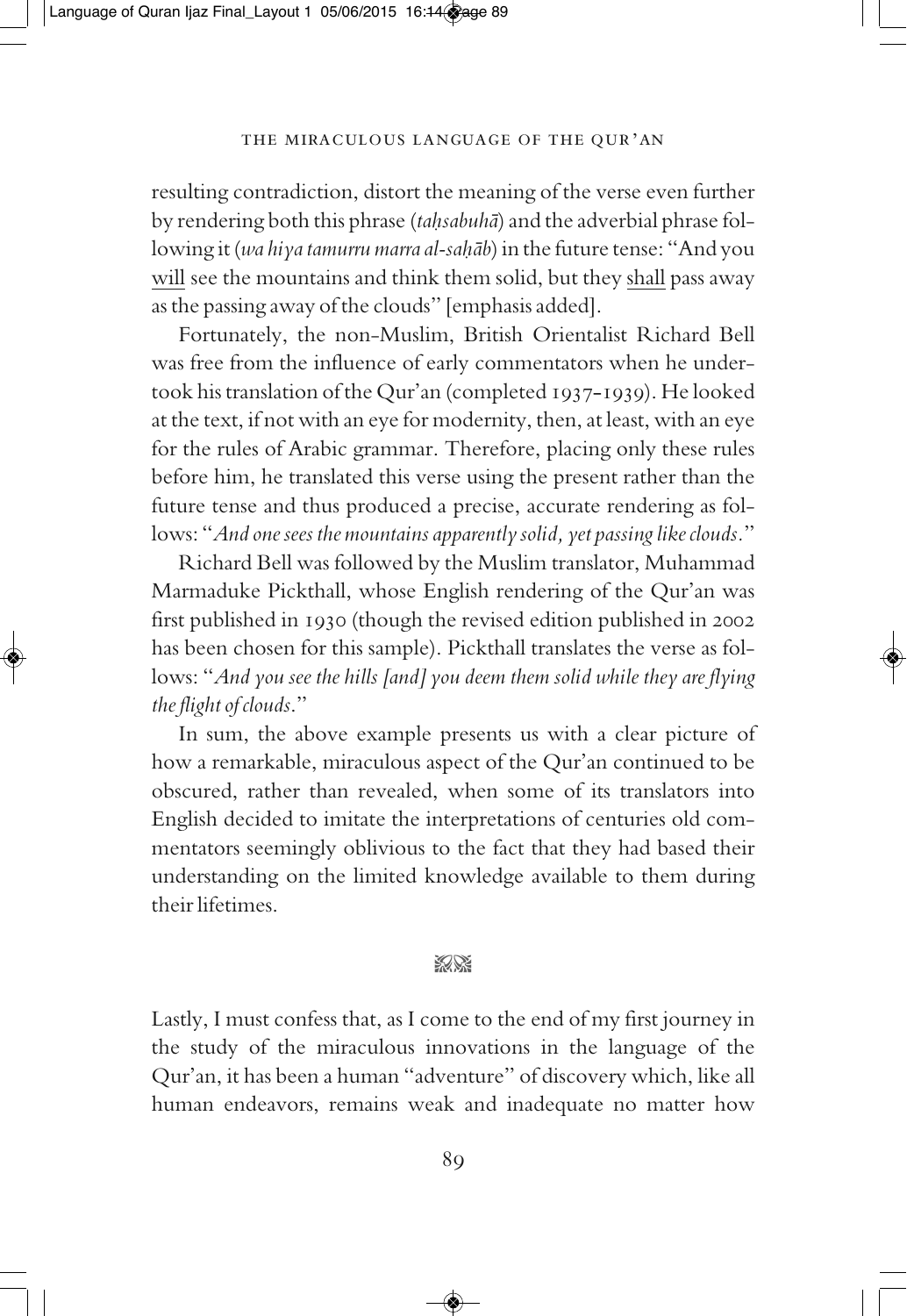resulting contradiction, distort the meaning of the verse even further by rendering both this phrase (*taḥsabuhā*) and the adverbial phrase following it (*wa hiya tamurru marra al-saḥāb*) in the future tense: "And you <u>will</u> see the mountains and think them solid, but they <u>shall</u> pass away as the passing away of the clouds" [emphasis added].

Fortunately, the non-Muslim, British Orientalist Richard Bell was free from the influence of early commentators when he undertook his translation of the Qur'an (completed 1937-1939). He looked at the text, if not with an eye for modernity, then, at least, with an eye for the rules of Arabic grammar. Therefore, placing only these rules before him, he translated this verse using the present rather than the future tense and thus produced a precise, accurate rendering as follows: "*And one sees the mountains apparently solid, yet passing like clouds.*"

Richard Bell was followed by the Muslim translator, Muhammad Marmaduke Pickthall, whose English rendering of the Qur'an was first published in 1930 (though the revised edition published in 2002 has been chosen for this sample). Pickthall translates the verse as follows: "*And you see the hills [and] you deem them solid while they are flying the flight of clouds.*"

In sum, the above example presents us with a clear picture of how a remarkable, miraculous aspect of the Qur'an continued to be obscured, rather than revealed, when some of its translators into English decided to imitate the interpretations of centuries old commentators seemingly oblivious to the fact that they had based their understanding on the limited knowledge available to them during their lifetimes.

Lastly, I must confess that, as I come to the end of my first journey in the study of the miraculous innovations in the language of the Qur'an, it has been a human "adventure" of discovery which, like all human endeavors, remains weak and inadequate no matter how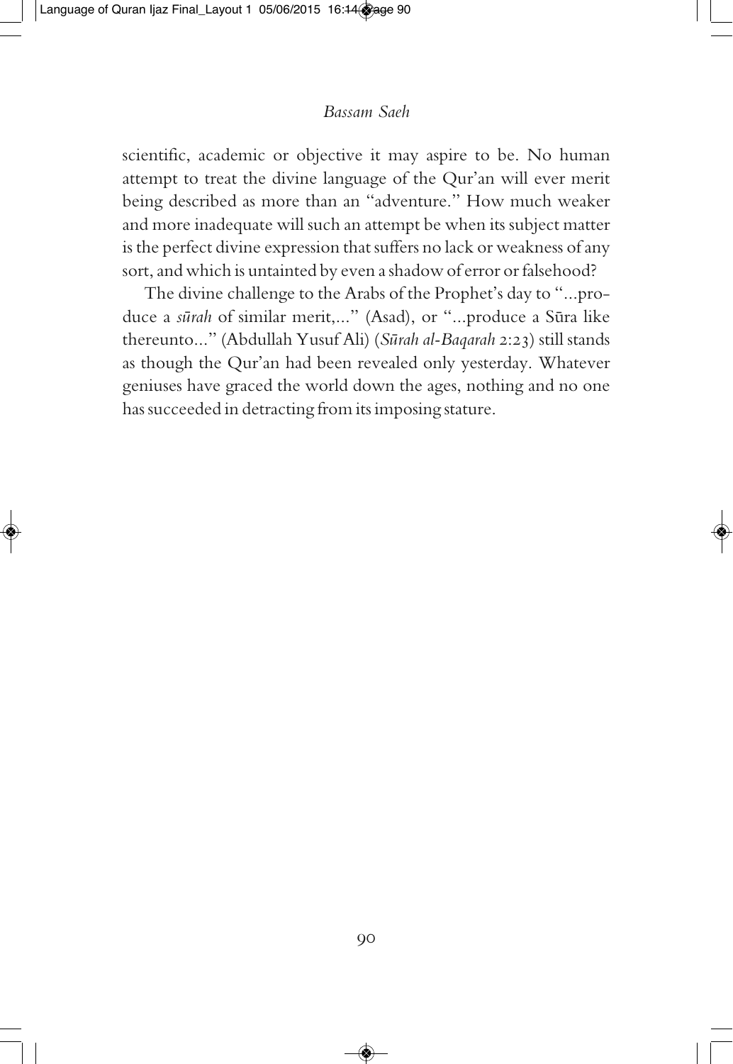scientific, academic or objective it may aspire to be. No human attempt to treat the divine language of the Qur'an will ever merit being described as more than an "adventure." How much weaker and more inadequate will such an attempt be when its subject matter is the perfect divine expression that suffers no lack or weakness of any sort, and which is untainted by even a shadow of error or falsehood?

The divine challenge to the Arabs of the Prophet's day to "...produce a *sūrah* of similar merit,..." (Asad), or "...produce a Sūra like thereunto..." (Abdullah Yusuf Ali) (*Sūrah al-Baqarah* 2:23) still stands as though the Qur'an had been revealed only yesterday. Whatever geniuses have graced the world down the ages, nothing and no one has succeeded in detracting from its imposing stature.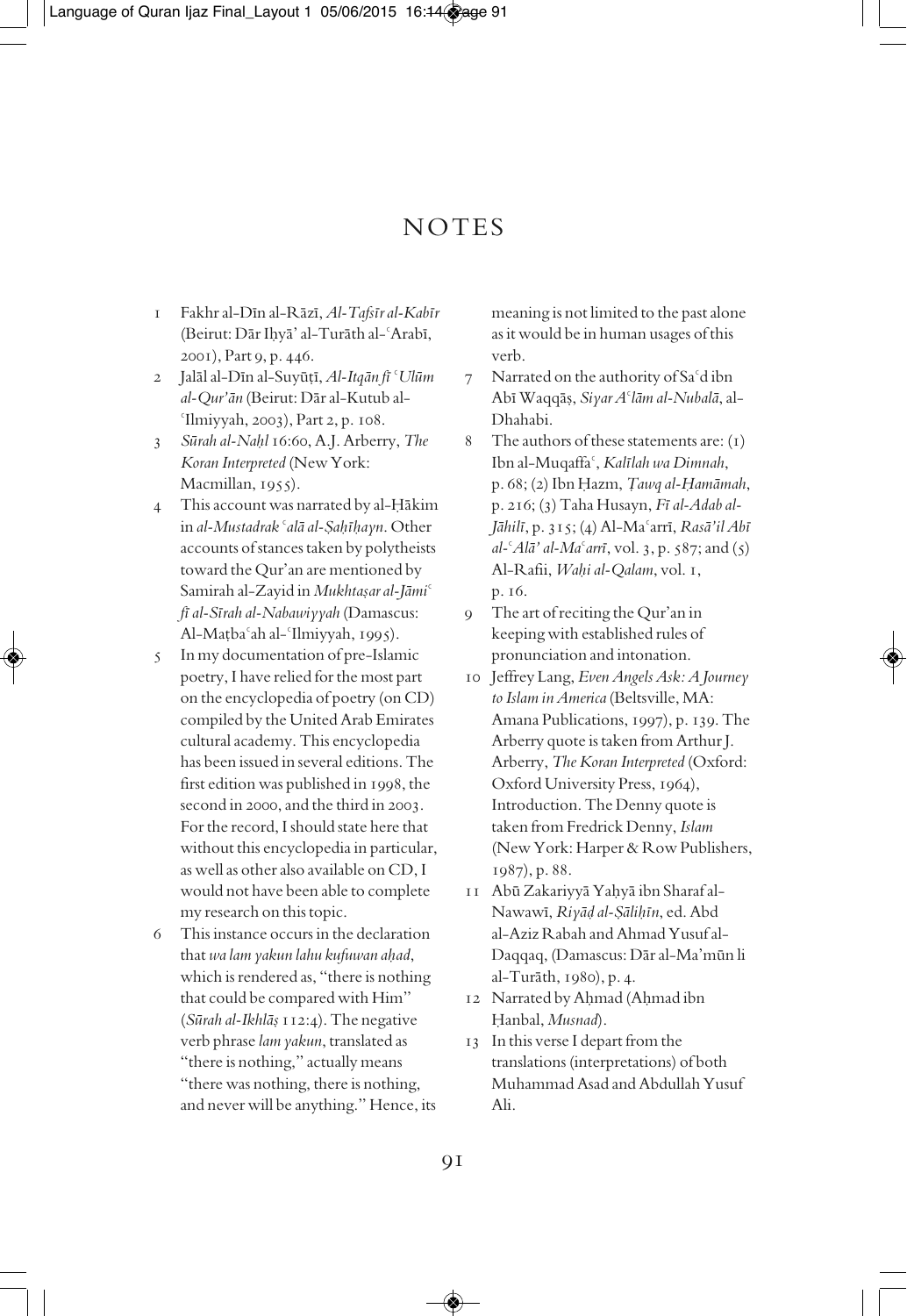# NOTES

1 Fakhr al-Dīn al-Rāzī, *Al-Tafsīr al-Kabīr* (Beirut: Dār Iḥyā' al-Turāth al-ʿArabī, 2001), Part 9, p. 446.

2 Jalāl al-Dīn al-Suyūṭī, *Al-Itqān fī ʿUlūm al-Qur'ān* (Beirut: Dār al-Kutub al-ʿIlmiyyah, 2003), Part 2, p. 108.

3 *Sūrah al-Naḥl* 16:60, A.J. Arberry, *The Koran Interpreted* (New York: Macmillan, 1955).

4 This account was narrated by al-Ḥākim in *al-Mustadrak ʿalā al-Ṣaḥīḥayn*. Other accounts of stances taken by polytheists toward the Qur'an are mentioned by Samirah al-Zayid in *Mukhtaṣar al-Jāmiʿ fī al-Sīrah al-Nabawiyyah* (Damascus: Al-Maṭbaʿah al-ʿIlmiyyah, 1995).

5 In my documentation of pre-Islamic poetry, I have relied for the most part on the encyclopedia of poetry (on CD) compiled by the United Arab Emirates cultural academy. This encyclopedia has been issued in several editions. The first edition was published in 1998, the second in 2000, and the third in 2003. For the record, I should state here that without this encyclopedia in particular, as well as other also available on CD, I would not have been able to complete my research on this topic.

6 This instance occurs in the declaration that *wa lam yakun lahu kufuwan aḥad*, which is rendered as, "there is nothing that could be compared with Him" (*Sūrah al-Ikhlāṣ* 112:4). The negative verb phrase *lam yakun*, translated as "there is nothing," actually means "there was nothing, there is nothing, and never will be anything." Hence, its meaning is not limited to the past alone as it would be in human usages of this verb.

7 Narrated on the authority of Saʿd ibn Abī Waqqāṣ, *Siyar Aʿlām al-Nubalā*, al-Dhahabi.

8 The authors of these statements are: (1) Ibn al-Muqaffaʿ, *Kalīlah wa Dimnah*, p. 68; (2) Ibn Ḥazm, *Ṭawq al-Ḥamāmah*, p. 216; (3) Taha Husayn, *Fī al-Adab al-Jāhilī*, p. 315; (4) Al-Maʿarrī, *Rasā'il Abī al-ʿAlā' al-Maʿarrī*, vol. 3, p. 587; and (5) Al-Rafii, *Waḥi al-Qalam*, vol. 1, p. 16.

9 The art of reciting the Qur'an in keeping with established rules of pronunciation and intonation.

10 Jeffrey Lang, *Even Angels Ask: A Journey to Islam in America* (Beltsville, MA: Amana Publications, 1997), p. 139. The Arberry quote is taken from Arthur J. Arberry, *The Koran Interpreted* (Oxford: Oxford University Press, 1964), Introduction. The Denny quote is taken from Fredrick Denny, *Islam* (New York: Harper & Row Publishers, 1987), p. 88.

11 Abū Zakariyyā Yaḥyā ibn Sharaf al-Nawawī, *Riyāḍ al-Ṣāliḥīn*, ed. Abd al-Aziz Rabah and Ahmad Yusuf al-Daqqaq, (Damascus: Dār al-Ma'mūn li al-Turāth, 1980), p. 4.

12 Narrated by Aḥmad (Aḥmad ibn Ḥanbal, *Musnad*).

13 In this verse I depart from the translations (interpretations) of both Muhammad Asad and Abdullah Yusuf Ali.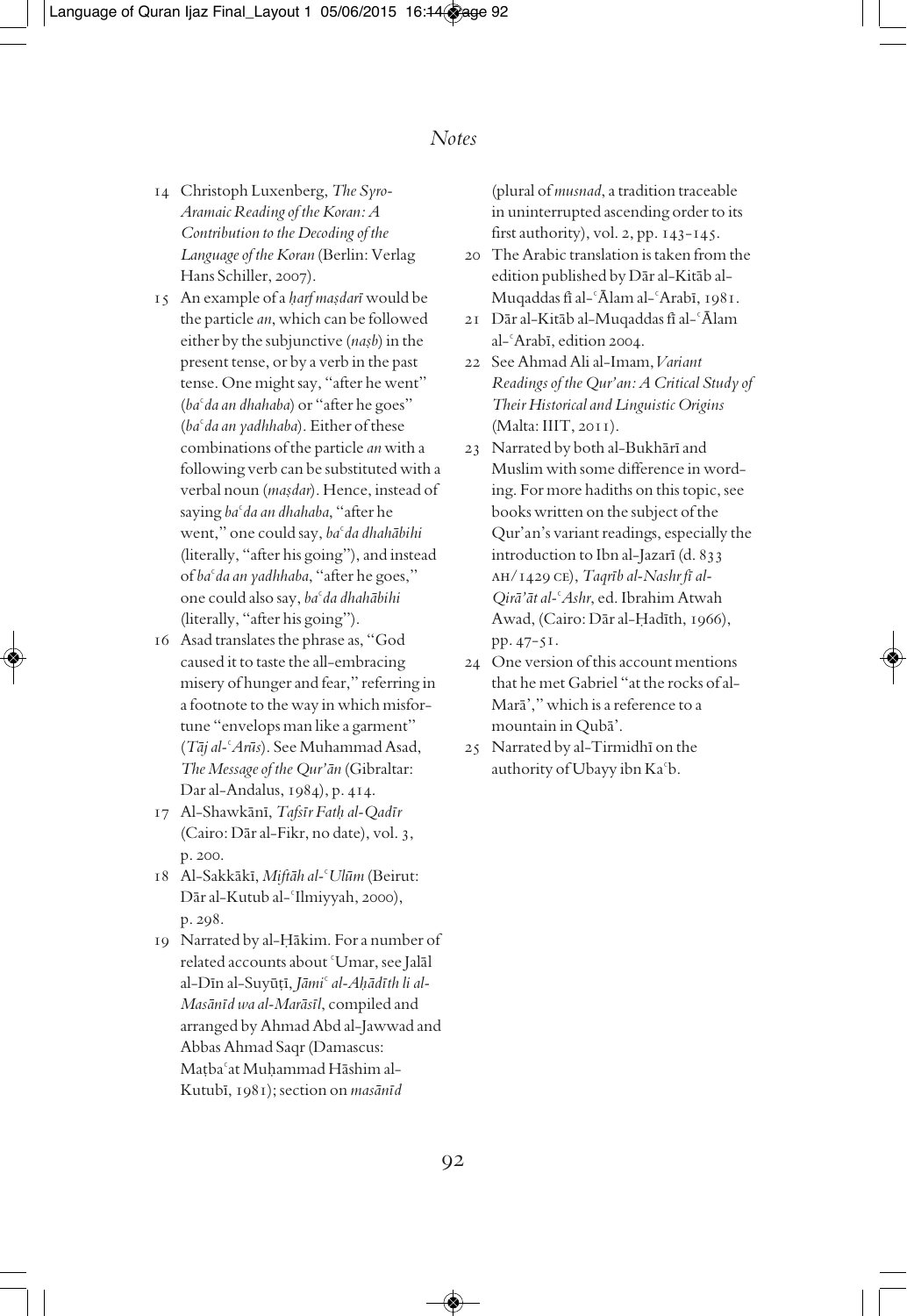# Notes

14 Christoph Luxenberg, *The Syro-Aramaic Reading of the Koran: A Contribution to the Decoding of the Language of the Koran* (Berlin: Verlag Hans Schiller, 2007).

15 An example of a *ḥarf maṣdarī* would be the particle *an*, which can be followed either by the subjunctive (*naṣb*) in the present tense, or by a verb in the past tense. One might say, "after he went" (*baʿda an dhahaba*) or "after he goes" (*baʿda an yadhhaba*). Either of these combinations of the particle *an* with a following verb can be substituted with a verbal noun (*maṣdar*). Hence, instead of saying *baʿda an dhahaba*, "after he went," one could say, *baʿda dhahābihi* (literally, "after his going"), and instead of *baʿda an yadhhaba*, "after he goes," one could also say, *baʿda dhahābihi* (literally, "after his going").

16 Asad translates the phrase as, "God caused it to taste the all-embracing misery of hunger and fear," referring in a footnote to the way in which misfortune "envelops man like a garment" (*Tāj al-ʿArūs*). See Muhammad Asad, *The Message of the Qur'ān* (Gibraltar: Dar al-Andalus, 1984), p. 414.

17 Al-Shawkānī, *Tafsīr Fatḥ al-Qadīr* (Cairo: Dār al-Fikr, no date), vol. 3, p. 200.

18 Al-Sakkākī, *Miftāh al-ʿUlūm* (Beirut: Dār al-Kutub al-ʿIlmiyyah, 2000), p. 298.

19 Narrated by al-Ḥākim. For a number of related accounts about ʿUmar, see Jalāl al-Dīn al-Suyūṭī, *Jāmiʿ al-Aḥādīth li al-Masānīd wa al-Marāsīl*, compiled and arranged by Ahmad Abd al-Jawwad and Abbas Ahmad Saqr (Damascus: Maṭbaʿat Muḥammad Hāshim al-Kutubī, 1981); section on *masānīd* (plural of *musnad*, a tradition traceable in uninterrupted ascending order to its first authority), vol. 2, pp. 143-145.

20 The Arabic translation is taken from the edition published by Dār al-Kitāb al-Muqaddas fī al-ʿĀlam al-ʿArabī, 1981.

21 Dār al-Kitāb al-Muqaddas fī al-ʿĀlam al-ʿArabī, edition 2004.

22 See Ahmad Ali al-Imam, *Variant Readings of the Qur'an: A Critical Study of Their Historical and Linguistic Origins* (Malta: IIIT, 2011).

23 Narrated by both al-Bukhārī and Muslim with some difference in wording. For more hadiths on this topic, see books written on the subject of the Qur'an's variant readings, especially the introduction to Ibn al-Jazarī (d. 833 AH/1429 CE), *Taqrīb al-Nashr fī al-Qirā'āt al-ʿAshr*, ed. Ibrahim Atwah Awad, (Cairo: Dār al-Ḥadīth, 1966), pp. 47-51.

24 One version of this account mentions that he met Gabriel "at the rocks of al-Marā'," which is a reference to a mountain in Qubā'.

25 Narrated by al-Tirmidhī on the authority of Ubayy ibn Kaʿb.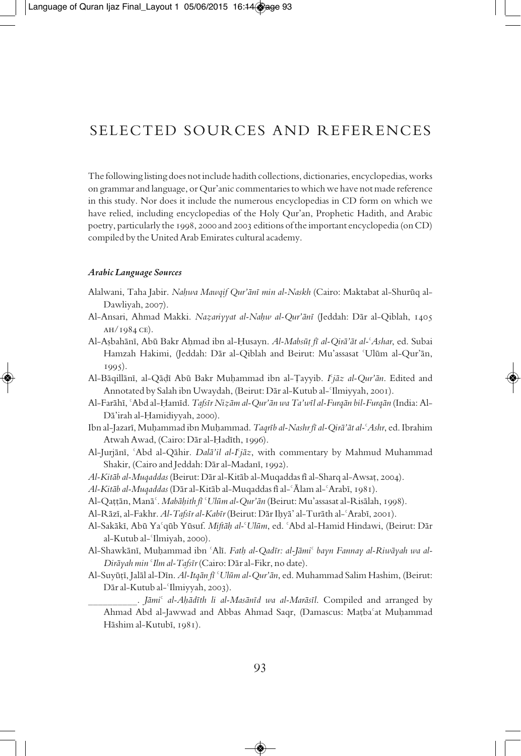# SELECTED SOURCES AND REFERENCES

The following listing does not include hadith collections, dictionaries, encyclopedias, works on grammar and language, or Qur'anic commentaries to which we have not made reference in this study. Nor does it include the numerous encyclopedias in CD form on which we have relied, including encyclopedias of the Holy Qur'an, Prophetic Hadith, and Arabic poetry, particularly the 1998, 2000 and 2003 editions of the important encyclopedia (on CD) compiled by the United Arab Emirates cultural academy.

### *Arabic Language Sources*

Alalwani, Taha Jabir. *Naḥwa Mawqif Qur'ānī min al-Naskh* (Cairo: Maktabat al-Shurūq al-Dawliyah, 2007).

Al-Ansari, Ahmad Makki. *Naẓariyyat al-Naḥw al-Qur'ānī* (Jeddah: Dār al-Qiblah, 1405 AH/1984 CE).

Al-Aṣbahānī, Abū Bakr Aḥmad ibn al-Ḥusayn. *Al-Mabsūṭ fī al-Qirā'āt al-ʿAshar*, ed. Subai Hamzah Hakimi, (Jeddah: Dār al-Qiblah and Beirut: Mu'assasat ʿUlūm al-Qur'ān, 1995).

Al-Bāqillānī, al-Qāḍī Abū Bakr Muḥammad ibn al-Ṭayyib. *Iʿjāz al-Qur'ān*. Edited and Annotated by Salah ibn Uwaydah, (Beirut: Dār al-Kutub al-ʿIlmiyyah, 2001).

Al-Farāhī, ʿAbd al-Ḥamīd. *Tafsīr Niẓām al-Qur'ān wa Ta'wīl al-Furqān bil-Furqān* (India: Al-Dā'irah al-Ḥamidiyyah, 2000).

Ibn al-Jazarī, Muḥammad ibn Muḥammad. *Taqrīb al-Nashr fī al-Qirā'āt al-ʿAshr*, ed. Ibrahim Atwah Awad, (Cairo: Dār al-Ḥadīth, 1996).

Al-Jurjānī, ʿAbd al-Qāhir. *Dalā'il al-Iʿjāz*, with commentary by Mahmud Muhammad Shakir, (Cairo and Jeddah: Dār al-Madanī, 1992).

*Al-Kitāb al-Muqaddas* (Beirut: Dār al-Kitāb al-Muqaddas fī al-Sharq al-Awsaṭ, 2004).

*Al-Kitāb al-Muqaddas* (Dār al-Kitāb al-Muqaddas fī al-ʿĀlam al-ʿArabī, 1981).

Al-Qaṭṭān, Manāʿ. *Mabāḥith fī ʿUlūm al-Qur'ān* (Beirut: Mu'assasat al-Risālah, 1998).

Al-Rāzī, al-Fakhr. *Al-Tafsīr al-Kabīr* (Beirut: Dār Iḥyā' al-Turāth al-ʿArabī, 2001).

Al-Sakākī, Abū Yaʿqūb Yūsuf. *Miftāḥ al-ʿUlūm*, ed. ʿAbd al-Hamid Hindawi, (Beirut: Dār al-Kutub al-ʿIlmiyah, 2000).

Al-Shawkānī, Muḥammad ibn ʿAlī. *Fatḥ al-Qadīr: al-Jāmiʿ bayn Fannay al-Riwāyah wa al-Dirāyah min ʿIlm al-Tafsīr* (Cairo: Dār al-Fikr, no date).

Al-Suyūṭī, Jalāl al-Dīn. *Al-Itqān fī ʿUlūm al-Qur'ān*, ed. Muhammad Salim Hashim, (Beirut: Dār al-Kutub al-ʿIlmiyyah, 2003).

__________. *Jāmiʿ al-Aḥādīth li al-Masānīd wa al-Marāsīl*. Compiled and arranged by Ahmad Abd al-Jawwad and Abbas Ahmad Saqr, (Damascus: Maṭbaʿat Muḥammad Hāshim al-Kutubī, 1981).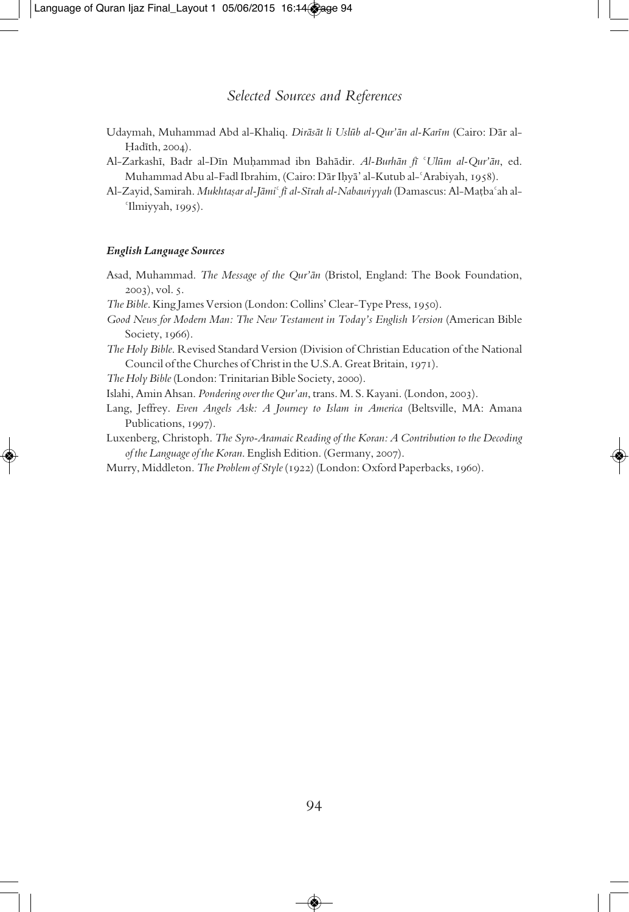Udaymah, Muhammad Abd al-Khaliq. *Dirāsāt li Uslūb al-Qur'ān al-Karīm* (Cairo: Dār al-Ḥadīth, 2004).

Al-Zarkashī, Badr al-Dīn Muḥammad ibn Bahādir. *Al-Burhān fī ʿUlūm al-Qur'ān*, ed. Muhammad Abu al-Fadl Ibrahim, (Cairo: Dār Iḥyā' al-Kutub al-ʿArabiyah, 1958).

Al-Zayid, Samirah. *Mukhtaṣar al-Jāmiʿ fī al-Sīrah al-Nabawiyyah* (Damascus: Al-Maṭbaʿah al-ʿIlmiyyah, 1995).

#### *English Language Sources*

Asad, Muhammad. *The Message of the Qur'ān* (Bristol, England: The Book Foundation, 2003), vol. 5.

*The Bible*. King James Version (London: Collins' Clear-Type Press, 1950).

*Good News for Modern Man: The New Testament in Today's English Version* (American Bible Society, 1966).

*The Holy Bible*. Revised Standard Version (Division of Christian Education of the National Council of the Churches of Christ in the U.S.A. Great Britain, 1971).

*The Holy Bible* (London: Trinitarian Bible Society, 2000).

Islahi, Amin Ahsan. *Pondering over the Qur'an*, trans. M. S. Kayani. (London, 2003).

Lang, Jeffrey. *Even Angels Ask: A Journey to Islam in America* (Beltsville, MA: Amana Publications, 1997).

Luxenberg, Christoph. *The Syro-Aramaic Reading of the Koran: A Contribution to the Decoding of the Language of the Koran*. English Edition. (Germany, 2007).

Murry, Middleton. *The Problem of Style* (1922) (London: Oxford Paperbacks, 1960).